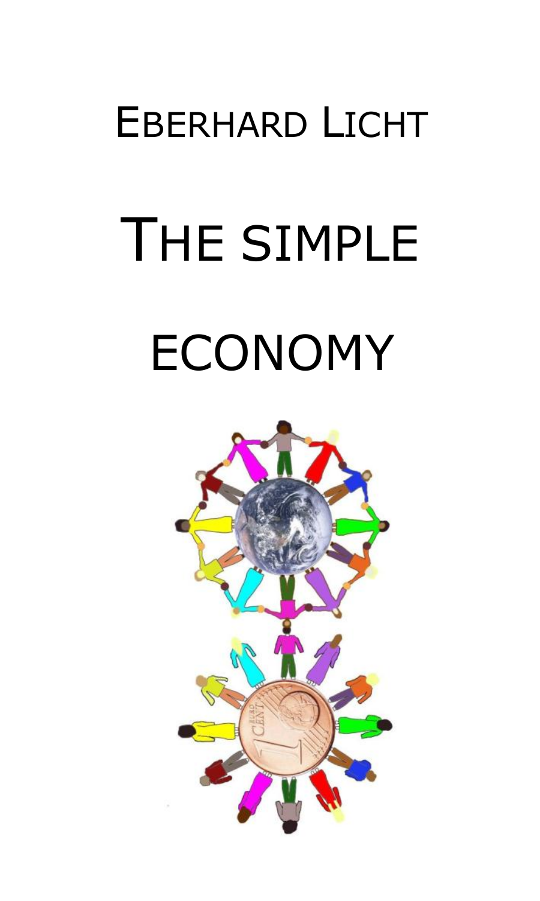# Eberhard Licht

# The simple economy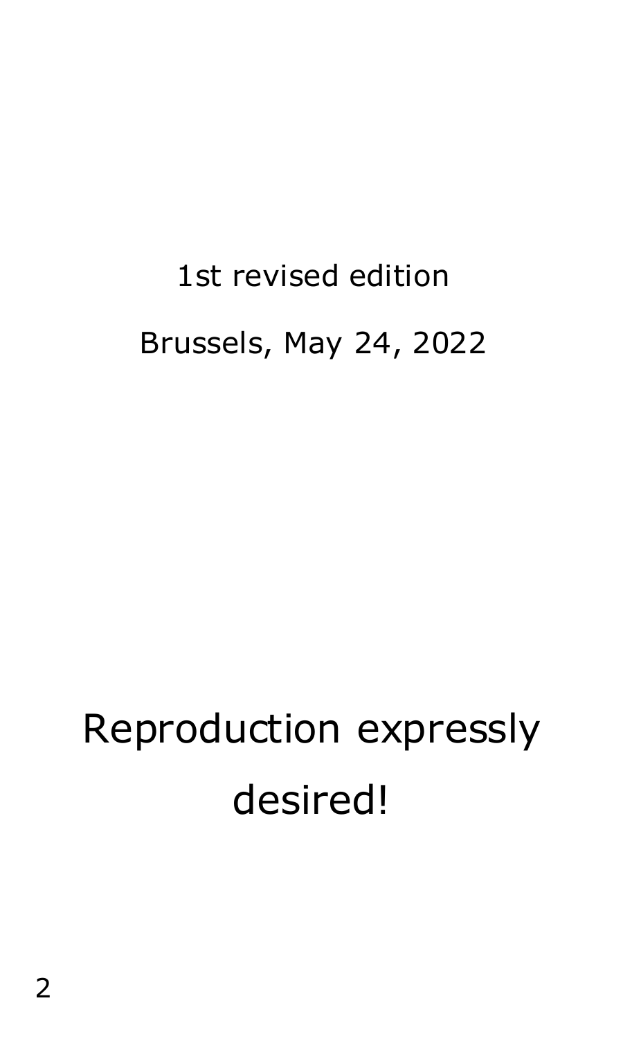1st revised edition

Brussels, May 24, 2022

Reproduction expressly desired!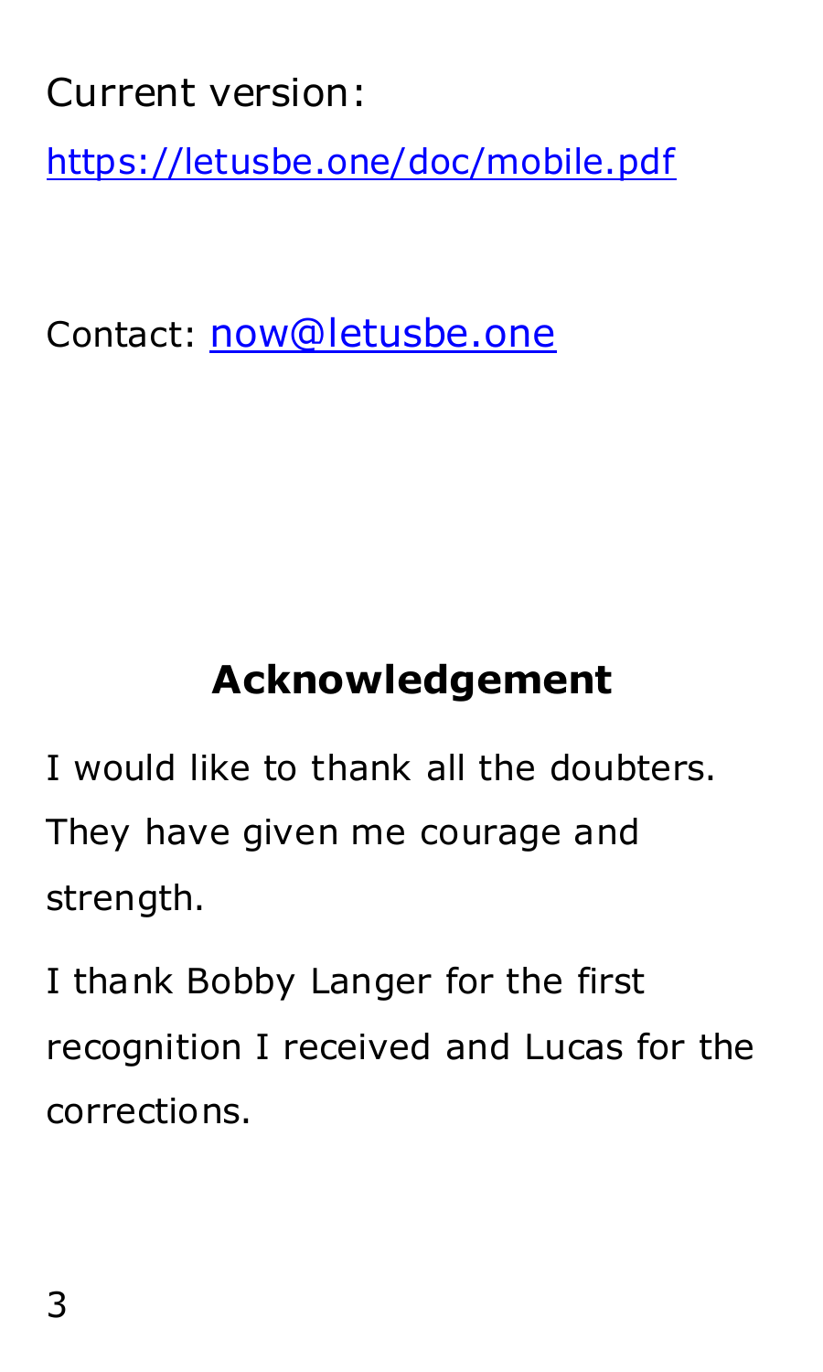Current version:

https://letusbe.one/doc/mobile.pdf

Contact: now@letusbe.one

## Acknowledgement

I would like to thank all the doubters. They have given me courage and strength.

I thank Bobby Langer for the first recognition I received and Lucas for the corrections.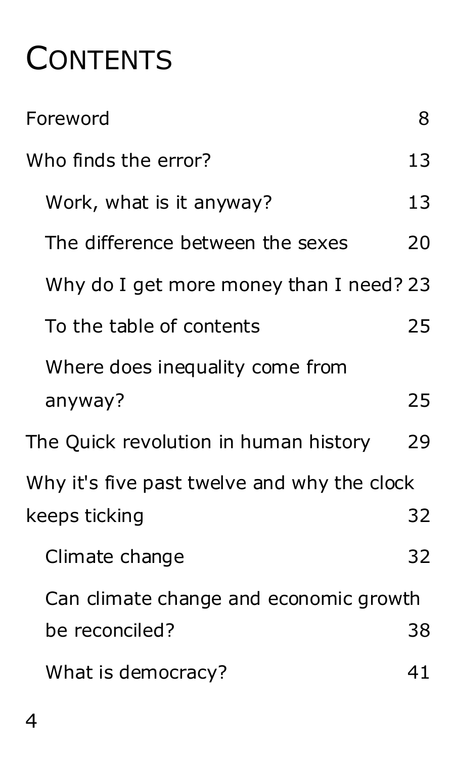# Contents

Foreword 8

Who finds the error? 13

- Work, what is it anyway? 13
- The difference between the sexes 20
- Why do I get more money than I need? 23
- To the table of contents 25
- Where does inequality come from anyway? 25

The Quick revolution in human history 29

Why it's five past twelve and why the clock keeps ticking 32

- Climate change 32
- Can climate change and economic growth be reconciled? 38
- What is democracy? 41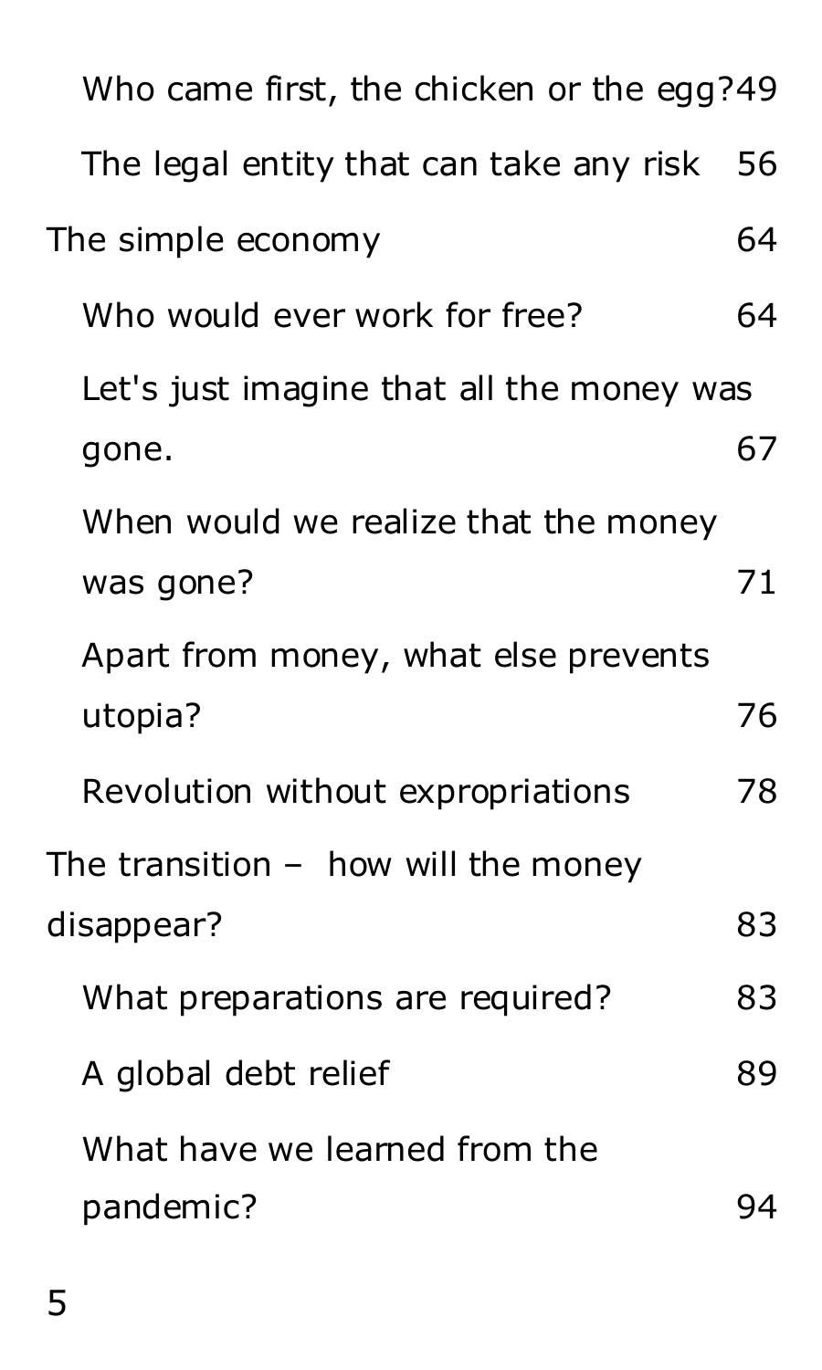- Who came first, the chicken or the egg? 49
- The legal entity that can take any risk 56

The simple economy 64

- Who would ever work for free? 64
- Let's just imagine that all the money was gone. 67
- When would we realize that the money was gone? 71
- Apart from money, what else prevents utopia? 76
- Revolution without expropriations 78

The transition – how will the money disappear? 83

- What preparations are required? 83
- A global debt relief 89
- What have we learned from the pandemic? 94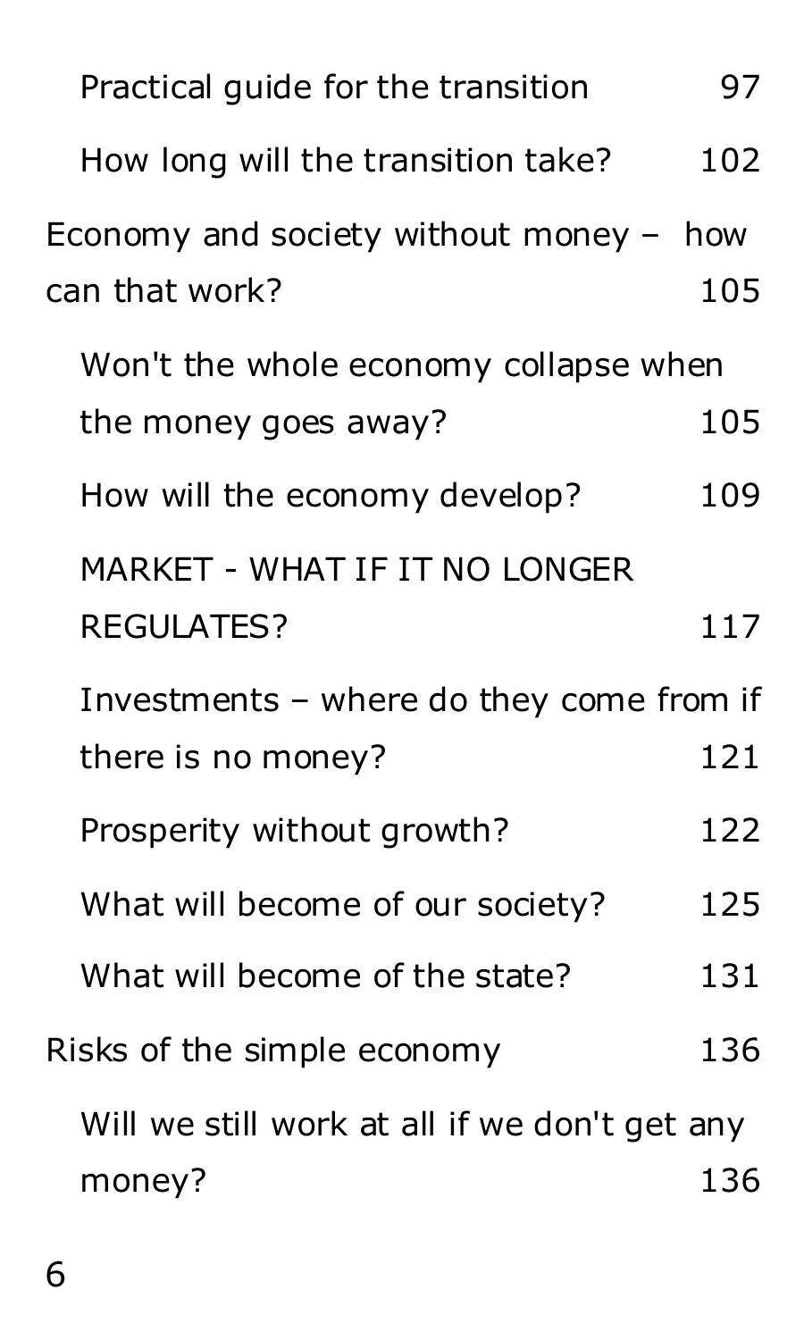Practical guide for the transition 97

How long will the transition take? 102

Economy and society without money – how can that work? 105

Won't the whole economy collapse when the money goes away? 105

How will the economy develop? 109

MARKET - WHAT IF IT NO LONGER REGULATES? 117

Investments – where do they come from if there is no money? 121

Prosperity without growth? 122

What will become of our society? 125

What will become of the state? 131

Risks of the simple economy 136

Will we still work at all if we don't get any money? 136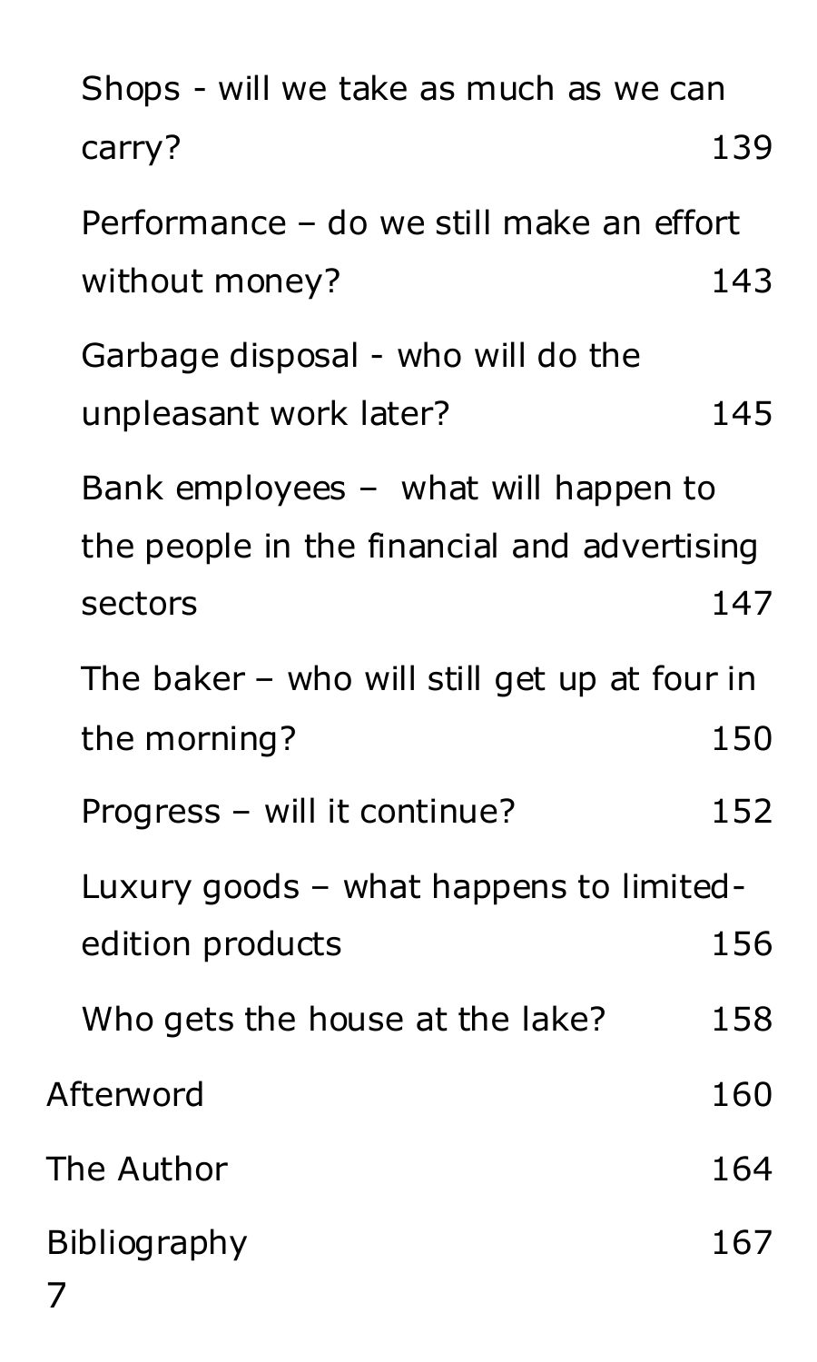Shops - will we take as much as we can carry? 139

Performance – do we still make an effort without money? 143

Garbage disposal - who will do the unpleasant work later? 145

Bank employees – what will happen to the people in the financial and advertising sectors 147

The baker – who will still get up at four in the morning? 150

Progress – will it continue? 152

Luxury goods – what happens to limited-edition products 156

Who gets the house at the lake? 158

Afterword 160

The Author 164

Bibliography 167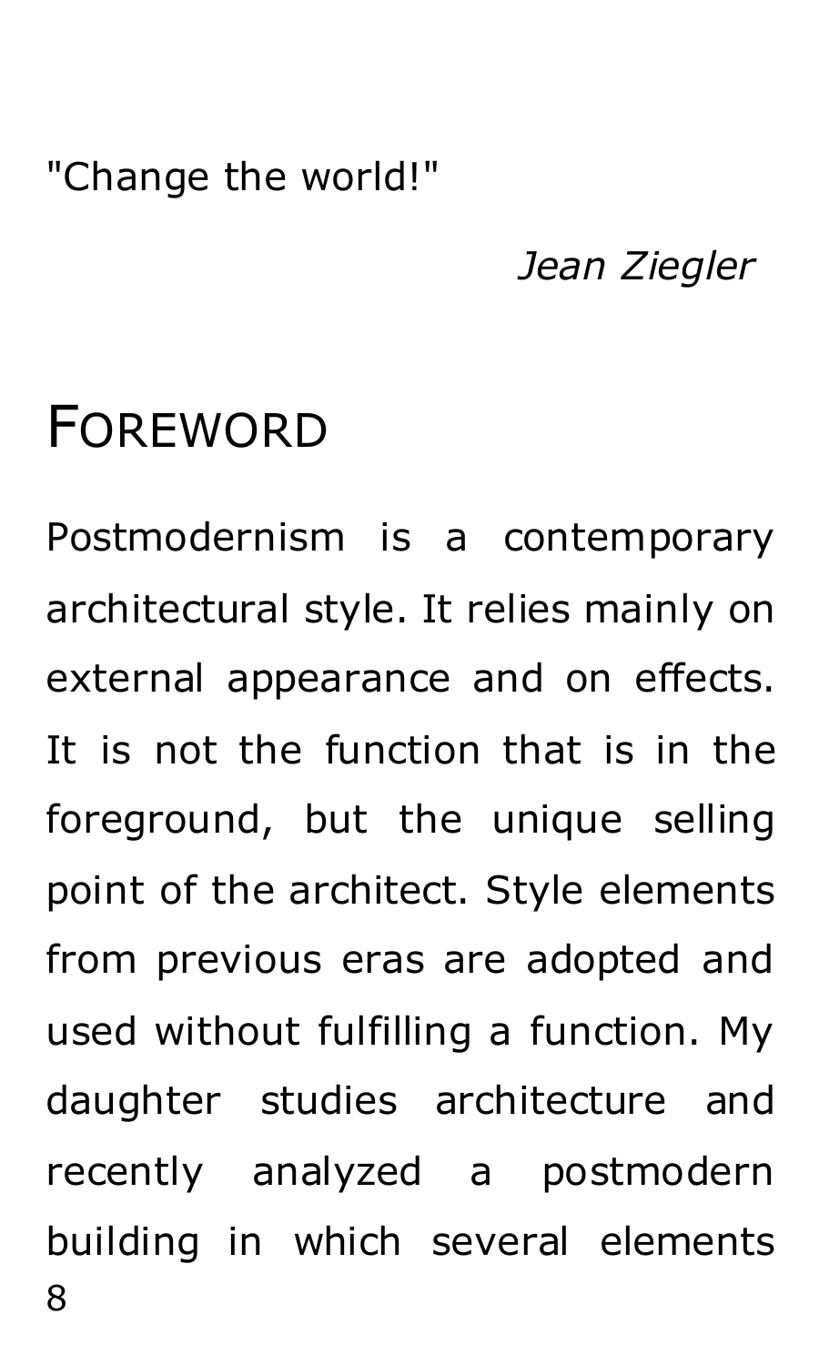"Change the world!"

*Jean Ziegler*

# Foreword

Postmodernism is a contemporary architectural style. It relies mainly on external appearance and on effects. It is not the function that is in the foreground, but the unique selling point of the architect. Style elements from previous eras are adopted and used without fulfilling a function. My daughter studies architecture and recently analyzed a postmodern building in which several elements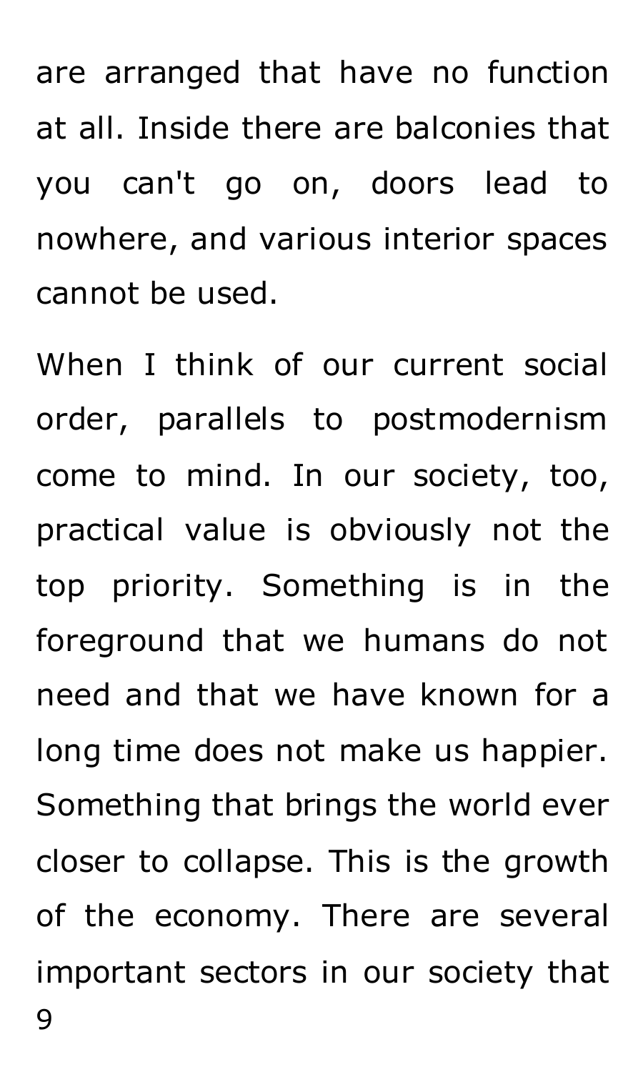are arranged that have no function at all. Inside there are balconies that you can't go on, doors lead to nowhere, and various interior spaces cannot be used.

When I think of our current social order, parallels to postmodernism come to mind. In our society, too, practical value is obviously not the top priority. Something is in the foreground that we humans do not need and that we have known for a long time does not make us happier. Something that brings the world ever closer to collapse. This is the growth of the economy. There are several important sectors in our society that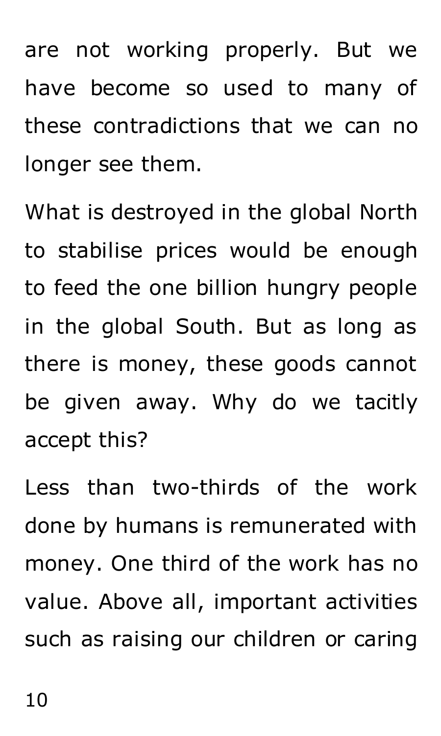are not working properly. But we have become so used to many of these contradictions that we can no longer see them.

What is destroyed in the global North to stabilise prices would be enough to feed the one billion hungry people in the global South. But as long as there is money, these goods cannot be given away. Why do we tacitly accept this?

Less than two-thirds of the work done by humans is remunerated with money. One third of the work has no value. Above all, important activities such as raising our children or caring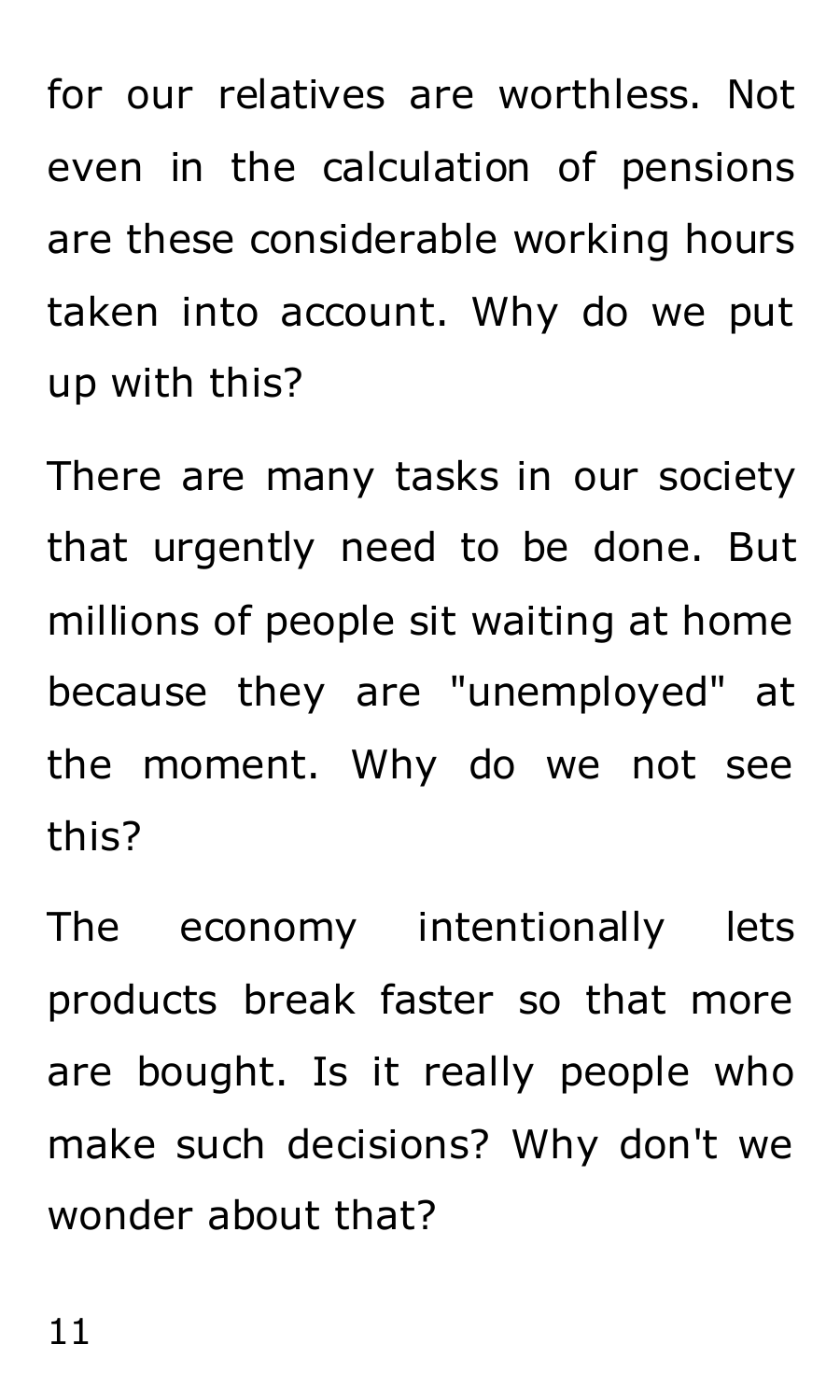for our relatives are worthless. Not even in the calculation of pensions are these considerable working hours taken into account. Why do we put up with this?

There are many tasks in our society that urgently need to be done. But millions of people sit waiting at home because they are "unemployed" at the moment. Why do we not see this?

The economy intentionally lets products break faster so that more are bought. Is it really people who make such decisions? Why don't we wonder about that?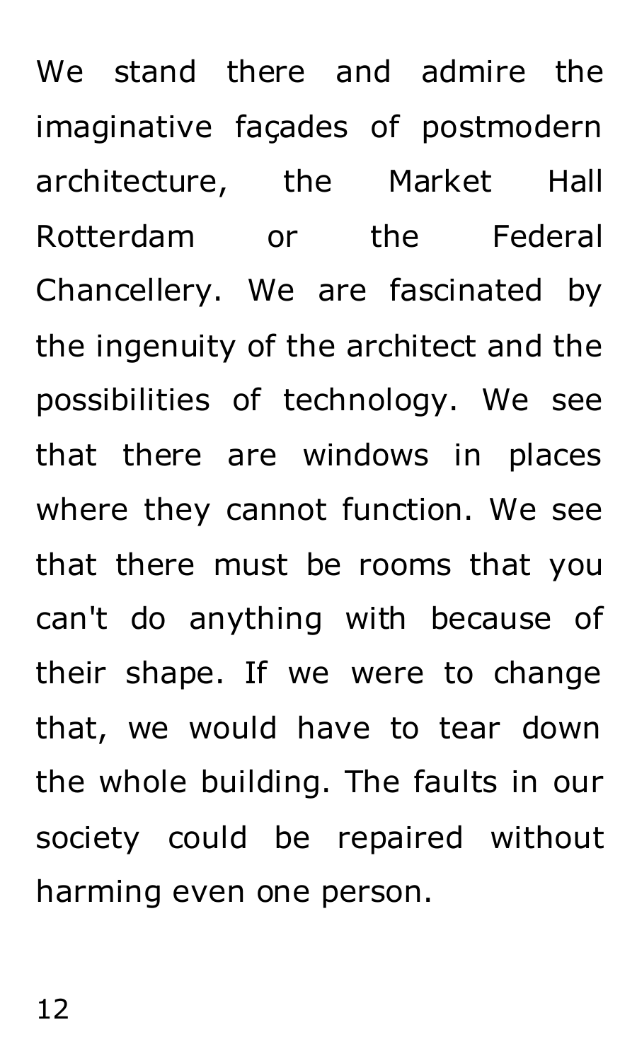We stand there and admire the imaginative façades of postmodern architecture, the Market Hall Rotterdam or the Federal Chancellery. We are fascinated by the ingenuity of the architect and the possibilities of technology. We see that there are windows in places where they cannot function. We see that there must be rooms that you can't do anything with because of their shape. If we were to change that, we would have to tear down the whole building. The faults in our society could be repaired without harming even one person.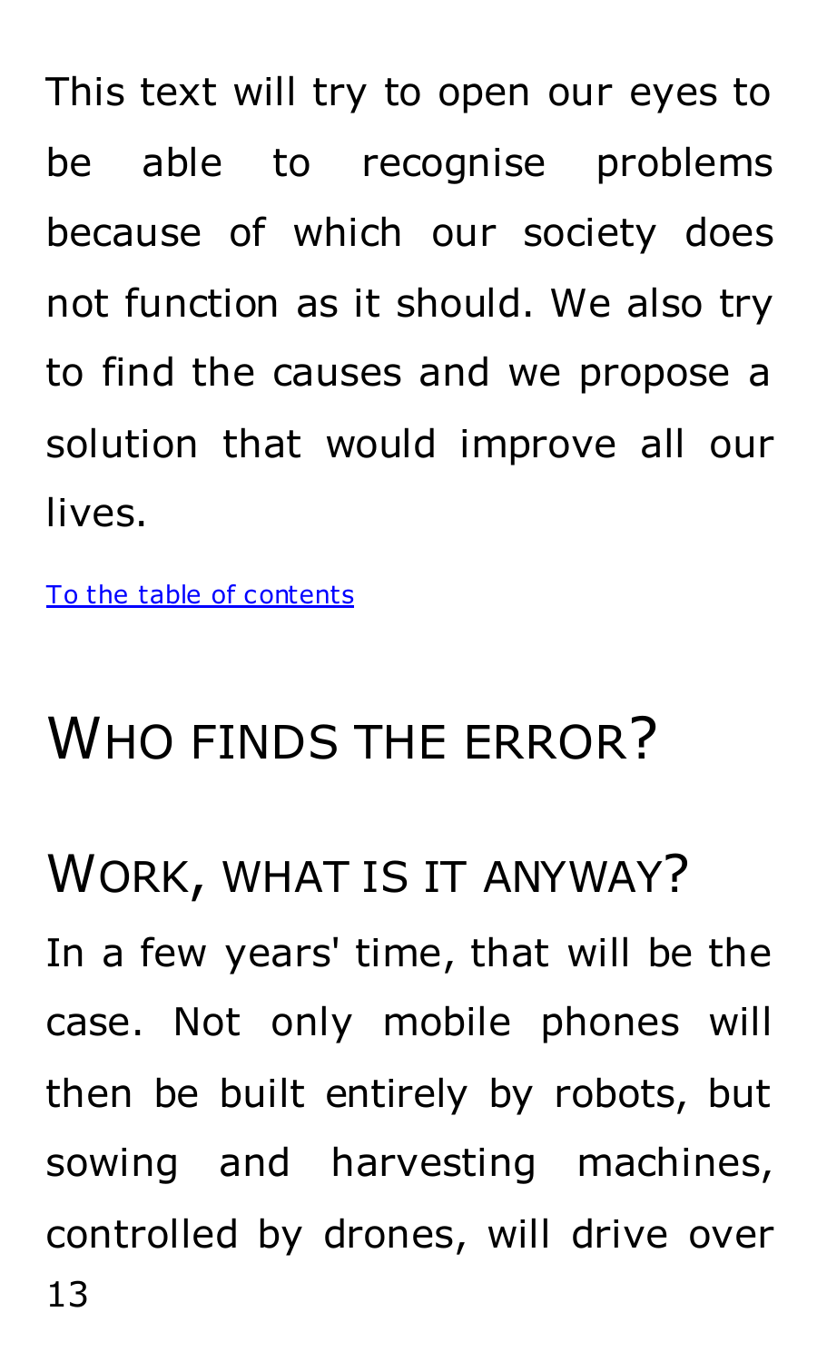This text will try to open our eyes to be able to recognise problems because of which our society does not function as it should. We also try to find the causes and we propose a solution that would improve all our lives.

[To the table of contents]

# Who finds the error?

## Work, what is it anyway?

In a few years' time, that will be the case. Not only mobile phones will then be built entirely by robots, but sowing and harvesting machines, controlled by drones, will drive over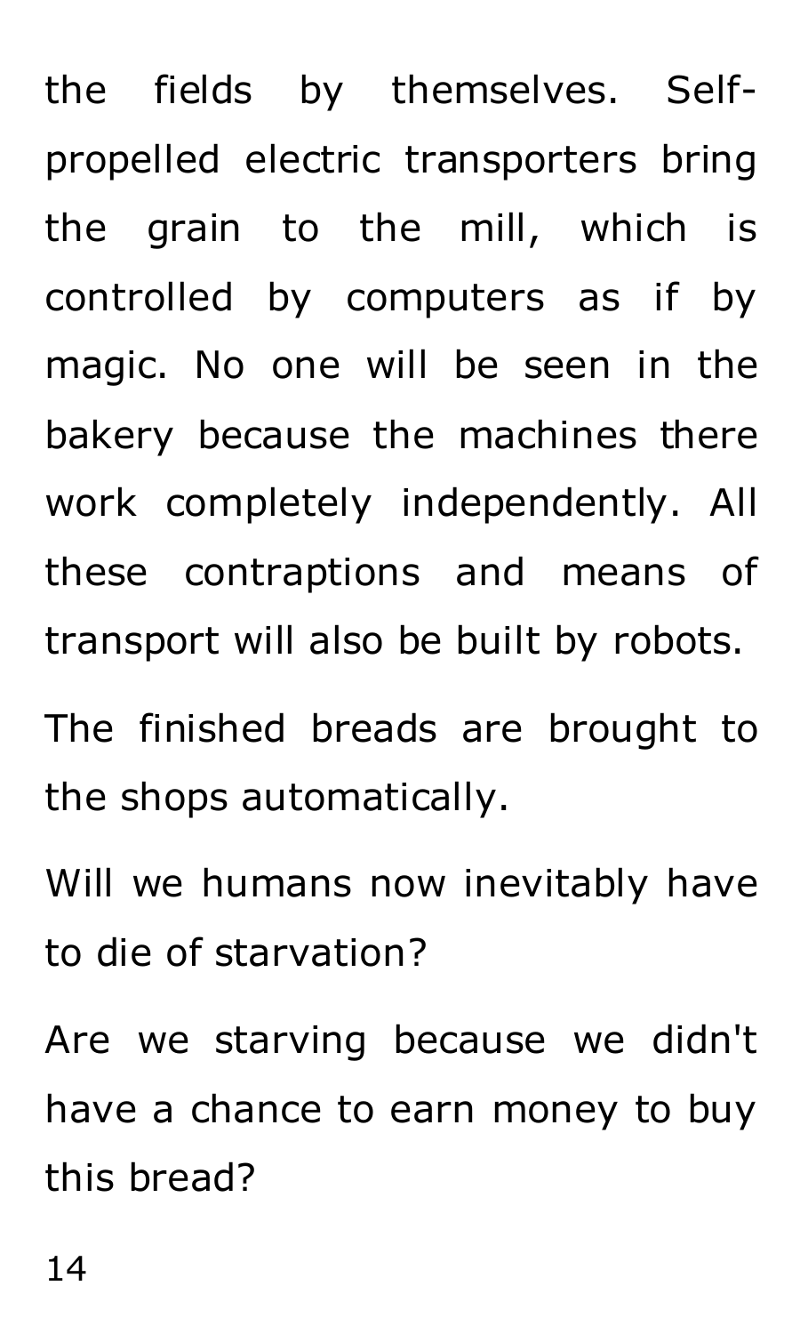the fields by themselves. Self-propelled electric transporters bring the grain to the mill, which is controlled by computers as if by magic. No one will be seen in the bakery because the machines there work completely independently. All these contraptions and means of transport will also be built by robots.

The finished breads are brought to the shops automatically.

Will we humans now inevitably have to die of starvation?

Are we starving because we didn't have a chance to earn money to buy this bread?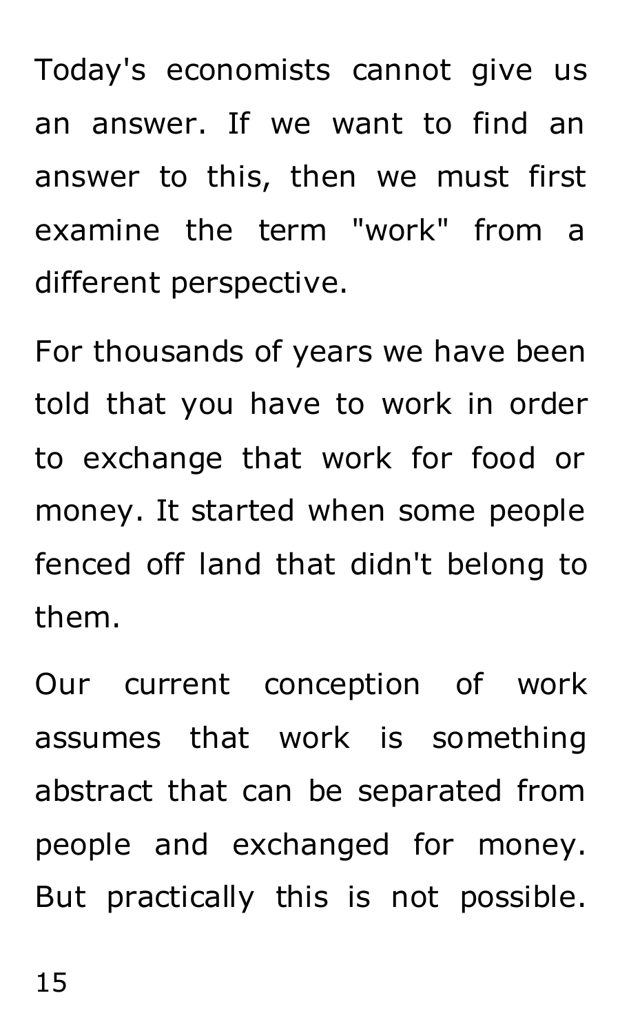Today's economists cannot give us an answer. If we want to find an answer to this, then we must first examine the term "work" from a different perspective.

For thousands of years we have been told that you have to work in order to exchange that work for food or money. It started when some people fenced off land that didn't belong to them.

Our current conception of work assumes that work is something abstract that can be separated from people and exchanged for money. But practically this is not possible.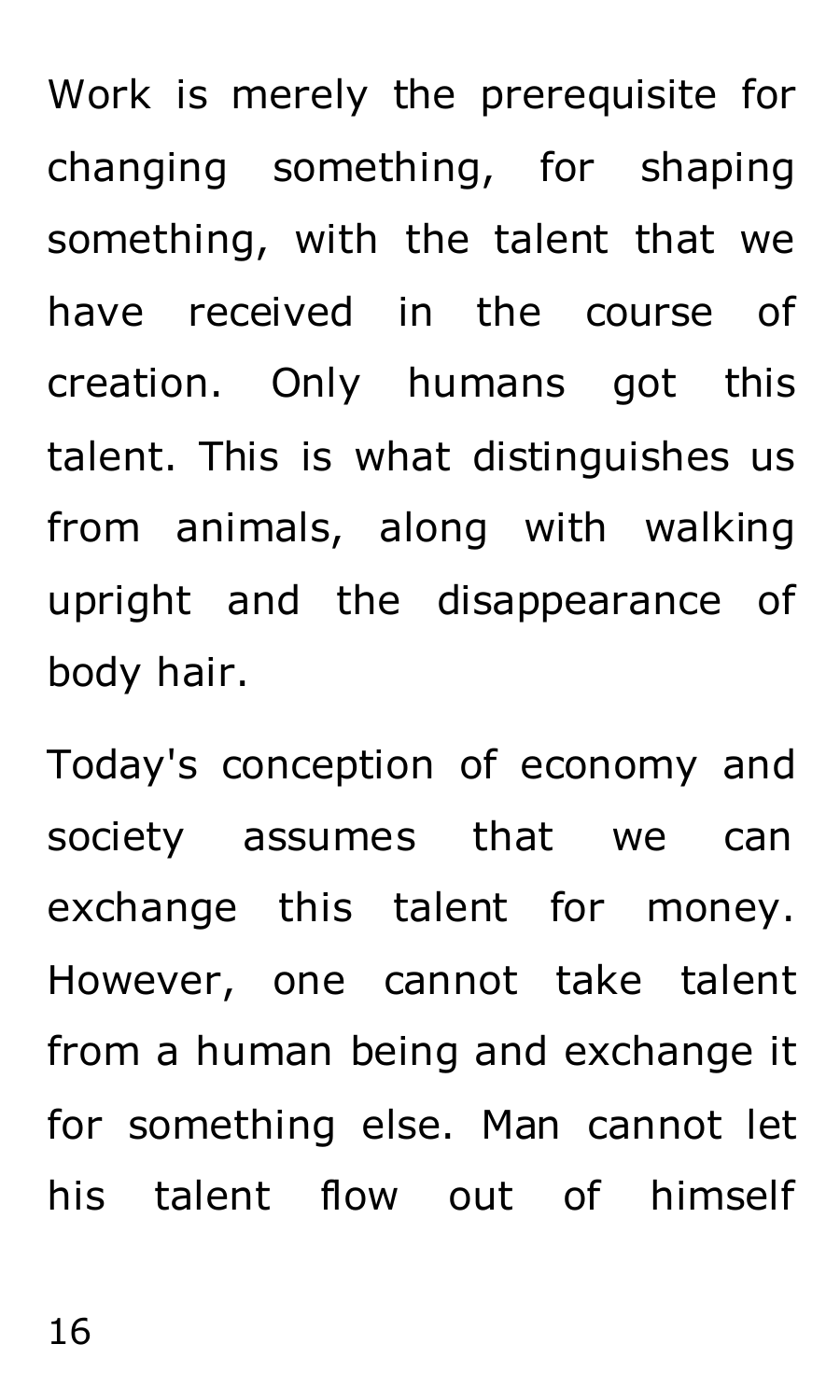Work is merely the prerequisite for changing something, for shaping something, with the talent that we have received in the course of creation. Only humans got this talent. This is what distinguishes us from animals, along with walking upright and the disappearance of body hair.

Today's conception of economy and society assumes that we can exchange this talent for money. However, one cannot take talent from a human being and exchange it for something else. Man cannot let his talent flow out of himself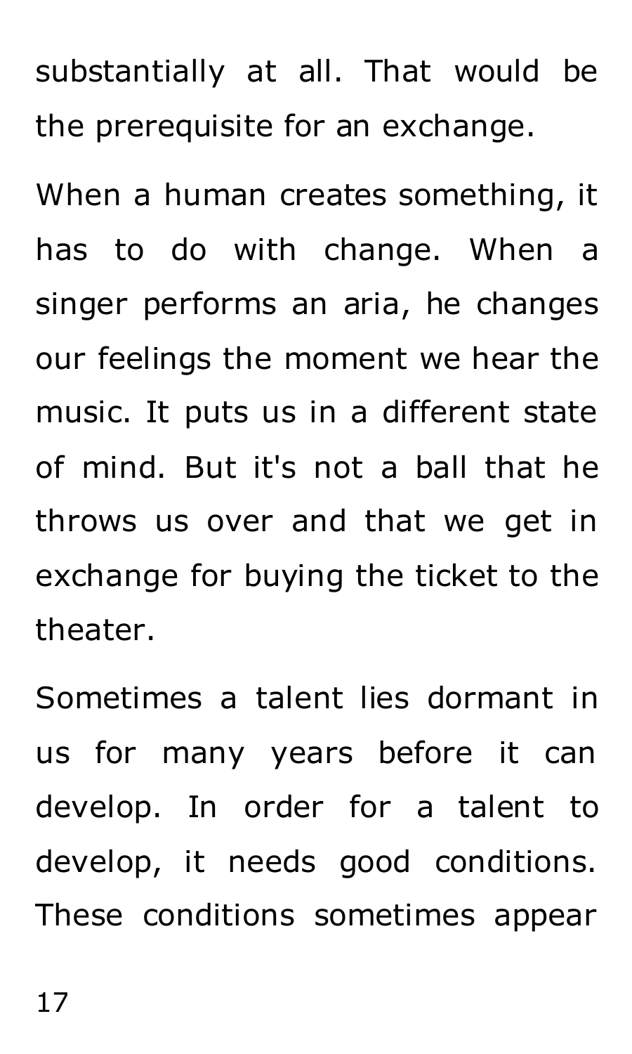substantially at all. That would be the prerequisite for an exchange.

When a human creates something, it has to do with change. When a singer performs an aria, he changes our feelings the moment we hear the music. It puts us in a different state of mind. But it's not a ball that he throws us over and that we get in exchange for buying the ticket to the theater.

Sometimes a talent lies dormant in us for many years before it can develop. In order for a talent to develop, it needs good conditions. These conditions sometimes appear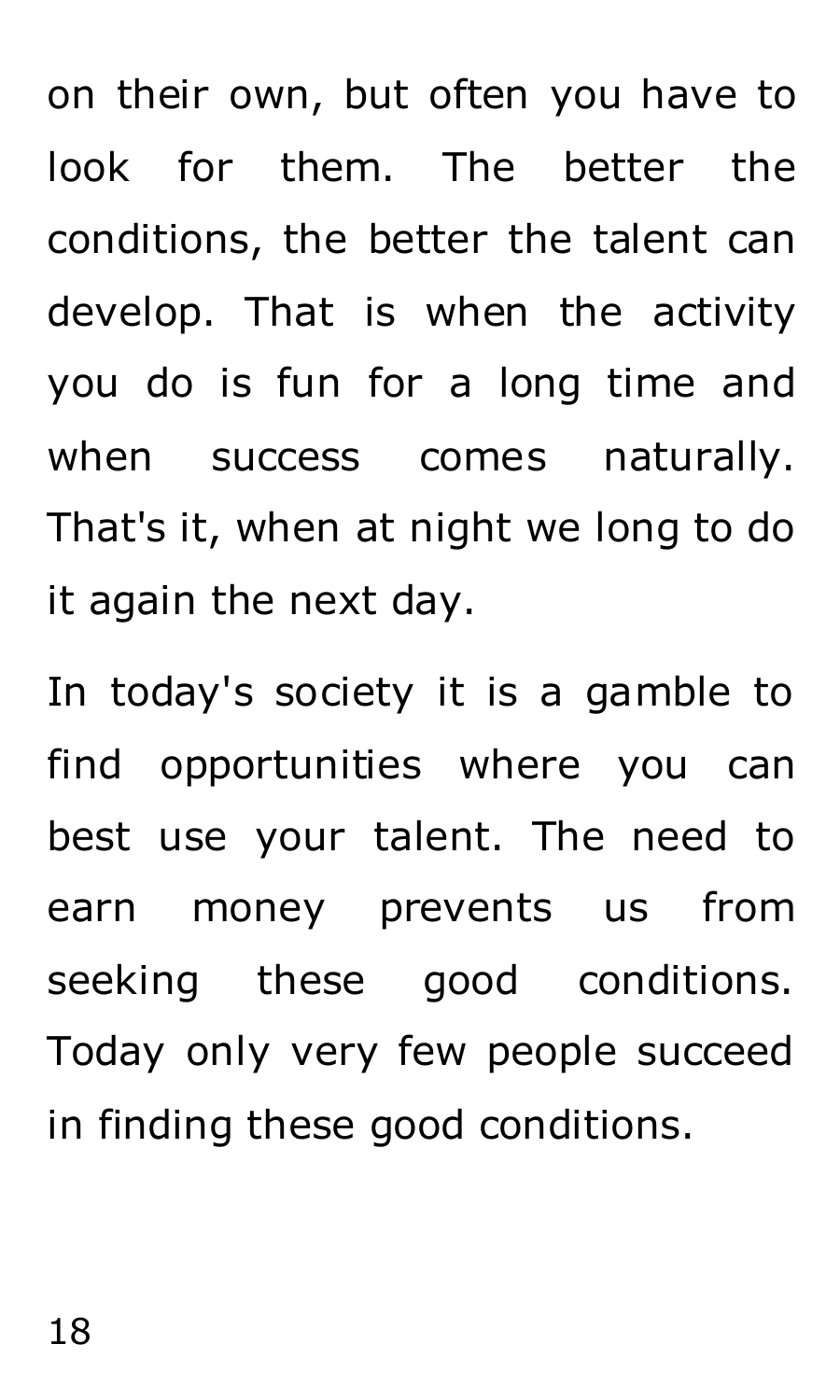on their own, but often you have to look for them. The better the conditions, the better the talent can develop. That is when the activity you do is fun for a long time and when success comes naturally. That's it, when at night we long to do it again the next day.

In today's society it is a gamble to find opportunities where you can best use your talent. The need to earn money prevents us from seeking these good conditions. Today only very few people succeed in finding these good conditions.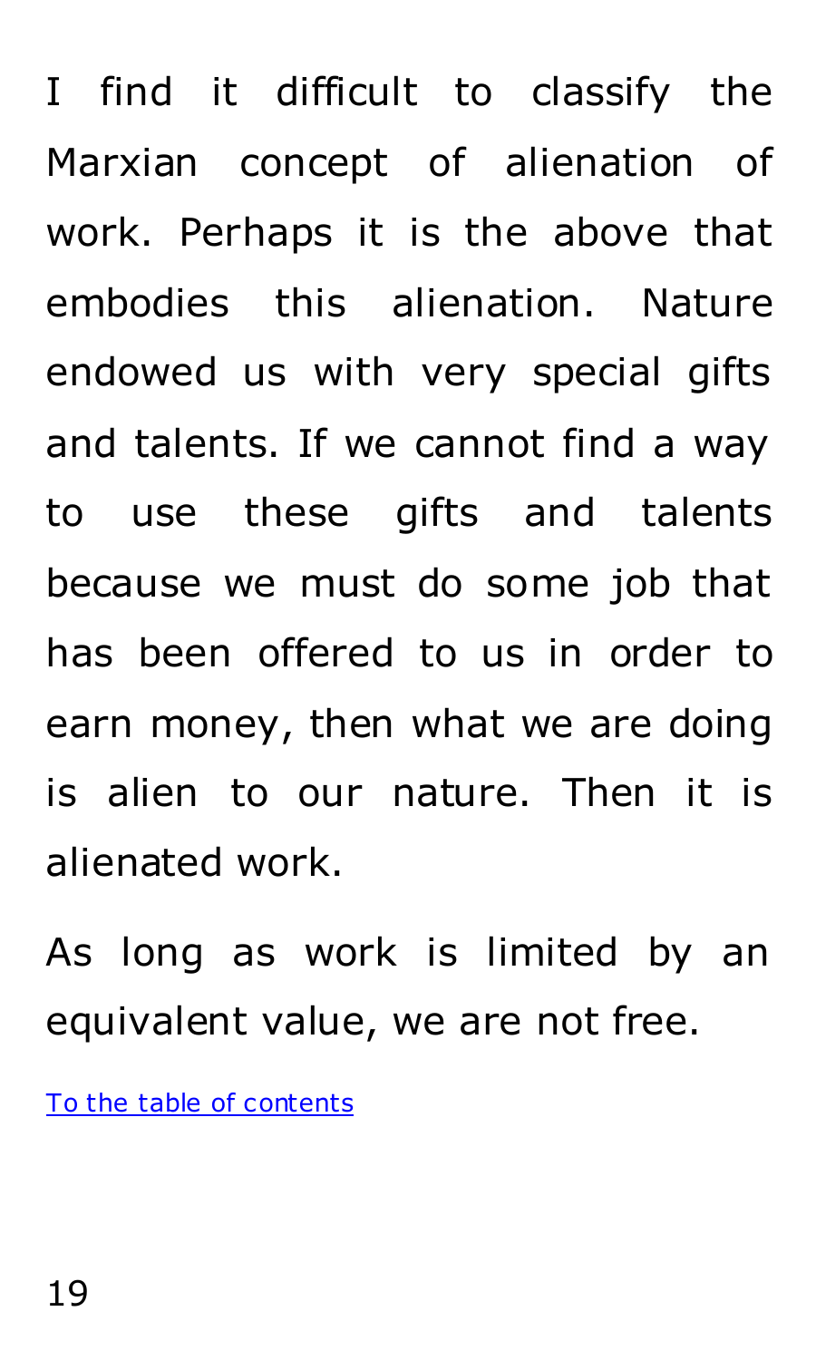I find it difficult to classify the Marxian concept of alienation of work. Perhaps it is the above that embodies this alienation. Nature endowed us with very special gifts and talents. If we cannot find a way to use these gifts and talents because we must do some job that has been offered to us in order to earn money, then what we are doing is alien to our nature. Then it is alienated work.

As long as work is limited by an equivalent value, we are not free.

To the table of contents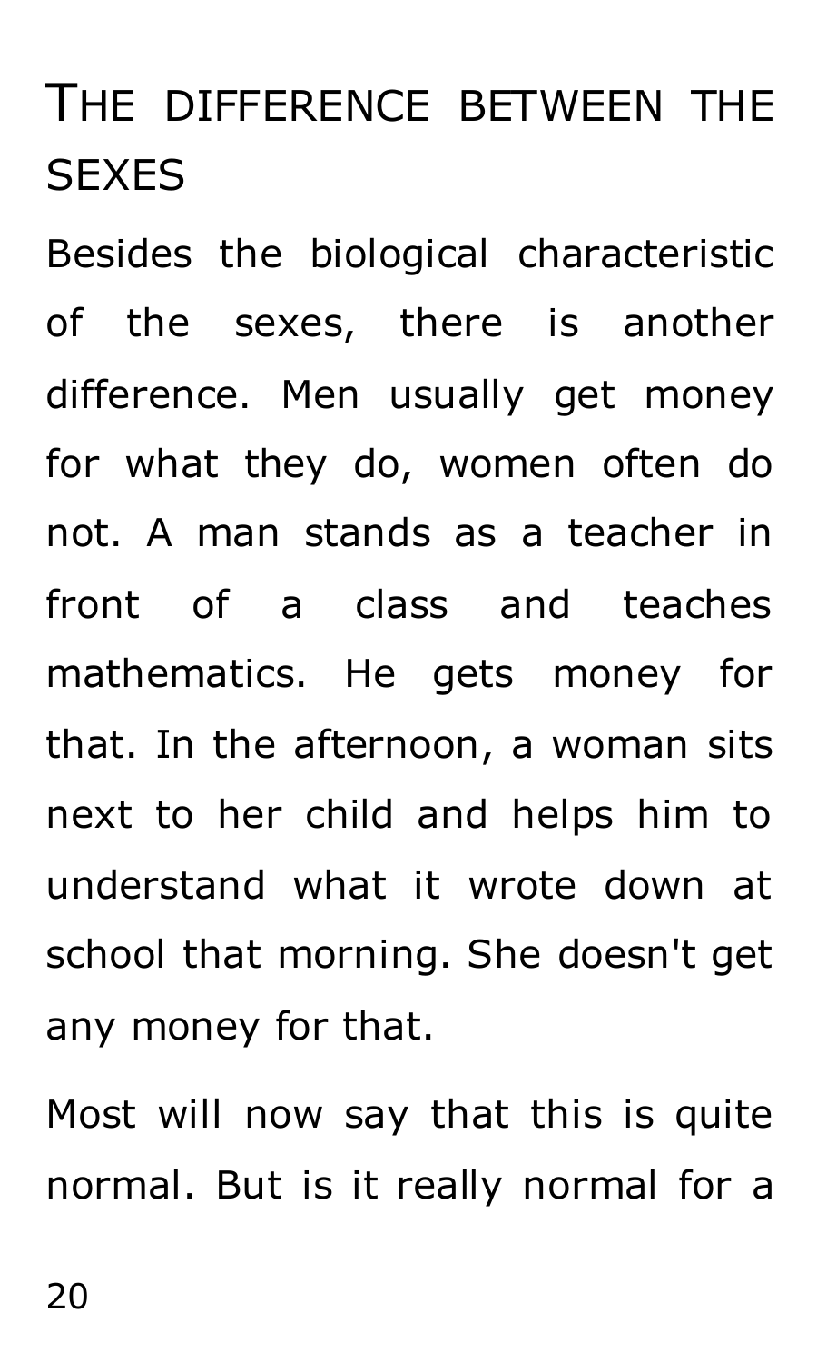## THE DIFFERENCE BETWEEN THE SEXES

Besides the biological characteristic of the sexes, there is another difference. Men usually get money for what they do, women often do not. A man stands as a teacher in front of a class and teaches mathematics. He gets money for that. In the afternoon, a woman sits next to her child and helps him to understand what it wrote down at school that morning. She doesn't get any money for that.

Most will now say that this is quite normal. But is it really normal for a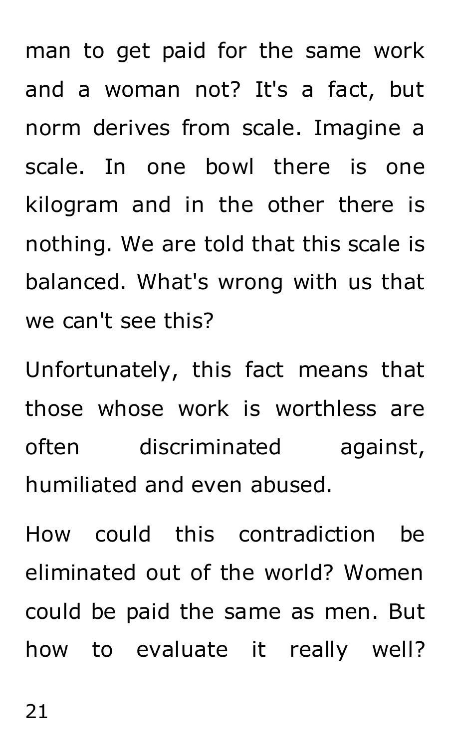man to get paid for the same work and a woman not? It's a fact, but norm derives from scale. Imagine a scale. In one bowl there is one kilogram and in the other there is nothing. We are told that this scale is balanced. What's wrong with us that we can't see this?

Unfortunately, this fact means that those whose work is worthless are often discriminated against, humiliated and even abused.

How could this contradiction be eliminated out of the world? Women could be paid the same as men. But how to evaluate it really well?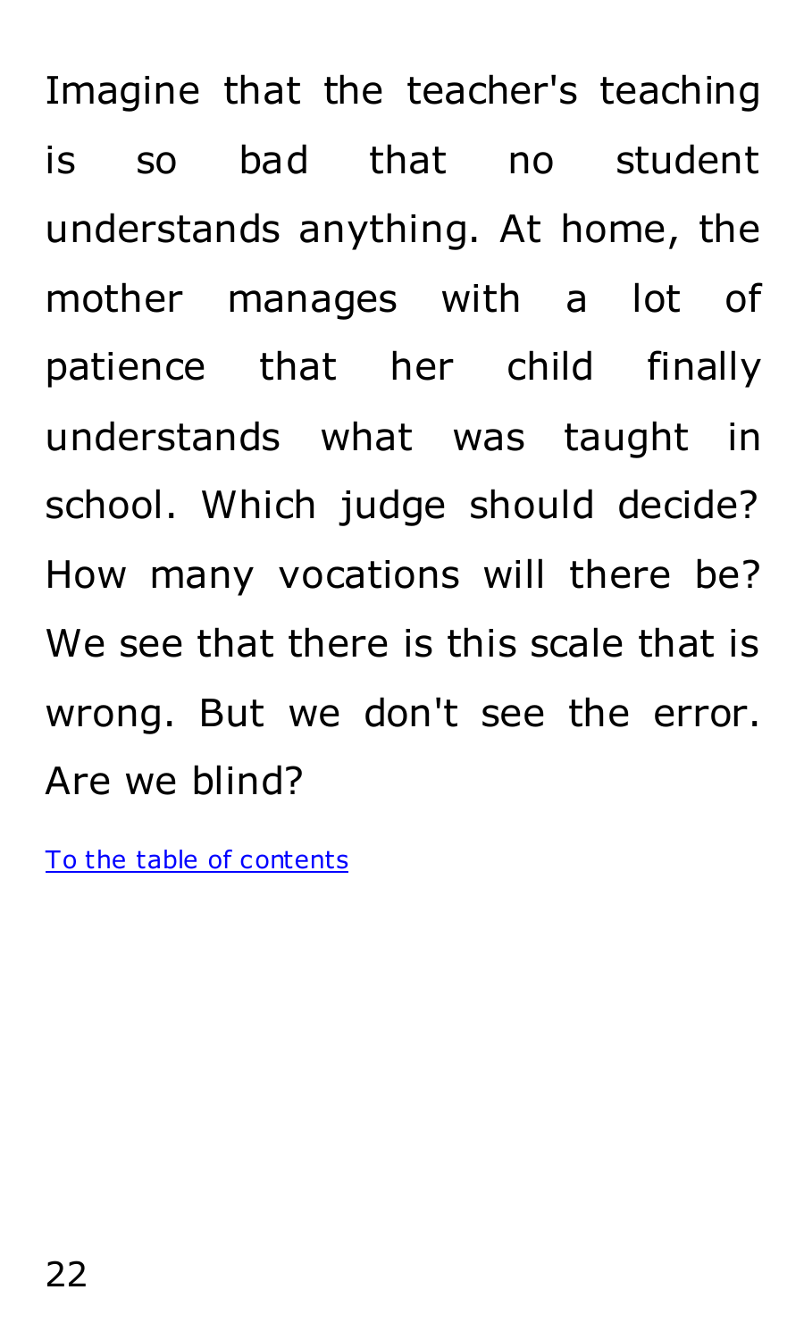Imagine that the teacher's teaching is so bad that no student understands anything. At home, the mother manages with a lot of patience that her child finally understands what was taught in school. Which judge should decide? How many vocations will there be? We see that there is this scale that is wrong. But we don't see the error. Are we blind?

[To the table of contents]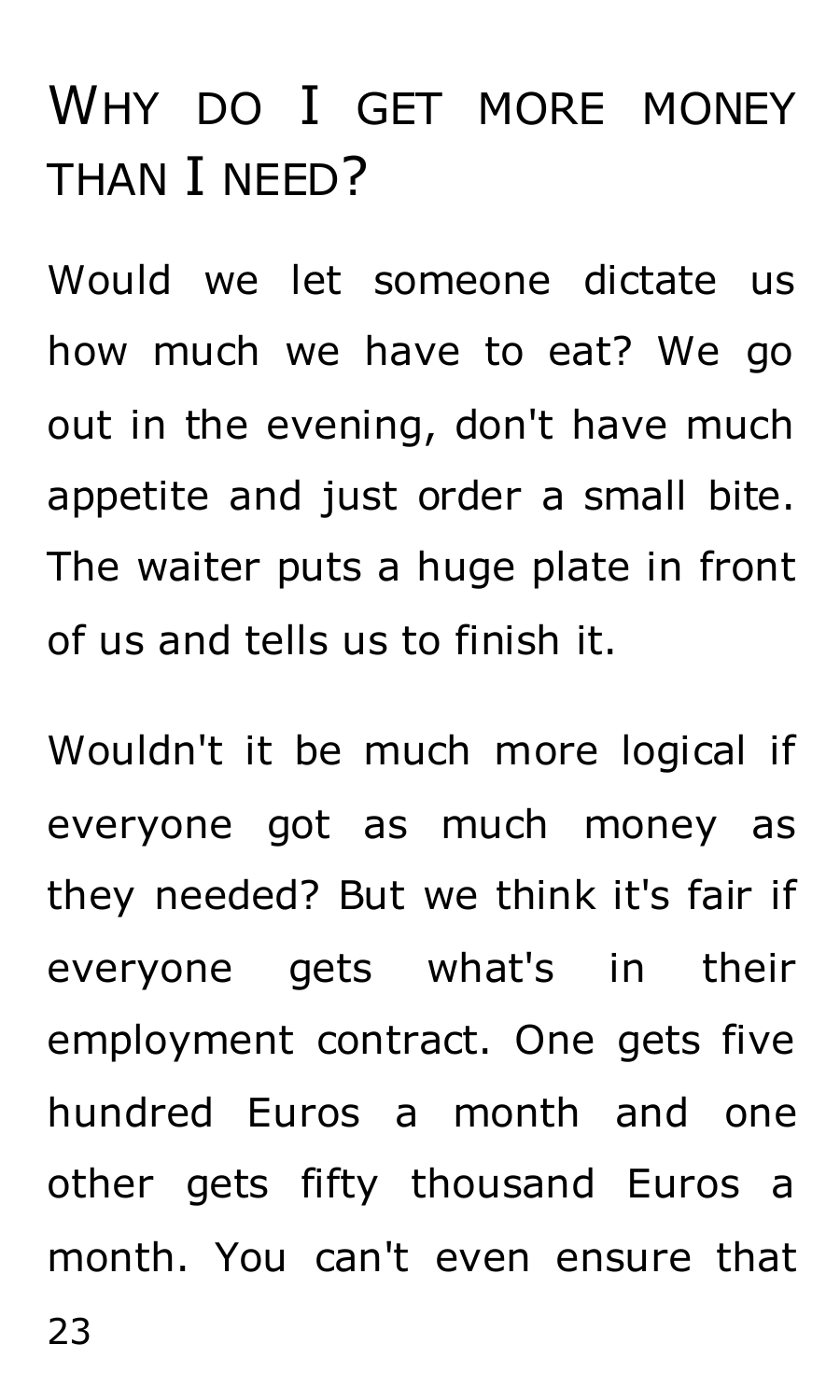# Why do I get more money than I need?

Would we let someone dictate us how much we have to eat? We go out in the evening, don't have much appetite and just order a small bite. The waiter puts a huge plate in front of us and tells us to finish it.

Wouldn't it be much more logical if everyone got as much money as they needed? But we think it's fair if everyone gets what's in their employment contract. One gets five hundred Euros a month and one other gets fifty thousand Euros a month. You can't even ensure that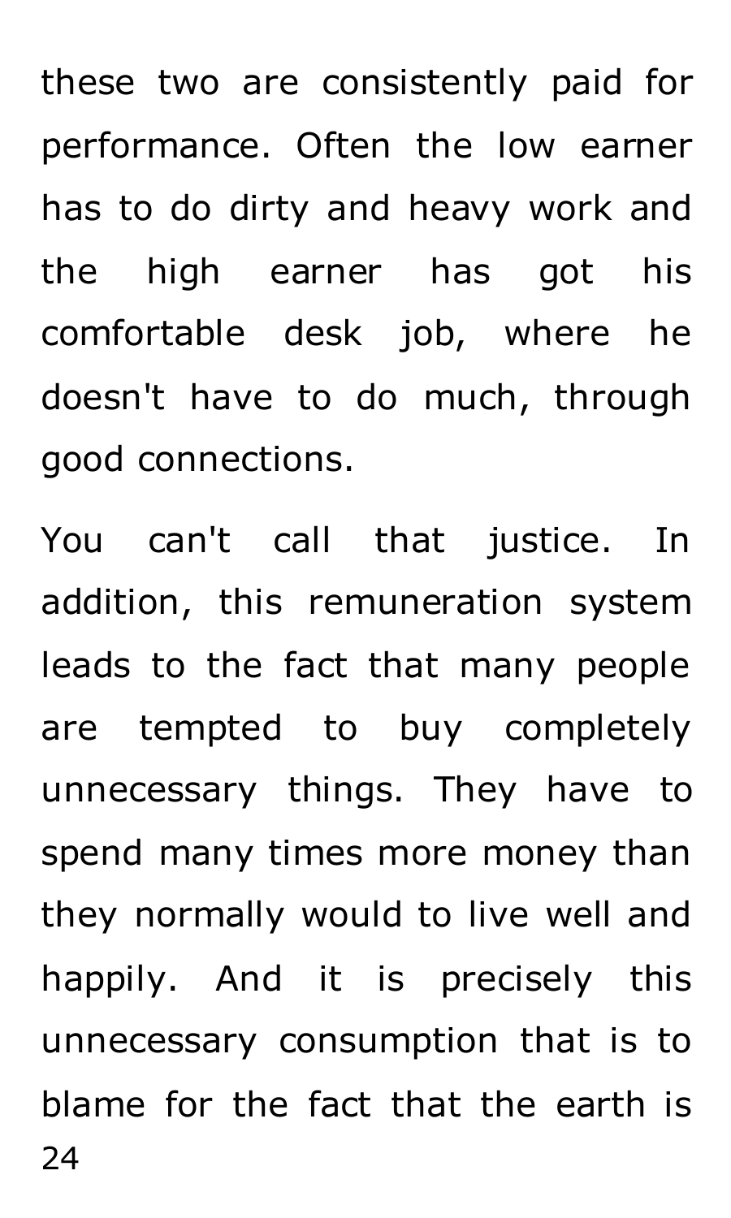these two are consistently paid for performance. Often the low earner has to do dirty and heavy work and the high earner has got his comfortable desk job, where he doesn't have to do much, through good connections.

You can't call that justice. In addition, this remuneration system leads to the fact that many people are tempted to buy completely unnecessary things. They have to spend many times more money than they normally would to live well and happily. And it is precisely this unnecessary consumption that is to blame for the fact that the earth is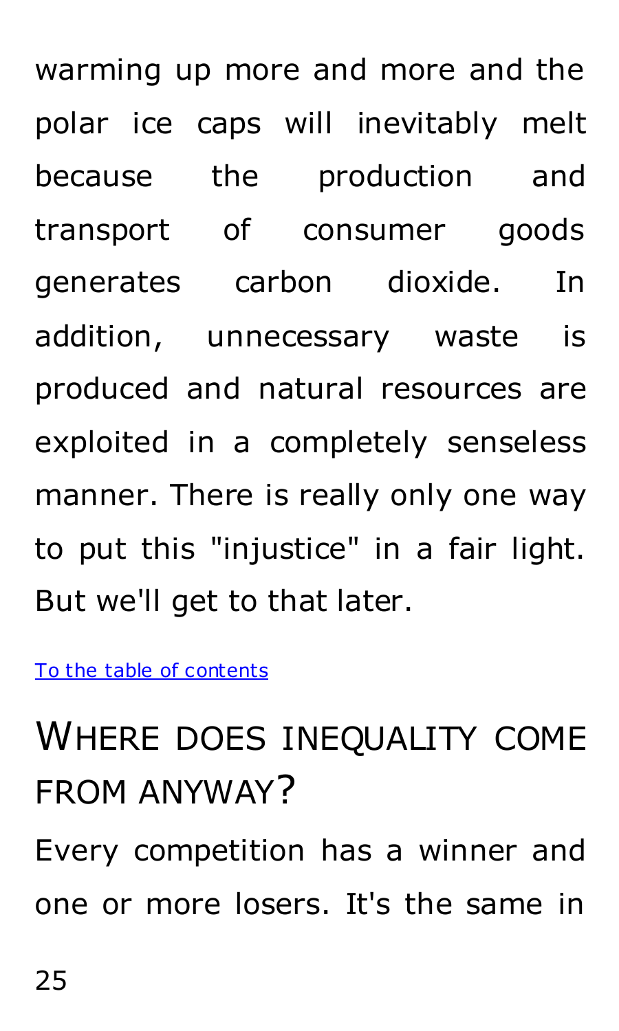warming up more and more and the polar ice caps will inevitably melt because the production and transport of consumer goods generates carbon dioxide. In addition, unnecessary waste is produced and natural resources are exploited in a completely senseless manner. There is really only one way to put this "injustice" in a fair light. But we'll get to that later.

[To the table of contents]()

## Where does inequality come from anyway?

Every competition has a winner and one or more losers. It's the same in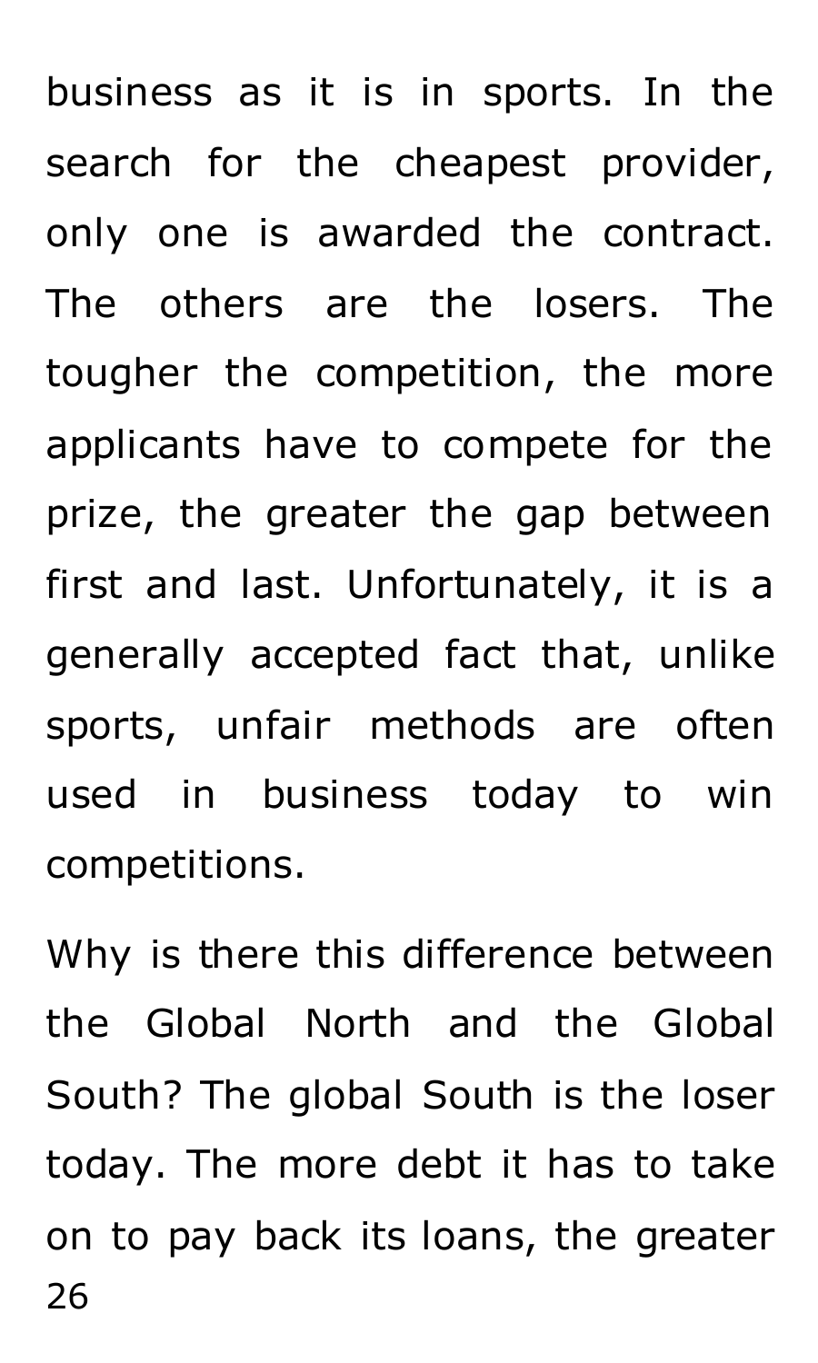business as it is in sports. In the search for the cheapest provider, only one is awarded the contract. The others are the losers. The tougher the competition, the more applicants have to compete for the prize, the greater the gap between first and last. Unfortunately, it is a generally accepted fact that, unlike sports, unfair methods are often used in business today to win competitions.

Why is there this difference between the Global North and the Global South? The global South is the loser today. The more debt it has to take on to pay back its loans, the greater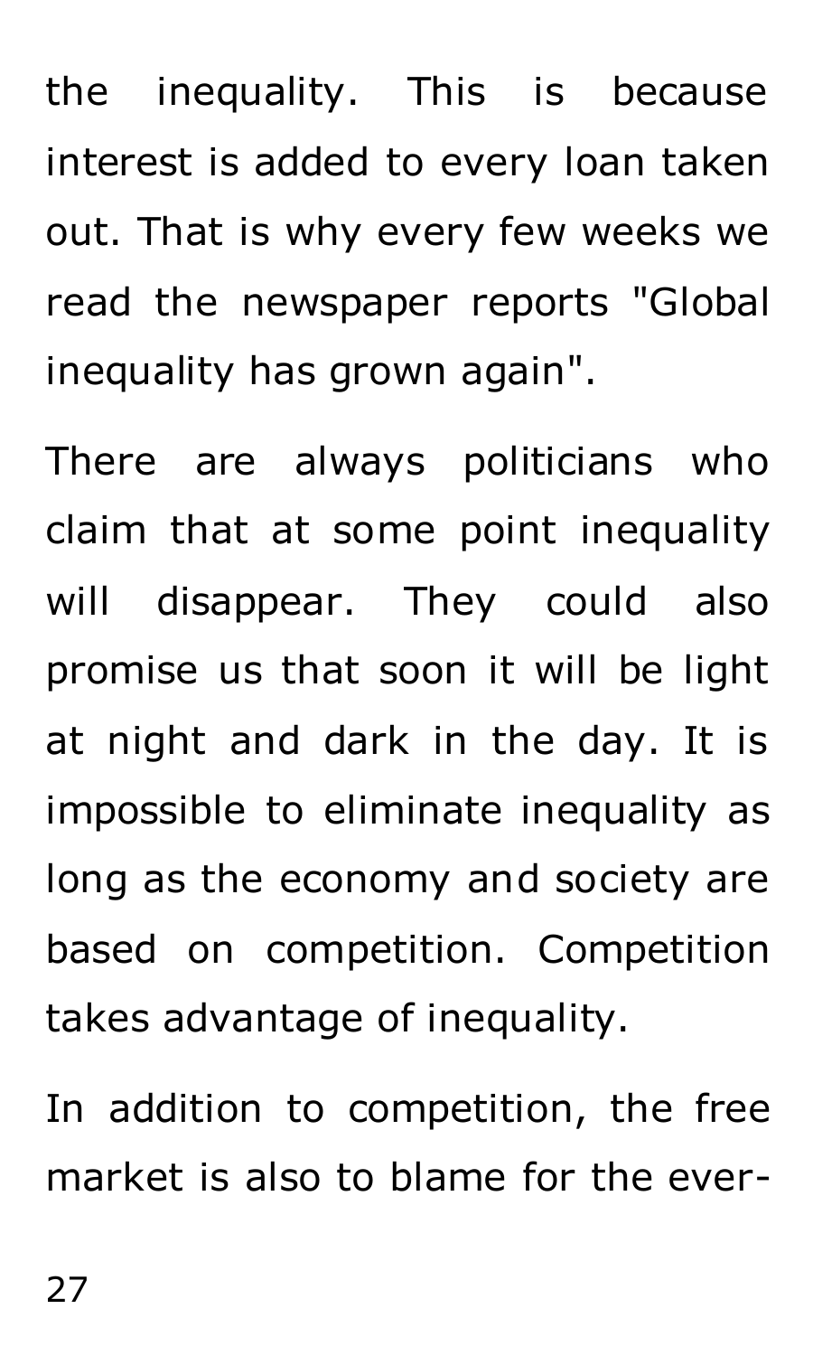the inequality. This is because interest is added to every loan taken out. That is why every few weeks we read the newspaper reports "Global inequality has grown again".

There are always politicians who claim that at some point inequality will disappear. They could also promise us that soon it will be light at night and dark in the day. It is impossible to eliminate inequality as long as the economy and society are based on competition. Competition takes advantage of inequality.

In addition to competition, the free market is also to blame for the ever-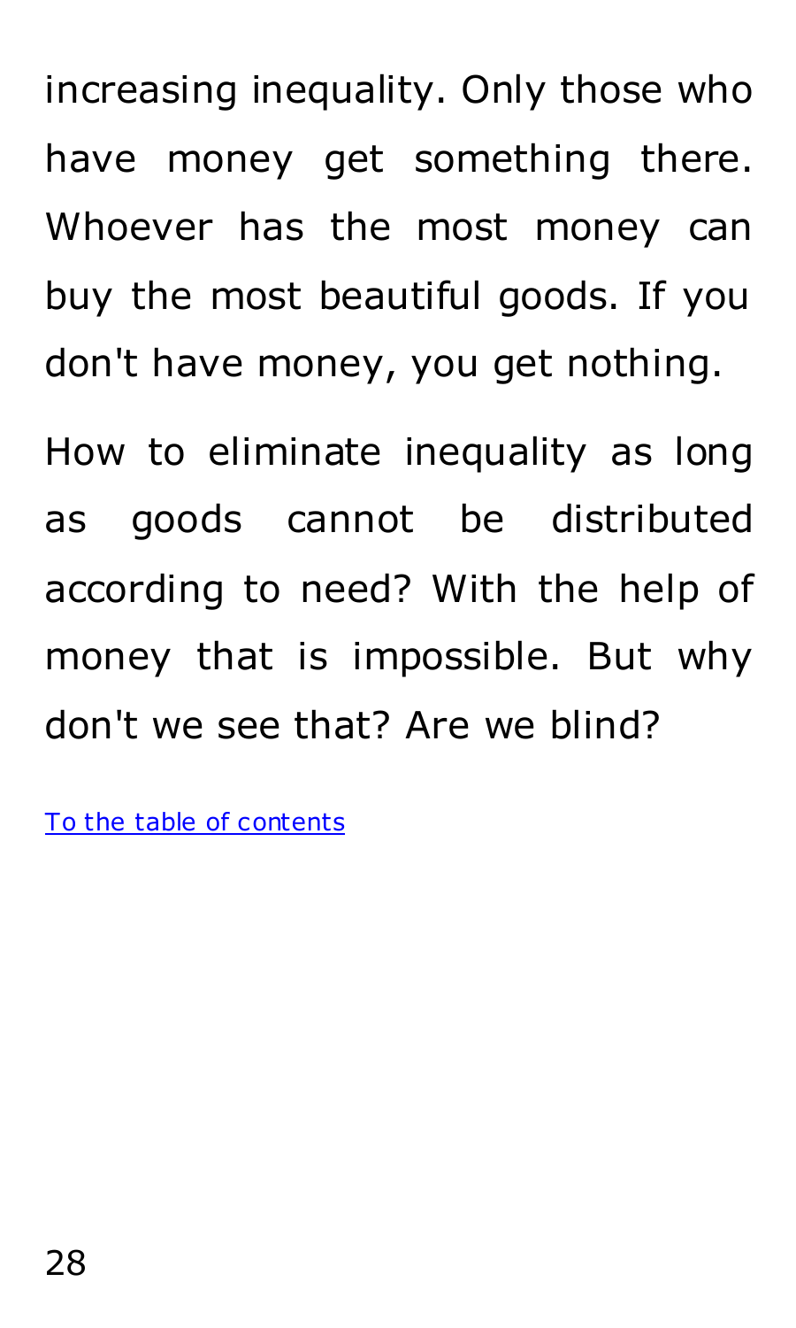increasing inequality. Only those who have money get something there. Whoever has the most money can buy the most beautiful goods. If you don't have money, you get nothing.

How to eliminate inequality as long as goods cannot be distributed according to need? With the help of money that is impossible. But why don't we see that? Are we blind?

To the table of contents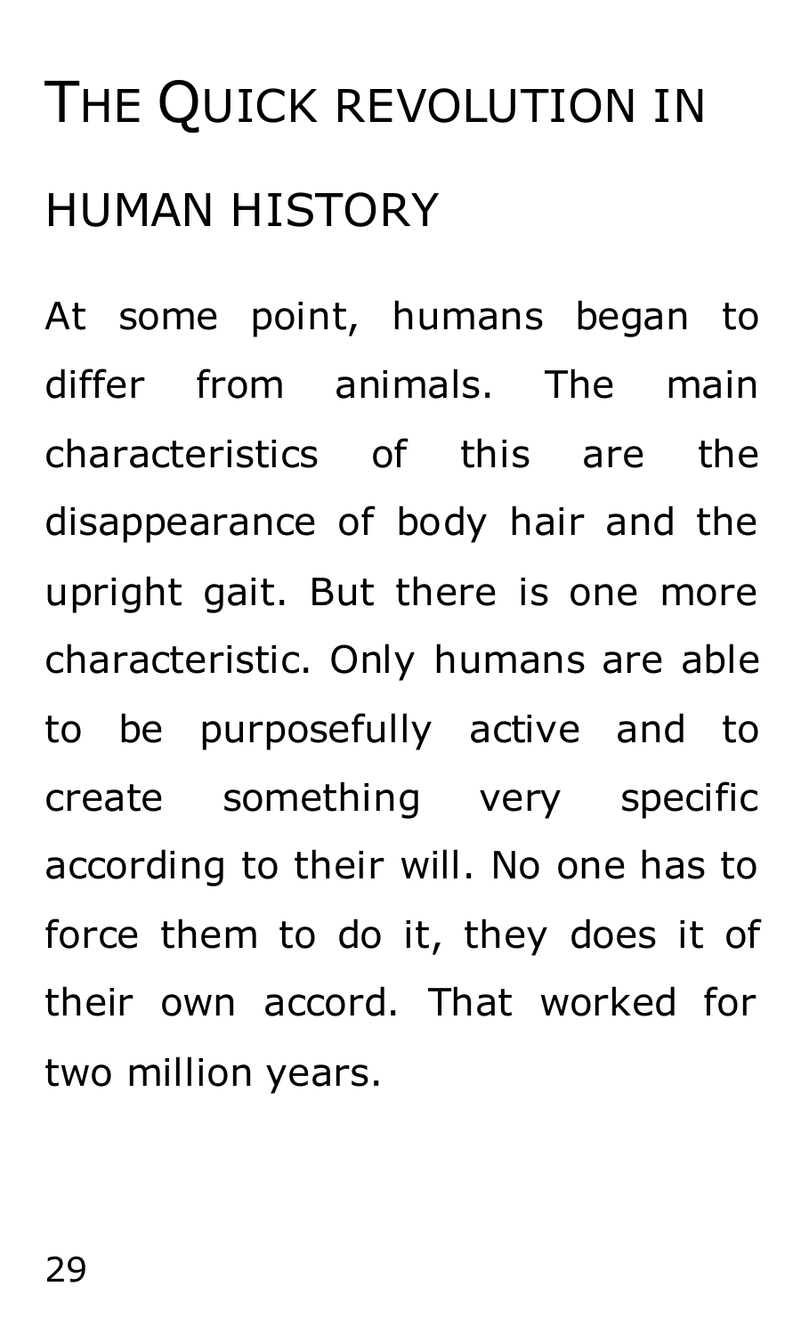# THE QUICK REVOLUTION IN HUMAN HISTORY

At some point, humans began to differ from animals. The main characteristics of this are the disappearance of body hair and the upright gait. But there is one more characteristic. Only humans are able to be purposefully active and to create something very specific according to their will. No one has to force them to do it, they does it of their own accord. That worked for two million years.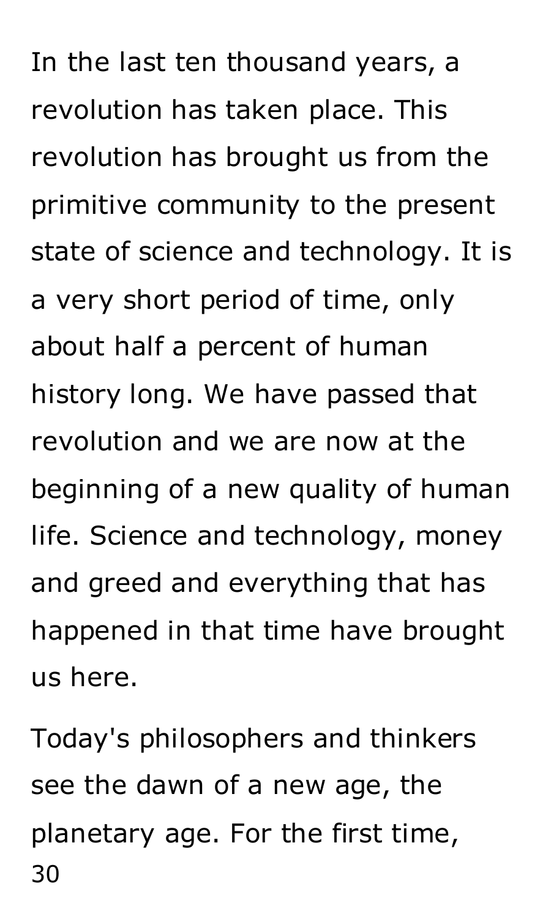In the last ten thousand years, a revolution has taken place. This revolution has brought us from the primitive community to the present state of science and technology. It is a very short period of time, only about half a percent of human history long. We have passed that revolution and we are now at the beginning of a new quality of human life. Science and technology, money and greed and everything that has happened in that time have brought us here.

Today's philosophers and thinkers see the dawn of a new age, the planetary age. For the first time,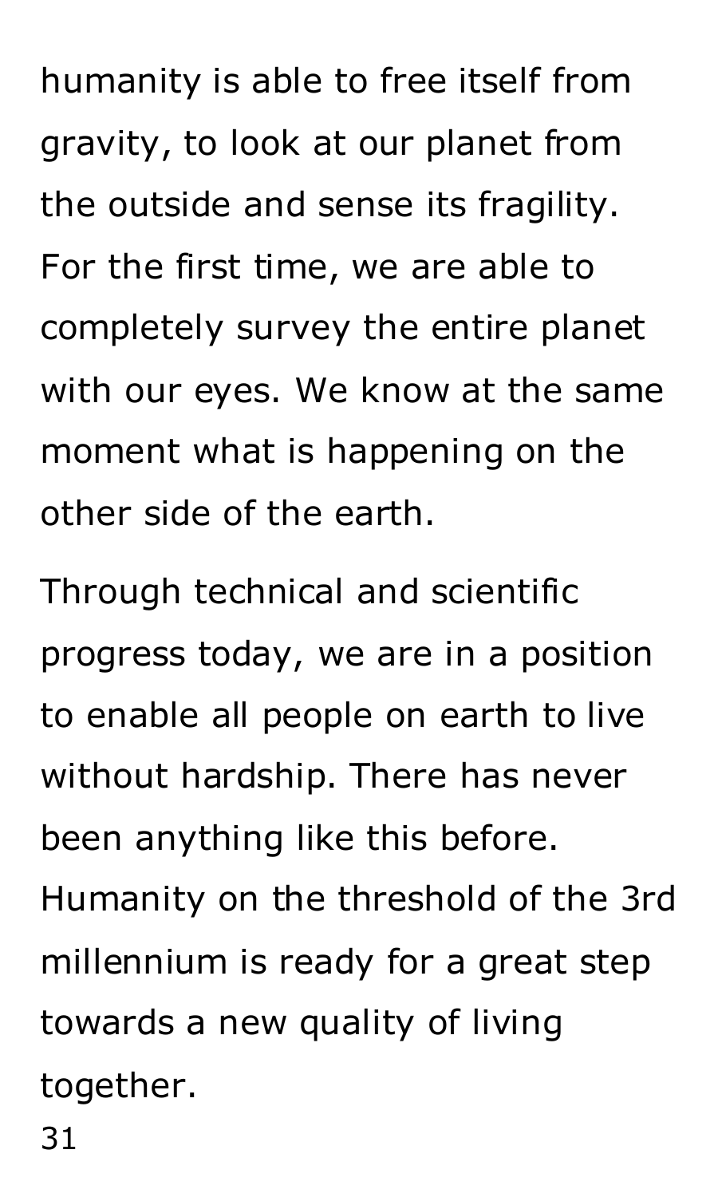humanity is able to free itself from gravity, to look at our planet from the outside and sense its fragility. For the first time, we are able to completely survey the entire planet with our eyes. We know at the same moment what is happening on the other side of the earth.

Through technical and scientific progress today, we are in a position to enable all people on earth to live without hardship. There has never been anything like this before. Humanity on the threshold of the 3rd millennium is ready for a great step towards a new quality of living together.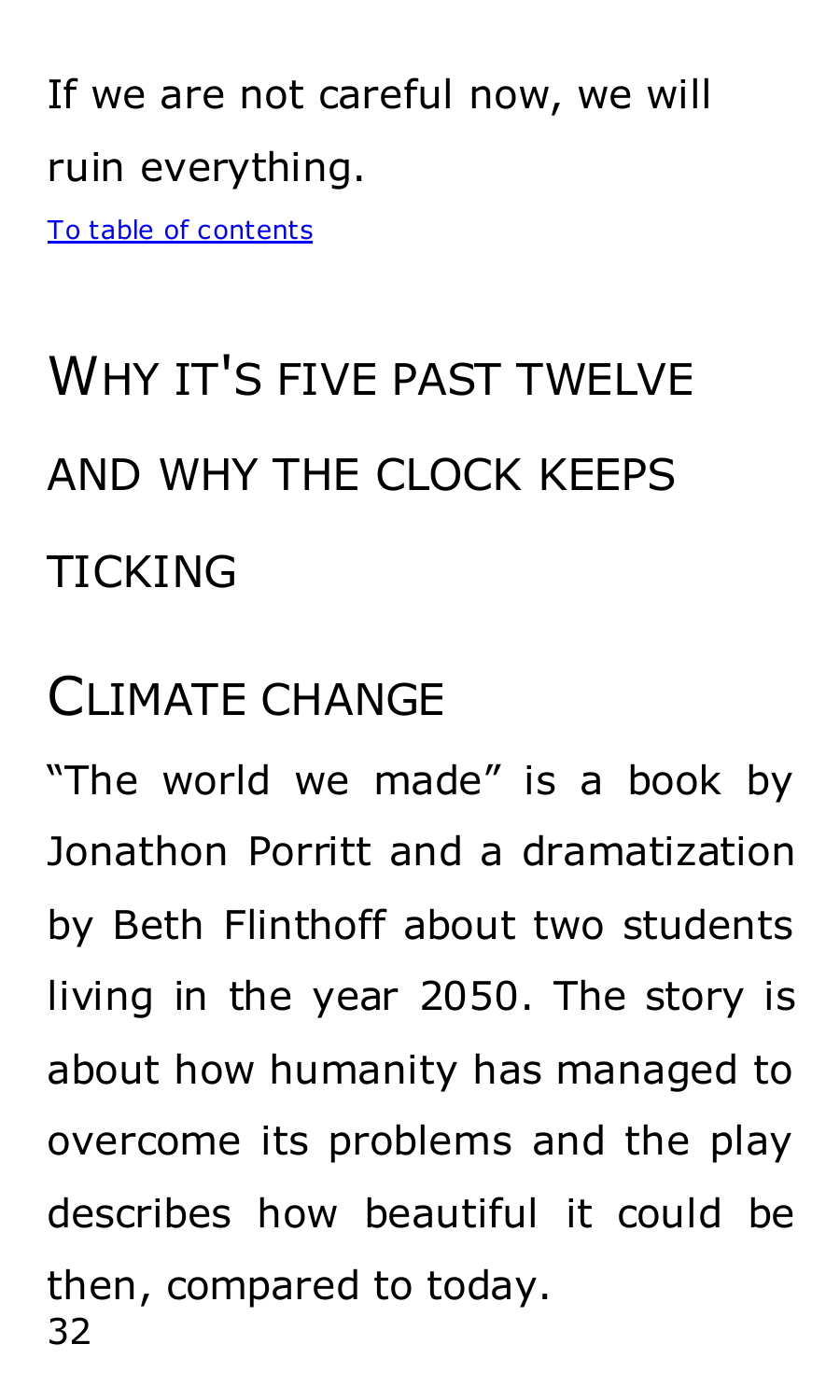If we are not careful now, we will ruin everything.

[To table of contents]

# Why it's five past twelve and why the clock keeps ticking

## Climate change

“The world we made” is a book by Jonathon Porritt and a dramatization by Beth Flinthoff about two students living in the year 2050. The story is about how humanity has managed to overcome its problems and the play describes how beautiful it could be then, compared to today.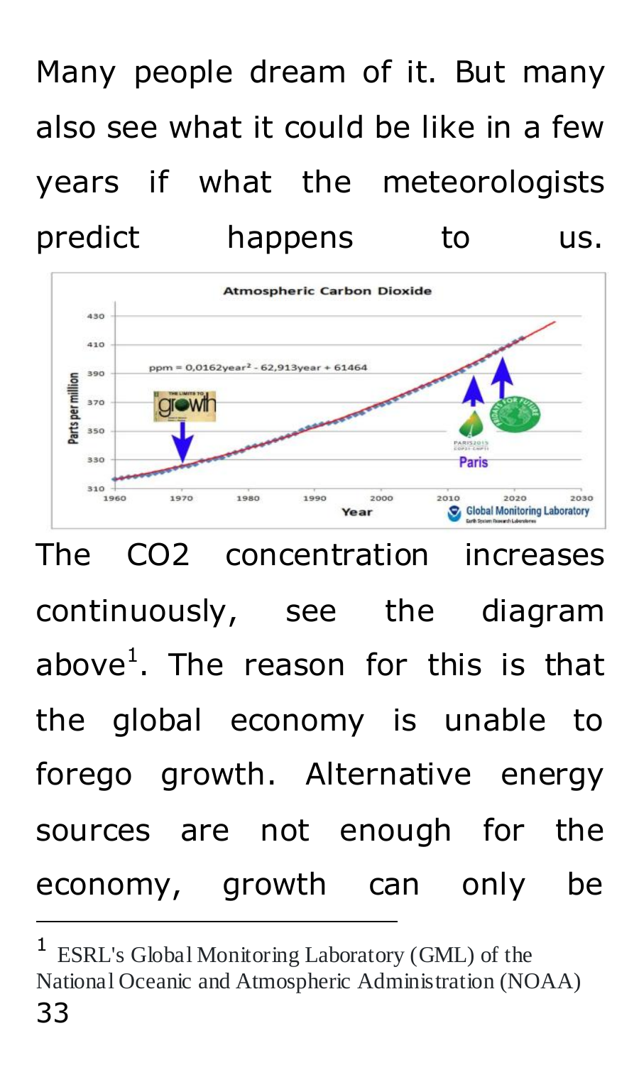Many people dream of it. But many also see what it could be like in a few years if what the meteorologists predict happens to us.

The $CO_2$ concentration increases continuously, see the diagram above[1]. The reason for this is that the global economy is unable to forego growth. Alternative energy sources are not enough for the economy, growth can only be

---

[1] ESRL's Global Monitoring Laboratory (GML) of the National Oceanic and Atmospheric Administration (NOAA)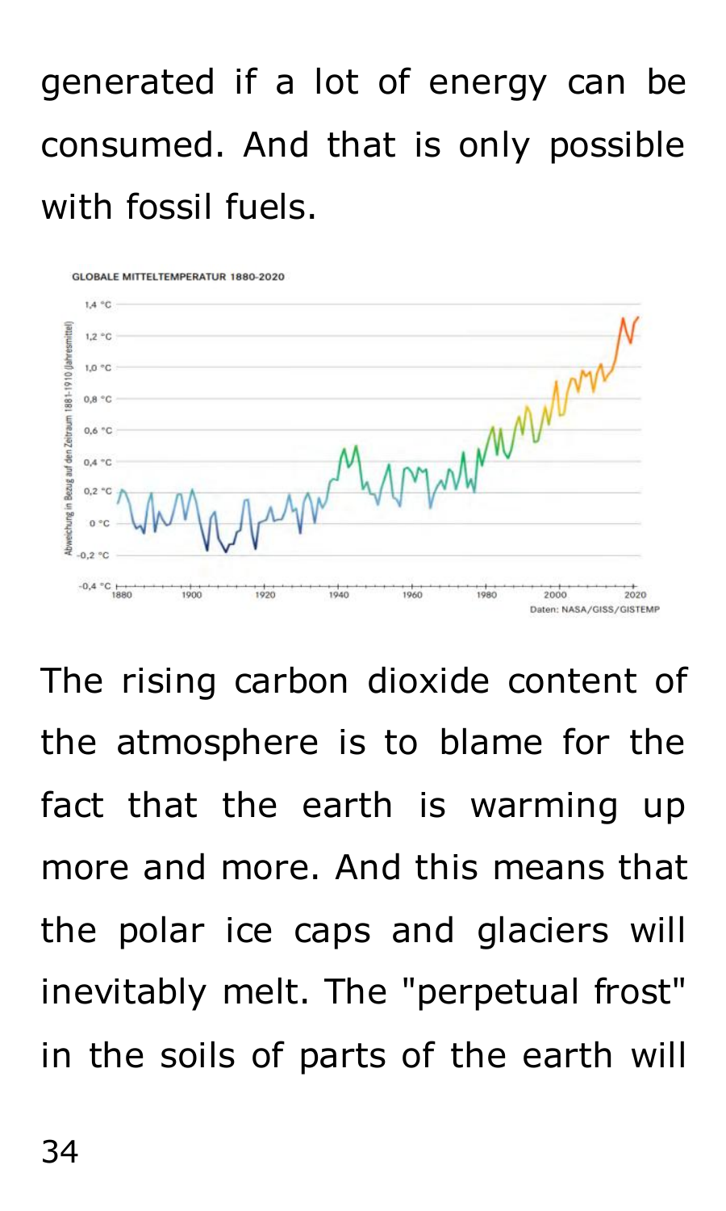generated if a lot of energy can be consumed. And that is only possible with fossil fuels.

The rising carbon dioxide content of the atmosphere is to blame for the fact that the earth is warming up more and more. And this means that the polar ice caps and glaciers will inevitably melt. The "perpetual frost" in the soils of parts of the earth will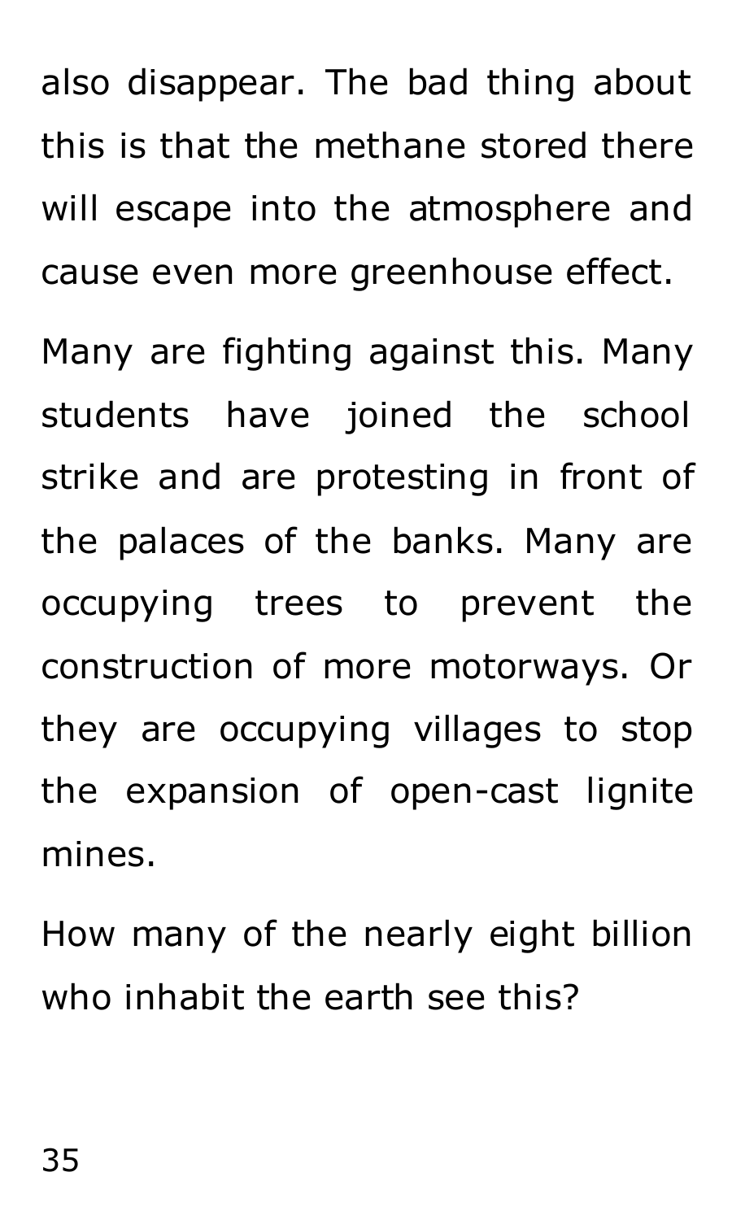also disappear. The bad thing about this is that the methane stored there will escape into the atmosphere and cause even more greenhouse effect.

Many are fighting against this. Many students have joined the school strike and are protesting in front of the palaces of the banks. Many are occupying trees to prevent the construction of more motorways. Or they are occupying villages to stop the expansion of open-cast lignite mines.

How many of the nearly eight billion who inhabit the earth see this?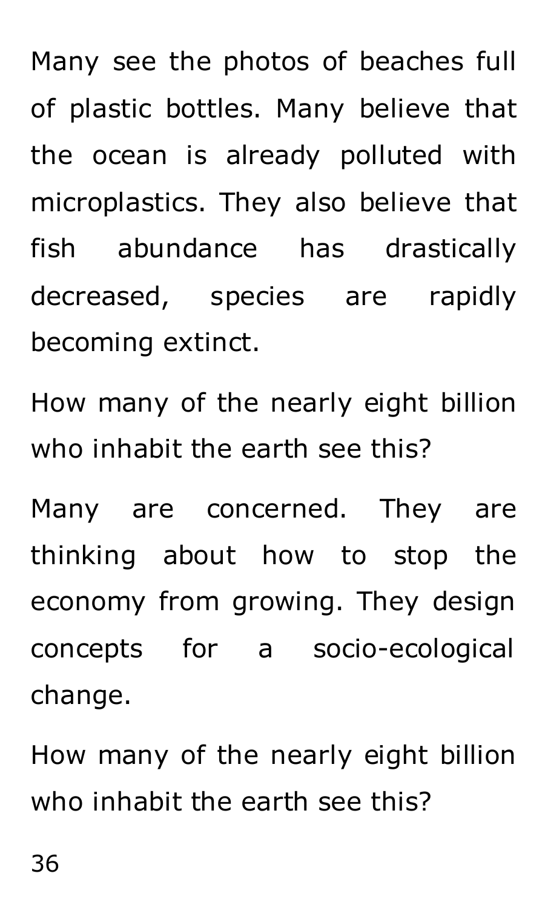Many see the photos of beaches full of plastic bottles. Many believe that the ocean is already polluted with microplastics. They also believe that fish abundance has drastically decreased, species are rapidly becoming extinct.

How many of the nearly eight billion who inhabit the earth see this?

Many are concerned. They are thinking about how to stop the economy from growing. They design concepts for a socio-ecological change.

How many of the nearly eight billion who inhabit the earth see this?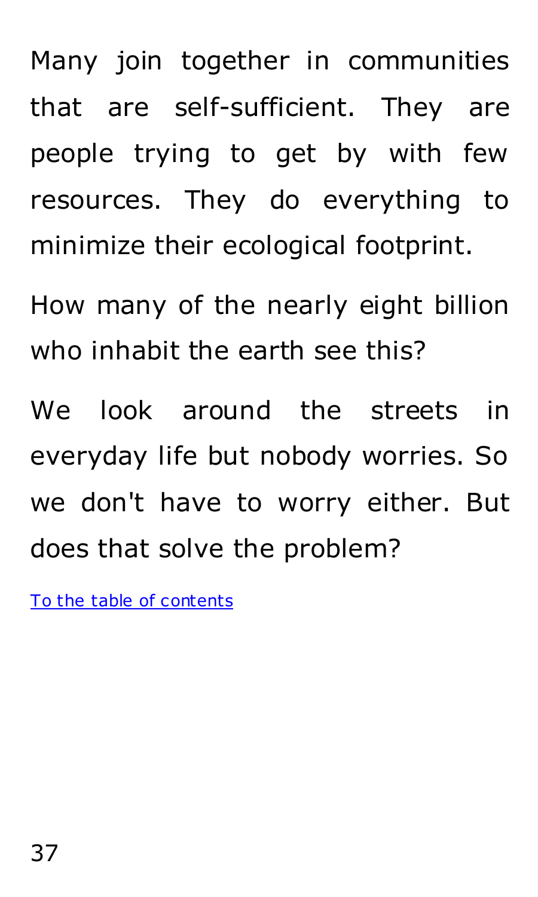Many join together in communities that are self-sufficient. They are people trying to get by with few resources. They do everything to minimize their ecological footprint.

How many of the nearly eight billion who inhabit the earth see this?

We look around the streets in everyday life but nobody worries. So we don't have to worry either. But does that solve the problem?

[To the table of contents]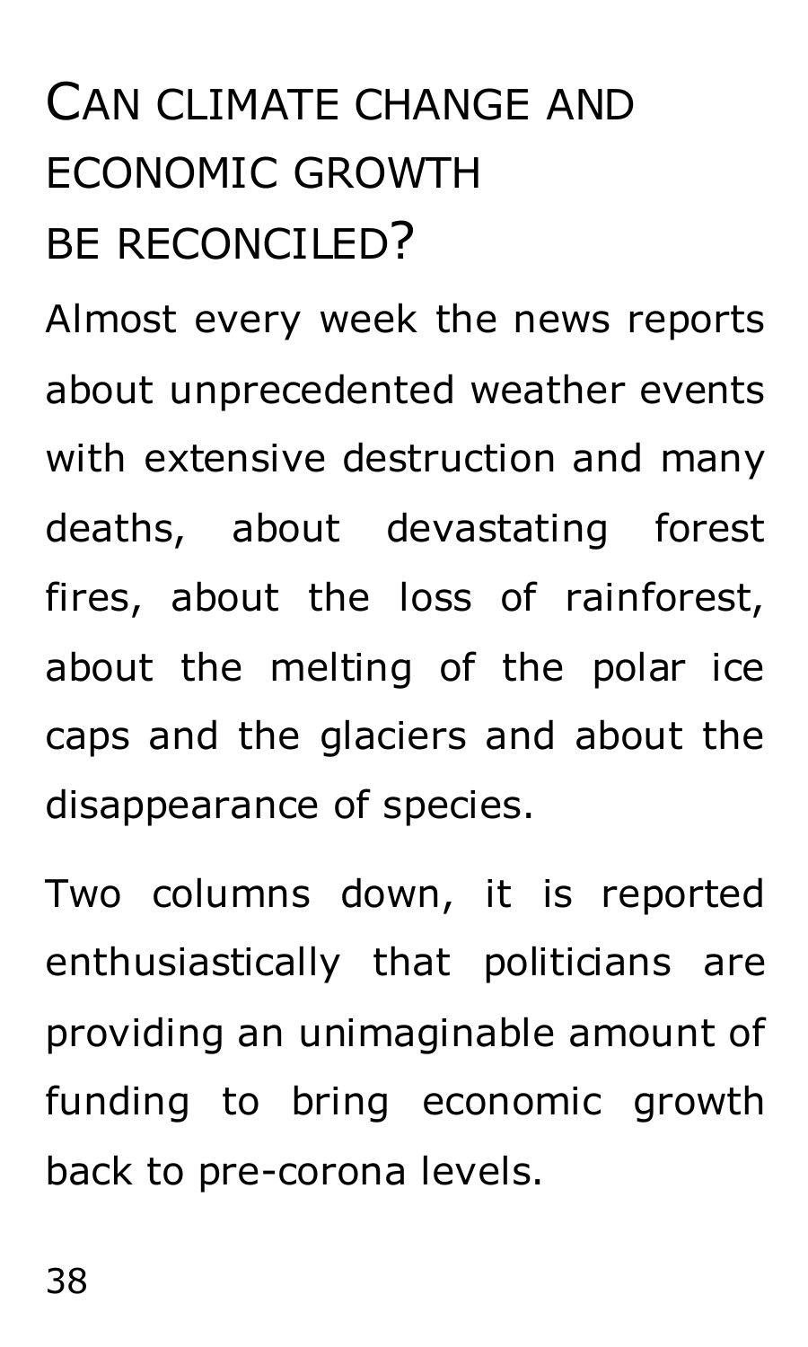# Can climate change and economic growth be reconciled?

Almost every week the news reports about unprecedented weather events with extensive destruction and many deaths, about devastating forest fires, about the loss of rainforest, about the melting of the polar ice caps and the glaciers and about the disappearance of species.

Two columns down, it is reported enthusiastically that politicians are providing an unimaginable amount of funding to bring economic growth back to pre-corona levels.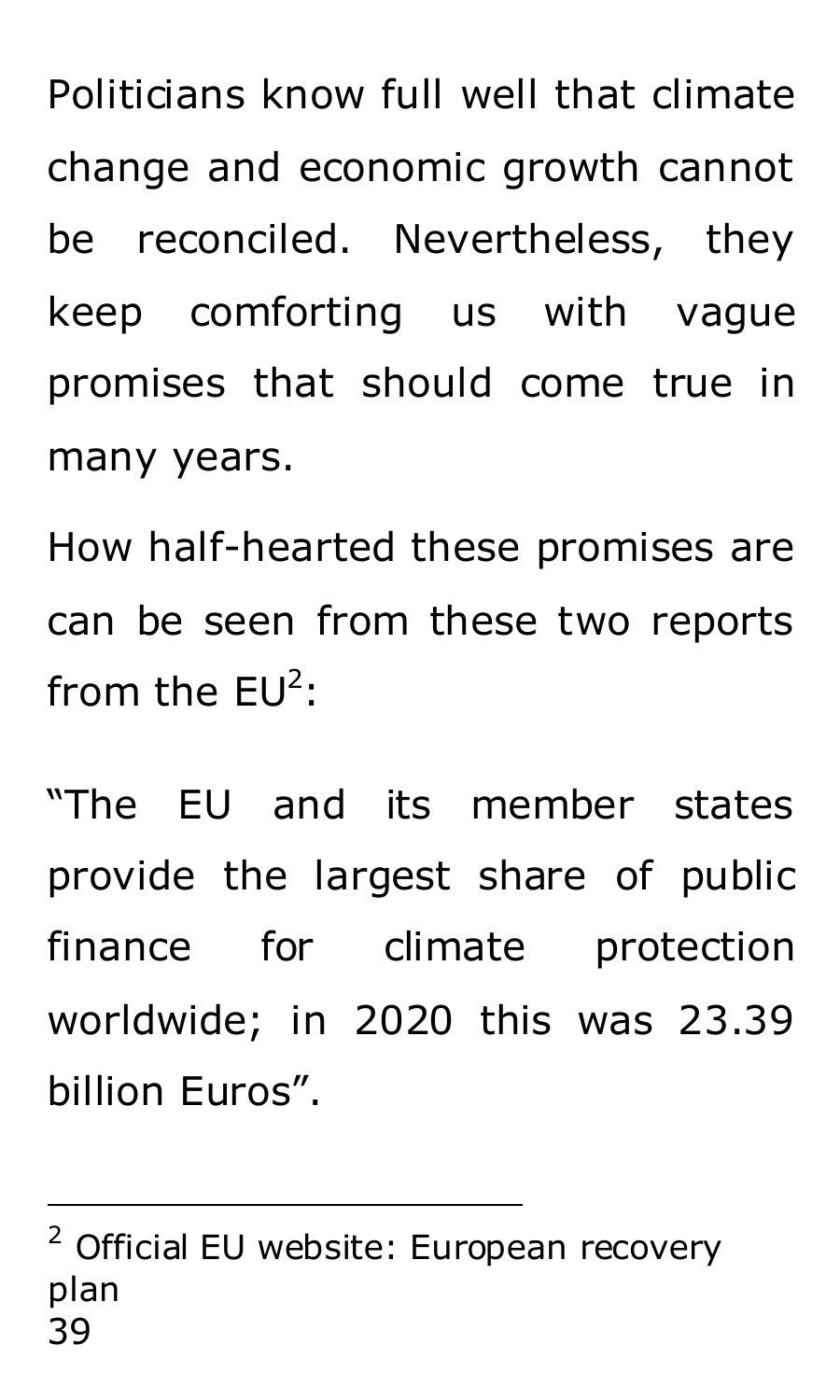Politicians know full well that climate change and economic growth cannot be reconciled. Nevertheless, they keep comforting us with vague promises that should come true in many years.

How half-hearted these promises are can be seen from these two reports from the EU[2]:

"The EU and its member states provide the largest share of public finance for climate protection worldwide; in 2020 this was 23.39 billion Euros".

---

[2] Official EU website: European recovery plan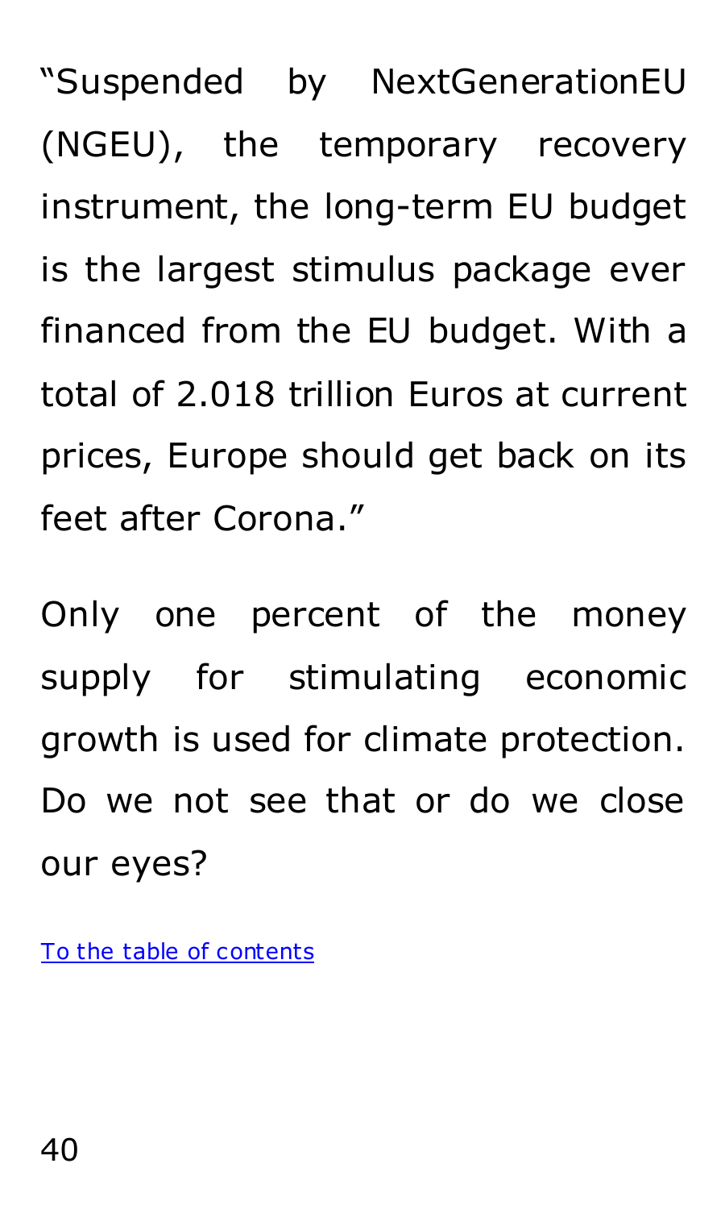“Suspended by NextGenerationEU (NGEU), the temporary recovery instrument, the long-term EU budget is the largest stimulus package ever financed from the EU budget. With a total of 2.018 trillion Euros at current prices, Europe should get back on its feet after Corona.”

Only one percent of the money supply for stimulating economic growth is used for climate protection. Do we not see that or do we close our eyes?

To the table of contents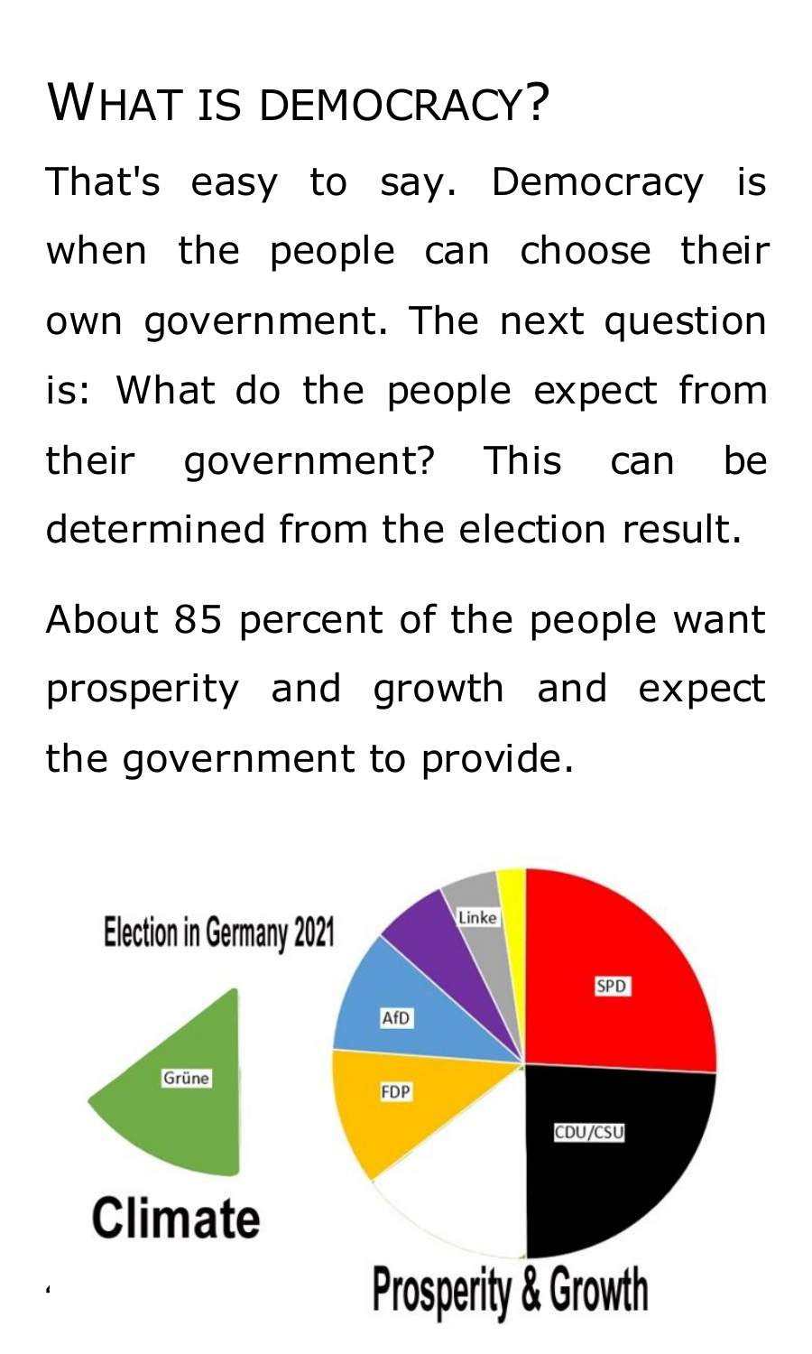# What is democracy?

That's easy to say. Democracy is when the people can choose their own government. The next question is: What do the people expect from their government? This can be determined from the election result.

About 85 percent of the people want prosperity and growth and expect the government to provide.

Election in Germany 2021

Grüne

Climate

SPD

CDU/CSU

FDP

AfD

Linke

Prosperity & Growth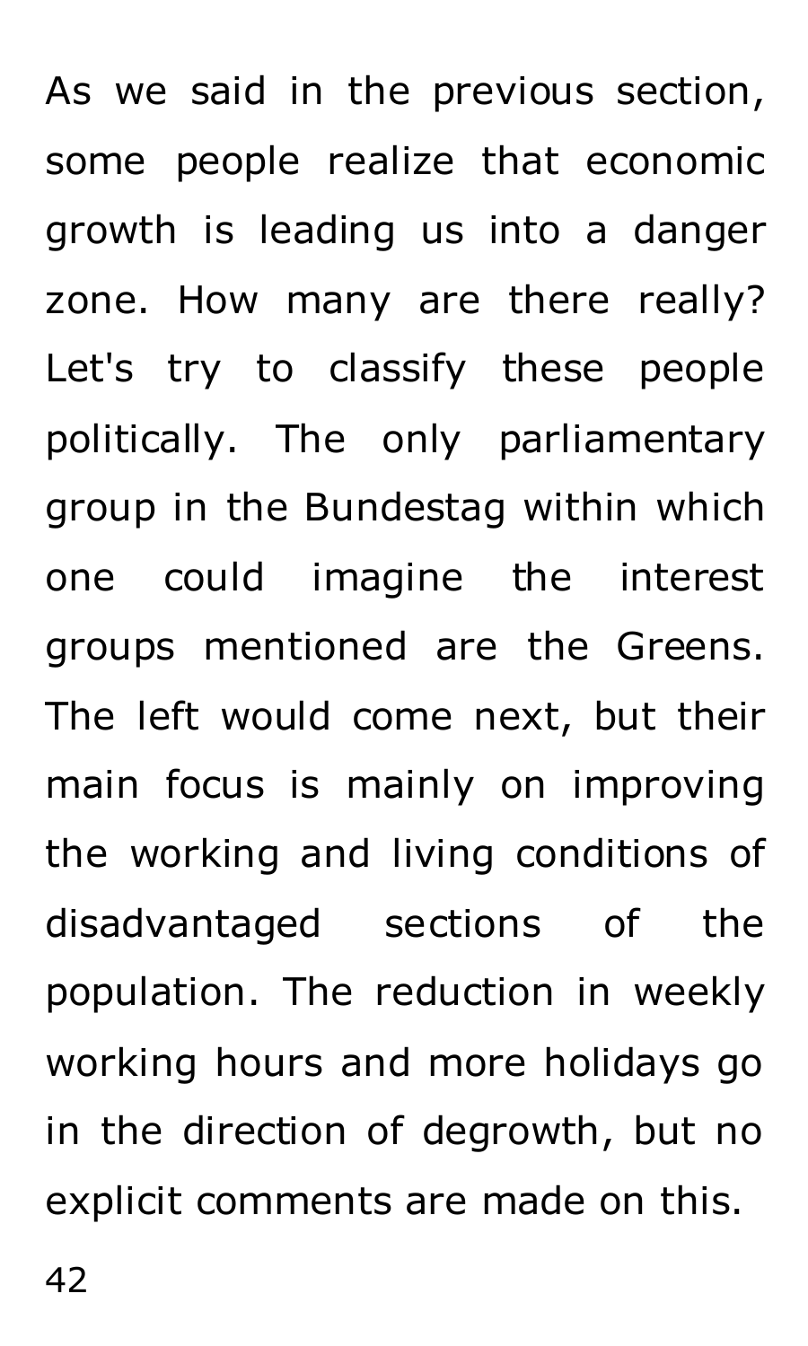As we said in the previous section, some people realize that economic growth is leading us into a danger zone. How many are there really? Let's try to classify these people politically. The only parliamentary group in the Bundestag within which one could imagine the interest groups mentioned are the Greens. The left would come next, but their main focus is mainly on improving the working and living conditions of disadvantaged sections of the population. The reduction in weekly working hours and more holidays go in the direction of degrowth, but no explicit comments are made on this.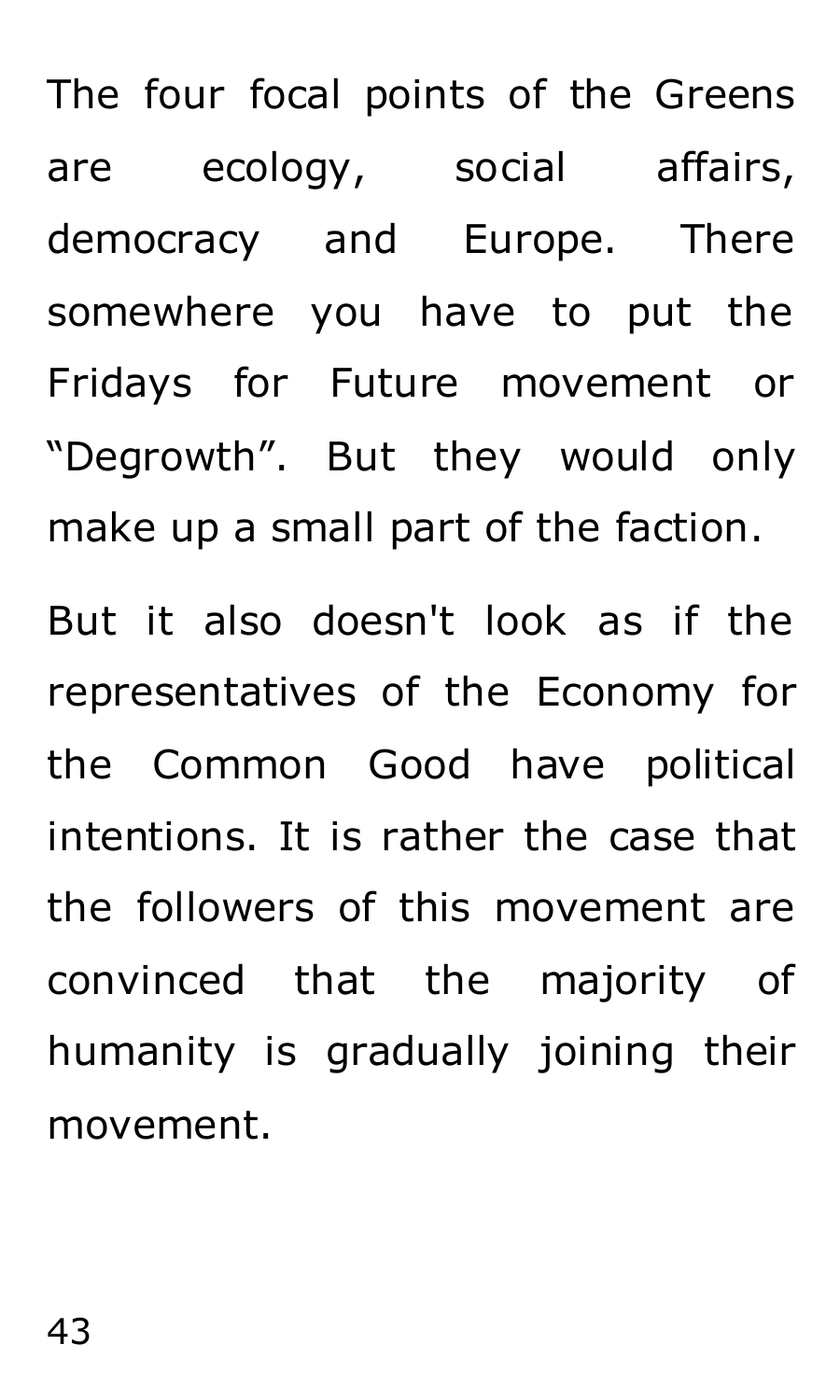The four focal points of the Greens are ecology, social affairs, democracy and Europe. There somewhere you have to put the Fridays for Future movement or “Degrowth”. But they would only make up a small part of the faction.

But it also doesn't look as if the representatives of the Economy for the Common Good have political intentions. It is rather the case that the followers of this movement are convinced that the majority of humanity is gradually joining their movement.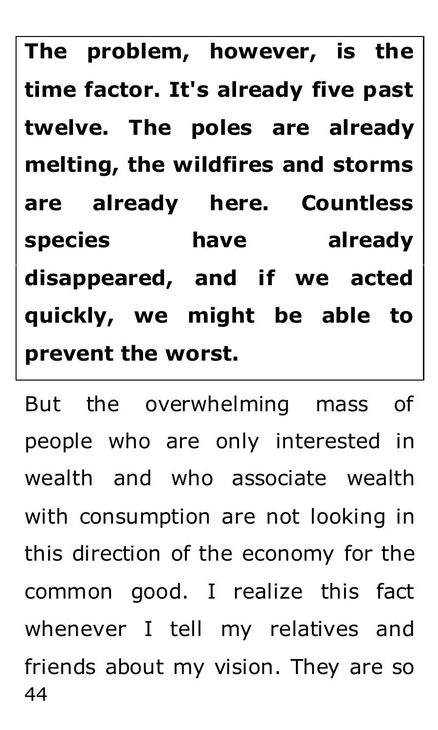**The problem, however, is the time factor. It's already five past twelve. The poles are already melting, the wildfires and storms are already here. Countless species have already disappeared, and if we acted quickly, we might be able to prevent the worst.**

But the overwhelming mass of people who are only interested in wealth and who associate wealth with consumption are not looking in this direction of the economy for the common good. I realize this fact whenever I tell my relatives and friends about my vision. They are so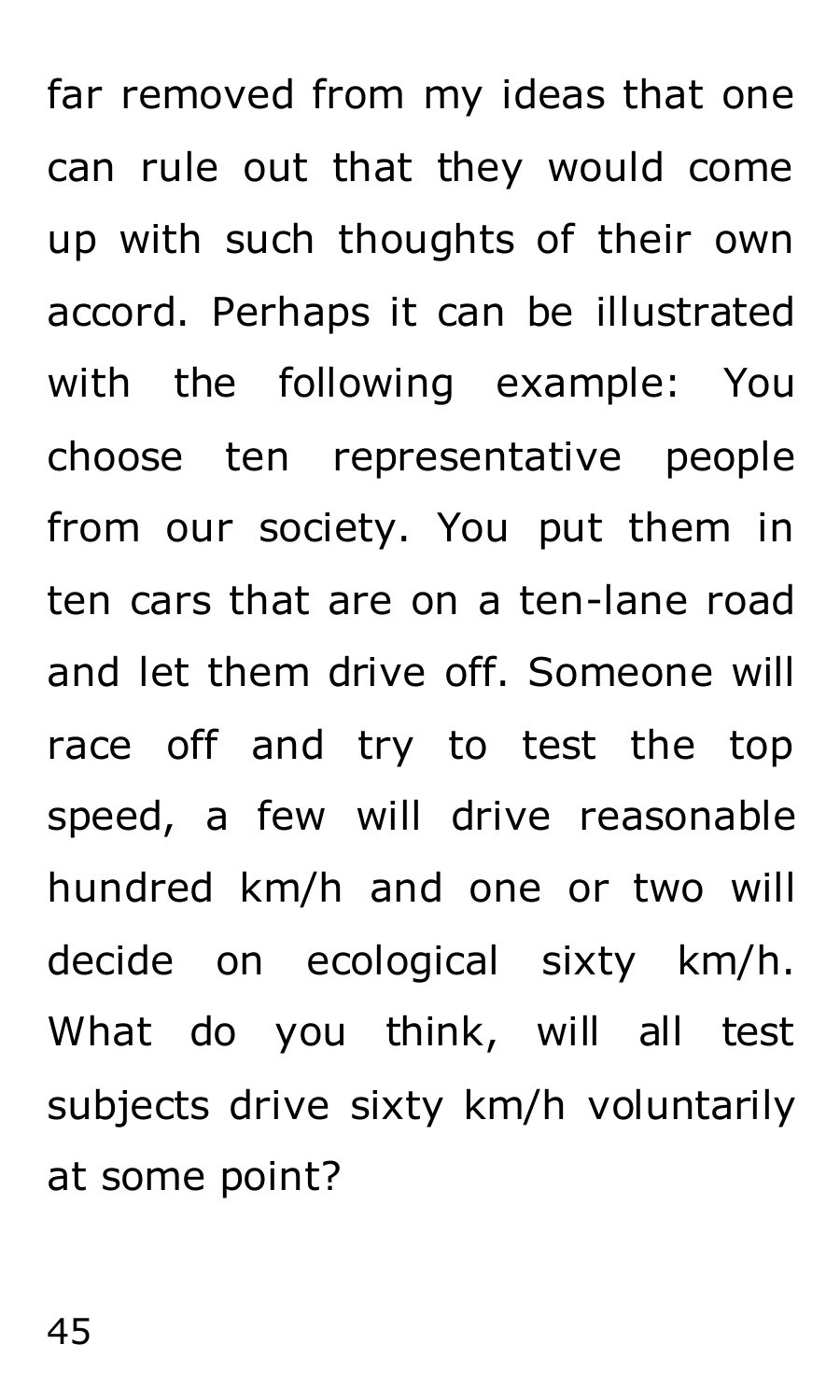far removed from my ideas that one can rule out that they would come up with such thoughts of their own accord. Perhaps it can be illustrated with the following example: You choose ten representative people from our society. You put them in ten cars that are on a ten-lane road and let them drive off. Someone will race off and try to test the top speed, a few will drive reasonable hundred km/h and one or two will decide on ecological sixty km/h. What do you think, will all test subjects drive sixty km/h voluntarily at some point?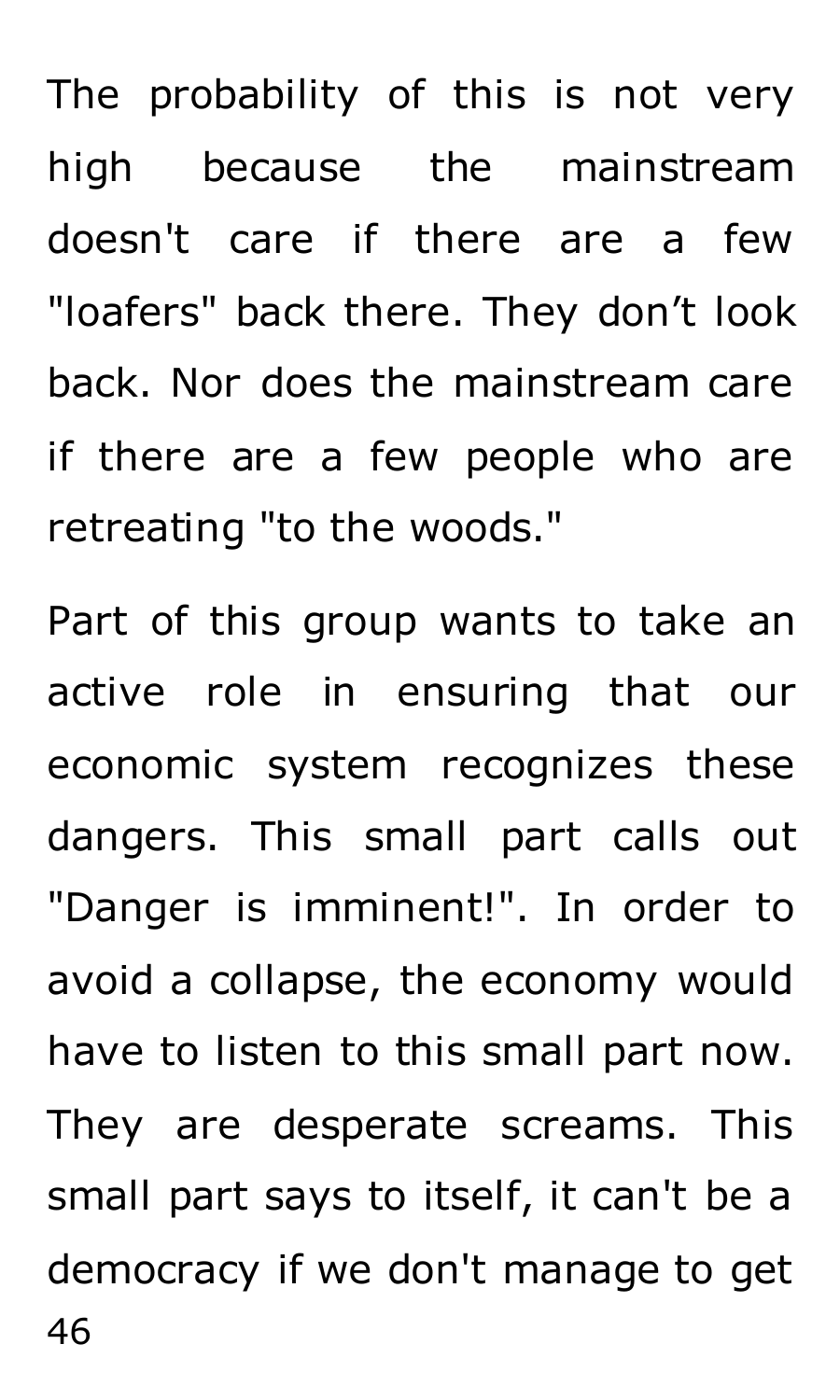The probability of this is not very high because the mainstream doesn't care if there are a few "loafers" back there. They don’t look back. Nor does the mainstream care if there are a few people who are retreating "to the woods."

Part of this group wants to take an active role in ensuring that our economic system recognizes these dangers. This small part calls out "Danger is imminent!". In order to avoid a collapse, the economy would have to listen to this small part now. They are desperate screams. This small part says to itself, it can't be a democracy if we don't manage to get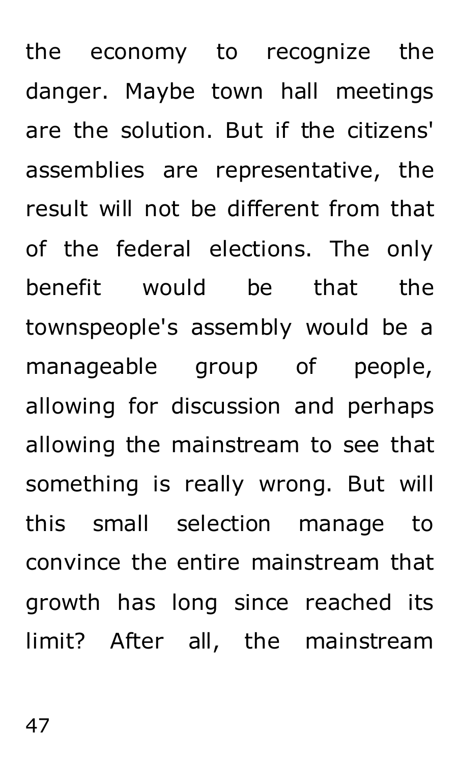the economy to recognize the danger. Maybe town hall meetings are the solution. But if the citizens' assemblies are representative, the result will not be different from that of the federal elections. The only benefit would be that the townspeople's assembly would be a manageable group of people, allowing for discussion and perhaps allowing the mainstream to see that something is really wrong. But will this small selection manage to convince the entire mainstream that growth has long since reached its limit? After all, the mainstream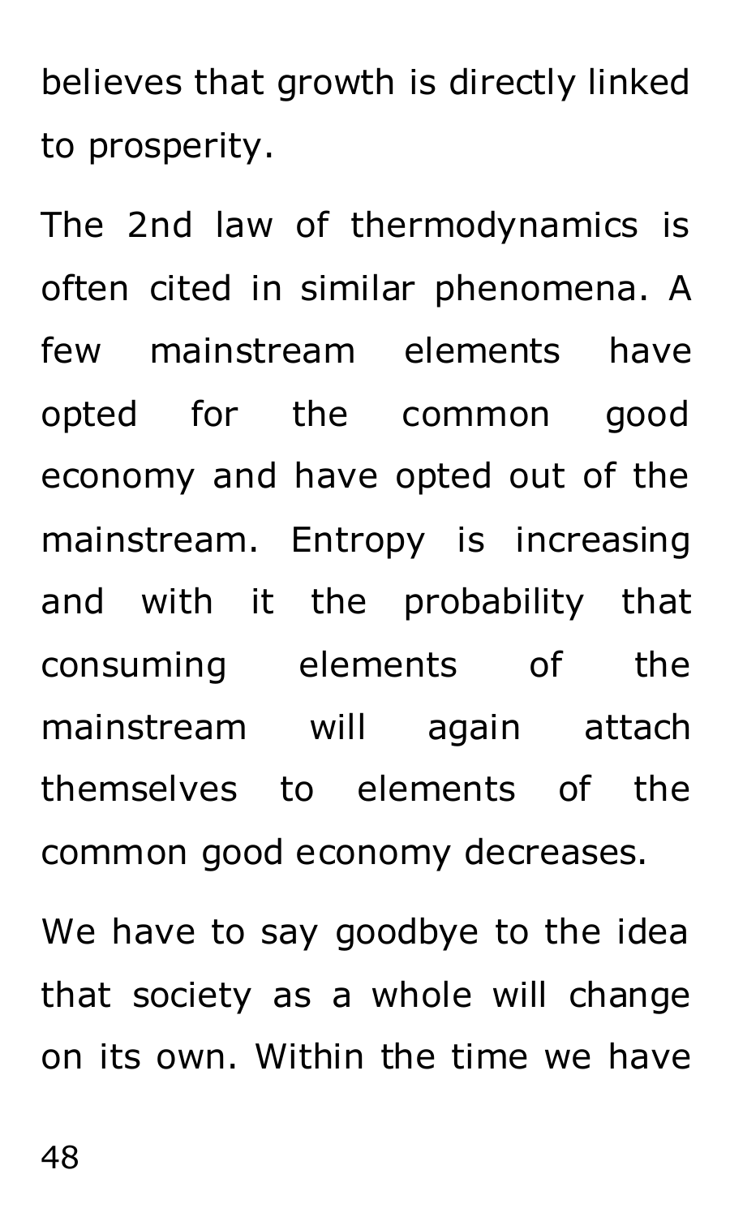believes that growth is directly linked to prosperity.

The 2nd law of thermodynamics is often cited in similar phenomena. A few mainstream elements have opted for the common good economy and have opted out of the mainstream. Entropy is increasing and with it the probability that consuming elements of the mainstream will again attach themselves to elements of the common good economy decreases.

We have to say goodbye to the idea that society as a whole will change on its own. Within the time we have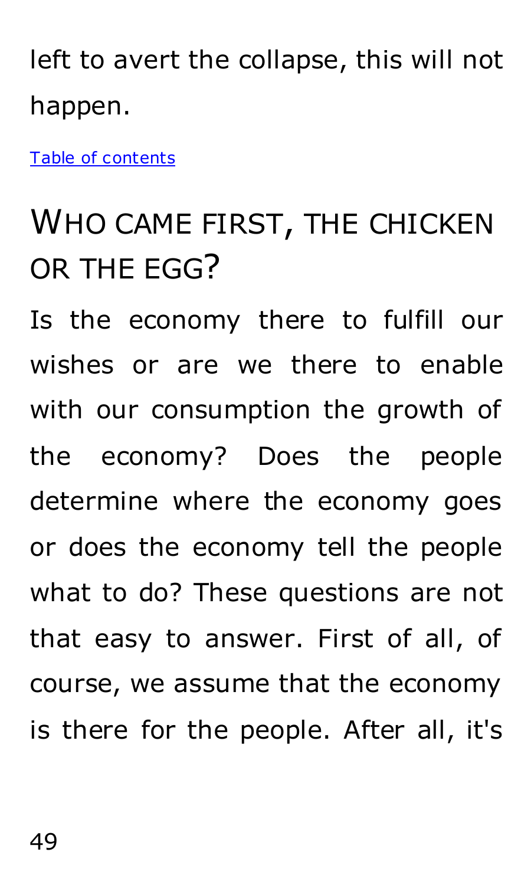left to avert the collapse, this will not happen.

[Table of contents](#)

## WHO CAME FIRST, THE CHICKEN OR THE EGG?

Is the economy there to fulfill our wishes or are we there to enable with our consumption the growth of the economy? Does the people determine where the economy goes or does the economy tell the people what to do? These questions are not that easy to answer. First of all, of course, we assume that the economy is there for the people. After all, it's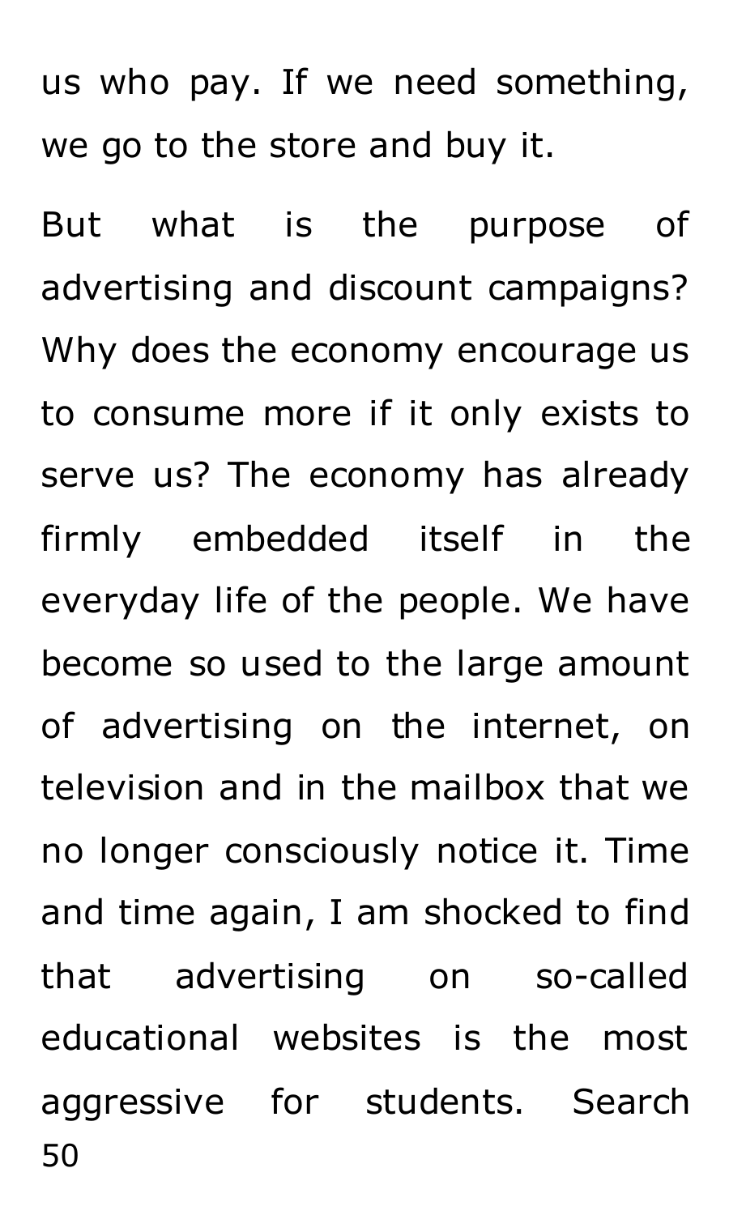us who pay. If we need something, we go to the store and buy it.

But what is the purpose of advertising and discount campaigns? Why does the economy encourage us to consume more if it only exists to serve us? The economy has already firmly embedded itself in the everyday life of the people. We have become so used to the large amount of advertising on the internet, on television and in the mailbox that we no longer consciously notice it. Time and time again, I am shocked to find that advertising on so-called educational websites is the most aggressive for students. Search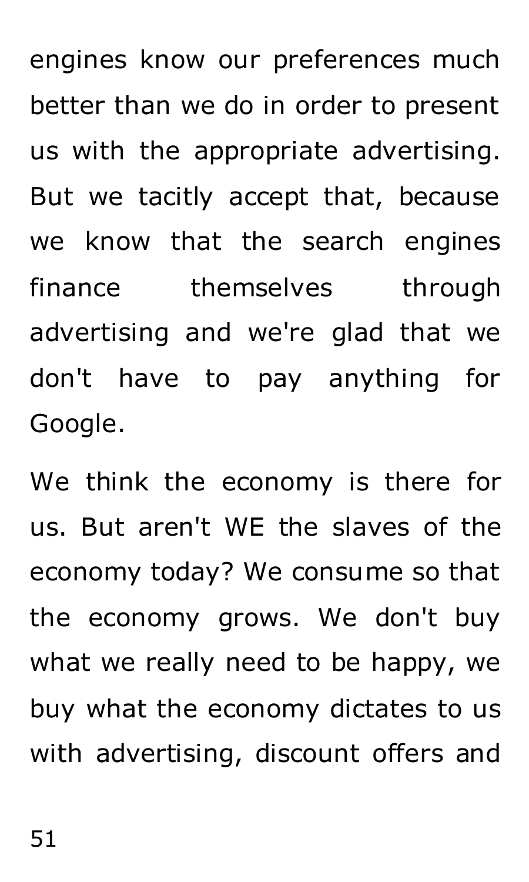engines know our preferences much better than we do in order to present us with the appropriate advertising. But we tacitly accept that, because we know that the search engines finance themselves through advertising and we're glad that we don't have to pay anything for Google.

We think the economy is there for us. But aren't WE the slaves of the economy today? We consume so that the economy grows. We don't buy what we really need to be happy, we buy what the economy dictates to us with advertising, discount offers and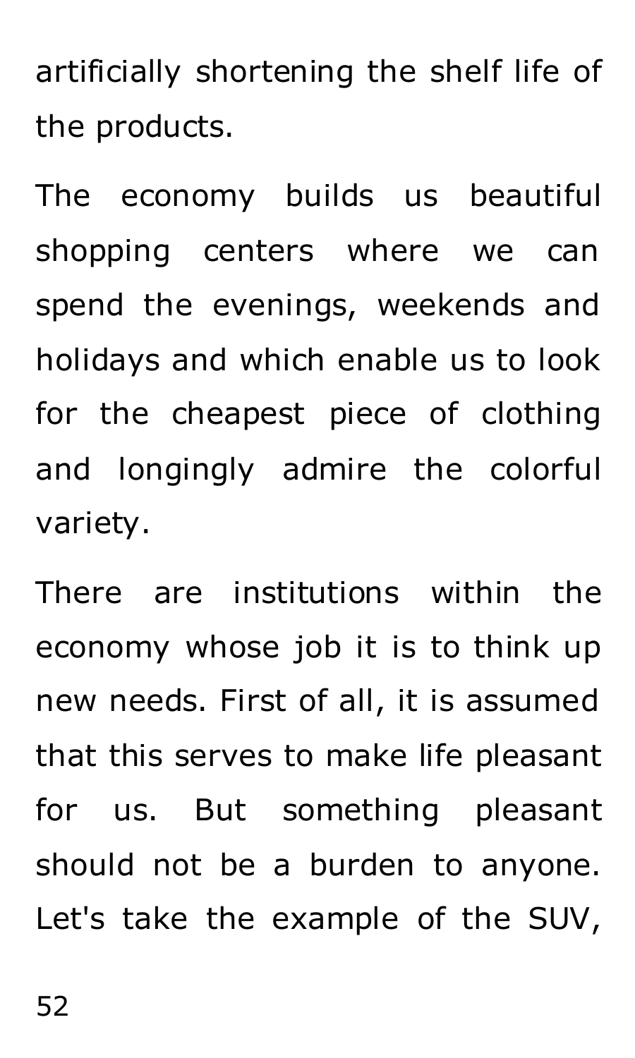artificially shortening the shelf life of the products.

The economy builds us beautiful shopping centers where we can spend the evenings, weekends and holidays and which enable us to look for the cheapest piece of clothing and longingly admire the colorful variety.

There are institutions within the economy whose job it is to think up new needs. First of all, it is assumed that this serves to make life pleasant for us. But something pleasant should not be a burden to anyone. Let's take the example of the SUV,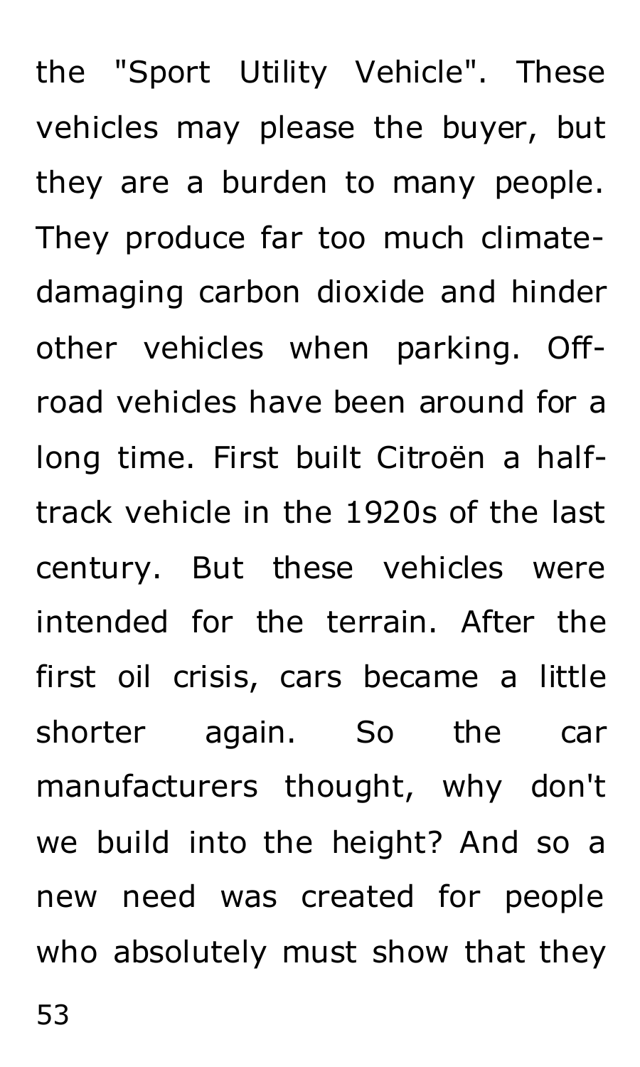the "Sport Utility Vehicle". These vehicles may please the buyer, but they are a burden to many people. They produce far too much climate-damaging carbon dioxide and hinder other vehicles when parking. Off-road vehicles have been around for a long time. First built Citroën a half-track vehicle in the 1920s of the last century. But these vehicles were intended for the terrain. After the first oil crisis, cars became a little shorter again. So the car manufacturers thought, why don't we build into the height? And so a new need was created for people who absolutely must show that they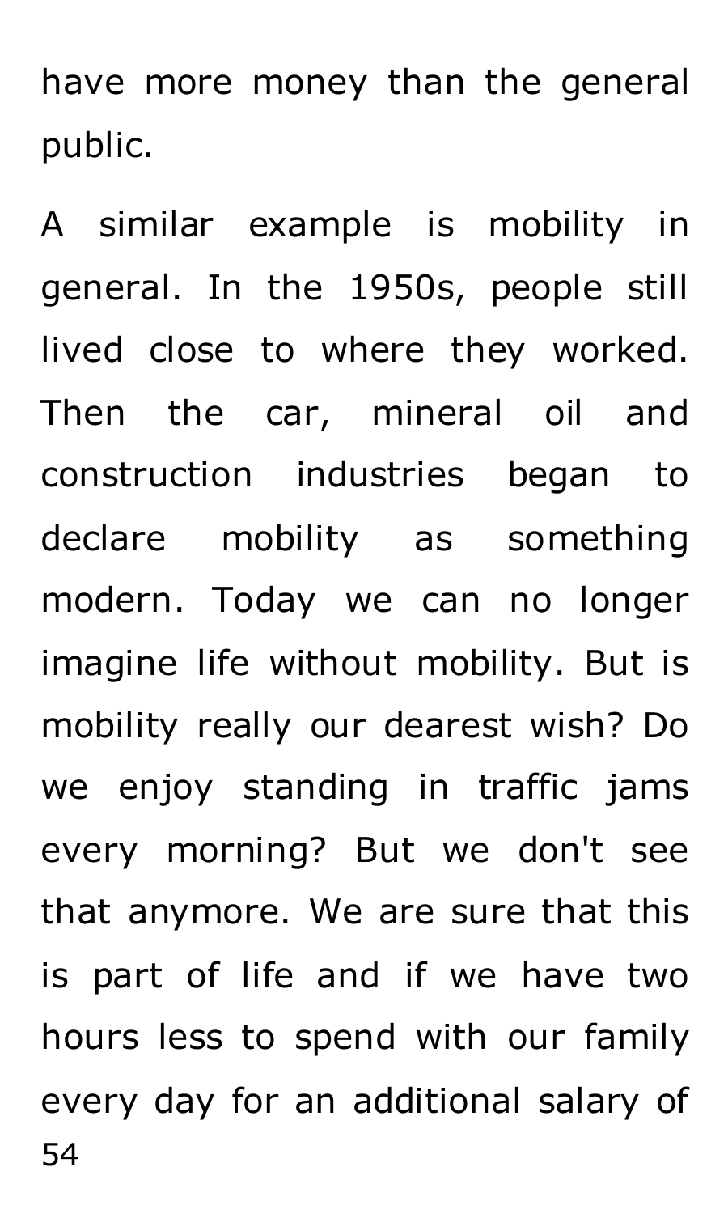have more money than the general public.

A similar example is mobility in general. In the 1950s, people still lived close to where they worked. Then the car, mineral oil and construction industries began to declare mobility as something modern. Today we can no longer imagine life without mobility. But is mobility really our dearest wish? Do we enjoy standing in traffic jams every morning? But we don't see that anymore. We are sure that this is part of life and if we have two hours less to spend with our family every day for an additional salary of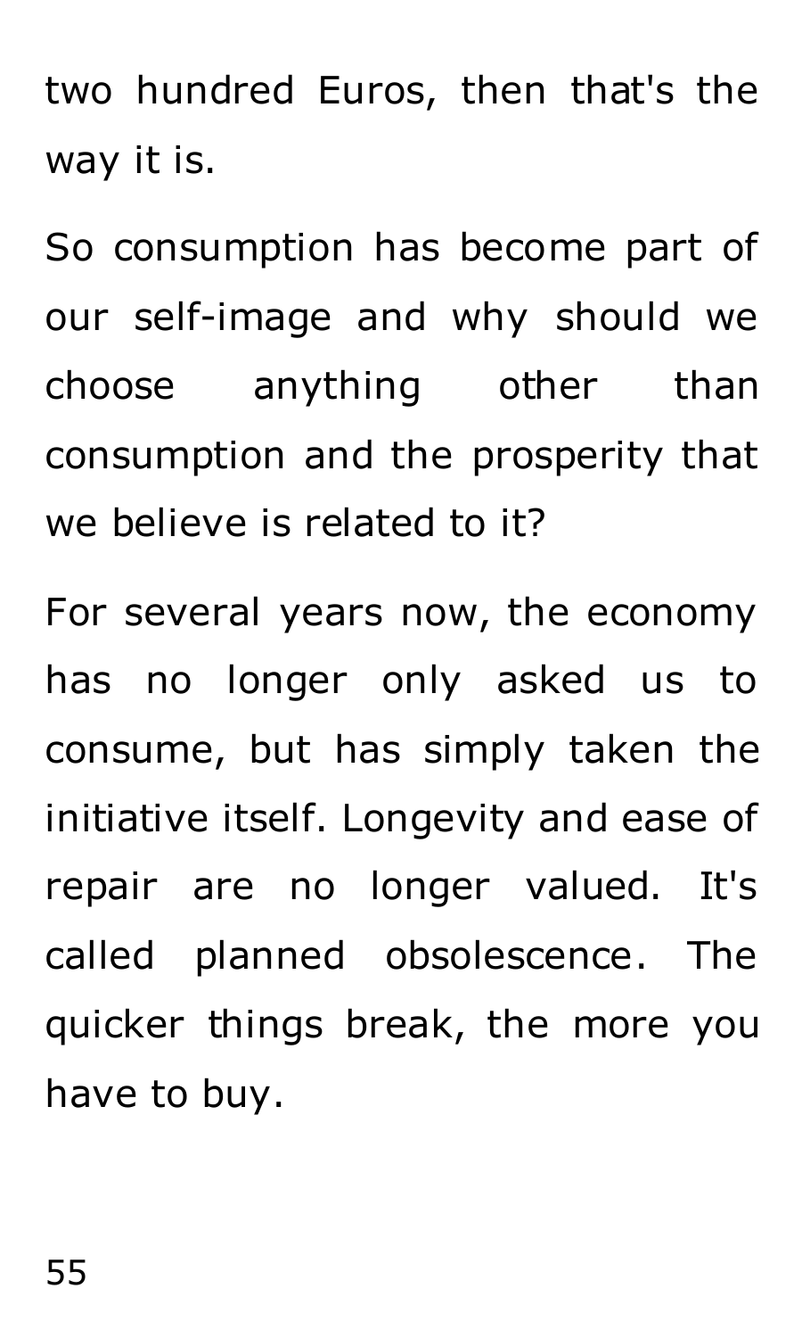two hundred Euros, then that's the way it is.

So consumption has become part of our self-image and why should we choose anything other than consumption and the prosperity that we believe is related to it?

For several years now, the economy has no longer only asked us to consume, but has simply taken the initiative itself. Longevity and ease of repair are no longer valued. It's called planned obsolescence. The quicker things break, the more you have to buy.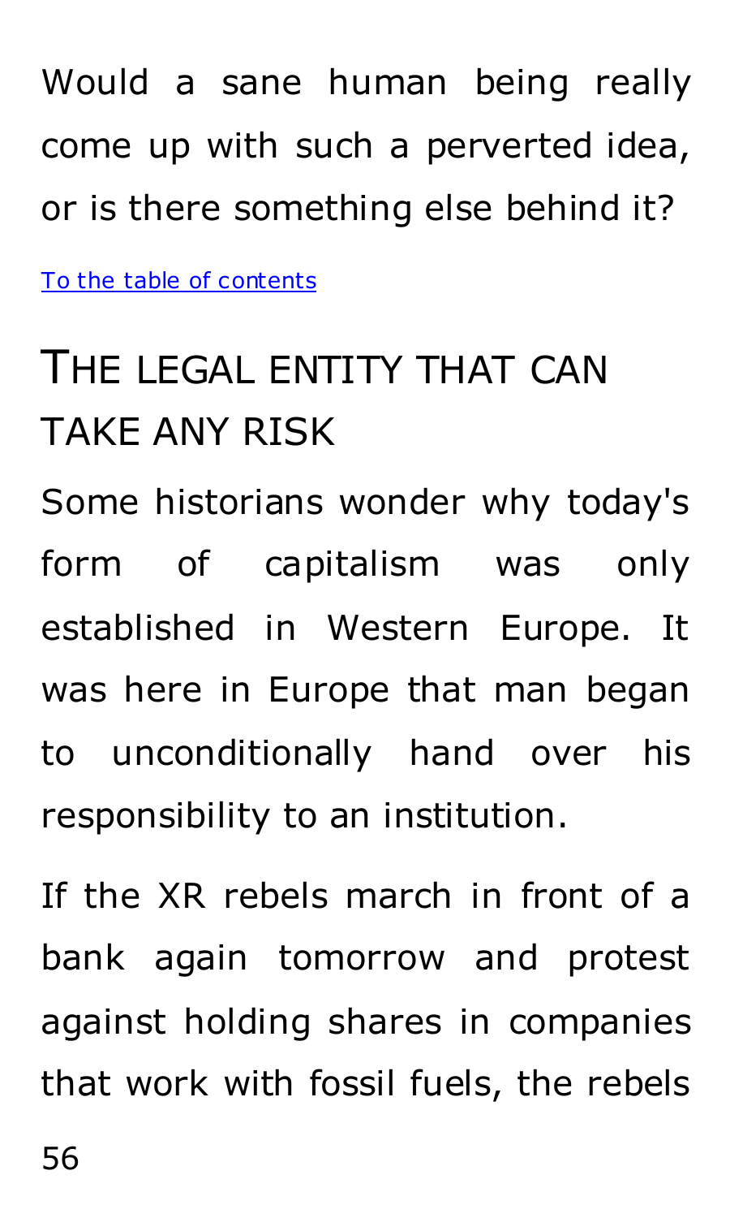Would a sane human being really come up with such a perverted idea, or is there something else behind it?

[To the table of contents]

## THE LEGAL ENTITY THAT CAN TAKE ANY RISK

Some historians wonder why today's form of capitalism was only established in Western Europe. It was here in Europe that man began to unconditionally hand over his responsibility to an institution.

If the XR rebels march in front of a bank again tomorrow and protest against holding shares in companies that work with fossil fuels, the rebels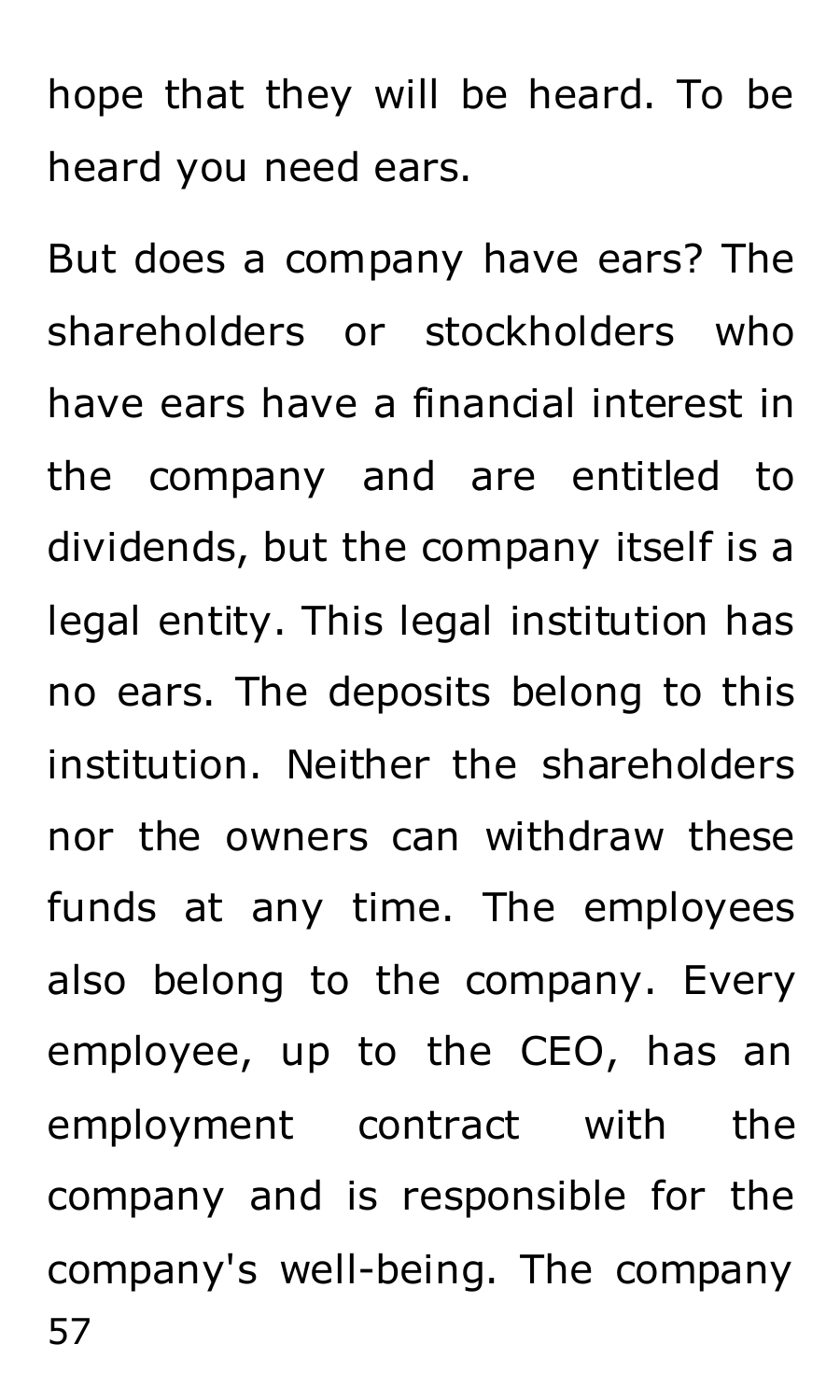hope that they will be heard. To be heard you need ears.

But does a company have ears? The shareholders or stockholders who have ears have a financial interest in the company and are entitled to dividends, but the company itself is a legal entity. This legal institution has no ears. The deposits belong to this institution. Neither the shareholders nor the owners can withdraw these funds at any time. The employees also belong to the company. Every employee, up to the CEO, has an employment contract with the company and is responsible for the company's well-being. The company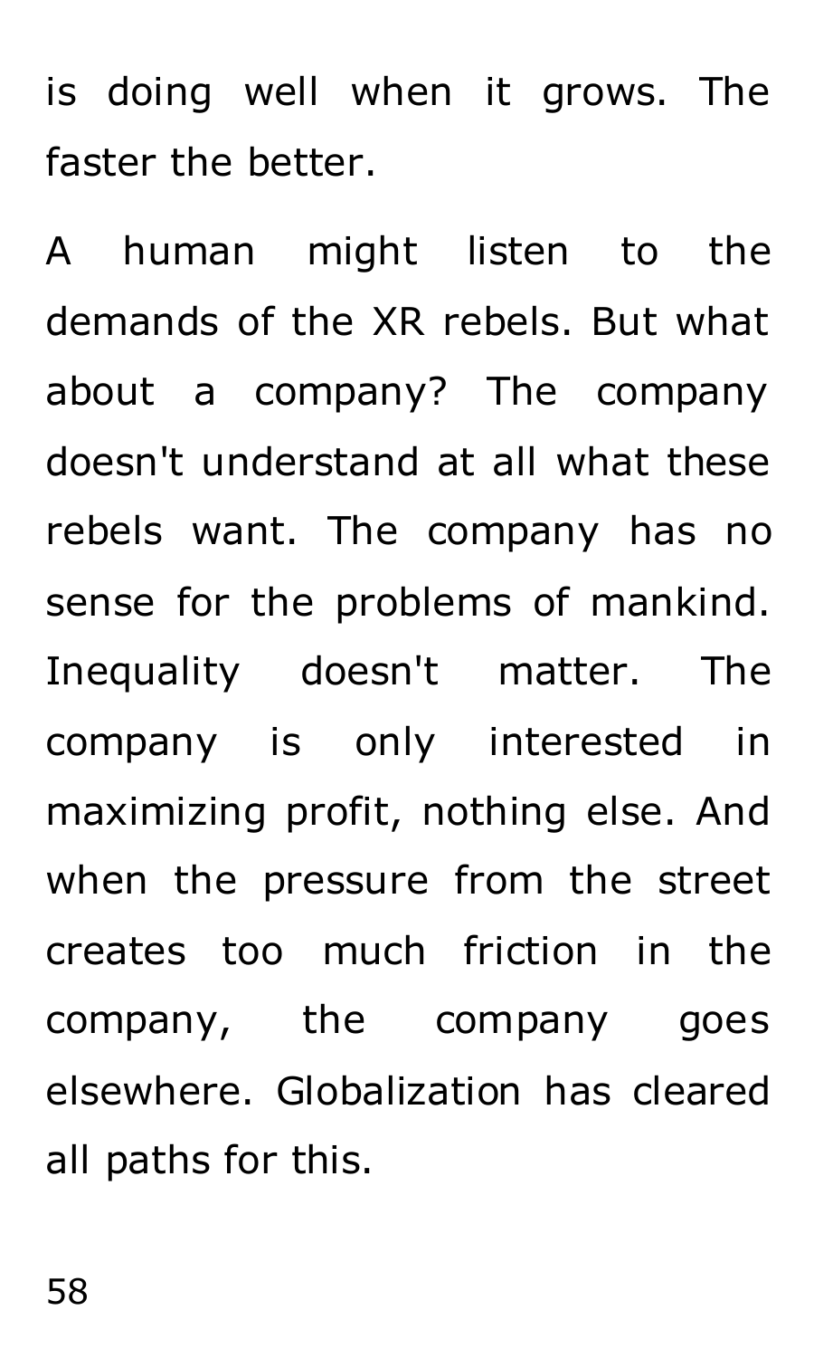is doing well when it grows. The faster the better.

A human might listen to the demands of the XR rebels. But what about a company? The company doesn't understand at all what these rebels want. The company has no sense for the problems of mankind. Inequality doesn't matter. The company is only interested in maximizing profit, nothing else. And when the pressure from the street creates too much friction in the company, the company goes elsewhere. Globalization has cleared all paths for this.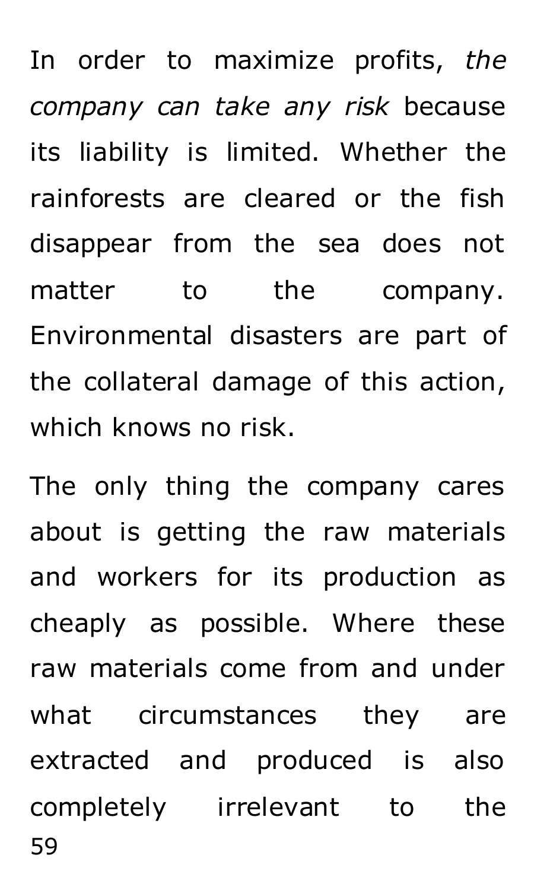In order to maximize profits, *the company can take any risk* because its liability is limited. Whether the rainforests are cleared or the fish disappear from the sea does not matter to the company. Environmental disasters are part of the collateral damage of this action, which knows no risk.

The only thing the company cares about is getting the raw materials and workers for its production as cheaply as possible. Where these raw materials come from and under what circumstances they are extracted and produced is also completely irrelevant to the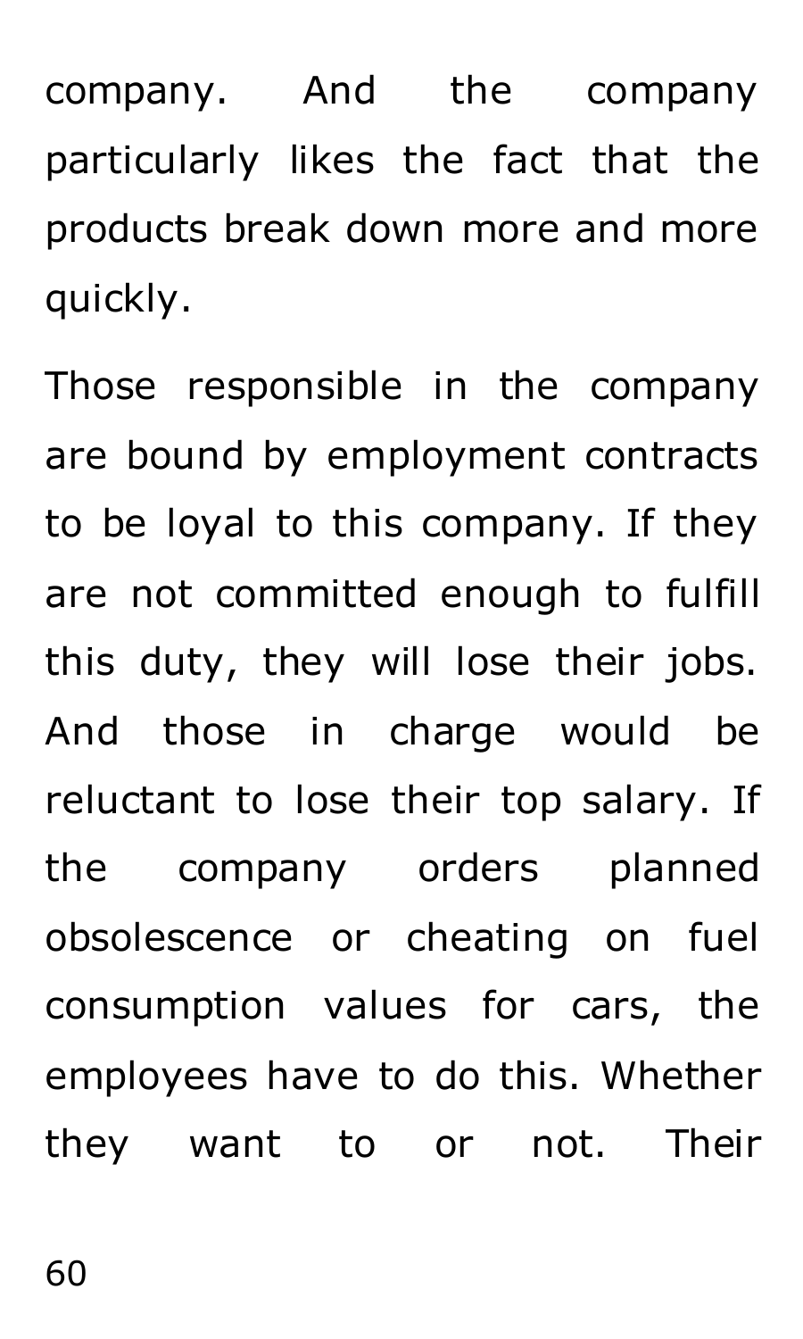company. And the company particularly likes the fact that the products break down more and more quickly.

Those responsible in the company are bound by employment contracts to be loyal to this company. If they are not committed enough to fulfill this duty, they will lose their jobs. And those in charge would be reluctant to lose their top salary. If the company orders planned obsolescence or cheating on fuel consumption values for cars, the employees have to do this. Whether they want to or not. Their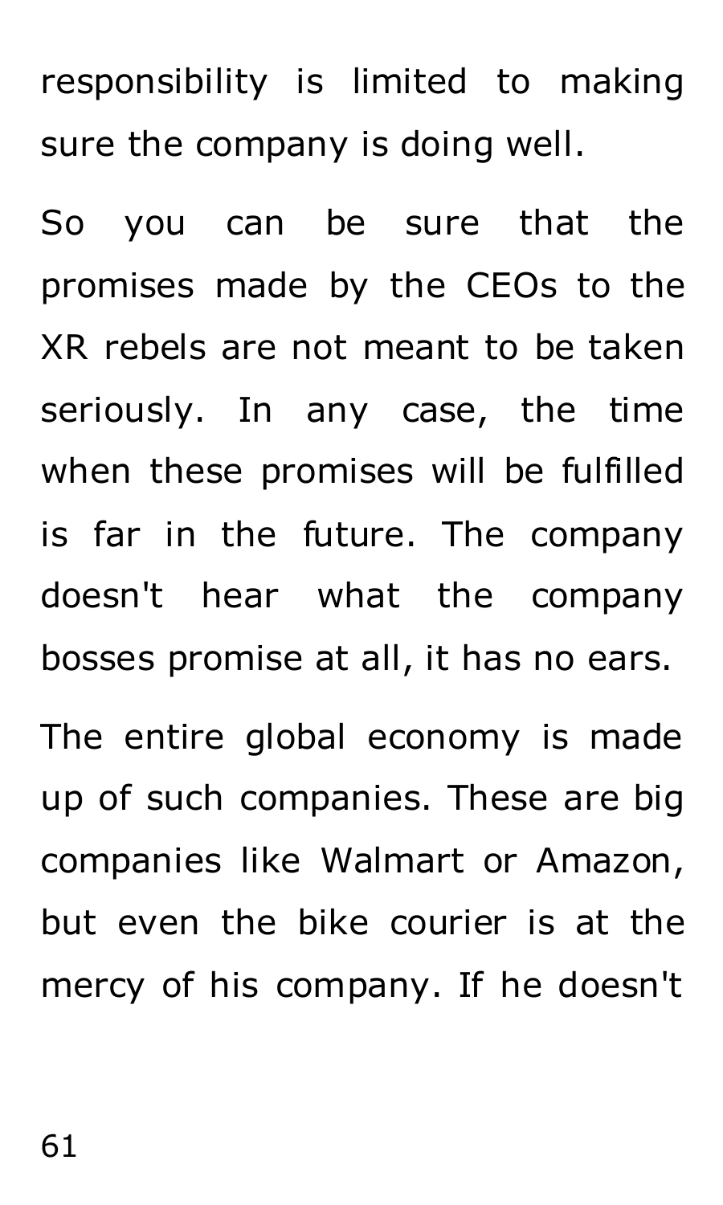responsibility is limited to making sure the company is doing well.

So you can be sure that the promises made by the CEOs to the XR rebels are not meant to be taken seriously. In any case, the time when these promises will be fulfilled is far in the future. The company doesn't hear what the company bosses promise at all, it has no ears.

The entire global economy is made up of such companies. These are big companies like Walmart or Amazon, but even the bike courier is at the mercy of his company. If he doesn't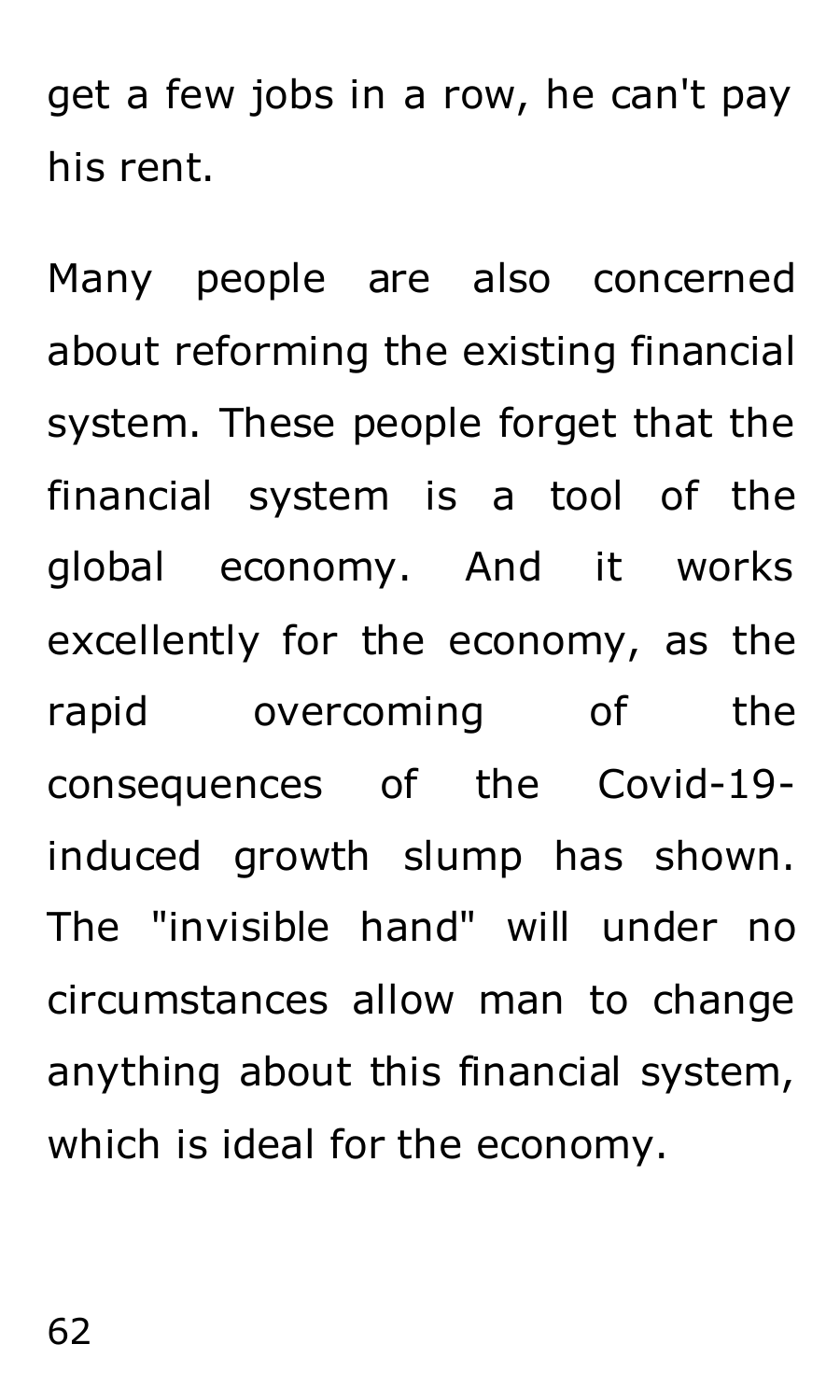get a few jobs in a row, he can't pay his rent.

Many people are also concerned about reforming the existing financial system. These people forget that the financial system is a tool of the global economy. And it works excellently for the economy, as the rapid overcoming of the consequences of the Covid-19-induced growth slump has shown. The "invisible hand" will under no circumstances allow man to change anything about this financial system, which is ideal for the economy.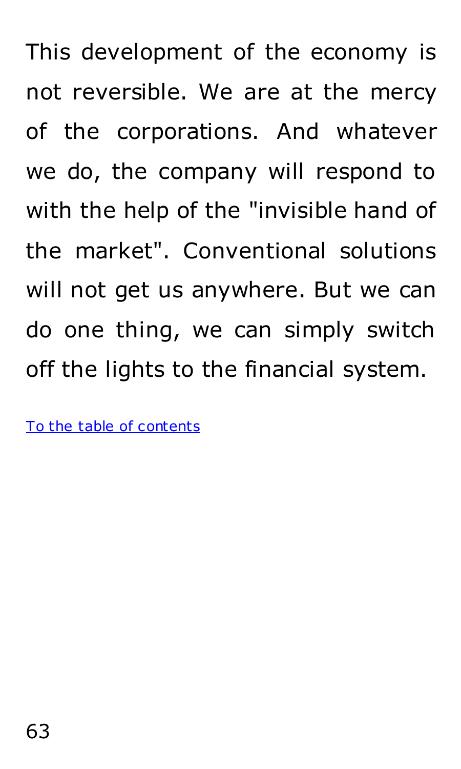This development of the economy is not reversible. We are at the mercy of the corporations. And whatever we do, the company will respond to with the help of the "invisible hand of the market". Conventional solutions will not get us anywhere. But we can do one thing, we can simply switch off the lights to the financial system.

To the table of contents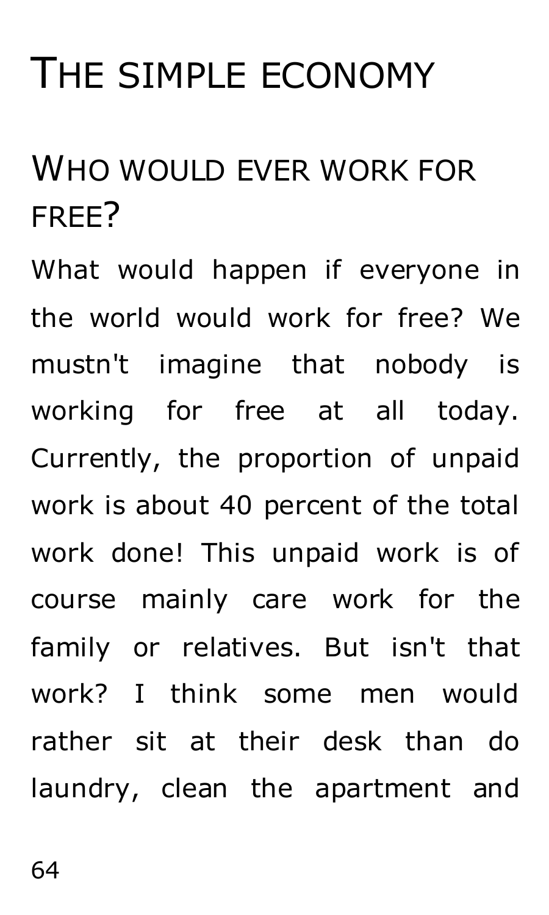# The simple economy

## Who would ever work for free?

What would happen if everyone in the world would work for free? We mustn't imagine that nobody is working for free at all today. Currently, the proportion of unpaid work is about 40 percent of the total work done! This unpaid work is of course mainly care work for the family or relatives. But isn't that work? I think some men would rather sit at their desk than do laundry, clean the apartment and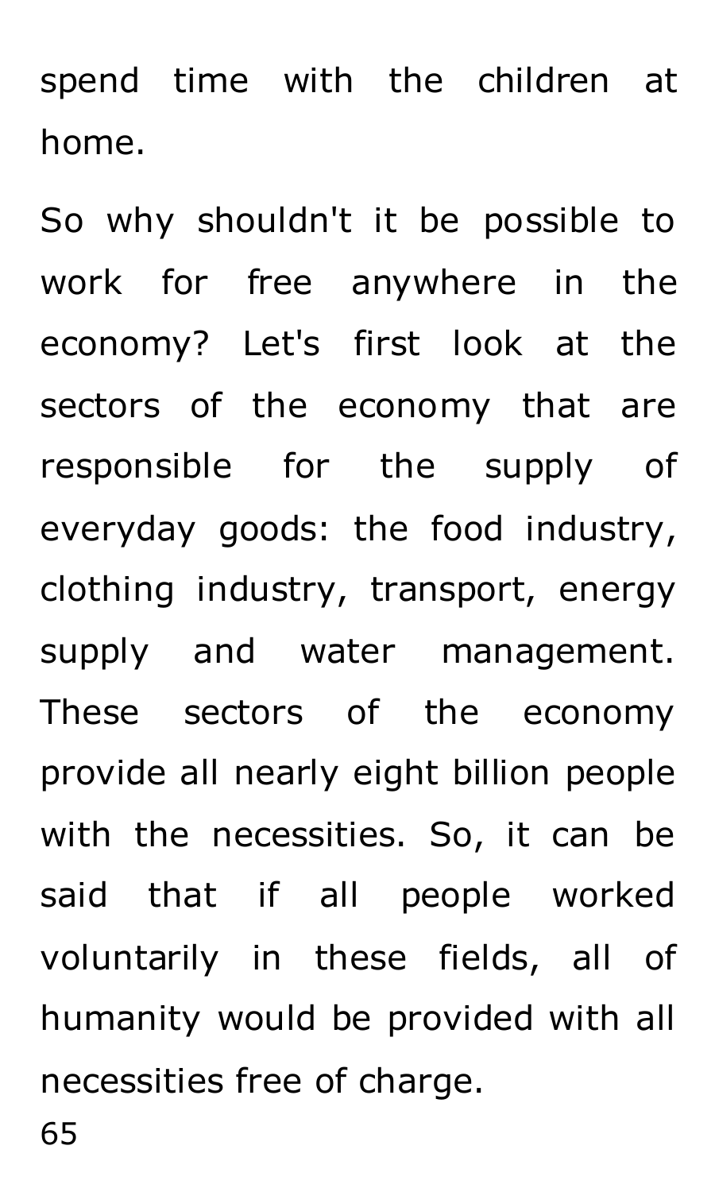spend time with the children at home.

So why shouldn't it be possible to work for free anywhere in the economy? Let's first look at the sectors of the economy that are responsible for the supply of everyday goods: the food industry, clothing industry, transport, energy supply and water management. These sectors of the economy provide all nearly eight billion people with the necessities. So, it can be said that if all people worked voluntarily in these fields, all of humanity would be provided with all necessities free of charge.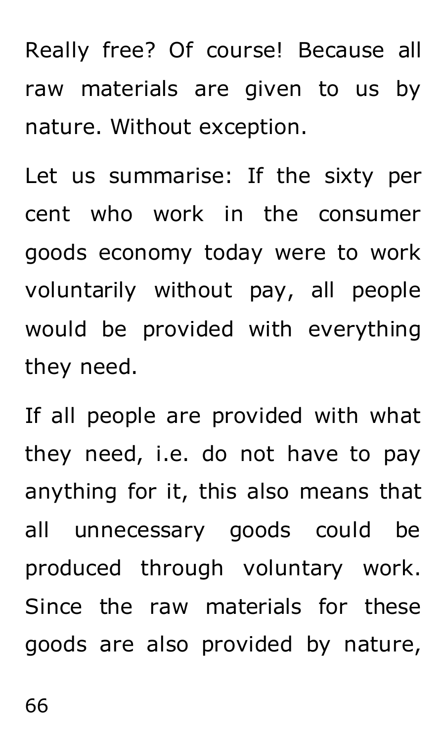Really free? Of course! Because all raw materials are given to us by nature. Without exception.

Let us summarise: If the sixty per cent who work in the consumer goods economy today were to work voluntarily without pay, all people would be provided with everything they need.

If all people are provided with what they need, i.e. do not have to pay anything for it, this also means that all unnecessary goods could be produced through voluntary work. Since the raw materials for these goods are also provided by nature,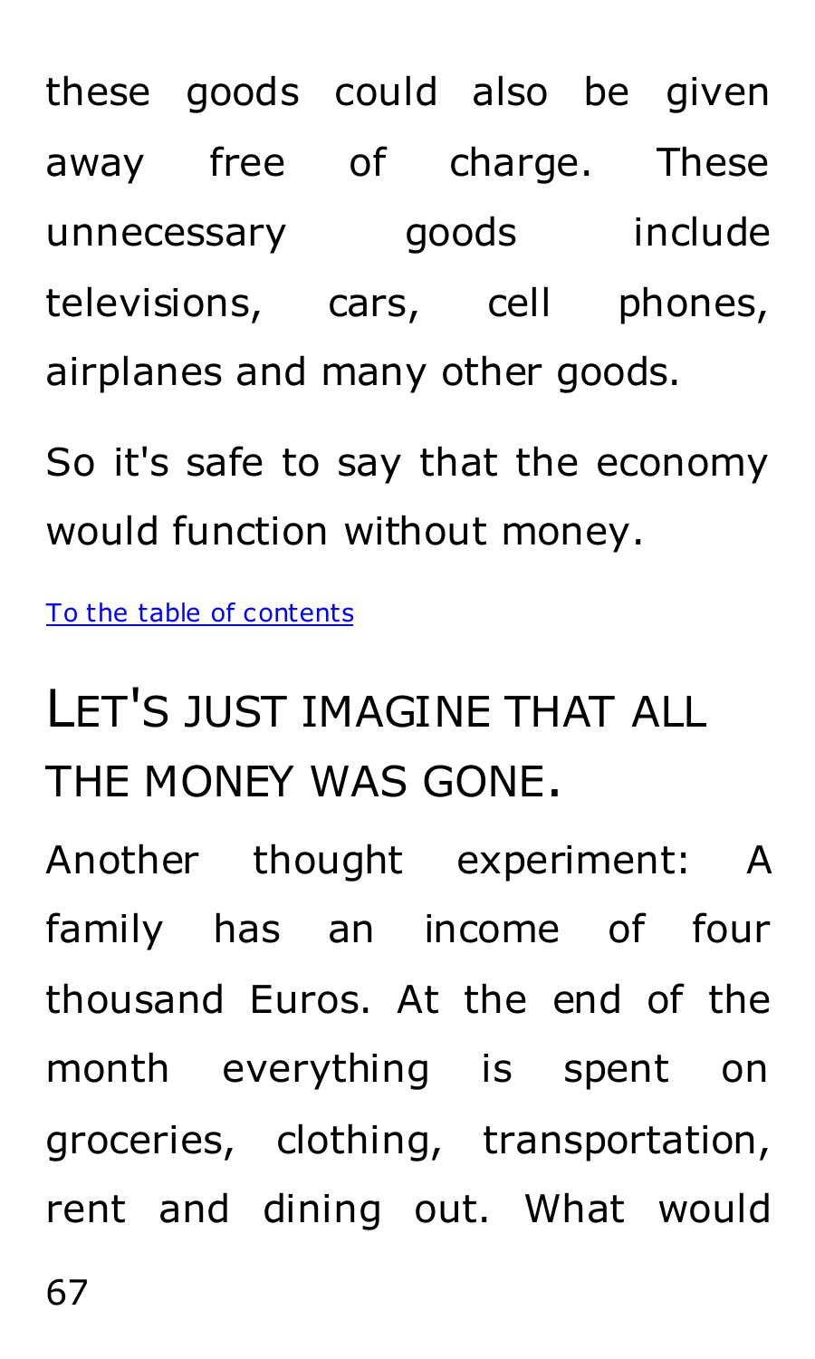these goods could also be given away free of charge. These unnecessary goods include televisions, cars, cell phones, airplanes and many other goods.

So it's safe to say that the economy would function without money.

[To the table of contents]

## LET'S JUST IMAGINE THAT ALL THE MONEY WAS GONE.

Another thought experiment: A family has an income of four thousand Euros. At the end of the month everything is spent on groceries, clothing, transportation, rent and dining out. What would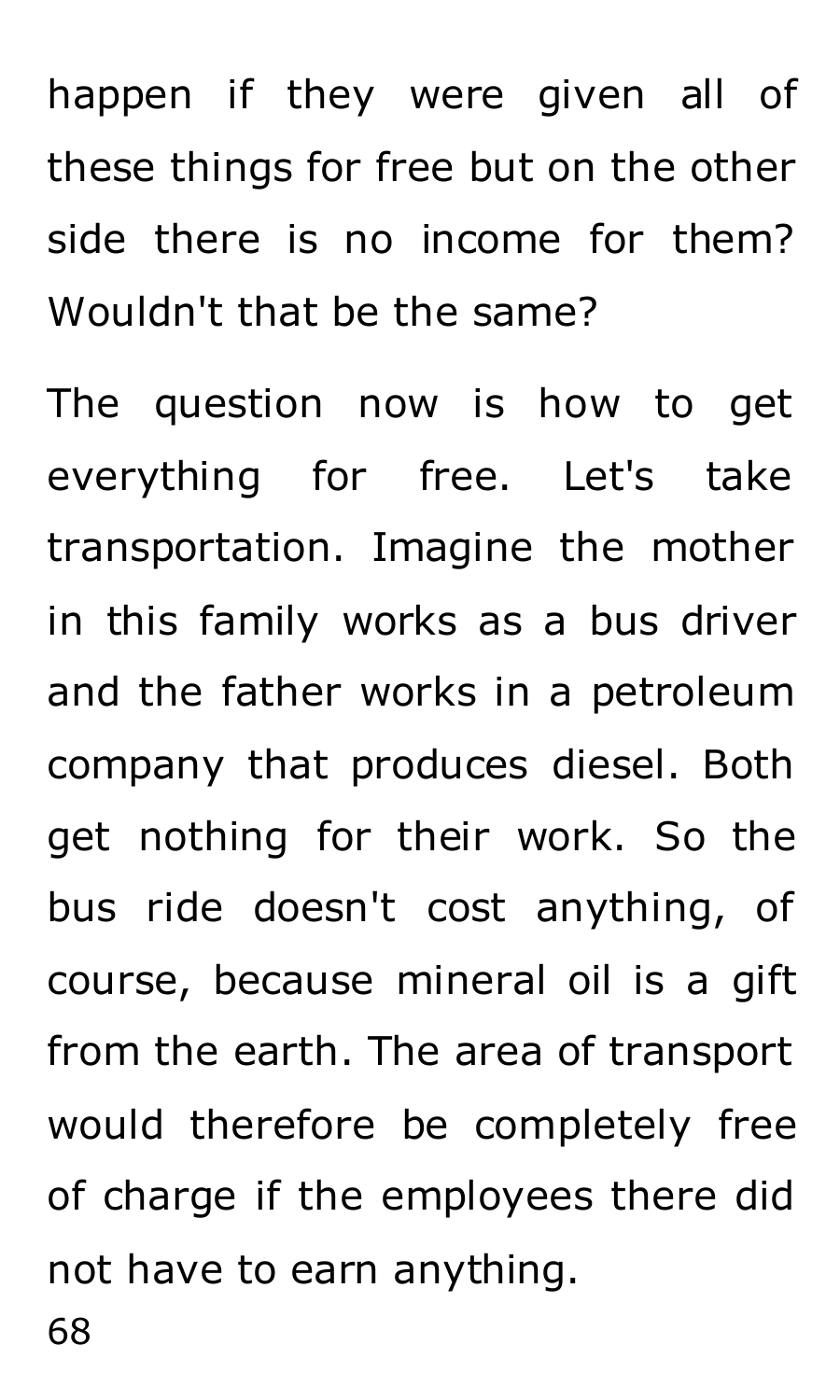happen if they were given all of these things for free but on the other side there is no income for them? Wouldn't that be the same?

The question now is how to get everything for free. Let's take transportation. Imagine the mother in this family works as a bus driver and the father works in a petroleum company that produces diesel. Both get nothing for their work. So the bus ride doesn't cost anything, of course, because mineral oil is a gift from the earth. The area of transport would therefore be completely free of charge if the employees there did not have to earn anything.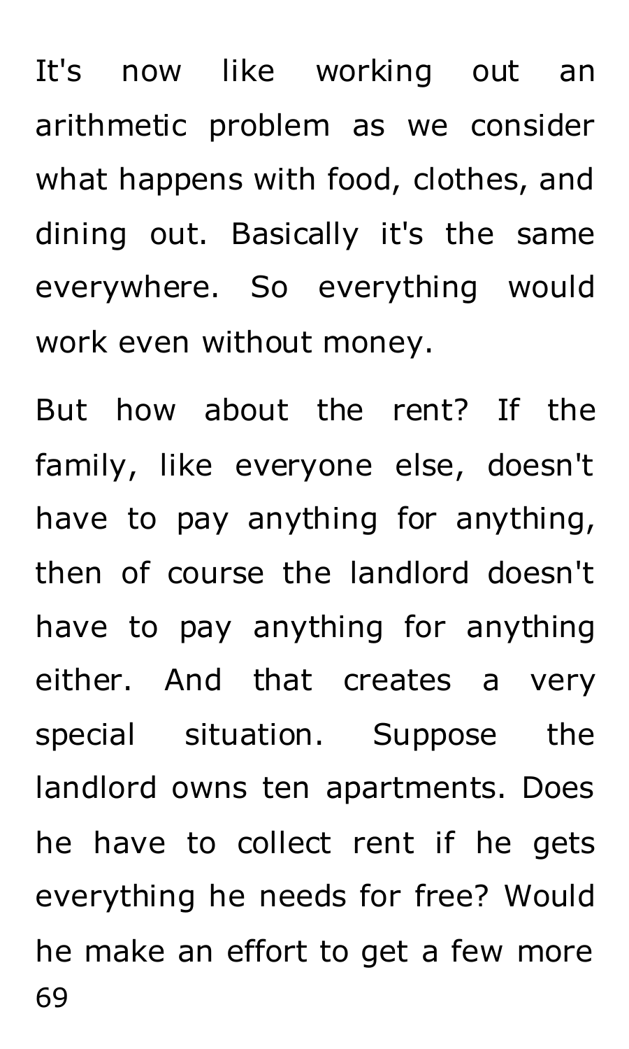It's now like working out an arithmetic problem as we consider what happens with food, clothes, and dining out. Basically it's the same everywhere. So everything would work even without money.

But how about the rent? If the family, like everyone else, doesn't have to pay anything for anything, then of course the landlord doesn't have to pay anything for anything either. And that creates a very special situation. Suppose the landlord owns ten apartments. Does he have to collect rent if he gets everything he needs for free? Would he make an effort to get a few more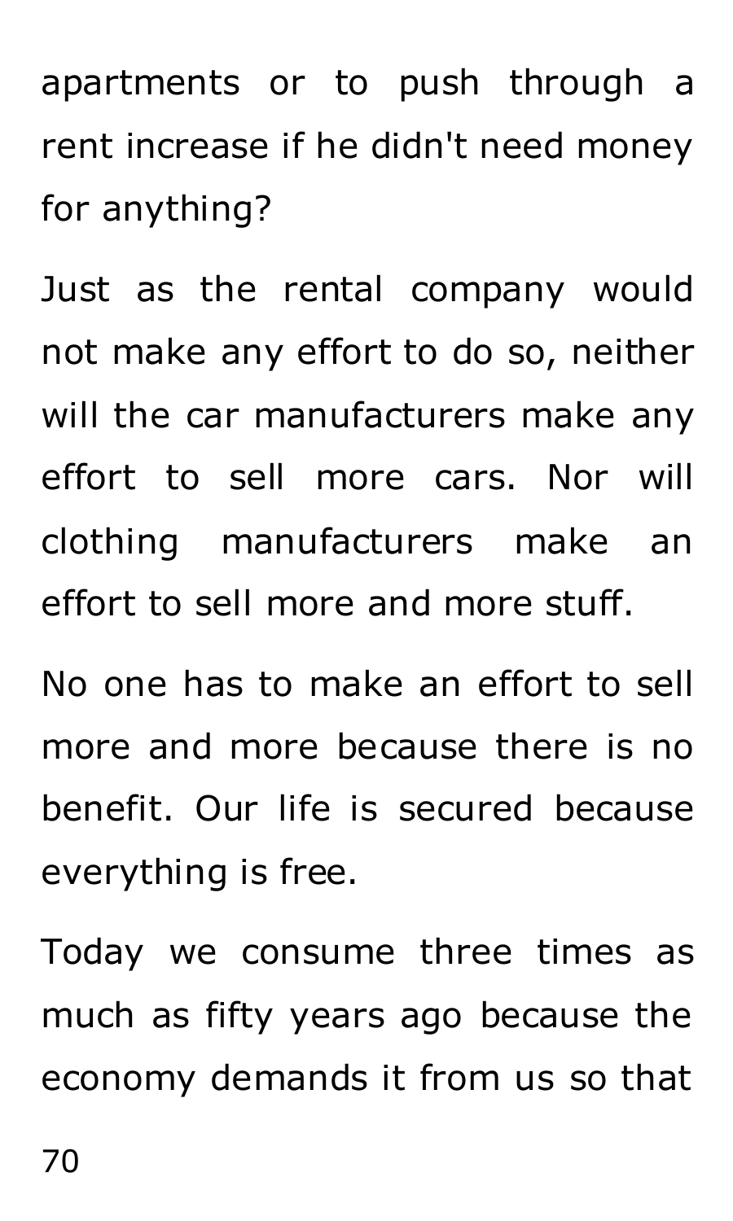apartments or to push through a rent increase if he didn't need money for anything?

Just as the rental company would not make any effort to do so, neither will the car manufacturers make any effort to sell more cars. Nor will clothing manufacturers make an effort to sell more and more stuff.

No one has to make an effort to sell more and more because there is no benefit. Our life is secured because everything is free.

Today we consume three times as much as fifty years ago because the economy demands it from us so that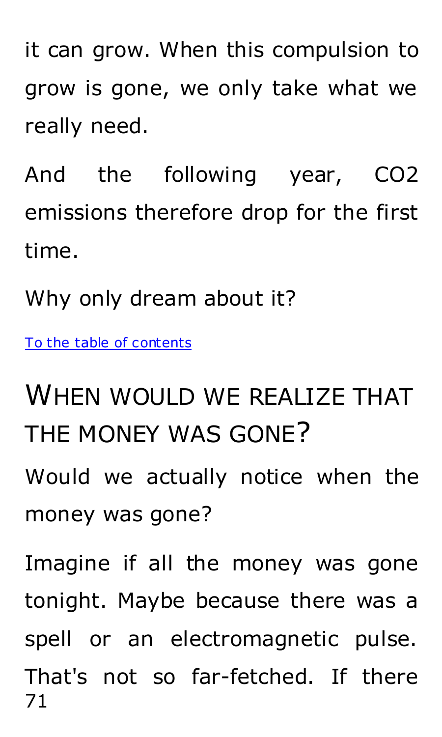it can grow. When this compulsion to grow is gone, we only take what we really need.

And the following year, $CO_2$ emissions therefore drop for the first time.

Why only dream about it?

[To the table of contents]

## When would we realize that the money was gone?

Would we actually notice when the money was gone?

Imagine if all the money was gone tonight. Maybe because there was a spell or an electromagnetic pulse. That's not so far-fetched. If there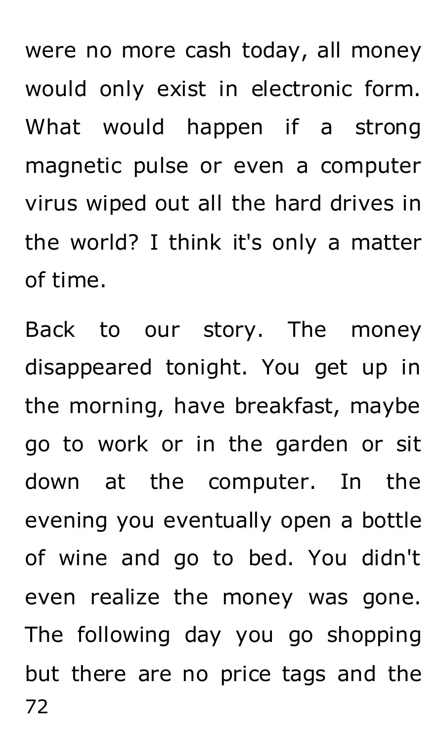were no more cash today, all money would only exist in electronic form. What would happen if a strong magnetic pulse or even a computer virus wiped out all the hard drives in the world? I think it's only a matter of time.

Back to our story. The money disappeared tonight. You get up in the morning, have breakfast, maybe go to work or in the garden or sit down at the computer. In the evening you eventually open a bottle of wine and go to bed. You didn't even realize the money was gone. The following day you go shopping but there are no price tags and the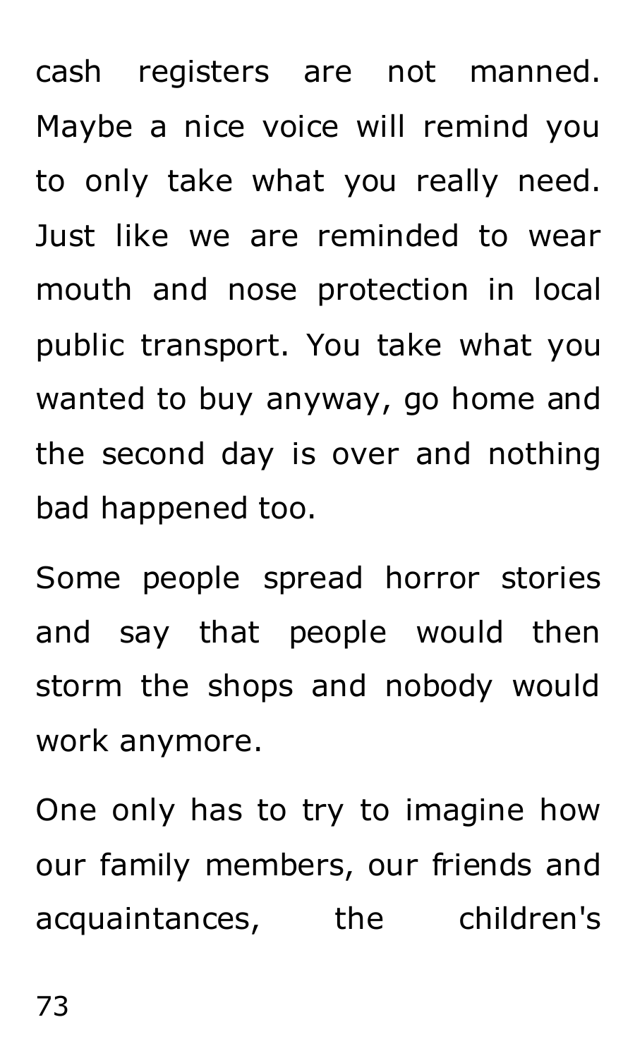cash registers are not manned. Maybe a nice voice will remind you to only take what you really need. Just like we are reminded to wear mouth and nose protection in local public transport. You take what you wanted to buy anyway, go home and the second day is over and nothing bad happened too.

Some people spread horror stories and say that people would then storm the shops and nobody would work anymore.

One only has to try to imagine how our family members, our friends and acquaintances, the children's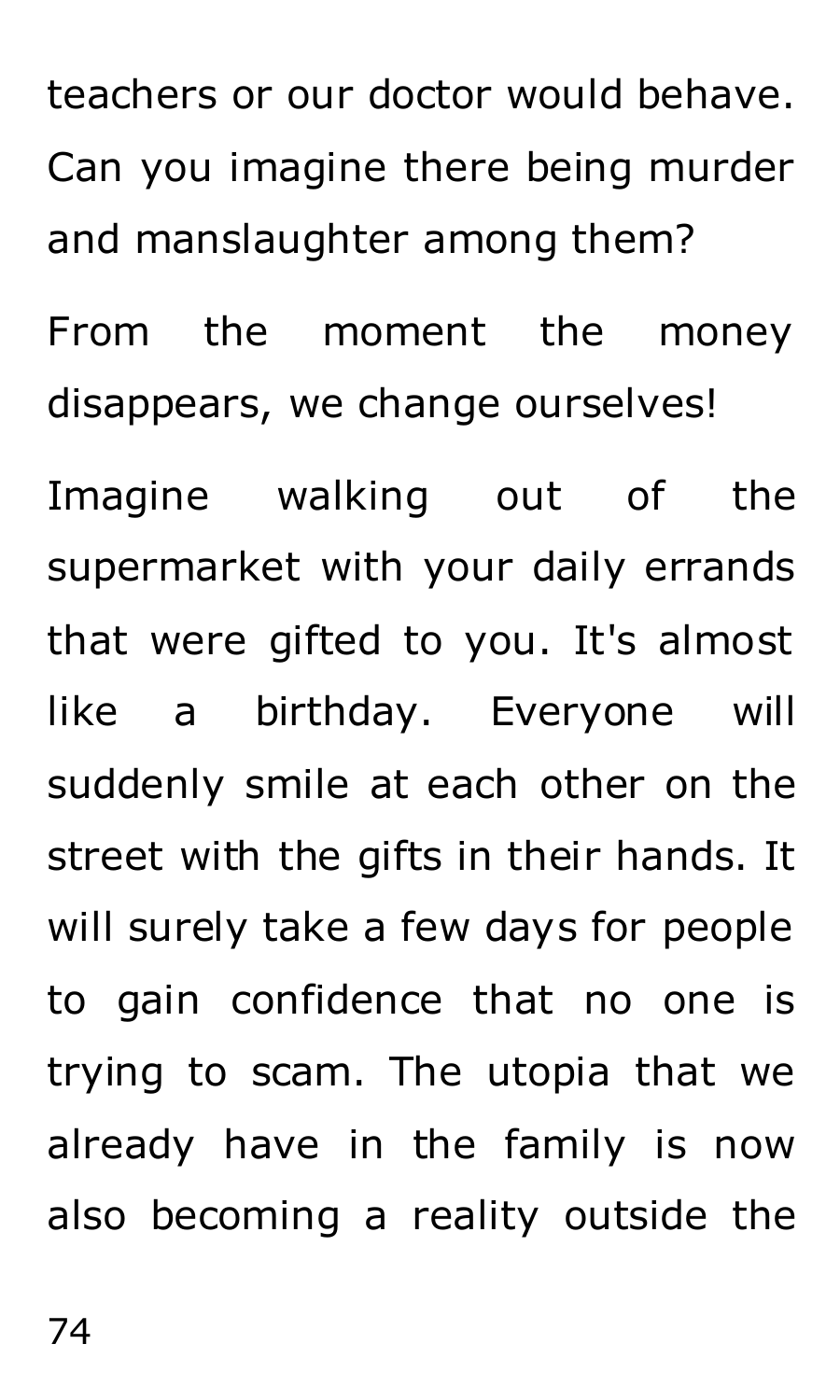teachers or our doctor would behave. Can you imagine there being murder and manslaughter among them?

From the moment the money disappears, we change ourselves!

Imagine walking out of the supermarket with your daily errands that were gifted to you. It's almost like a birthday. Everyone will suddenly smile at each other on the street with the gifts in their hands. It will surely take a few days for people to gain confidence that no one is trying to scam. The utopia that we already have in the family is now also becoming a reality outside the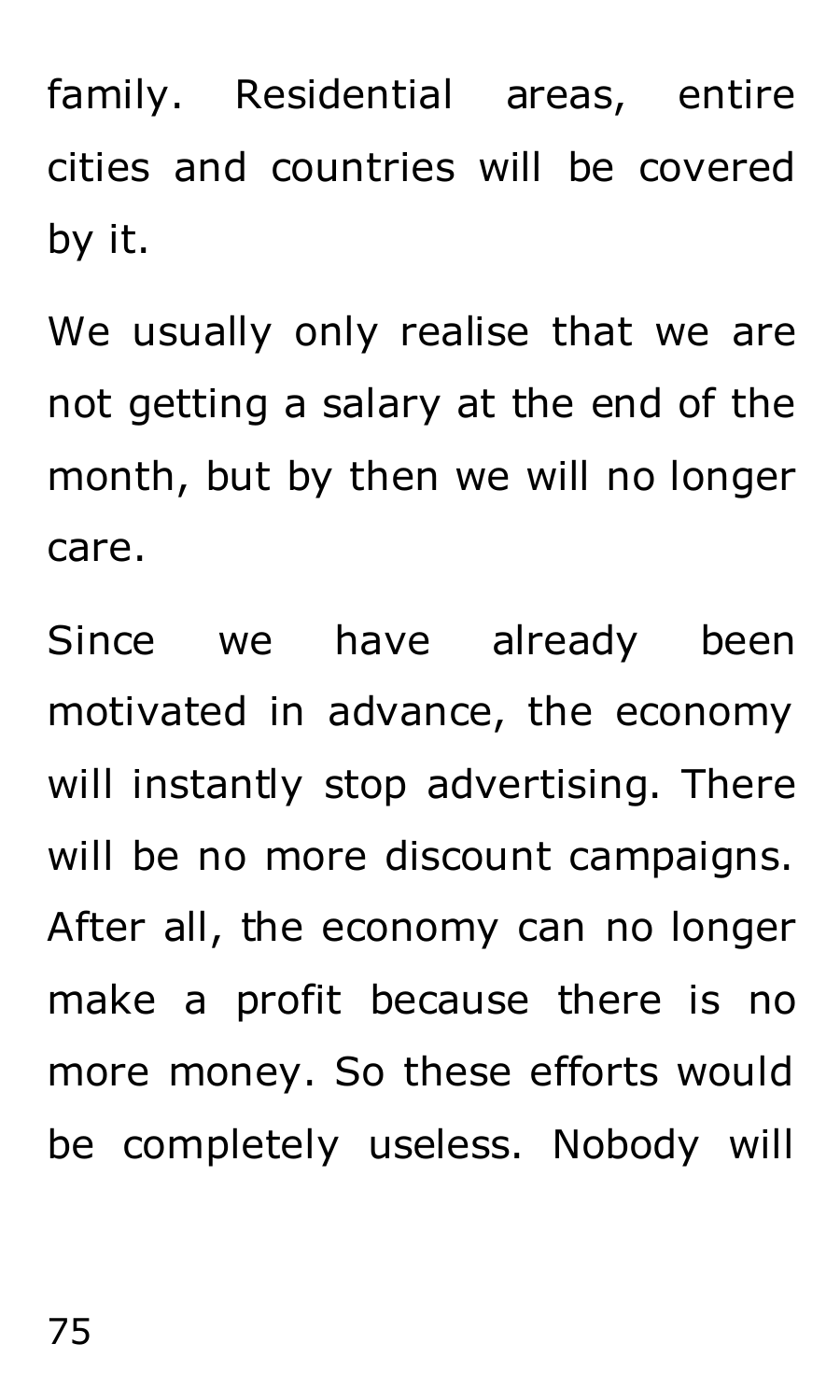family. Residential areas, entire cities and countries will be covered by it.

We usually only realise that we are not getting a salary at the end of the month, but by then we will no longer care.

Since we have already been motivated in advance, the economy will instantly stop advertising. There will be no more discount campaigns. After all, the economy can no longer make a profit because there is no more money. So these efforts would be completely useless. Nobody will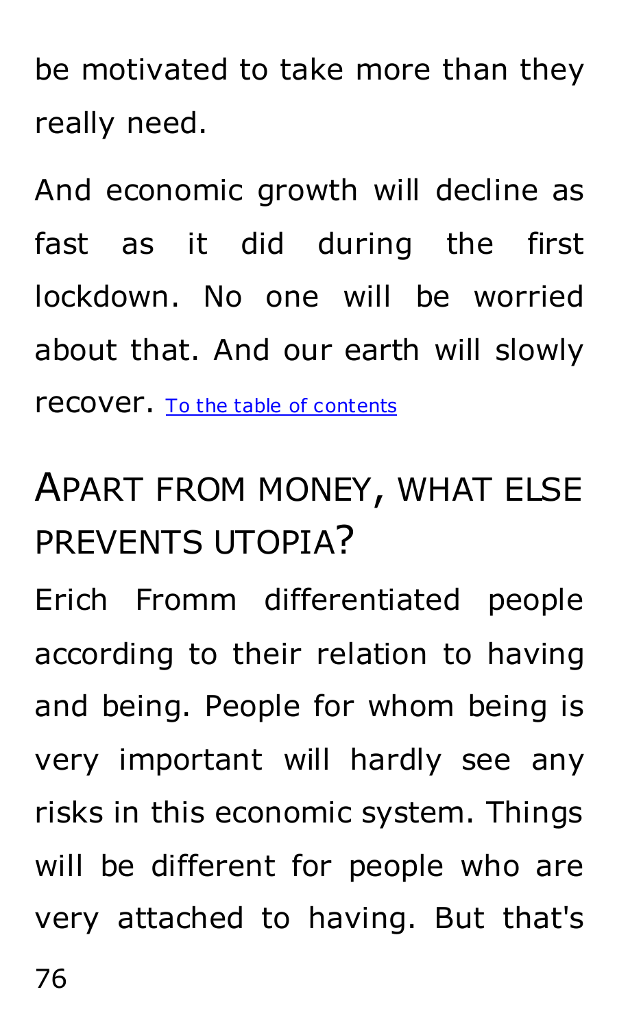be motivated to take more than they really need.

And economic growth will decline as fast as it did during the first lockdown. No one will be worried about that. And our earth will slowly recover. [To the table of contents]

## Apart from money, what else prevents utopia?

Erich Fromm differentiated people according to their relation to having and being. People for whom being is very important will hardly see any risks in this economic system. Things will be different for people who are very attached to having. But that's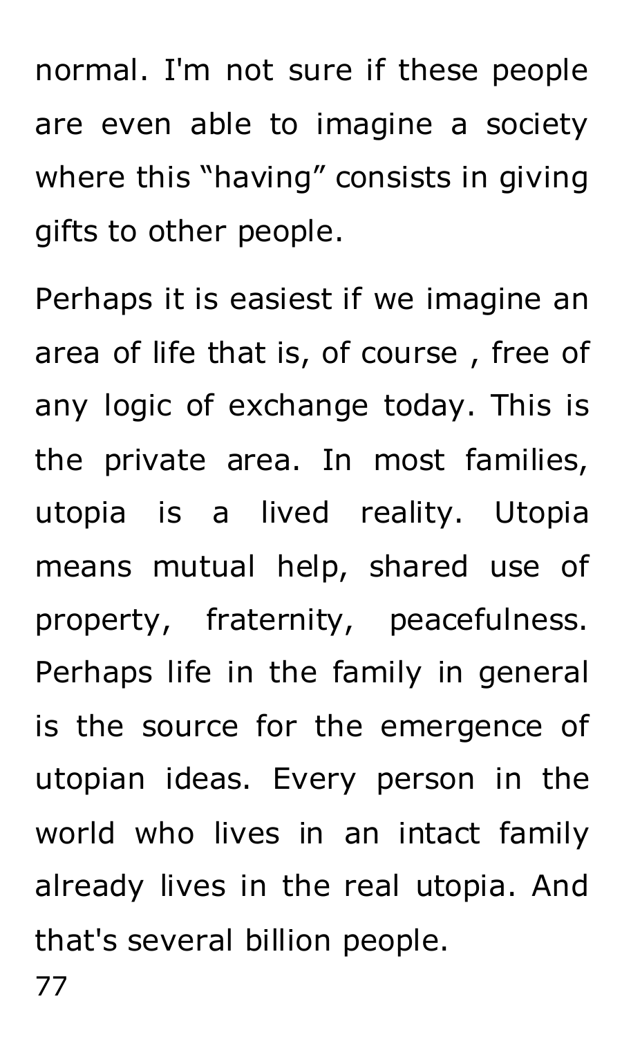normal. I'm not sure if these people are even able to imagine a society where this “having” consists in giving gifts to other people.

Perhaps it is easiest if we imagine an area of life that is, of course , free of any logic of exchange today. This is the private area. In most families, utopia is a lived reality. Utopia means mutual help, shared use of property, fraternity, peacefulness. Perhaps life in the family in general is the source for the emergence of utopian ideas. Every person in the world who lives in an intact family already lives in the real utopia. And that's several billion people.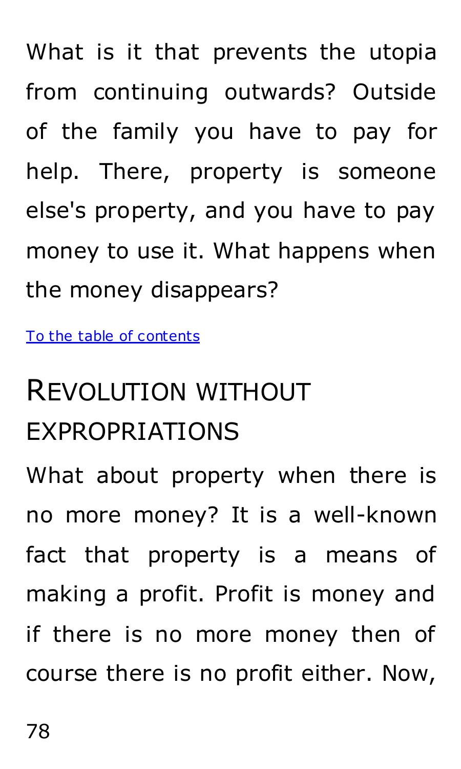What is it that prevents the utopia from continuing outwards? Outside of the family you have to pay for help. There, property is someone else's property, and you have to pay money to use it. What happens when the money disappears?

[To the table of contents]

## Revolution without expropriations

What about property when there is no more money? It is a well-known fact that property is a means of making a profit. Profit is money and if there is no more money then of course there is no profit either. Now,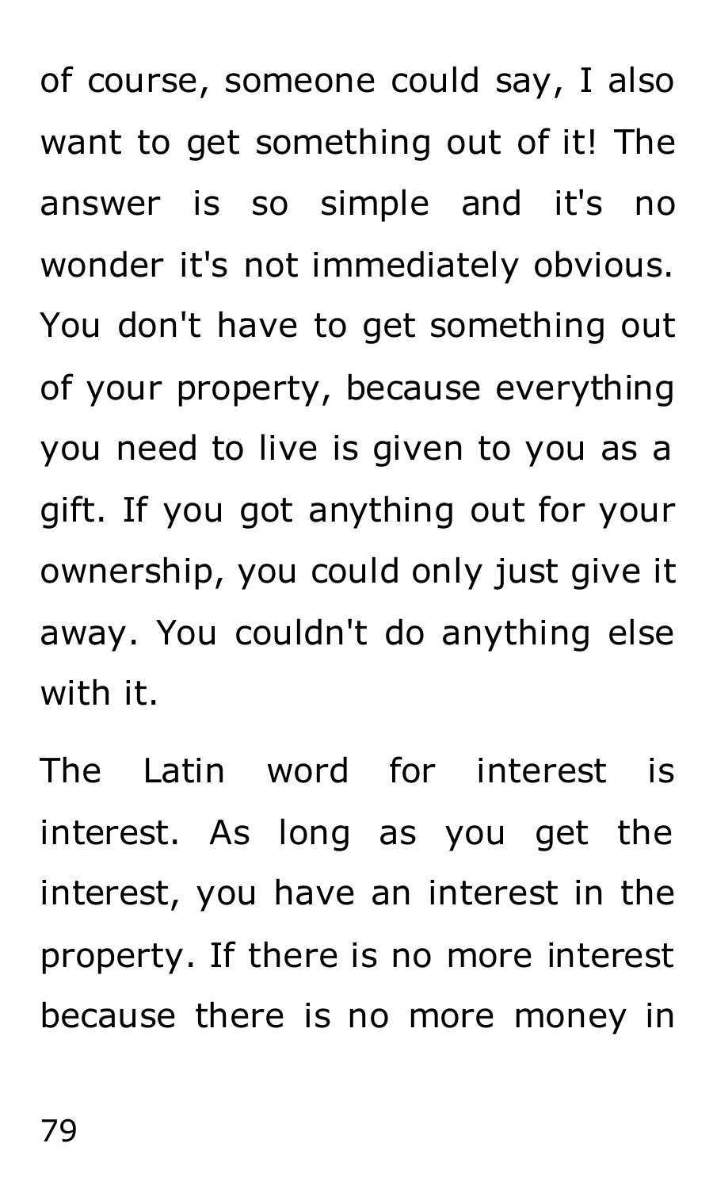of course, someone could say, I also want to get something out of it! The answer is so simple and it's no wonder it's not immediately obvious. You don't have to get something out of your property, because everything you need to live is given to you as a gift. If you got anything out for your ownership, you could only just give it away. You couldn't do anything else with it.

The Latin word for interest is interest. As long as you get the interest, you have an interest in the property. If there is no more interest because there is no more money in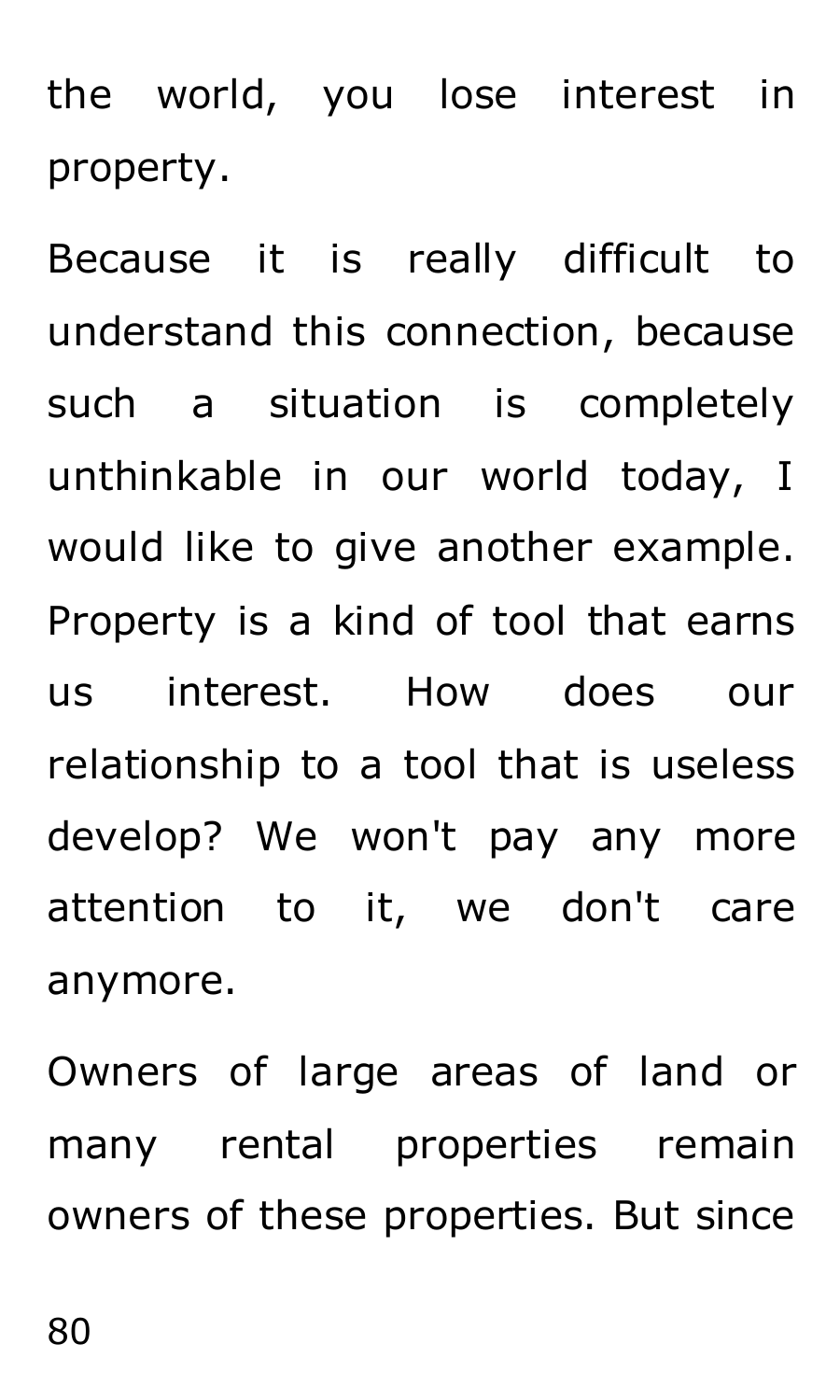the world, you lose interest in property.

Because it is really difficult to understand this connection, because such a situation is completely unthinkable in our world today, I would like to give another example. Property is a kind of tool that earns us interest. How does our relationship to a tool that is useless develop? We won't pay any more attention to it, we don't care anymore.

Owners of large areas of land or many rental properties remain owners of these properties. But since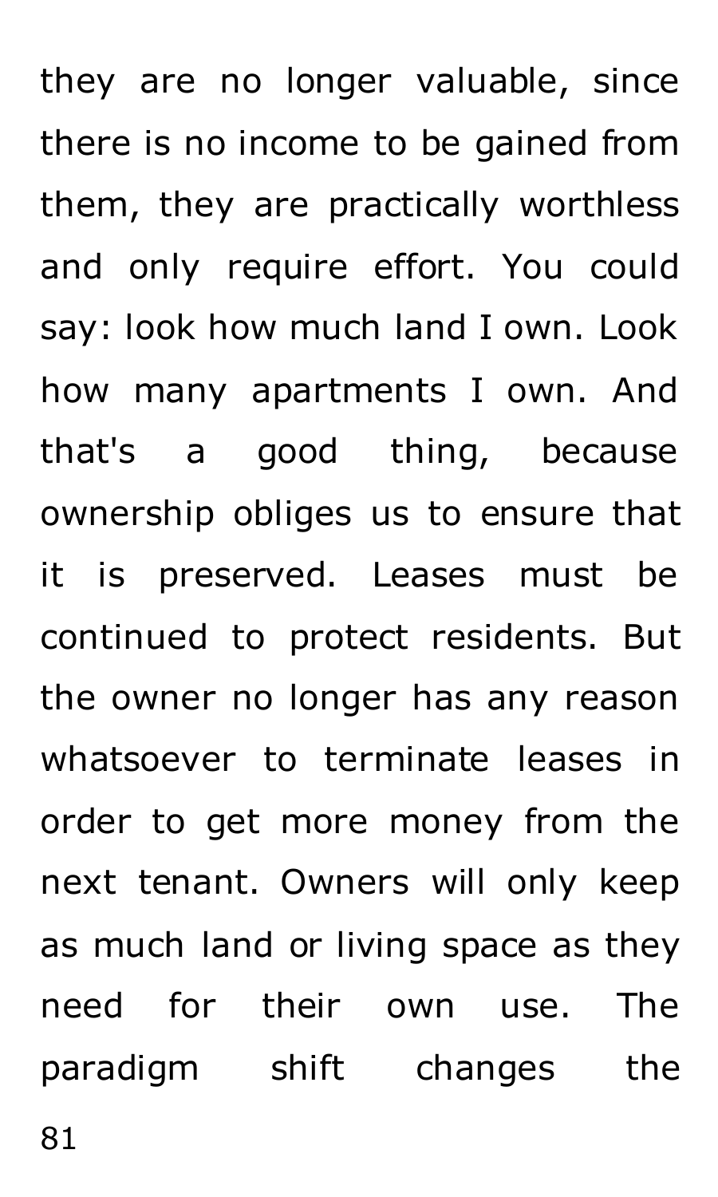they are no longer valuable, since there is no income to be gained from them, they are practically worthless and only require effort. You could say: look how much land I own. Look how many apartments I own. And that's a good thing, because ownership obliges us to ensure that it is preserved. Leases must be continued to protect residents. But the owner no longer has any reason whatsoever to terminate leases in order to get more money from the next tenant. Owners will only keep as much land or living space as they need for their own use. The paradigm shift changes the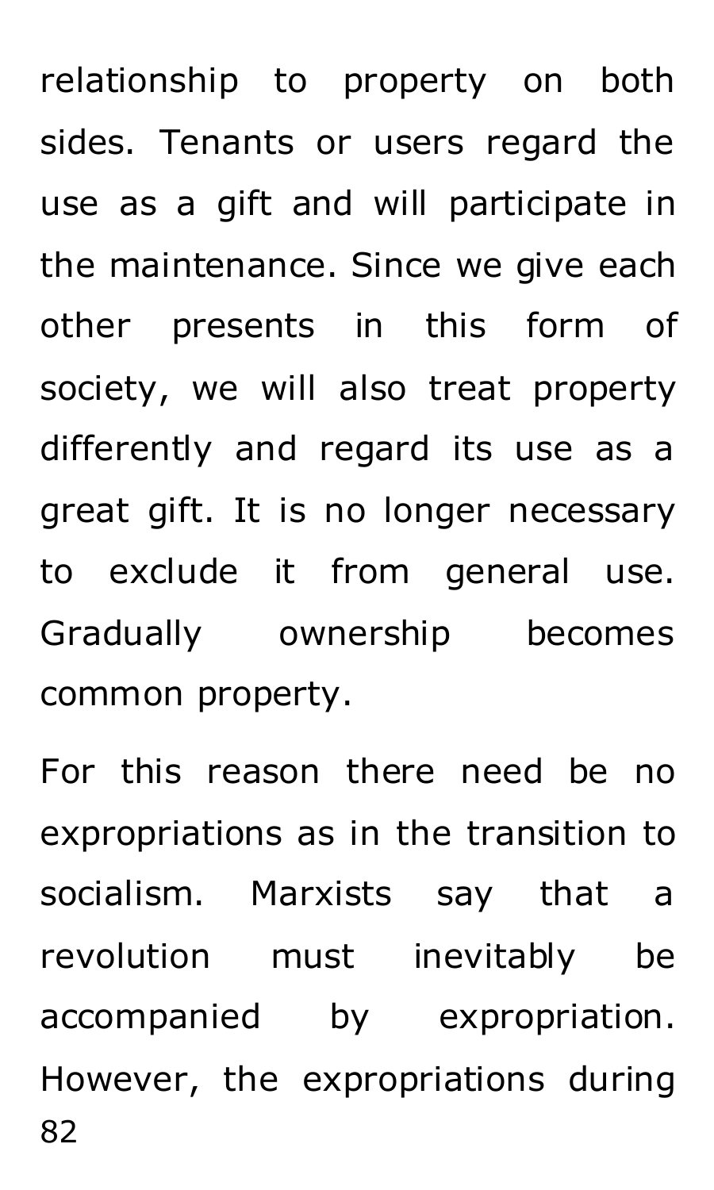relationship to property on both sides. Tenants or users regard the use as a gift and will participate in the maintenance. Since we give each other presents in this form of society, we will also treat property differently and regard its use as a great gift. It is no longer necessary to exclude it from general use. Gradually ownership becomes common property.

For this reason there need be no expropriations as in the transition to socialism. Marxists say that a revolution must inevitably be accompanied by expropriation. However, the expropriations during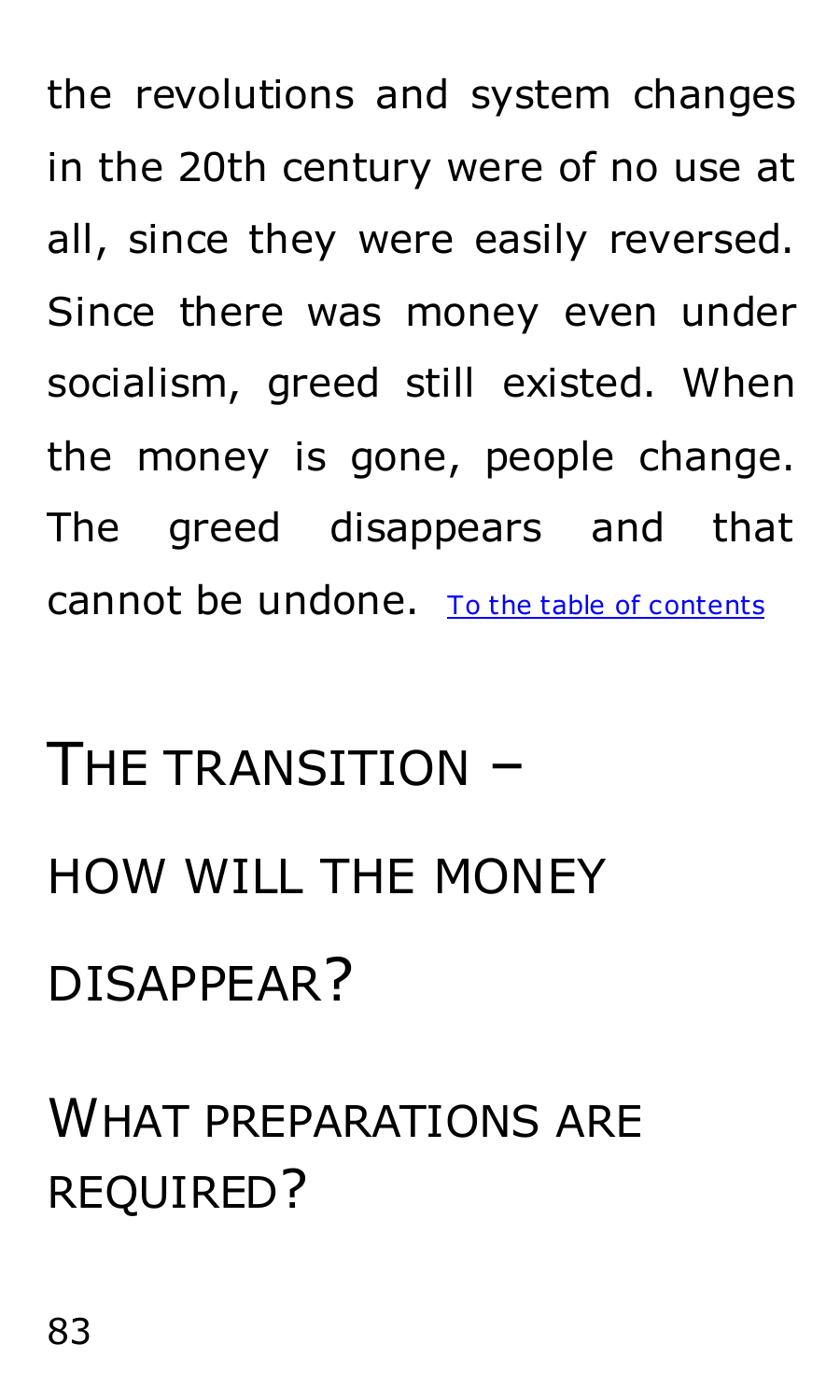the revolutions and system changes in the 20th century were of no use at all, since they were easily reversed. Since there was money even under socialism, greed still existed. When the money is gone, people change. The greed disappears and that cannot be undone. To the table of contents

# THE TRANSITION – HOW WILL THE MONEY DISAPPEAR?

## WHAT PREPARATIONS ARE REQUIRED?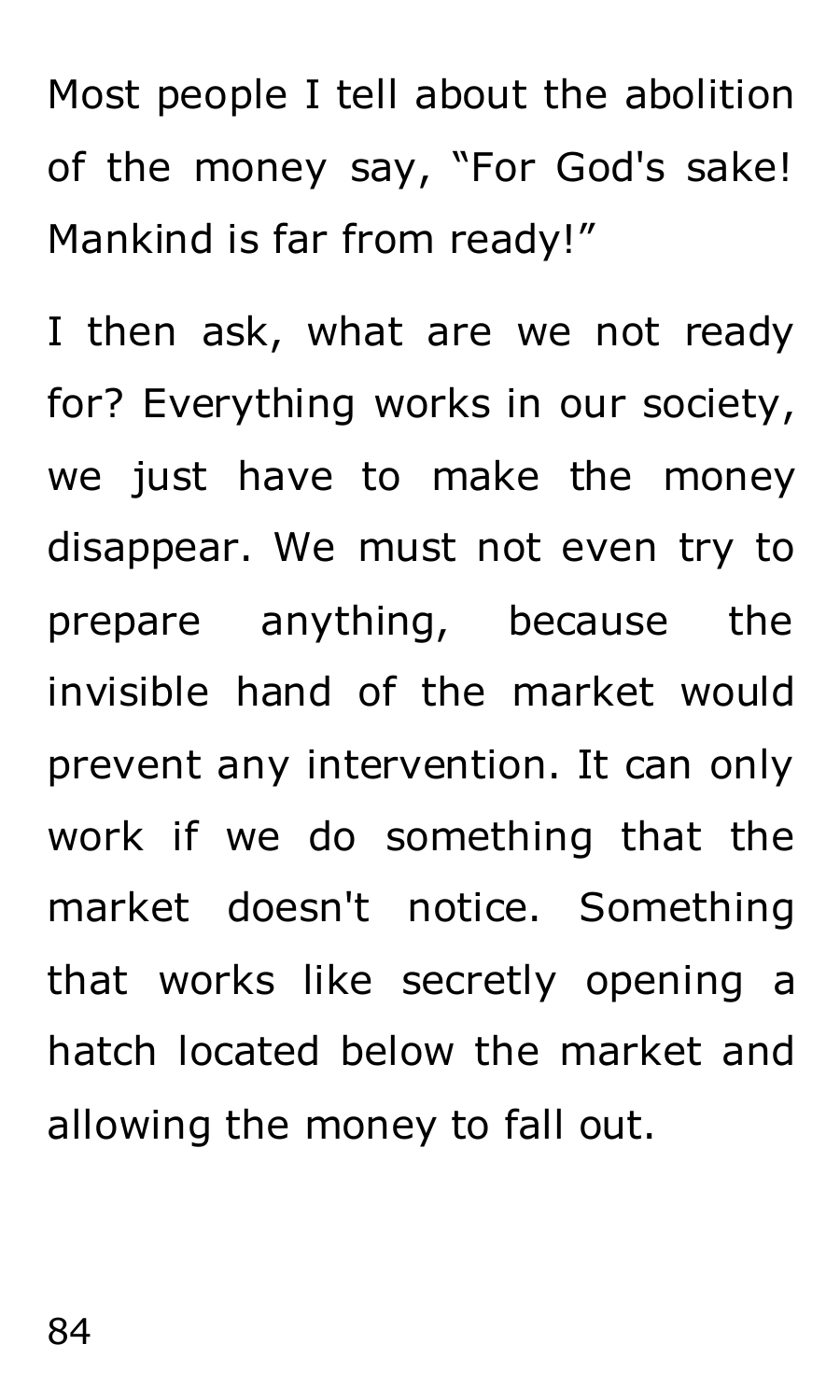Most people I tell about the abolition of the money say, “For God's sake! Mankind is far from ready!”

I then ask, what are we not ready for? Everything works in our society, we just have to make the money disappear. We must not even try to prepare anything, because the invisible hand of the market would prevent any intervention. It can only work if we do something that the market doesn't notice. Something that works like secretly opening a hatch located below the market and allowing the money to fall out.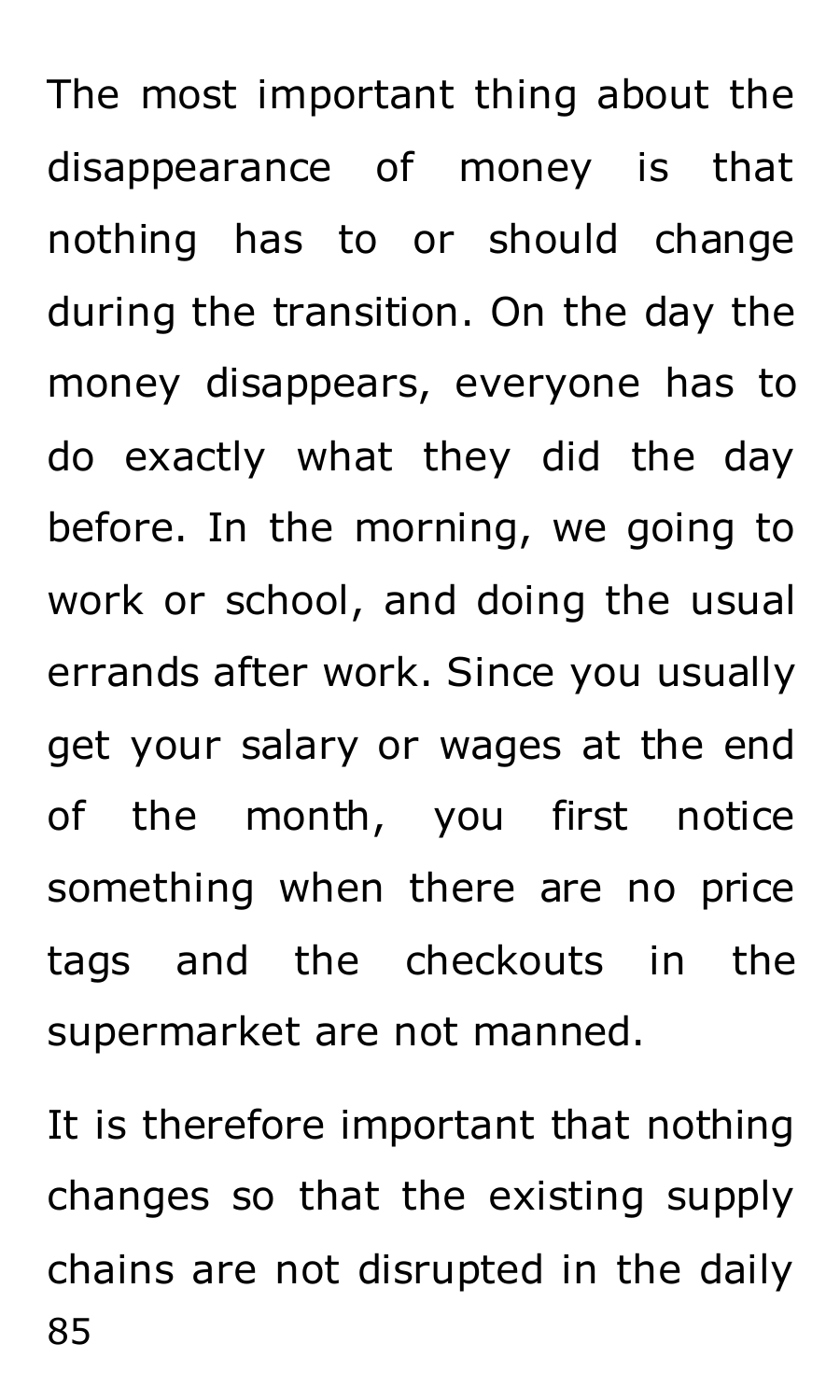The most important thing about the disappearance of money is that nothing has to or should change during the transition. On the day the money disappears, everyone has to do exactly what they did the day before. In the morning, we going to work or school, and doing the usual errands after work. Since you usually get your salary or wages at the end of the month, you first notice something when there are no price tags and the checkouts in the supermarket are not manned.

It is therefore important that nothing changes so that the existing supply chains are not disrupted in the daily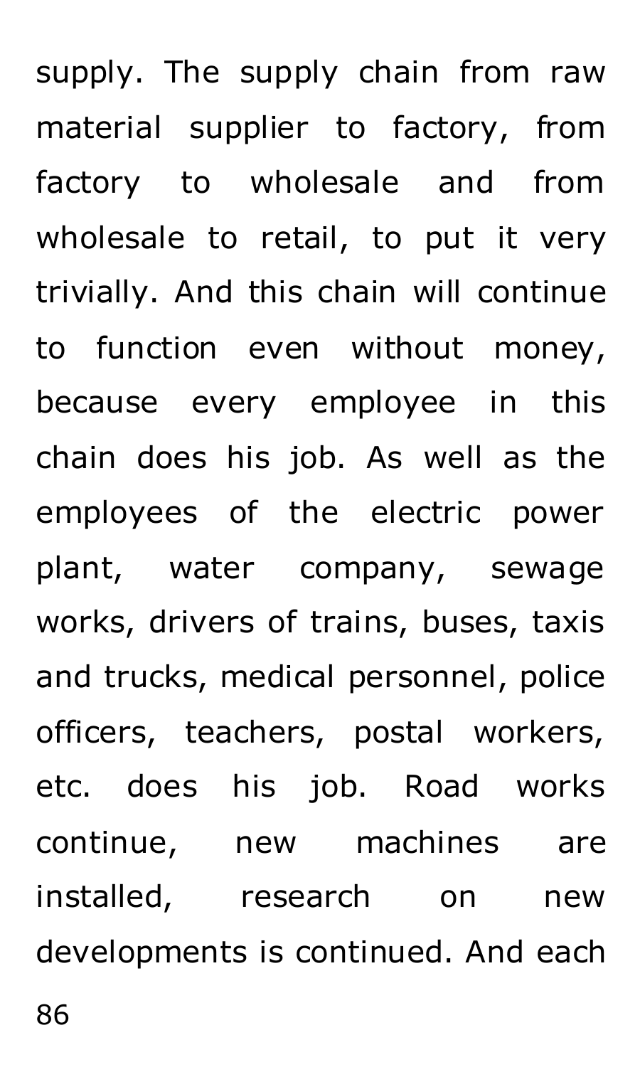supply. The supply chain from raw material supplier to factory, from factory to wholesale and from wholesale to retail, to put it very trivially. And this chain will continue to function even without money, because every employee in this chain does his job. As well as the employees of the electric power plant, water company, sewage works, drivers of trains, buses, taxis and trucks, medical personnel, police officers, teachers, postal workers, etc. does his job. Road works continue, new machines are installed, research on new developments is continued. And each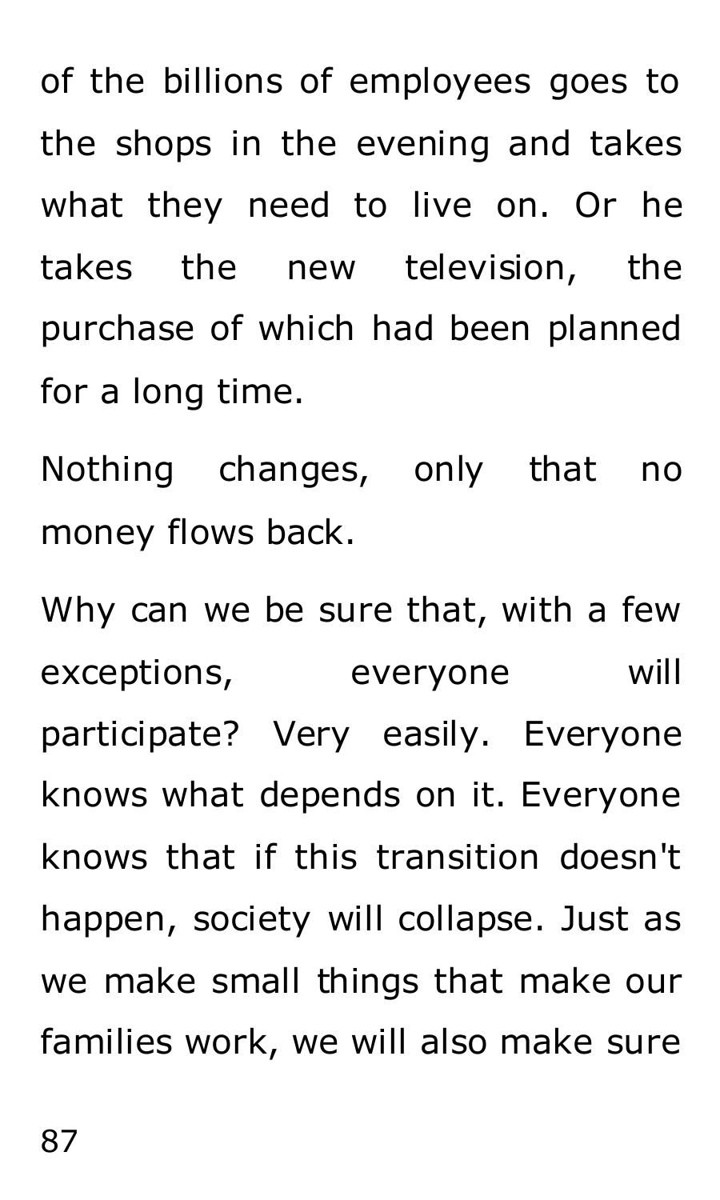of the billions of employees goes to the shops in the evening and takes what they need to live on. Or he takes the new television, the purchase of which had been planned for a long time.

Nothing changes, only that no money flows back.

Why can we be sure that, with a few exceptions, everyone will participate? Very easily. Everyone knows what depends on it. Everyone knows that if this transition doesn't happen, society will collapse. Just as we make small things that make our families work, we will also make sure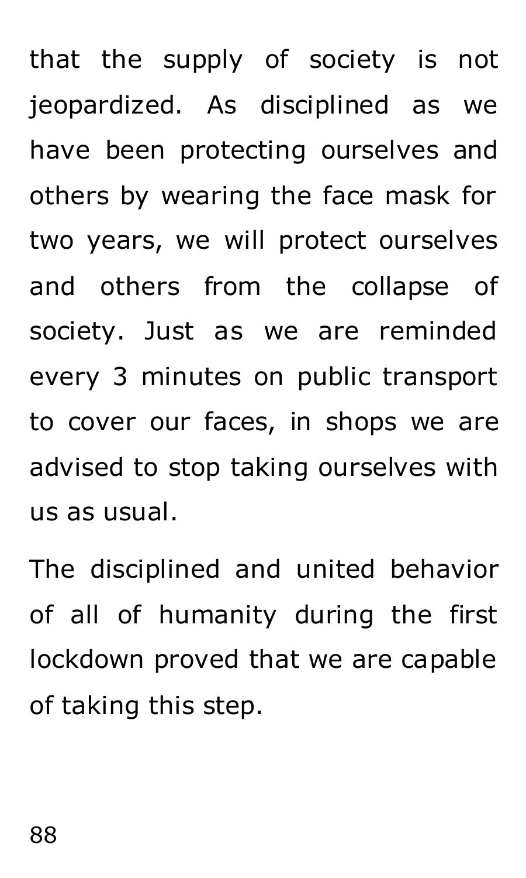that the supply of society is not jeopardized. As disciplined as we have been protecting ourselves and others by wearing the face mask for two years, we will protect ourselves and others from the collapse of society. Just as we are reminded every 3 minutes on public transport to cover our faces, in shops we are advised to stop taking ourselves with us as usual.

The disciplined and united behavior of all of humanity during the first lockdown proved that we are capable of taking this step.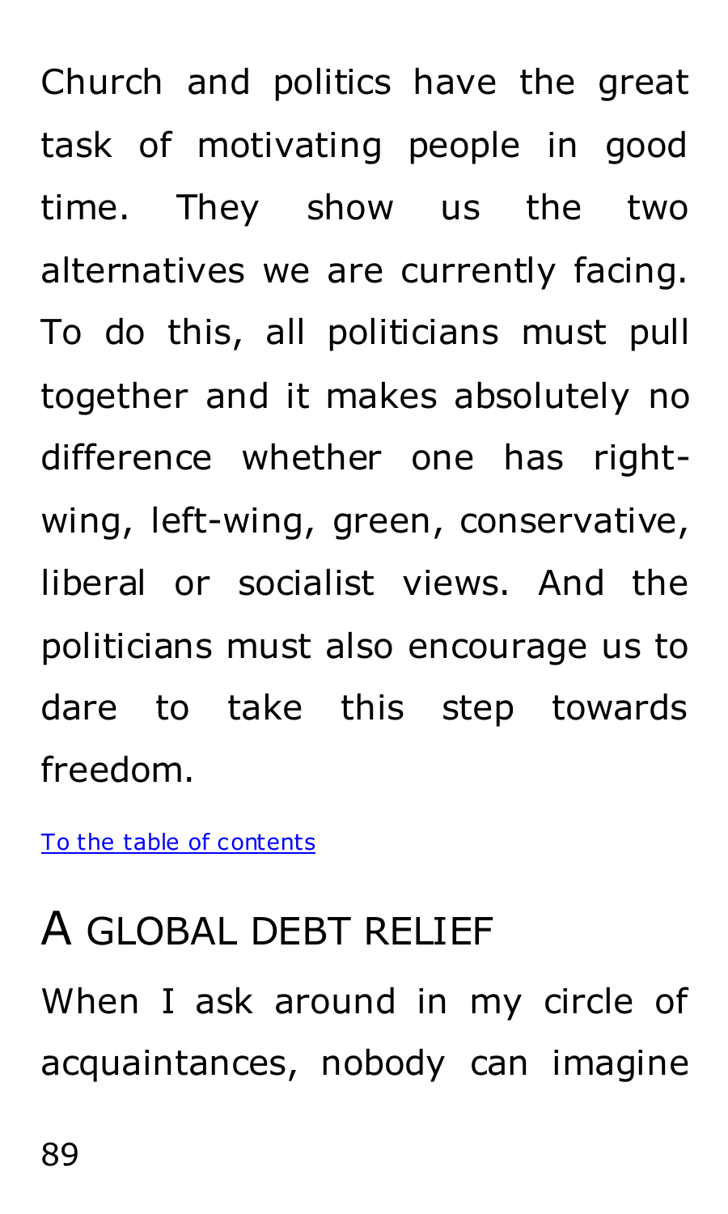Church and politics have the great task of motivating people in good time. They show us the two alternatives we are currently facing. To do this, all politicians must pull together and it makes absolutely no difference whether one has right-wing, left-wing, green, conservative, liberal or socialist views. And the politicians must also encourage us to dare to take this step towards freedom.

[To the table of contents]()

## A GLOBAL DEBT RELIEF

When I ask around in my circle of acquaintances, nobody can imagine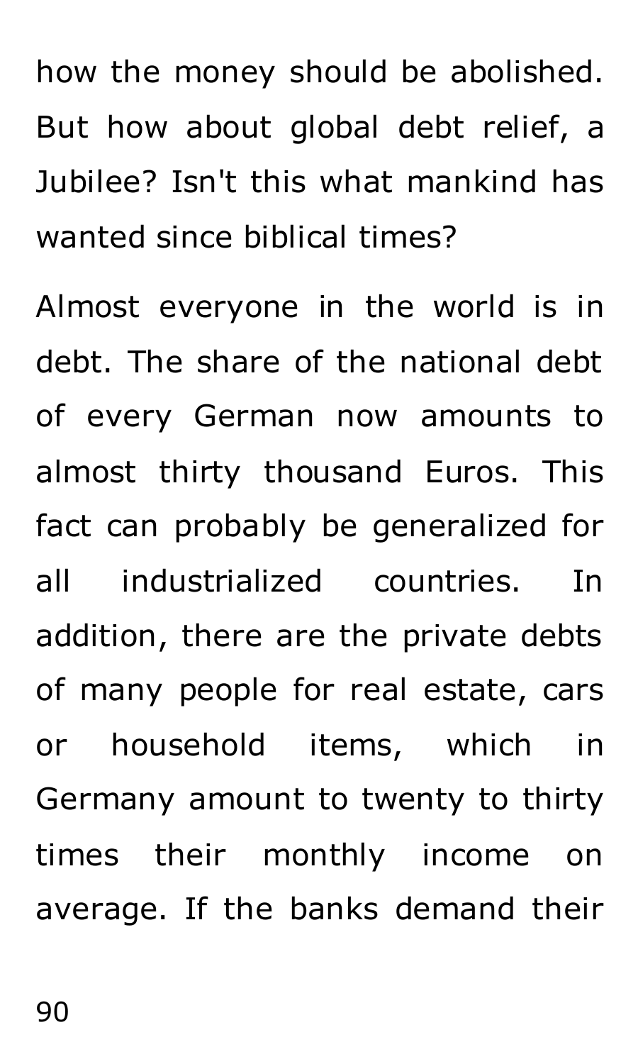how the money should be abolished. But how about global debt relief, a Jubilee? Isn't this what mankind has wanted since biblical times?

Almost everyone in the world is in debt. The share of the national debt of every German now amounts to almost thirty thousand Euros. This fact can probably be generalized for all industrialized countries. In addition, there are the private debts of many people for real estate, cars or household items, which in Germany amount to twenty to thirty times their monthly income on average. If the banks demand their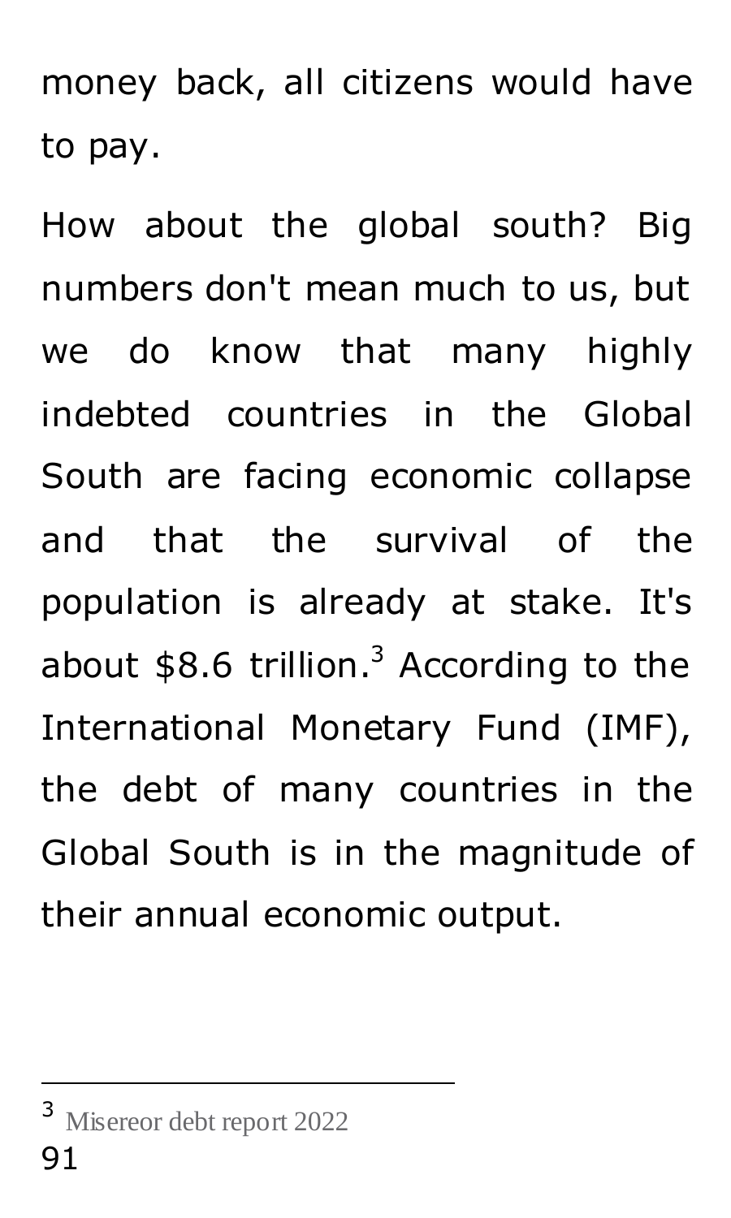money back, all citizens would have to pay.

How about the global south? Big numbers don't mean much to us, but we do know that many highly indebted countries in the Global South are facing economic collapse and that the survival of the population is already at stake. It's about $8.6 trillion.[3] According to the International Monetary Fund (IMF), the debt of many countries in the Global South is in the magnitude of their annual economic output.

[3] Misereor debt report 2022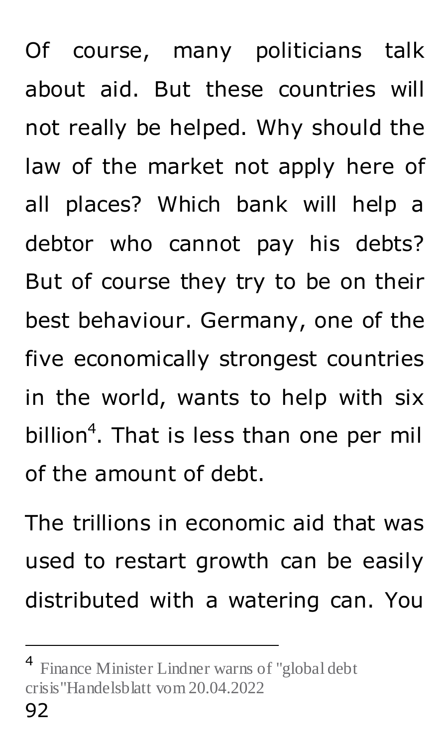Of course, many politicians talk about aid. But these countries will not really be helped. Why should the law of the market not apply here of all places? Which bank will help a debtor who cannot pay his debts? But of course they try to be on their best behaviour. Germany, one of the five economically strongest countries in the world, wants to help with six billion[4]. That is less than one per mil of the amount of debt.

The trillions in economic aid that was used to restart growth can be easily distributed with a watering can. You

---

[4] Finance Minister Lindner warns of "global debt crisis"Handelsblatt vom 20.04.2022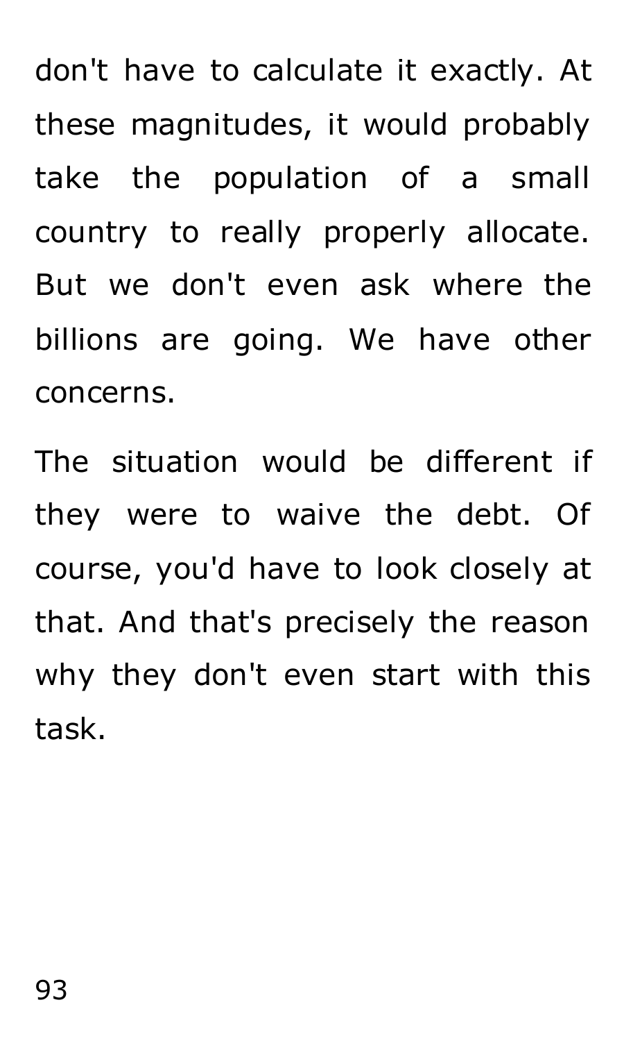don't have to calculate it exactly. At these magnitudes, it would probably take the population of a small country to really properly allocate. But we don't even ask where the billions are going. We have other concerns.

The situation would be different if they were to waive the debt. Of course, you'd have to look closely at that. And that's precisely the reason why they don't even start with this task.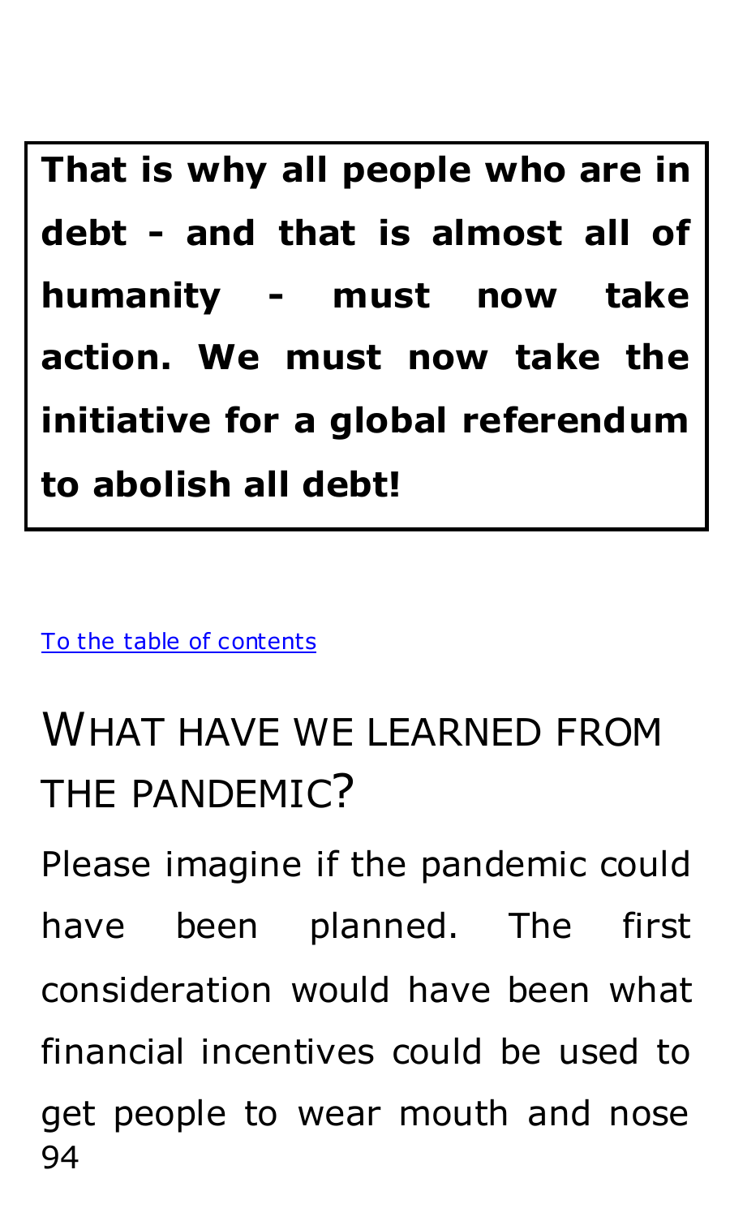**That is why all people who are in debt - and that is almost all of humanity - must now take action. We must now take the initiative for a global referendum to abolish all debt!**

[To the table of contents]

## WHAT HAVE WE LEARNED FROM THE PANDEMIC?

Please imagine if the pandemic could have been planned. The first consideration would have been what financial incentives could be used to get people to wear mouth and nose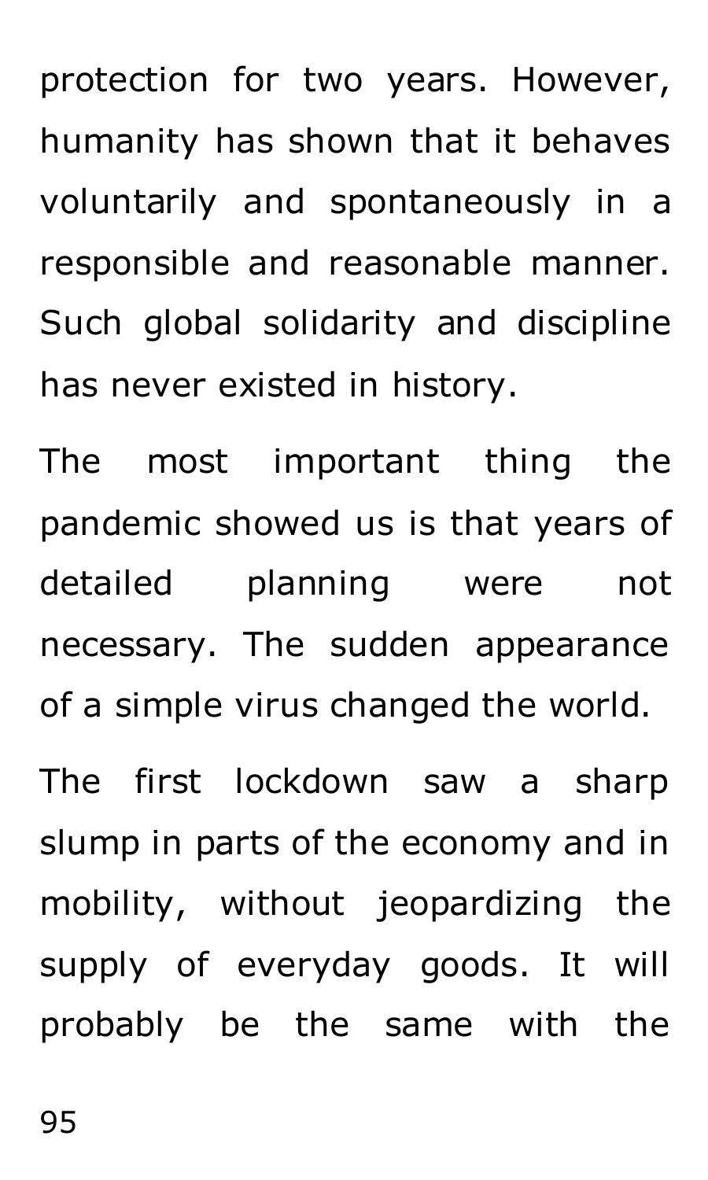protection for two years. However, humanity has shown that it behaves voluntarily and spontaneously in a responsible and reasonable manner. Such global solidarity and discipline has never existed in history.

The most important thing the pandemic showed us is that years of detailed planning were not necessary. The sudden appearance of a simple virus changed the world.

The first lockdown saw a sharp slump in parts of the economy and in mobility, without jeopardizing the supply of everyday goods. It will probably be the same with the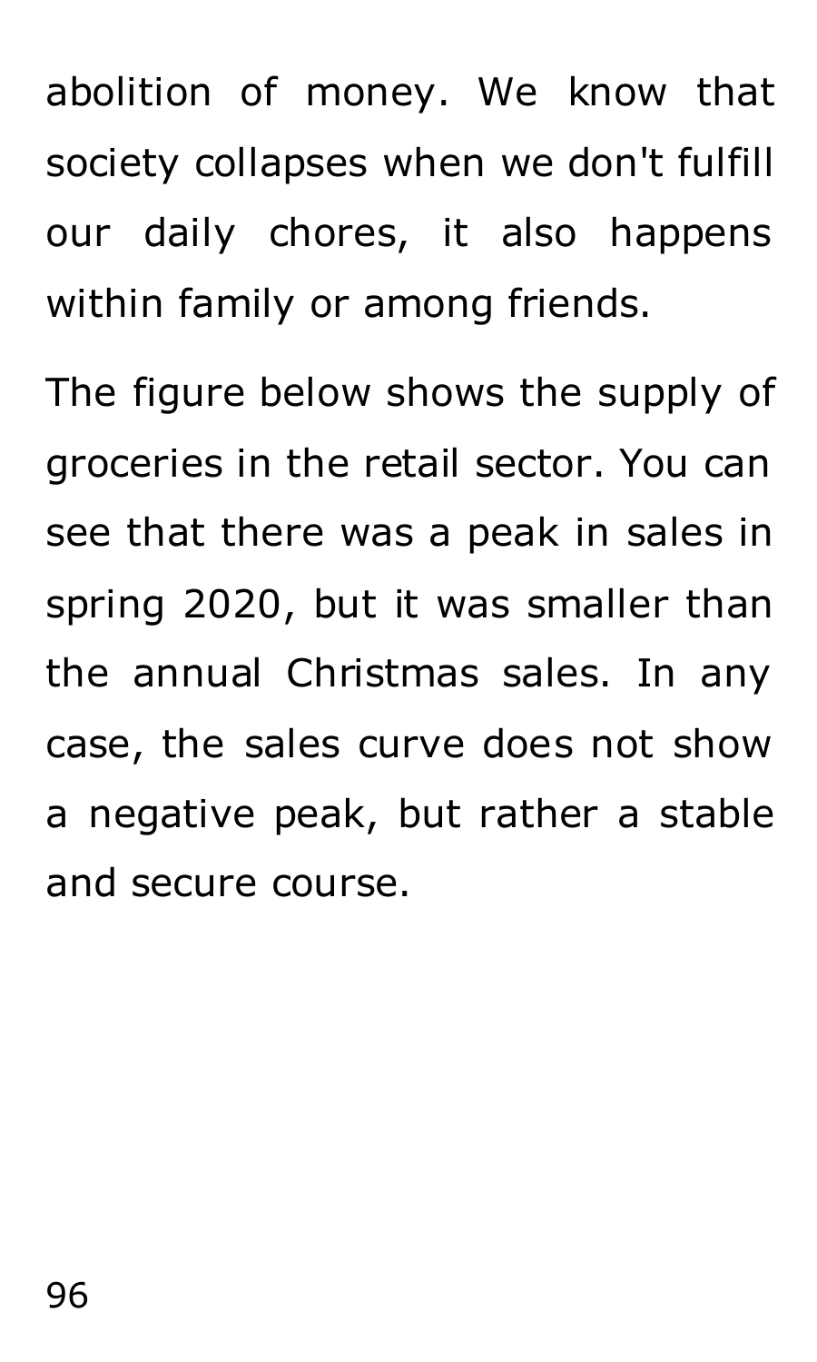abolition of money. We know that society collapses when we don't fulfill our daily chores, it also happens within family or among friends.

The figure below shows the supply of groceries in the retail sector. You can see that there was a peak in sales in spring 2020, but it was smaller than the annual Christmas sales. In any case, the sales curve does not show a negative peak, but rather a stable and secure course.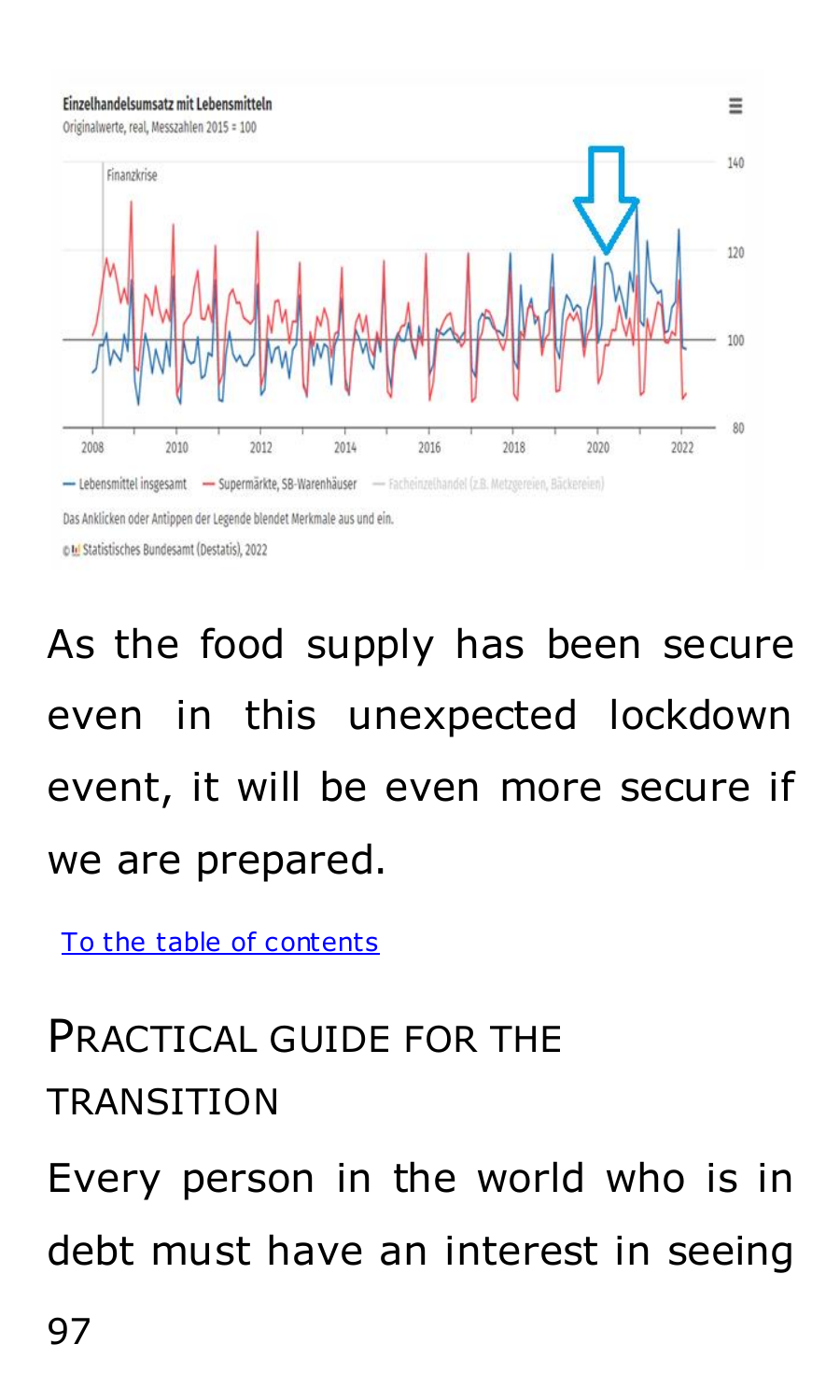As the food supply has been secure even in this unexpected lockdown event, it will be even more secure if we are prepared.

To the table of contents

## PRACTICAL GUIDE FOR THE TRANSITION

Every person in the world who is in debt must have an interest in seeing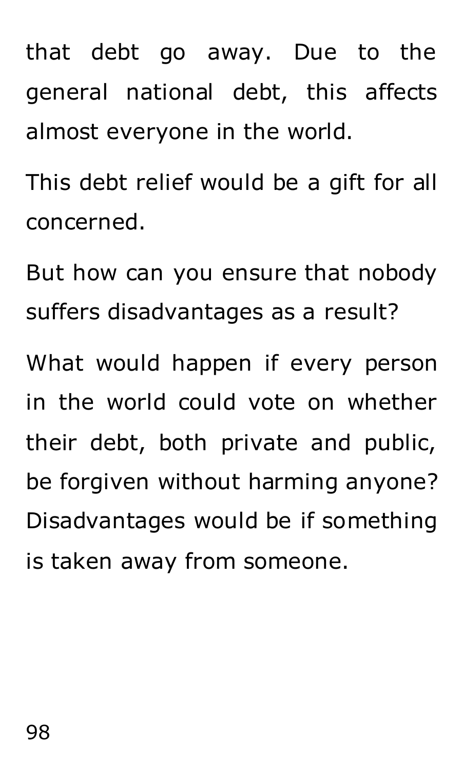that debt go away. Due to the general national debt, this affects almost everyone in the world.

This debt relief would be a gift for all concerned.

But how can you ensure that nobody suffers disadvantages as a result?

What would happen if every person in the world could vote on whether their debt, both private and public, be forgiven without harming anyone? Disadvantages would be if something is taken away from someone.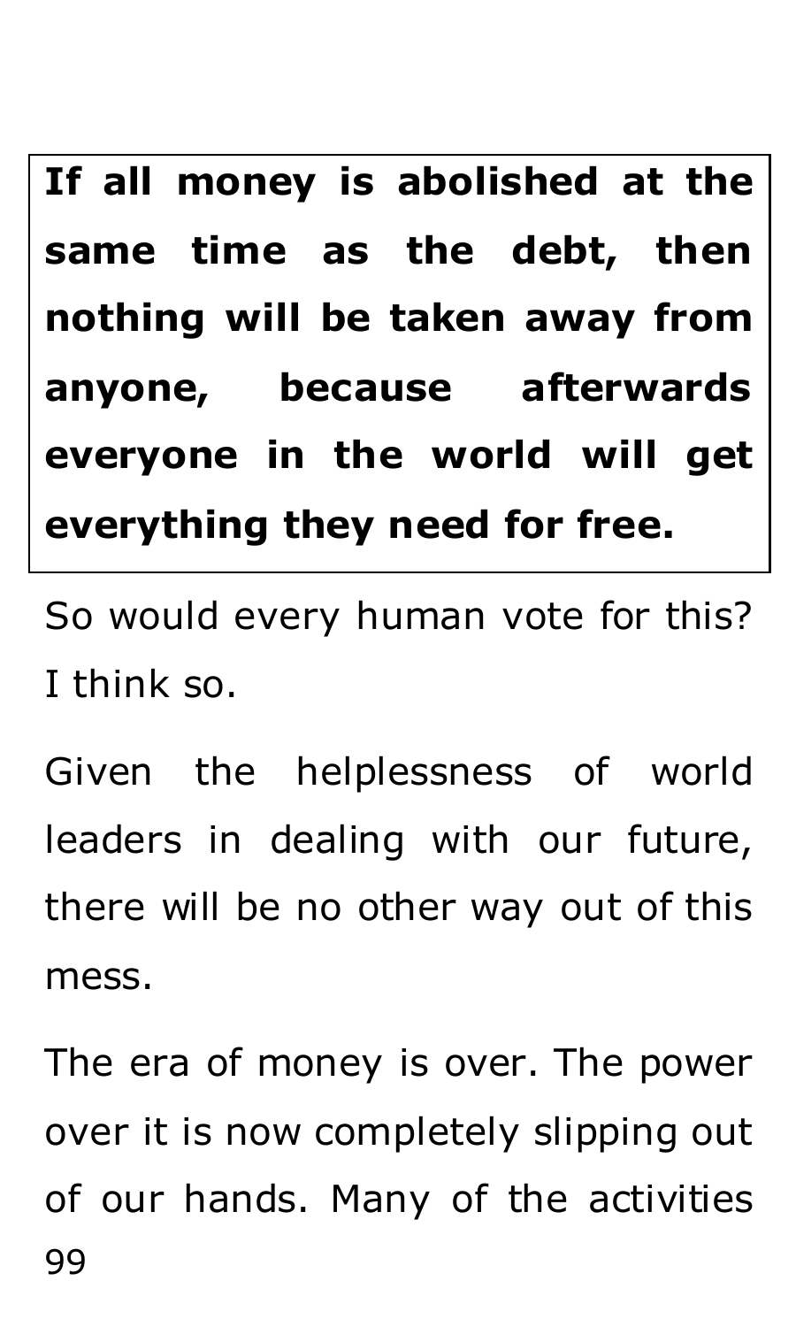> **If all money is abolished at the same time as the debt, then nothing will be taken away from anyone, because afterwards everyone in the world will get everything they need for free.**

So would every human vote for this? I think so.

Given the helplessness of world leaders in dealing with our future, there will be no other way out of this mess.

The era of money is over. The power over it is now completely slipping out of our hands. Many of the activities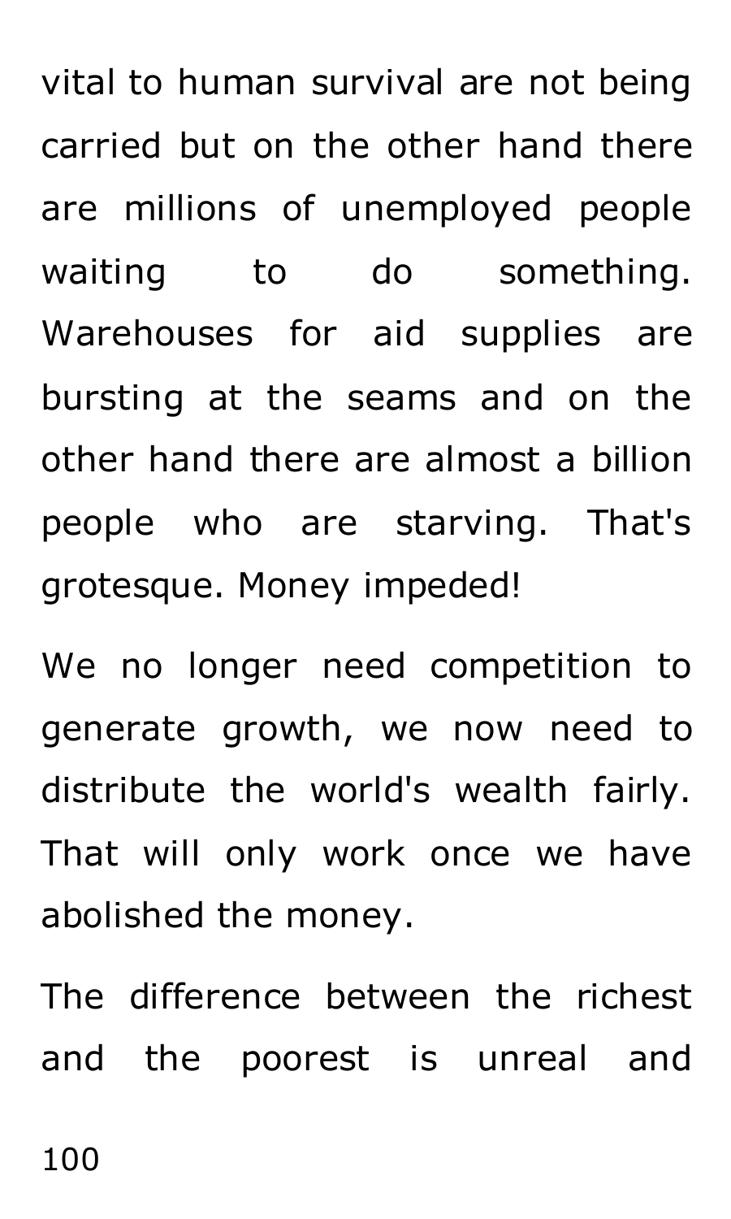vital to human survival are not being carried but on the other hand there are millions of unemployed people waiting to do something. Warehouses for aid supplies are bursting at the seams and on the other hand there are almost a billion people who are starving. That's grotesque. Money impeded!

We no longer need competition to generate growth, we now need to distribute the world's wealth fairly. That will only work once we have abolished the money.

The difference between the richest and the poorest is unreal and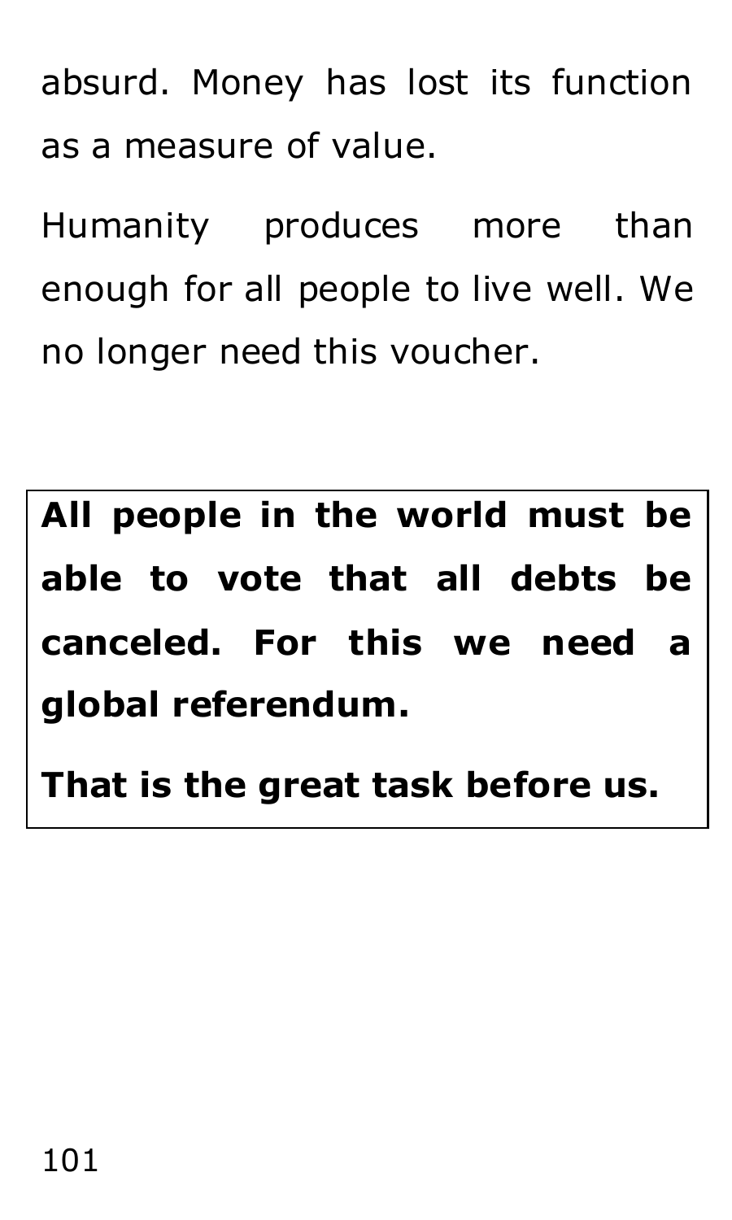absurd. Money has lost its function as a measure of value.

Humanity produces more than enough for all people to live well. We no longer need this voucher.

**All people in the world must be able to vote that all debts be canceled. For this we need a global referendum.**

**That is the great task before us.**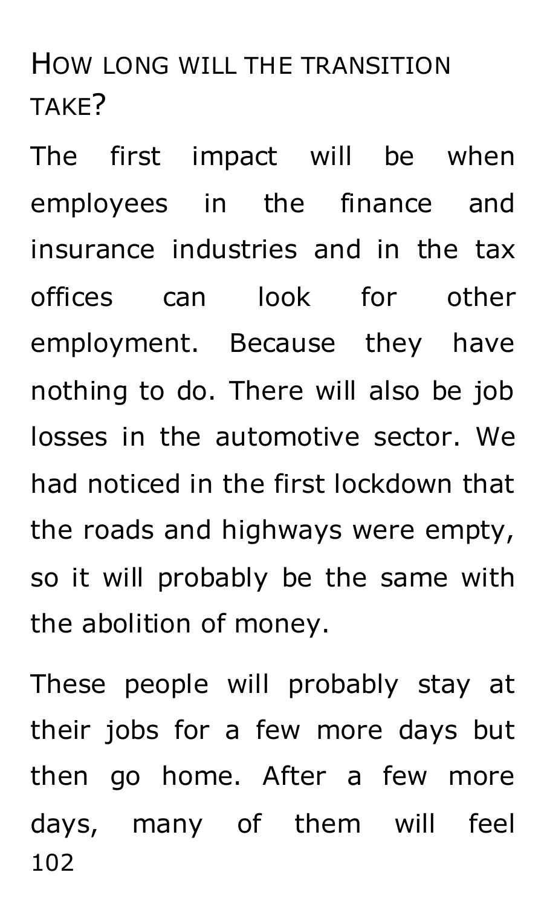## How long will the transition take?

The first impact will be when employees in the finance and insurance industries and in the tax offices can look for other employment. Because they have nothing to do. There will also be job losses in the automotive sector. We had noticed in the first lockdown that the roads and highways were empty, so it will probably be the same with the abolition of money.

These people will probably stay at their jobs for a few more days but then go home. After a few more days, many of them will feel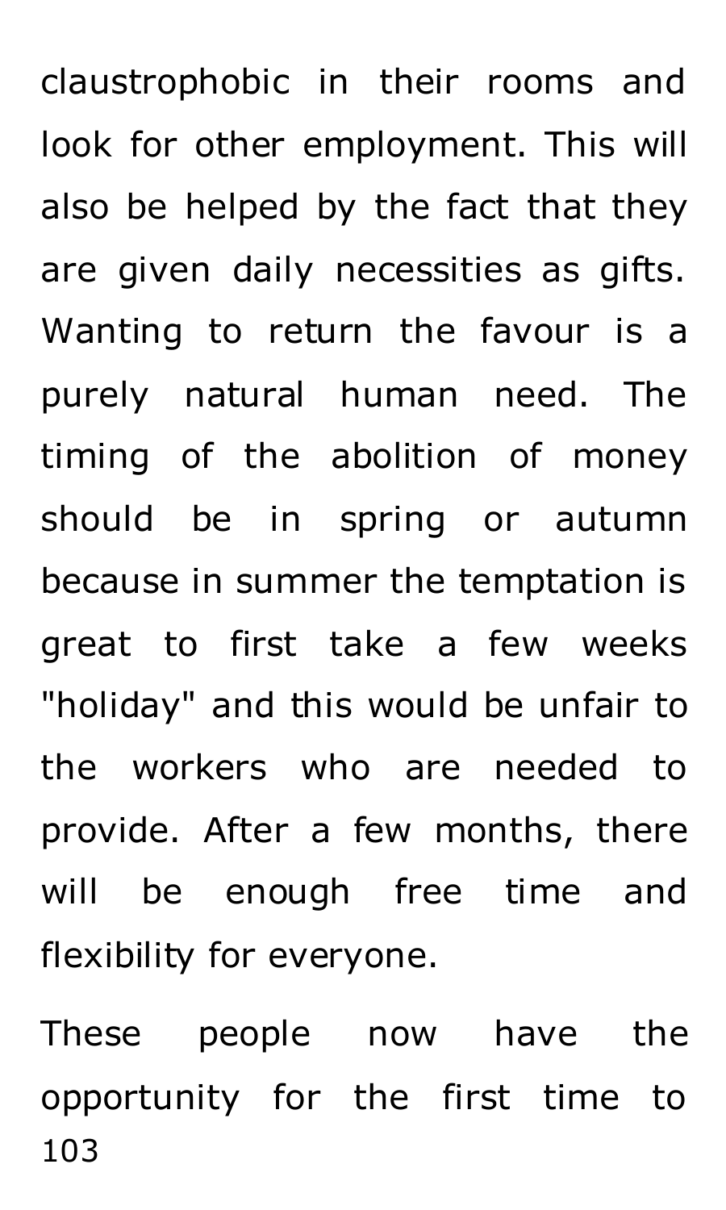claustrophobic in their rooms and look for other employment. This will also be helped by the fact that they are given daily necessities as gifts. Wanting to return the favour is a purely natural human need. The timing of the abolition of money should be in spring or autumn because in summer the temptation is great to first take a few weeks "holiday" and this would be unfair to the workers who are needed to provide. After a few months, there will be enough free time and flexibility for everyone.

These people now have the opportunity for the first time to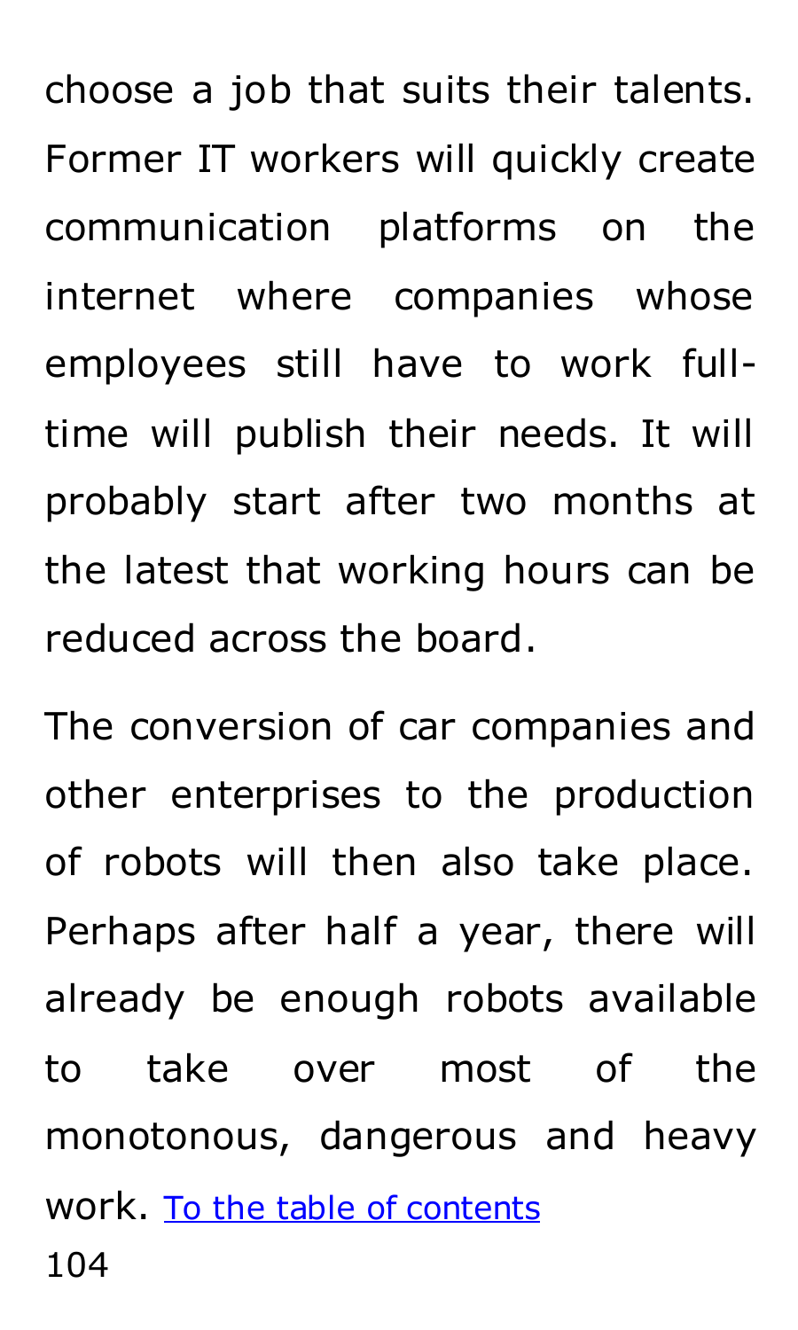choose a job that suits their talents. Former IT workers will quickly create communication platforms on the internet where companies whose employees still have to work full-time will publish their needs. It will probably start after two months at the latest that working hours can be reduced across the board.

The conversion of car companies and other enterprises to the production of robots will then also take place. Perhaps after half a year, there will already be enough robots available to take over most of the monotonous, dangerous and heavy work. [To the table of contents]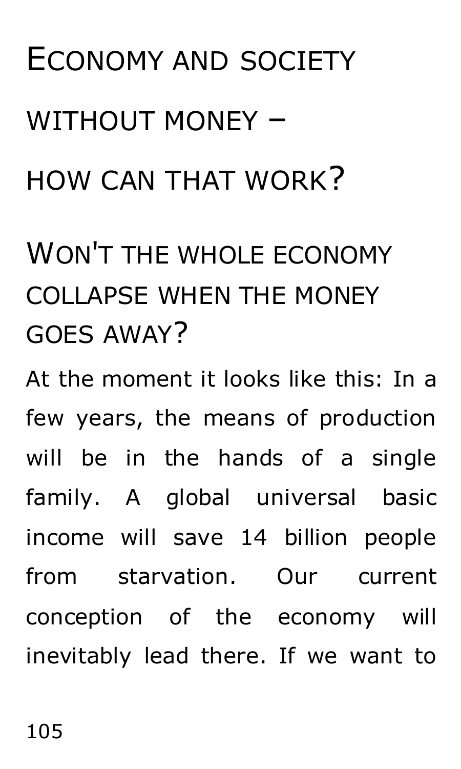# Economy and society without money – how can that work?

## Won't the whole economy collapse when the money goes away?

At the moment it looks like this: In a few years, the means of production will be in the hands of a single family. A global universal basic income will save 14 billion people from starvation. Our current conception of the economy will inevitably lead there. If we want to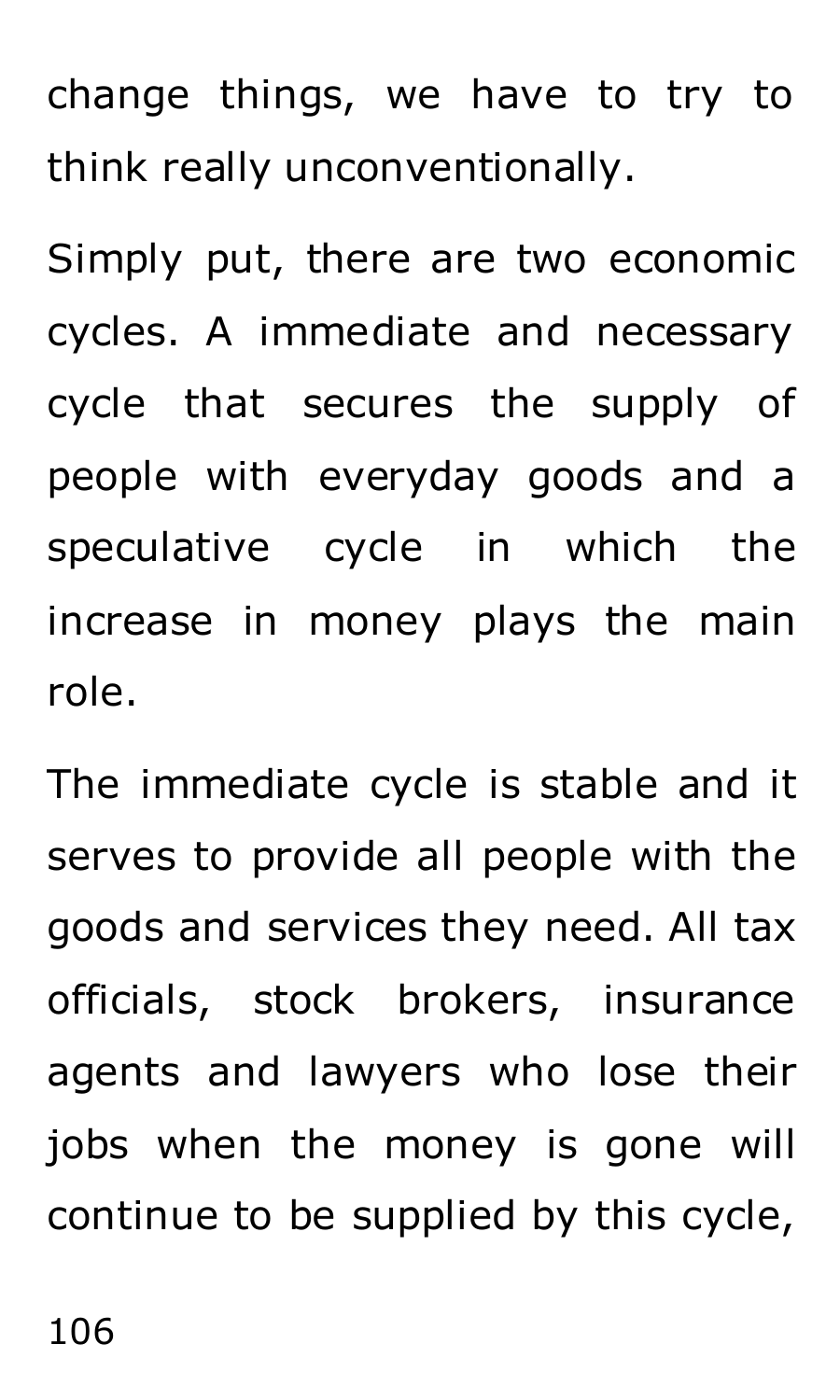change things, we have to try to think really unconventionally.

Simply put, there are two economic cycles. A immediate and necessary cycle that secures the supply of people with everyday goods and a speculative cycle in which the increase in money plays the main role.

The immediate cycle is stable and it serves to provide all people with the goods and services they need. All tax officials, stock brokers, insurance agents and lawyers who lose their jobs when the money is gone will continue to be supplied by this cycle,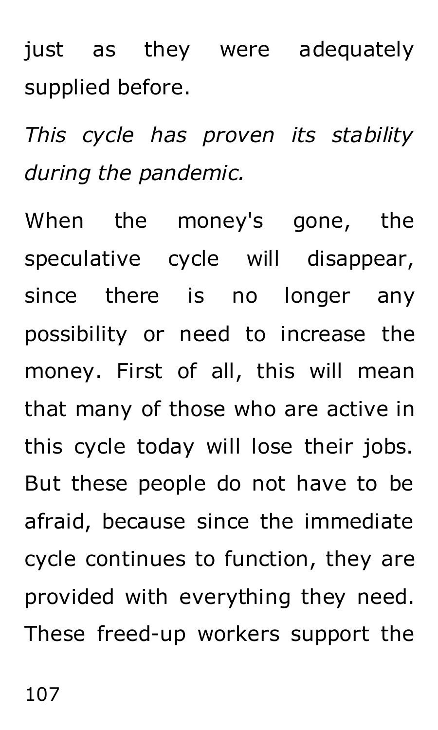just as they were adequately supplied before.

*This cycle has proven its stability during the pandemic.*

When the money's gone, the speculative cycle will disappear, since there is no longer any possibility or need to increase the money. First of all, this will mean that many of those who are active in this cycle today will lose their jobs. But these people do not have to be afraid, because since the immediate cycle continues to function, they are provided with everything they need. These freed-up workers support the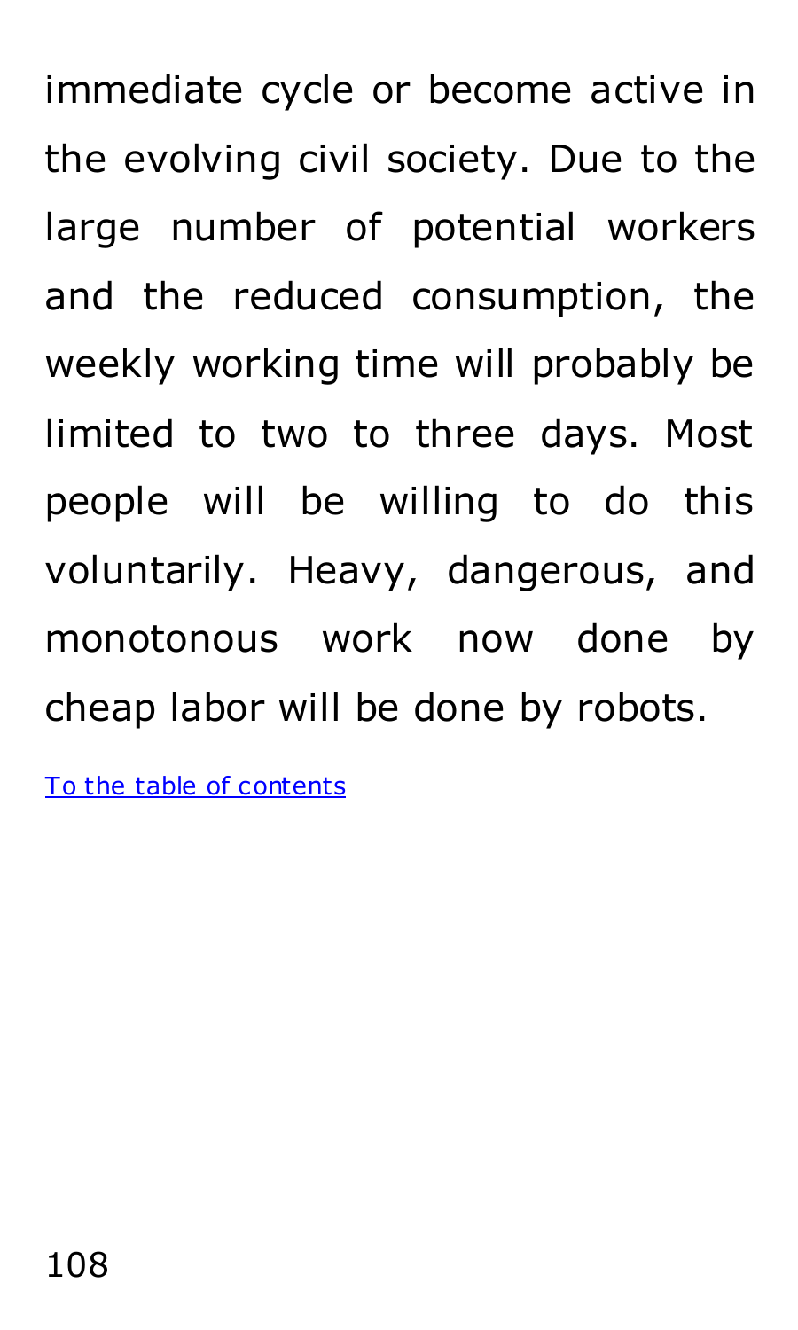immediate cycle or become active in the evolving civil society. Due to the large number of potential workers and the reduced consumption, the weekly working time will probably be limited to two to three days. Most people will be willing to do this voluntarily. Heavy, dangerous, and monotonous work now done by cheap labor will be done by robots.

To the table of contents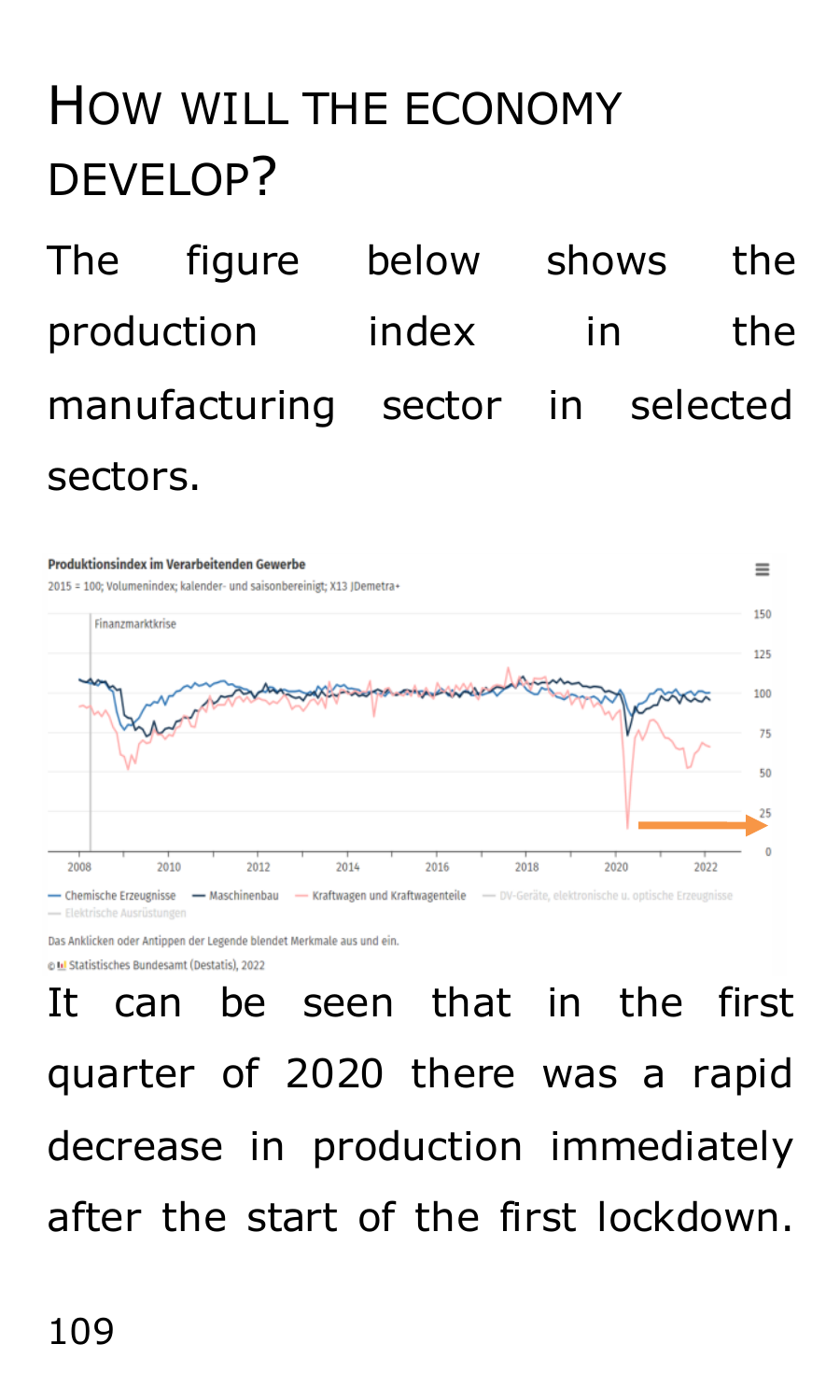# How will the economy develop?

The figure below shows the production index in the manufacturing sector in selected sectors.

It can be seen that in the first quarter of 2020 there was a rapid decrease in production immediately after the start of the first lockdown.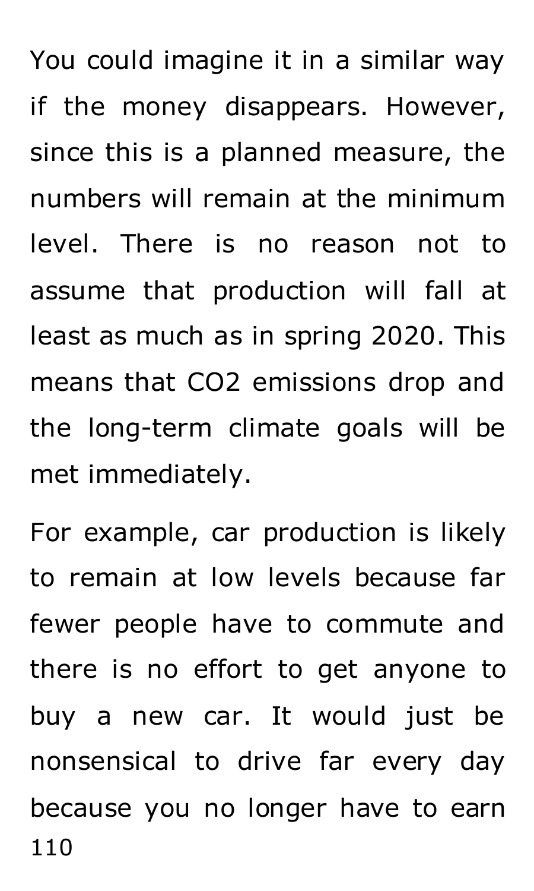You could imagine it in a similar way if the money disappears. However, since this is a planned measure, the numbers will remain at the minimum level. There is no reason not to assume that production will fall at least as much as in spring 2020. This means that $CO_2$ emissions drop and the long-term climate goals will be met immediately.

For example, car production is likely to remain at low levels because far fewer people have to commute and there is no effort to get anyone to buy a new car. It would just be nonsensical to drive far every day because you no longer have to earn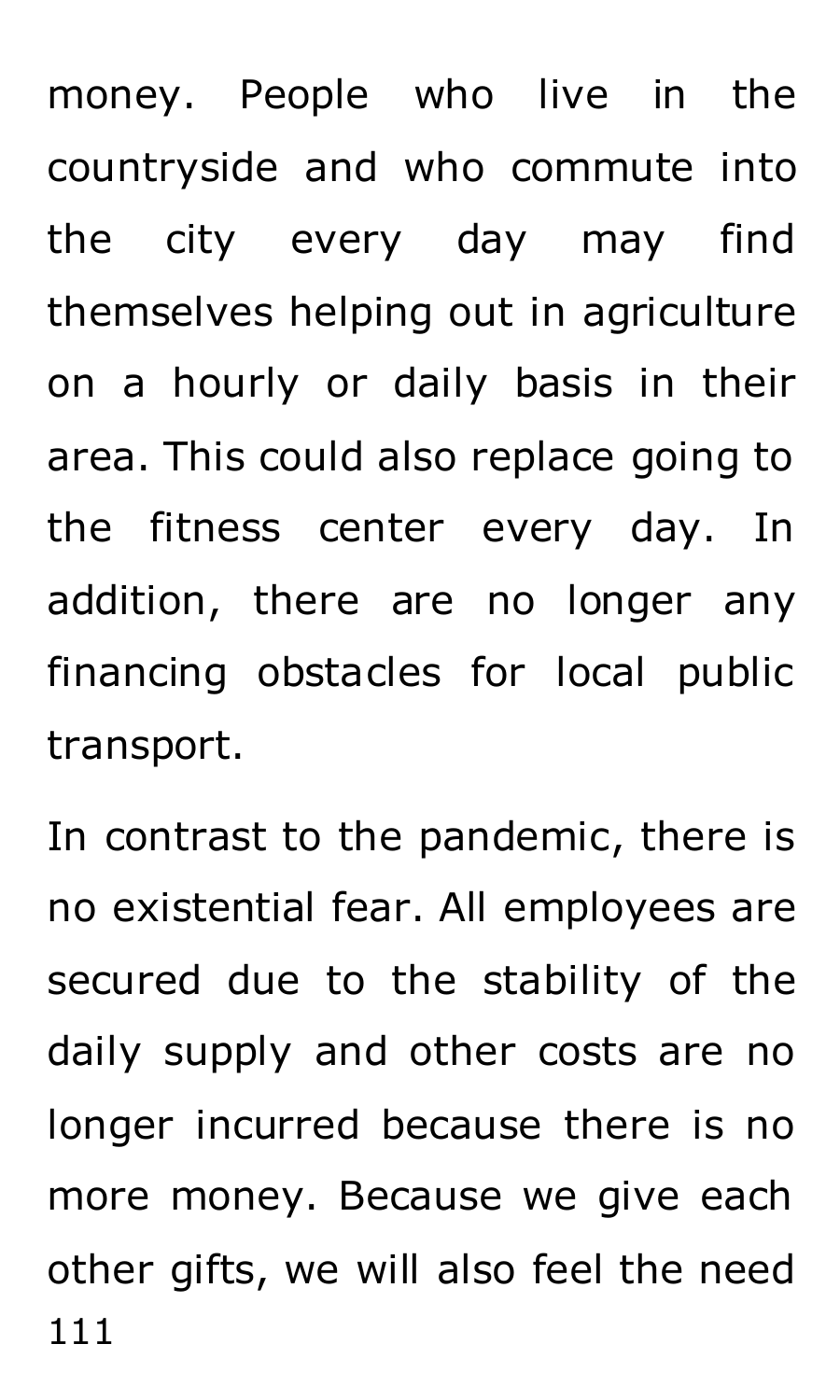money. People who live in the countryside and who commute into the city every day may find themselves helping out in agriculture on a hourly or daily basis in their area. This could also replace going to the fitness center every day. In addition, there are no longer any financing obstacles for local public transport.

In contrast to the pandemic, there is no existential fear. All employees are secured due to the stability of the daily supply and other costs are no longer incurred because there is no more money. Because we give each other gifts, we will also feel the need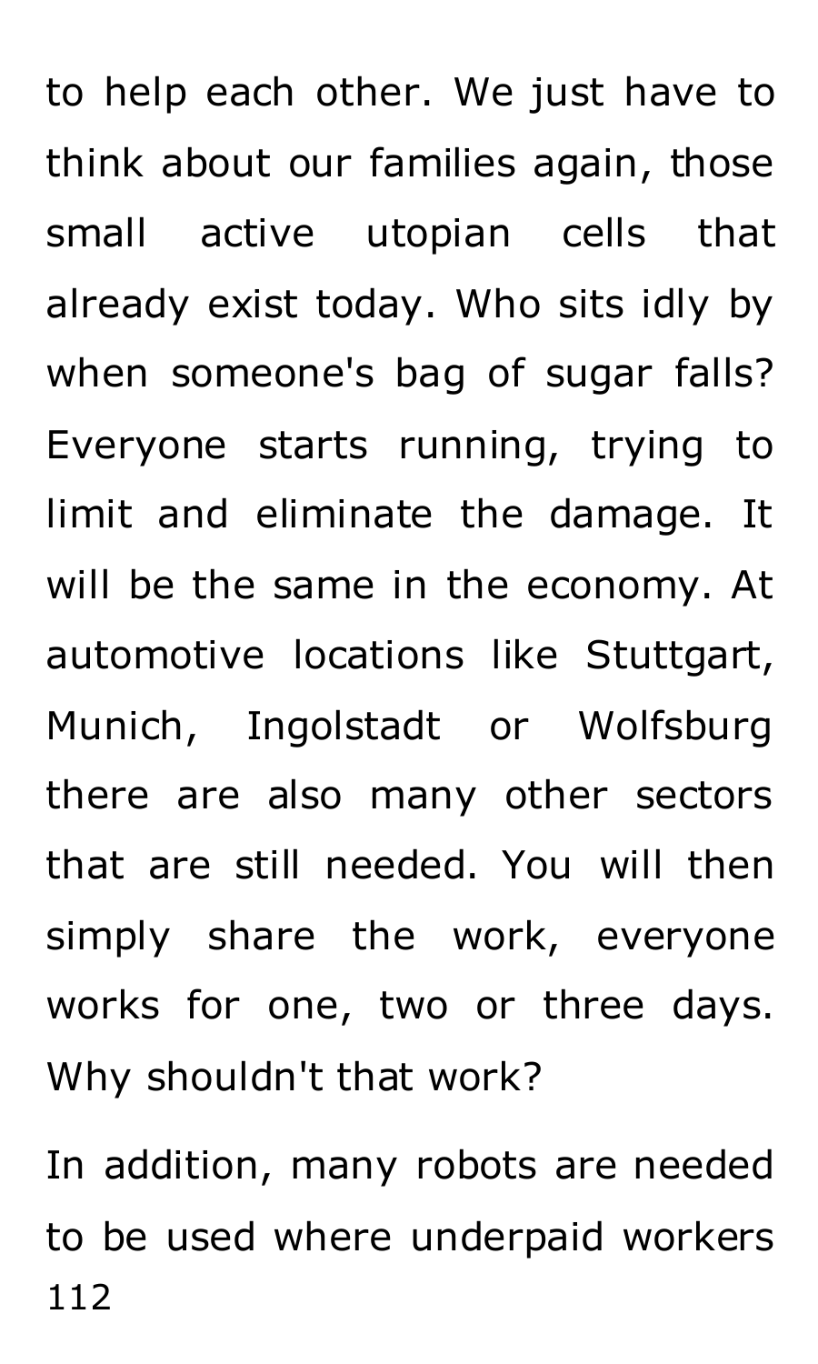to help each other. We just have to think about our families again, those small active utopian cells that already exist today. Who sits idly by when someone's bag of sugar falls? Everyone starts running, trying to limit and eliminate the damage. It will be the same in the economy. At automotive locations like Stuttgart, Munich, Ingolstadt or Wolfsburg there are also many other sectors that are still needed. You will then simply share the work, everyone works for one, two or three days. Why shouldn't that work?

In addition, many robots are needed to be used where underpaid workers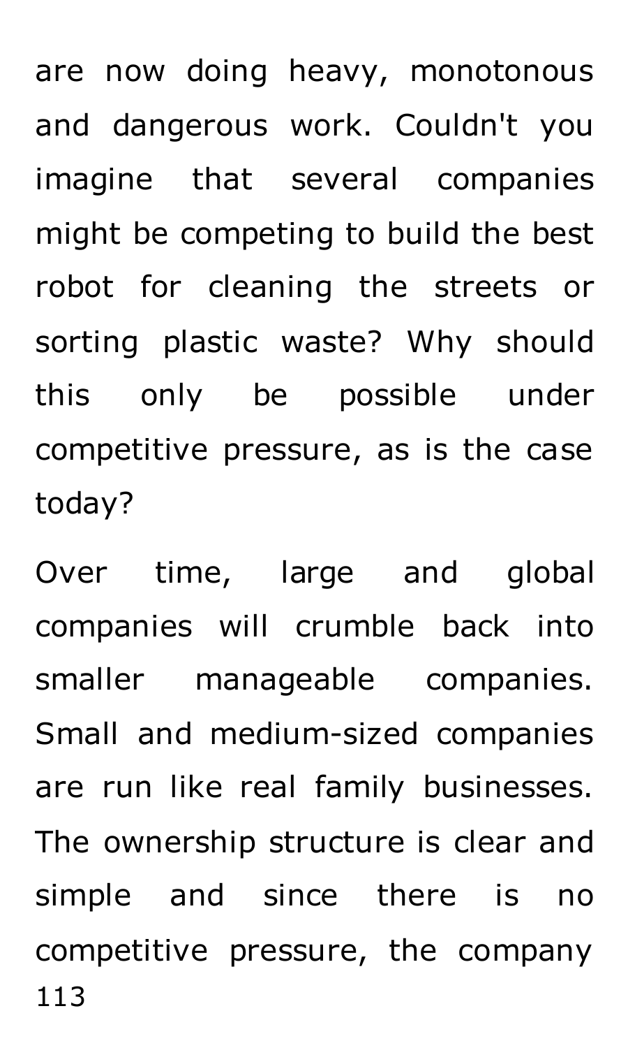are now doing heavy, monotonous and dangerous work. Couldn't you imagine that several companies might be competing to build the best robot for cleaning the streets or sorting plastic waste? Why should this only be possible under competitive pressure, as is the case today?

Over time, large and global companies will crumble back into smaller manageable companies. Small and medium-sized companies are run like real family businesses. The ownership structure is clear and simple and since there is no competitive pressure, the company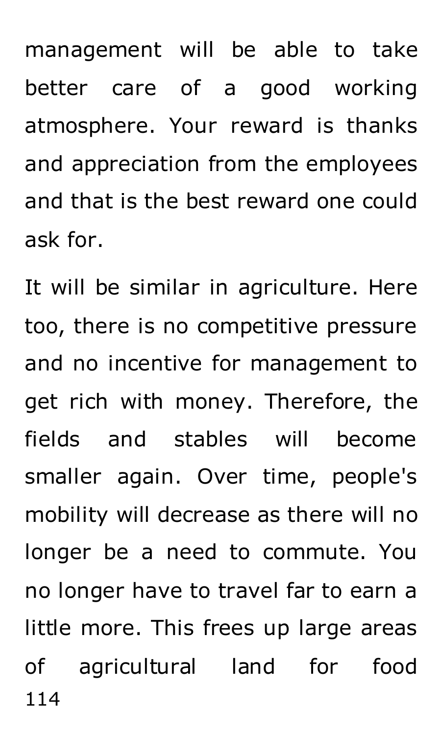management will be able to take better care of a good working atmosphere. Your reward is thanks and appreciation from the employees and that is the best reward one could ask for.

It will be similar in agriculture. Here too, there is no competitive pressure and no incentive for management to get rich with money. Therefore, the fields and stables will become smaller again. Over time, people's mobility will decrease as there will no longer be a need to commute. You no longer have to travel far to earn a little more. This frees up large areas of agricultural land for food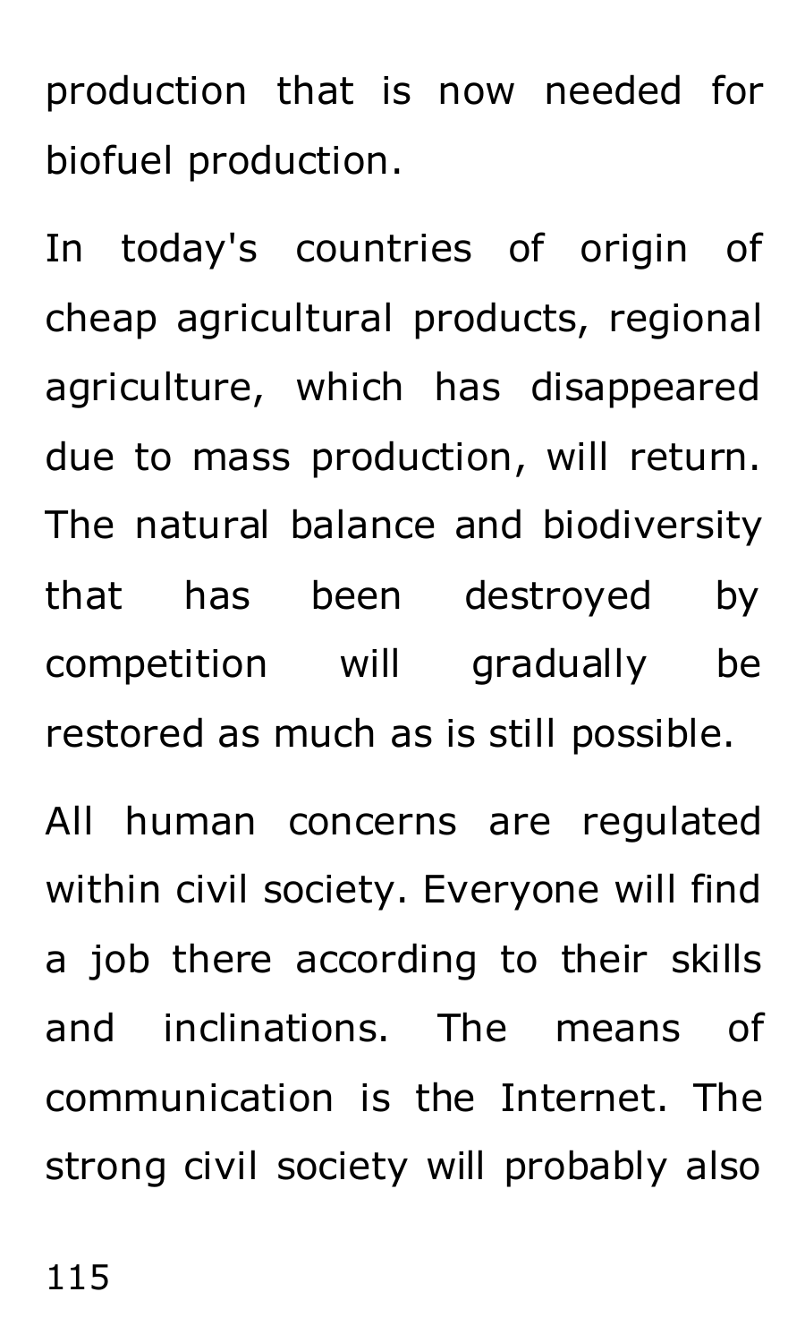production that is now needed for biofuel production.

In today's countries of origin of cheap agricultural products, regional agriculture, which has disappeared due to mass production, will return. The natural balance and biodiversity that has been destroyed by competition will gradually be restored as much as is still possible.

All human concerns are regulated within civil society. Everyone will find a job there according to their skills and inclinations. The means of communication is the Internet. The strong civil society will probably also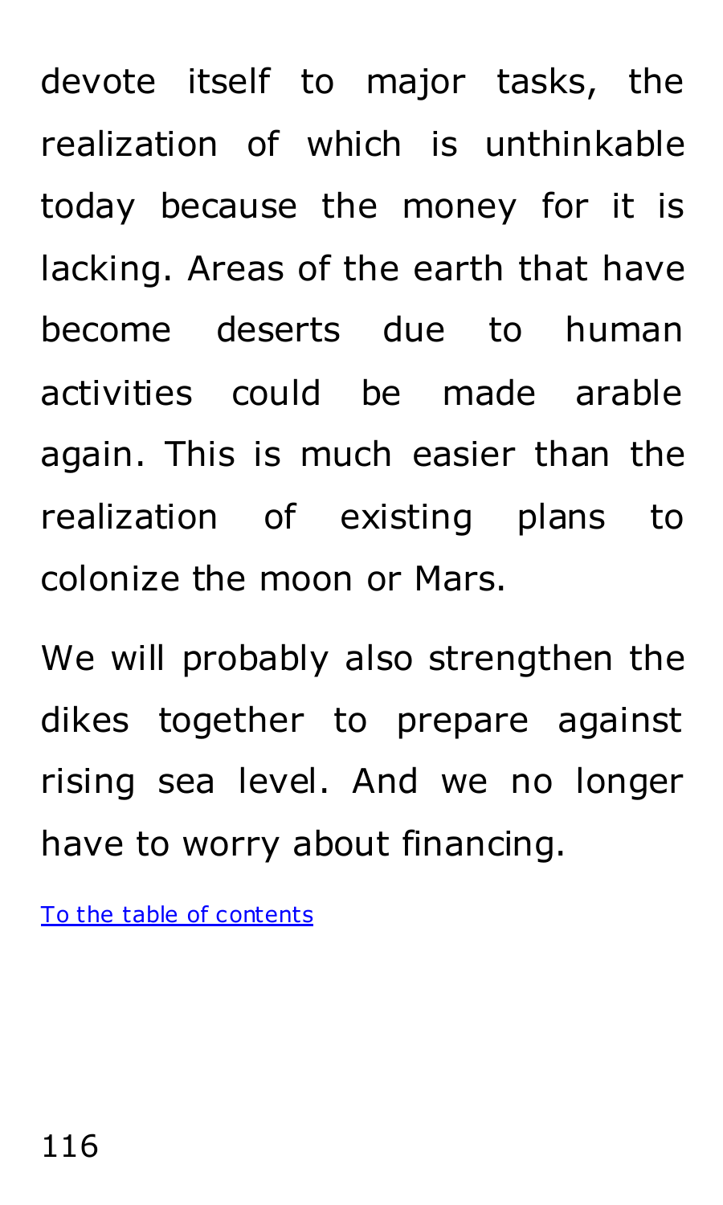devote itself to major tasks, the realization of which is unthinkable today because the money for it is lacking. Areas of the earth that have become deserts due to human activities could be made arable again. This is much easier than the realization of existing plans to colonize the moon or Mars.

We will probably also strengthen the dikes together to prepare against rising sea level. And we no longer have to worry about financing.

[To the table of contents]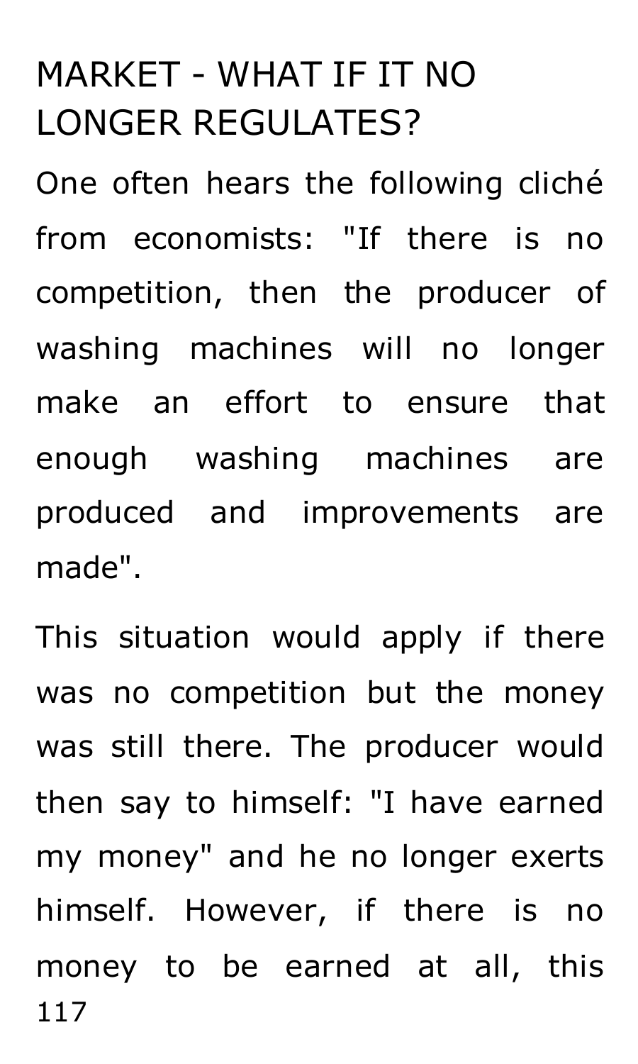# MARKET - WHAT IF IT NO LONGER REGULATES?

One often hears the following cliché from economists: "If there is no competition, then the producer of washing machines will no longer make an effort to ensure that enough washing machines are produced and improvements are made".

This situation would apply if there was no competition but the money was still there. The producer would then say to himself: "I have earned my money" and he no longer exerts himself. However, if there is no money to be earned at all, this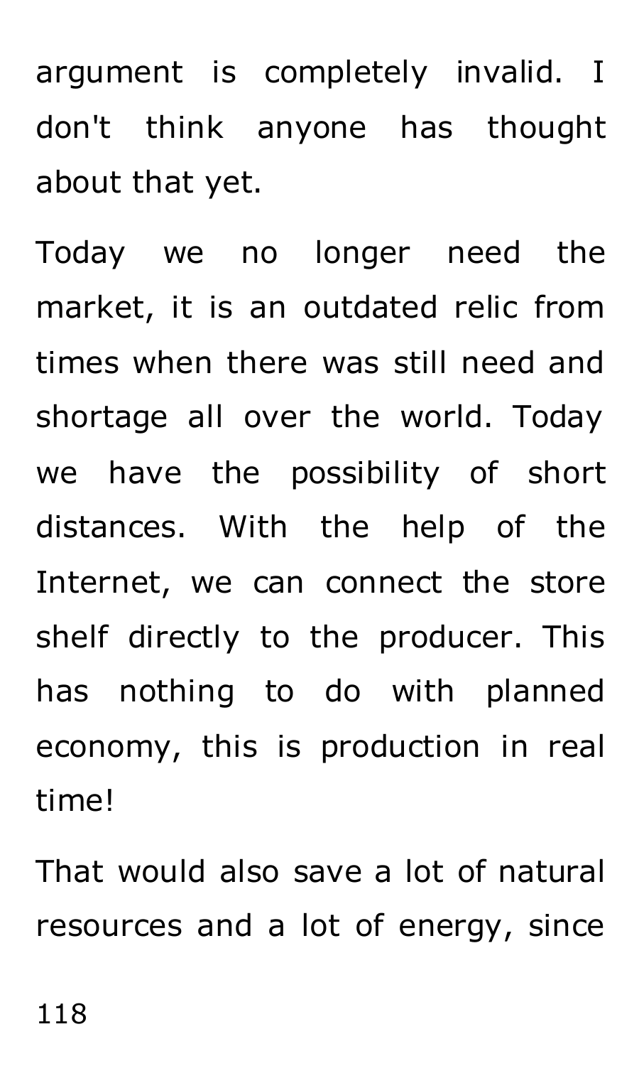argument is completely invalid. I don't think anyone has thought about that yet.

Today we no longer need the market, it is an outdated relic from times when there was still need and shortage all over the world. Today we have the possibility of short distances. With the help of the Internet, we can connect the store shelf directly to the producer. This has nothing to do with planned economy, this is production in real time!

That would also save a lot of natural resources and a lot of energy, since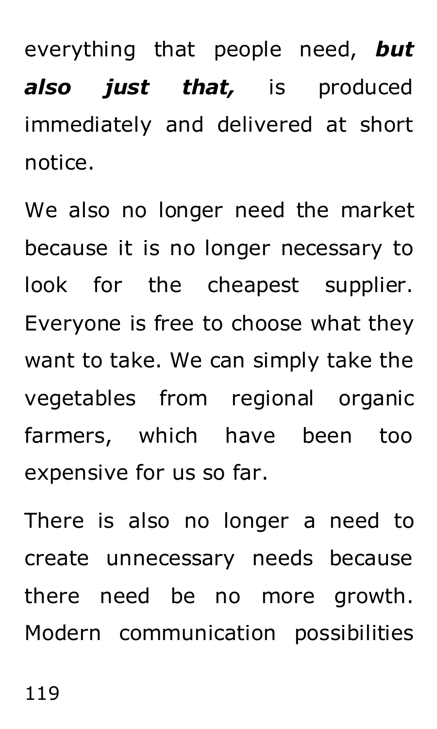everything that people need, ***but also just that,*** is produced immediately and delivered at short notice.

We also no longer need the market because it is no longer necessary to look for the cheapest supplier. Everyone is free to choose what they want to take. We can simply take the vegetables from regional organic farmers, which have been too expensive for us so far.

There is also no longer a need to create unnecessary needs because there need be no more growth. Modern communication possibilities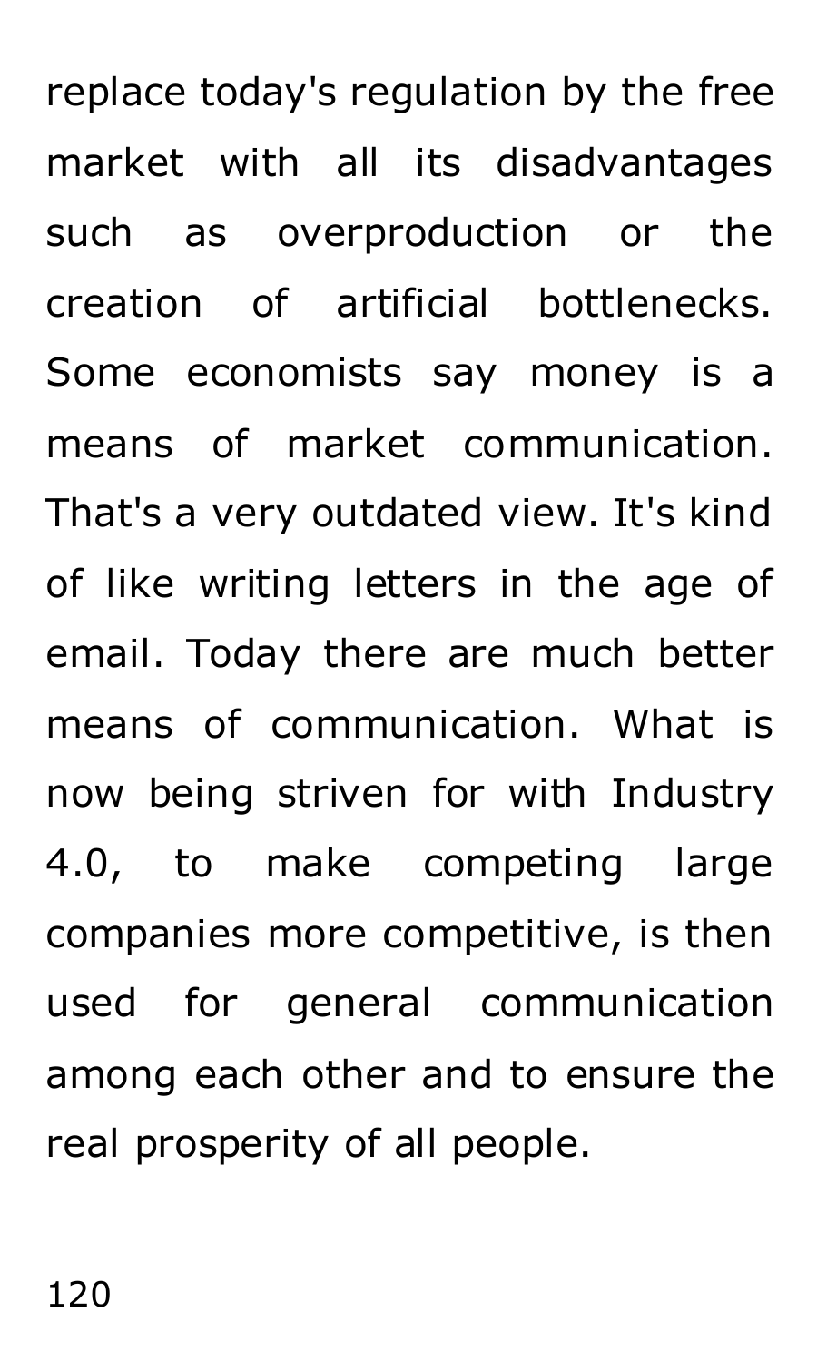replace today's regulation by the free market with all its disadvantages such as overproduction or the creation of artificial bottlenecks. Some economists say money is a means of market communication. That's a very outdated view. It's kind of like writing letters in the age of email. Today there are much better means of communication. What is now being striven for with Industry 4.0, to make competing large companies more competitive, is then used for general communication among each other and to ensure the real prosperity of all people.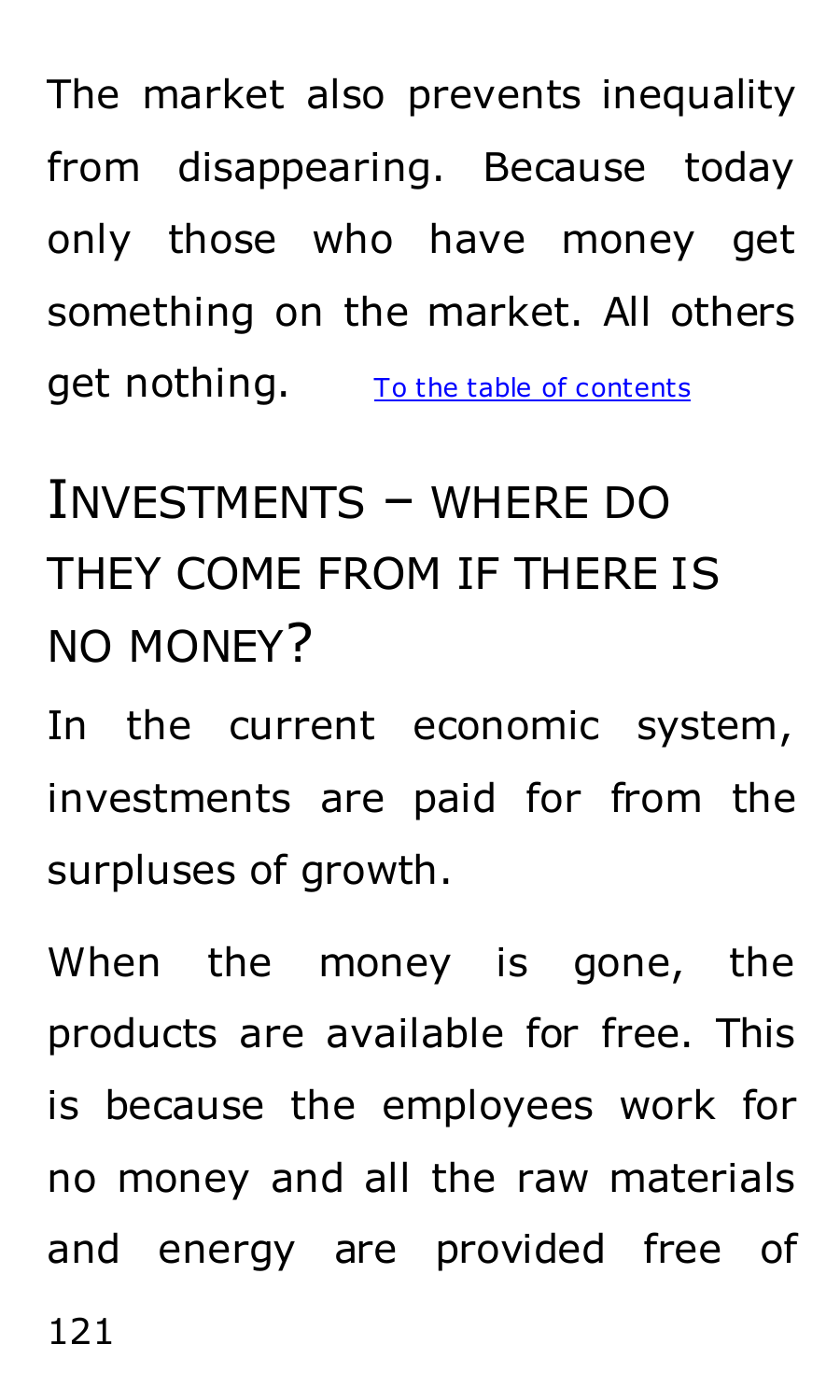The market also prevents inequality from disappearing. Because today only those who have money get something on the market. All others get nothing. [To the table of contents]

## Investments – where do they come from if there is no money?

In the current economic system, investments are paid for from the surpluses of growth.

When the money is gone, the products are available for free. This is because the employees work for no money and all the raw materials and energy are provided free of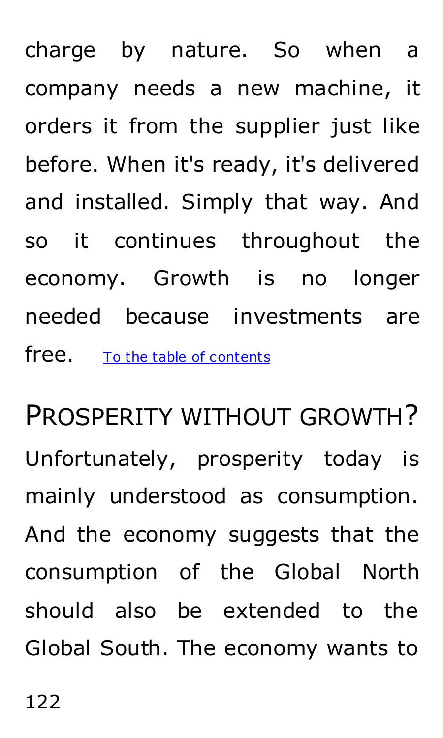charge by nature. So when a company needs a new machine, it orders it from the supplier just like before. When it's ready, it's delivered and installed. Simply that way. And so it continues throughout the economy. Growth is no longer needed because investments are free. [To the table of contents]

## Prosperity without growth?

Unfortunately, prosperity today is mainly understood as consumption. And the economy suggests that the consumption of the Global North should also be extended to the Global South. The economy wants to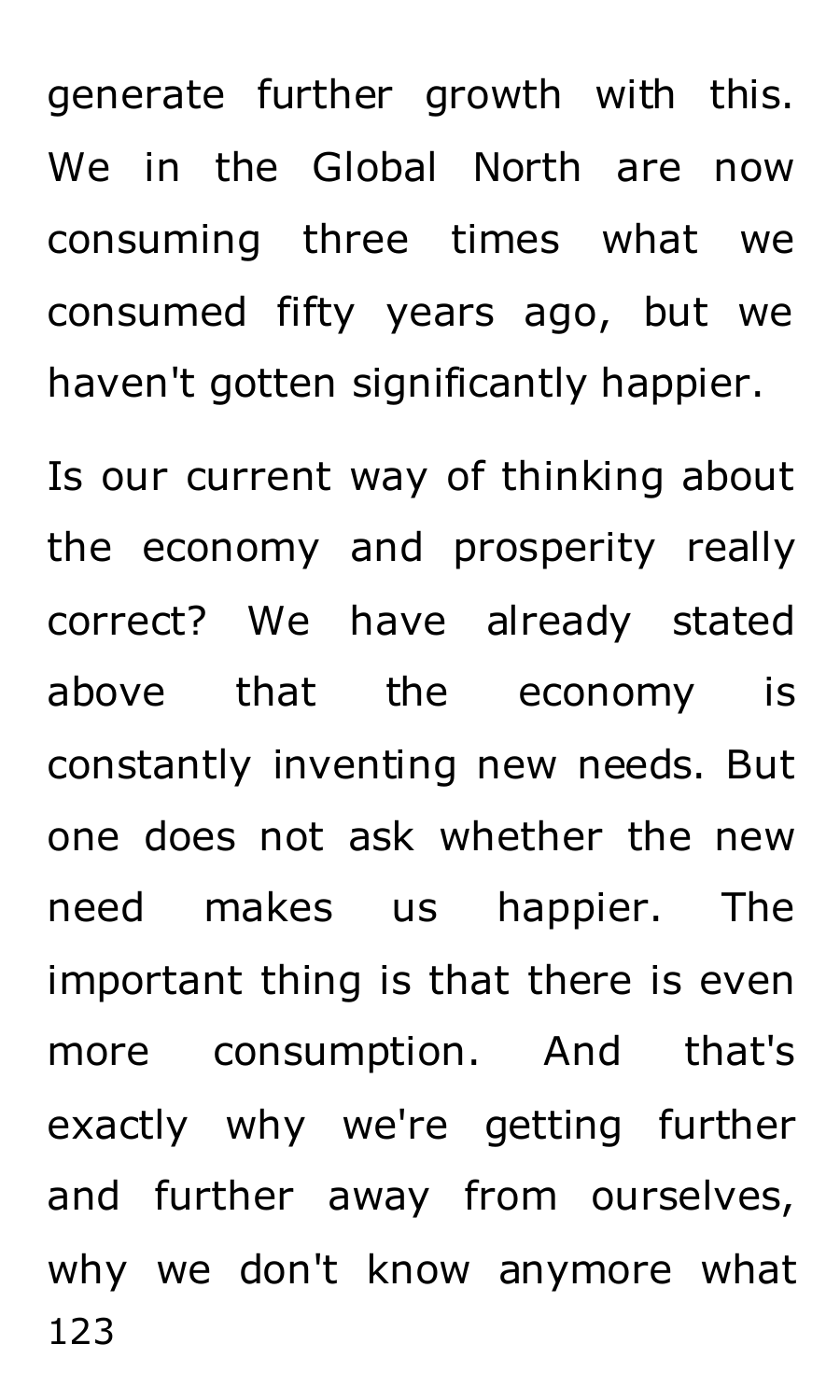generate further growth with this. We in the Global North are now consuming three times what we consumed fifty years ago, but we haven't gotten significantly happier.

Is our current way of thinking about the economy and prosperity really correct? We have already stated above that the economy is constantly inventing new needs. But one does not ask whether the new need makes us happier. The important thing is that there is even more consumption. And that's exactly why we're getting further and further away from ourselves, why we don't know anymore what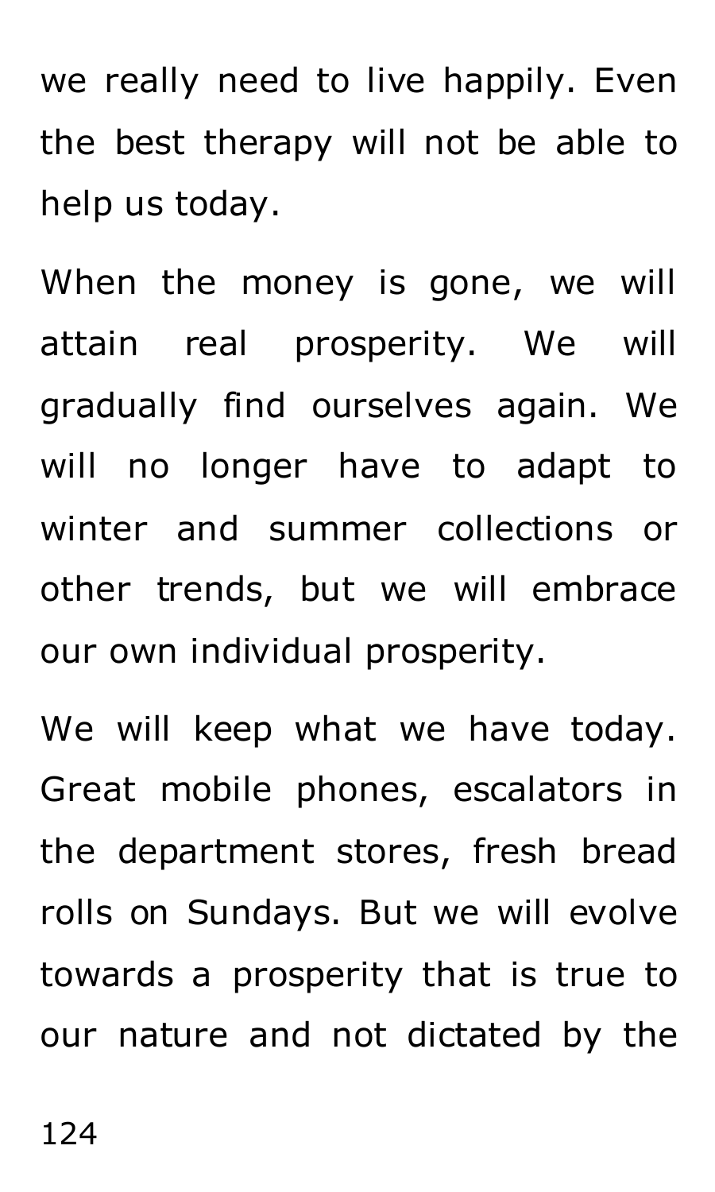we really need to live happily. Even the best therapy will not be able to help us today.

When the money is gone, we will attain real prosperity. We will gradually find ourselves again. We will no longer have to adapt to winter and summer collections or other trends, but we will embrace our own individual prosperity.

We will keep what we have today. Great mobile phones, escalators in the department stores, fresh bread rolls on Sundays. But we will evolve towards a prosperity that is true to our nature and not dictated by the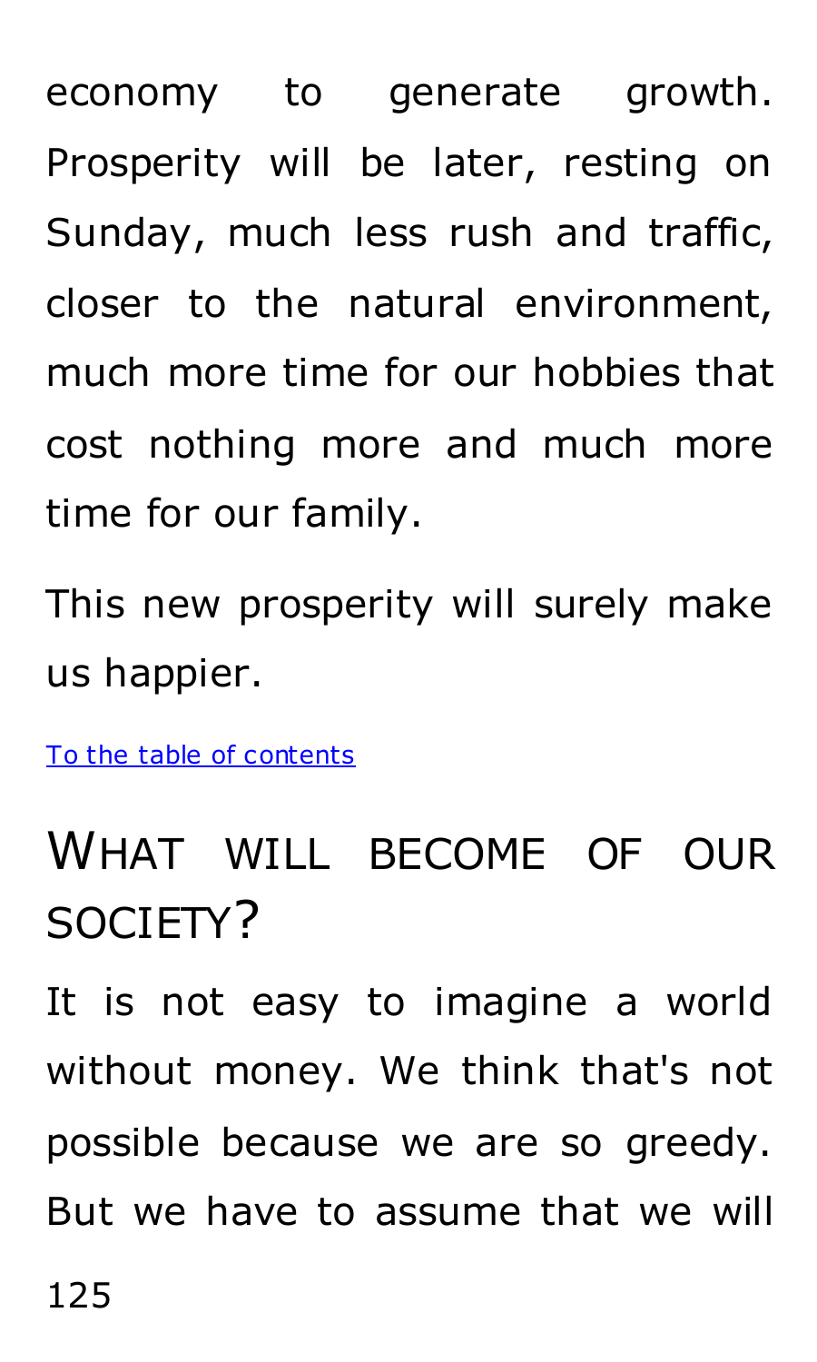economy to generate growth. Prosperity will be later, resting on Sunday, much less rush and traffic, closer to the natural environment, much more time for our hobbies that cost nothing more and much more time for our family.

This new prosperity will surely make us happier.

To the table of contents

# WHAT WILL BECOME OF OUR SOCIETY?

It is not easy to imagine a world without money. We think that's not possible because we are so greedy. But we have to assume that we will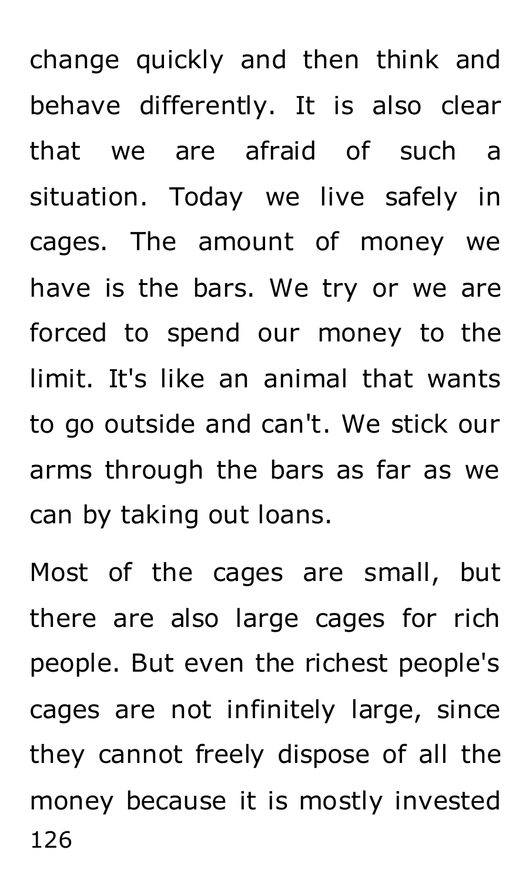change quickly and then think and behave differently. It is also clear that we are afraid of such a situation. Today we live safely in cages. The amount of money we have is the bars. We try or we are forced to spend our money to the limit. It's like an animal that wants to go outside and can't. We stick our arms through the bars as far as we can by taking out loans.

Most of the cages are small, but there are also large cages for rich people. But even the richest people's cages are not infinitely large, since they cannot freely dispose of all the money because it is mostly invested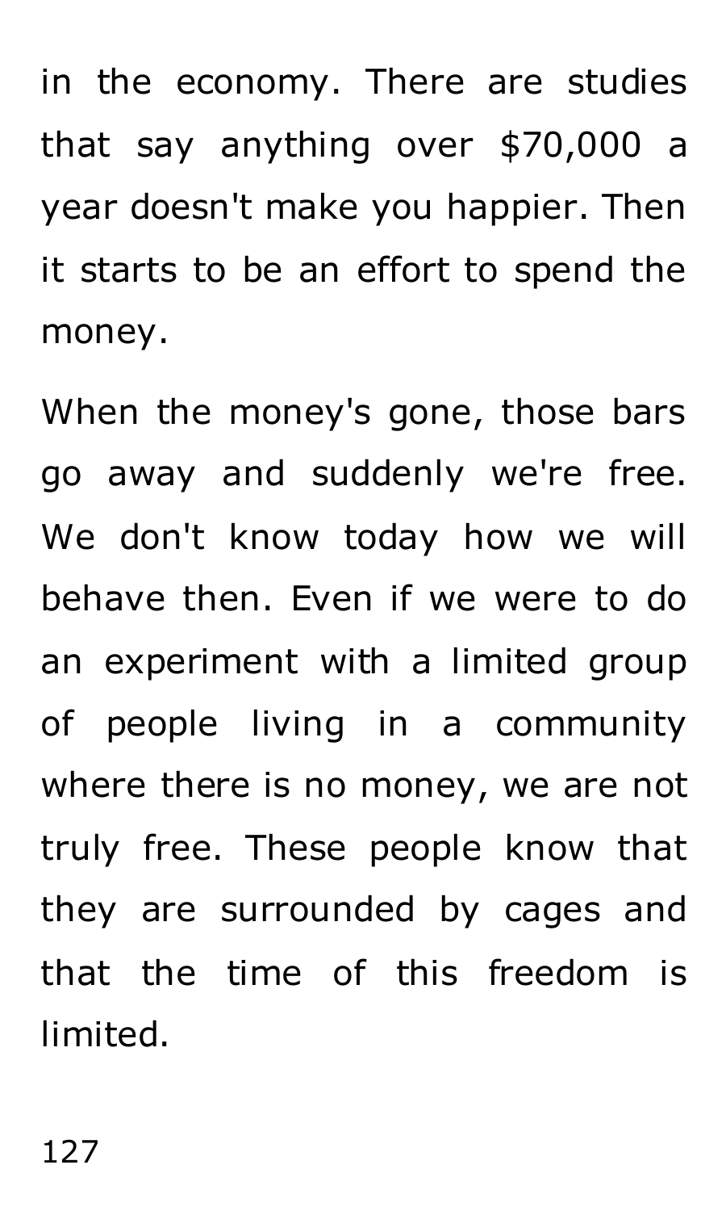in the economy. There are studies that say anything over $70,000 a year doesn't make you happier. Then it starts to be an effort to spend the money.

When the money's gone, those bars go away and suddenly we're free. We don't know today how we will behave then. Even if we were to do an experiment with a limited group of people living in a community where there is no money, we are not truly free. These people know that they are surrounded by cages and that the time of this freedom is limited.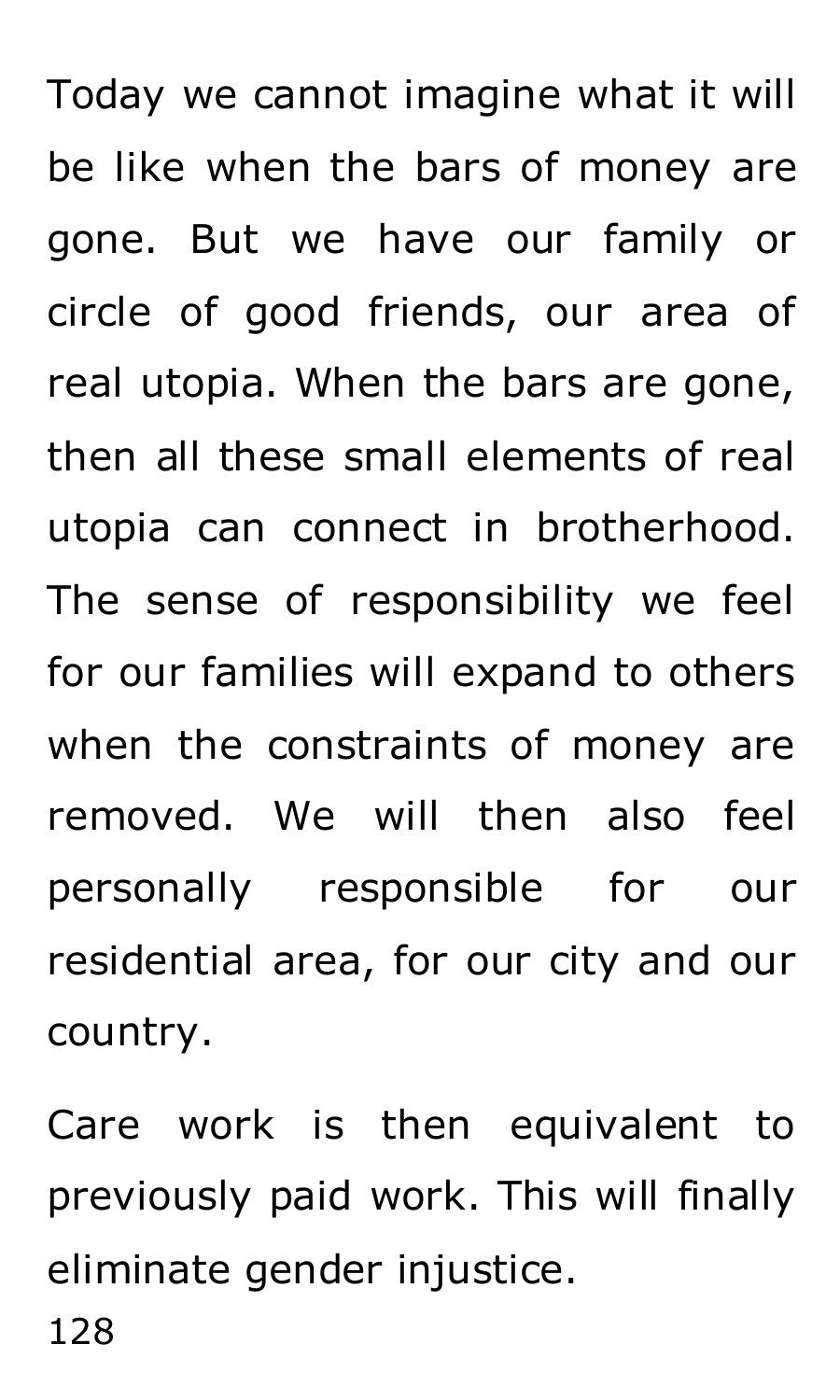Today we cannot imagine what it will be like when the bars of money are gone. But we have our family or circle of good friends, our area of real utopia. When the bars are gone, then all these small elements of real utopia can connect in brotherhood. The sense of responsibility we feel for our families will expand to others when the constraints of money are removed. We will then also feel personally responsible for our residential area, for our city and our country.

Care work is then equivalent to previously paid work. This will finally eliminate gender injustice.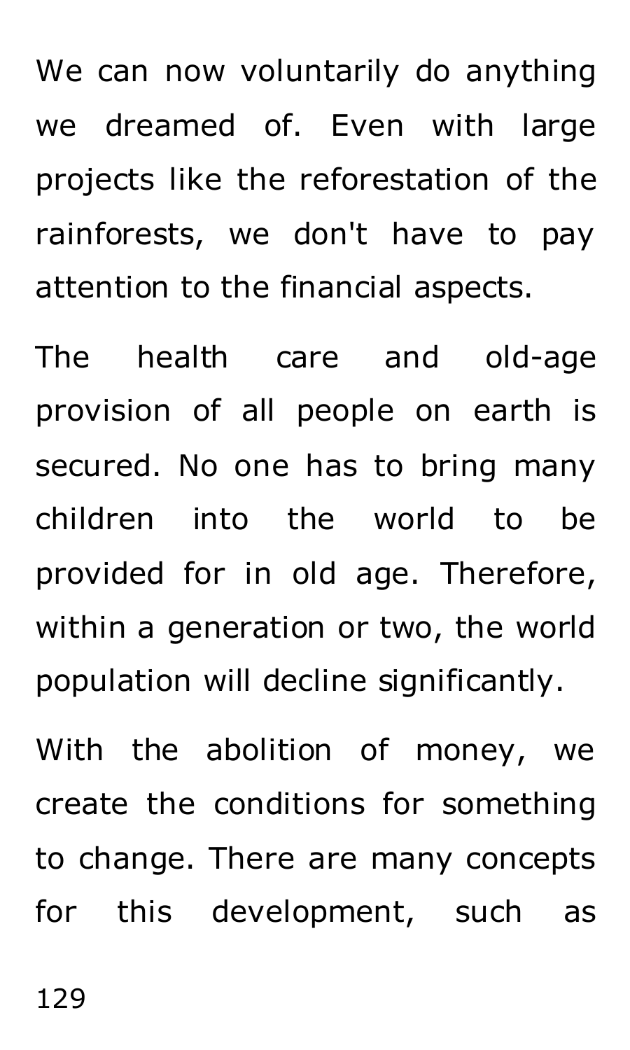We can now voluntarily do anything we dreamed of. Even with large projects like the reforestation of the rainforests, we don't have to pay attention to the financial aspects.

The health care and old-age provision of all people on earth is secured. No one has to bring many children into the world to be provided for in old age. Therefore, within a generation or two, the world population will decline significantly.

With the abolition of money, we create the conditions for something to change. There are many concepts for this development, such as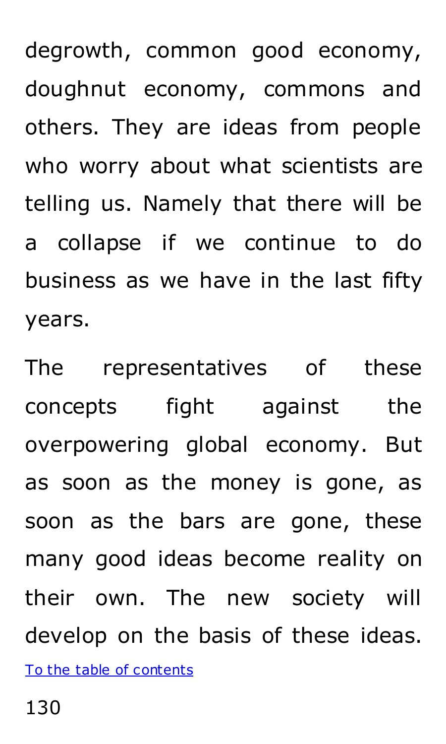degrowth, common good economy, doughnut economy, commons and others. They are ideas from people who worry about what scientists are telling us. Namely that there will be a collapse if we continue to do business as we have in the last fifty years.

The representatives of these concepts fight against the overpowering global economy. But as soon as the money is gone, as soon as the bars are gone, these many good ideas become reality on their own. The new society will develop on the basis of these ideas.

[To the table of contents]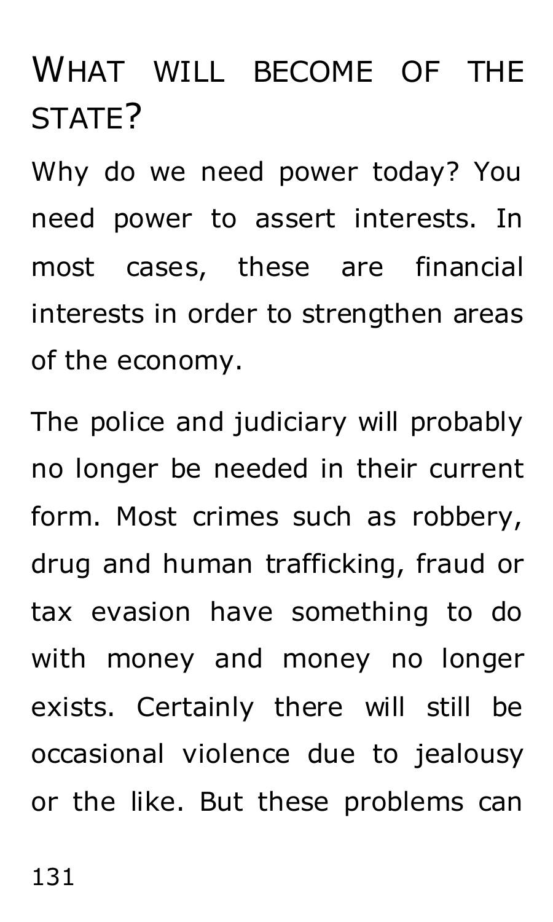## What will become of the state?

Why do we need power today? You need power to assert interests. In most cases, these are financial interests in order to strengthen areas of the economy.

The police and judiciary will probably no longer be needed in their current form. Most crimes such as robbery, drug and human trafficking, fraud or tax evasion have something to do with money and money no longer exists. Certainly there will still be occasional violence due to jealousy or the like. But these problems can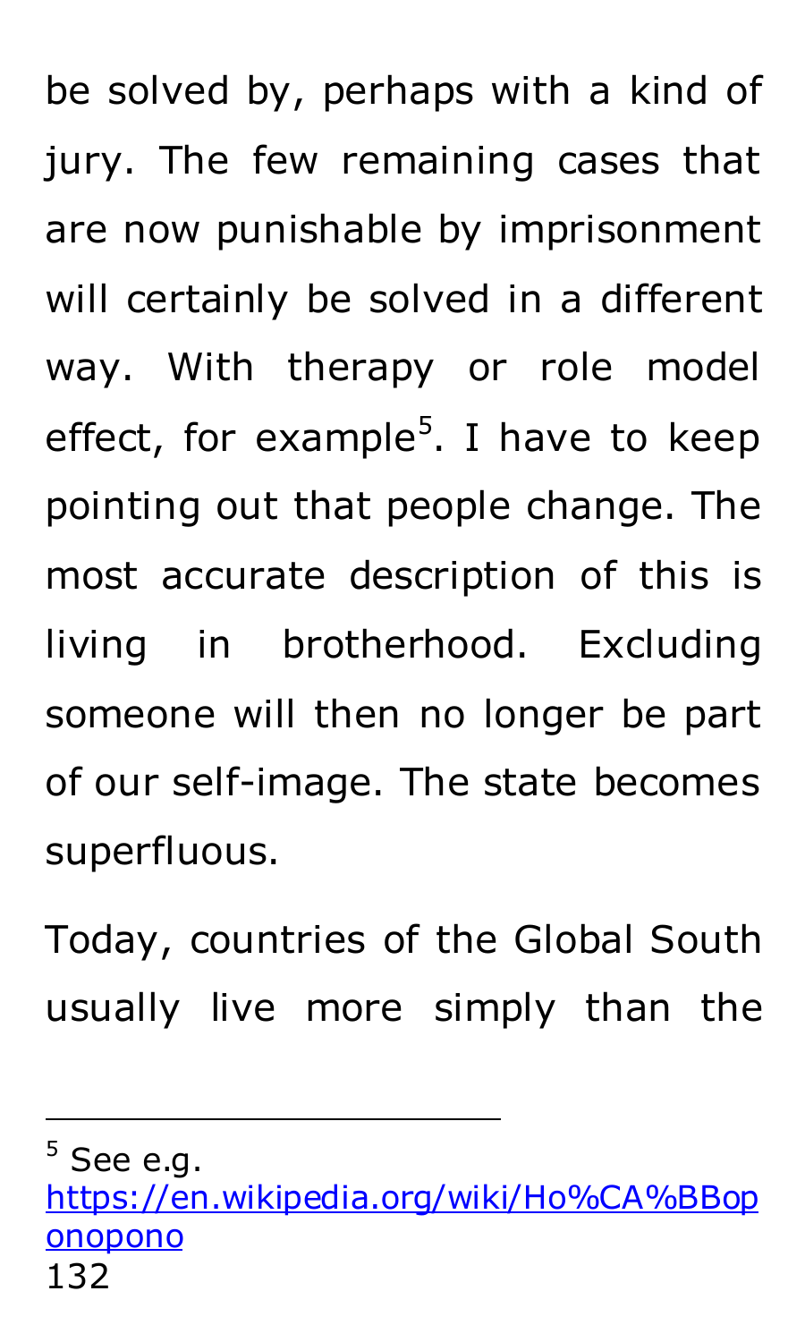be solved by, perhaps with a kind of jury. The few remaining cases that are now punishable by imprisonment will certainly be solved in a different way. With therapy or role model effect, for example[5]. I have to keep pointing out that people change. The most accurate description of this is living in brotherhood. Excluding someone will then no longer be part of our self-image. The state becomes superfluous.

Today, countries of the Global South usually live more simply than the

---

[5] See e.g. https://en.wikipedia.org/wiki/Ho%CA%BBoponopono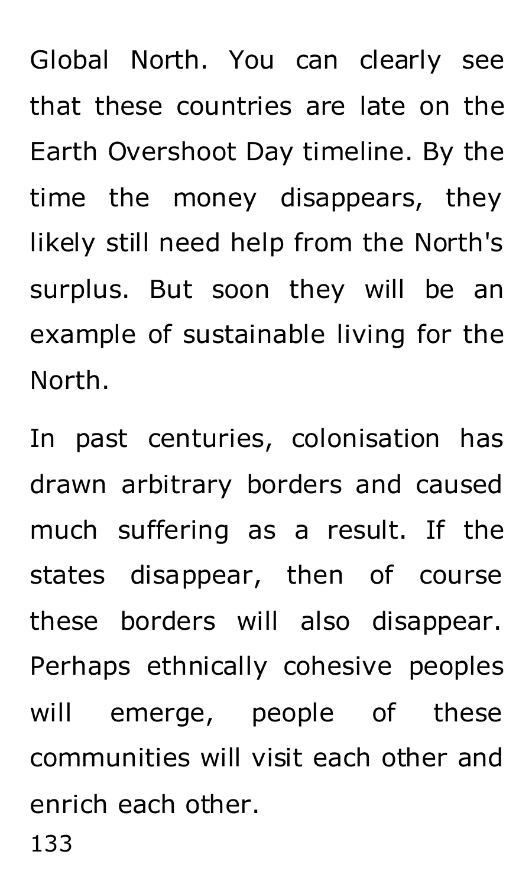Global North. You can clearly see that these countries are late on the Earth Overshoot Day timeline. By the time the money disappears, they likely still need help from the North's surplus. But soon they will be an example of sustainable living for the North.

In past centuries, colonisation has drawn arbitrary borders and caused much suffering as a result. If the states disappear, then of course these borders will also disappear. Perhaps ethnically cohesive peoples will emerge, people of these communities will visit each other and enrich each other.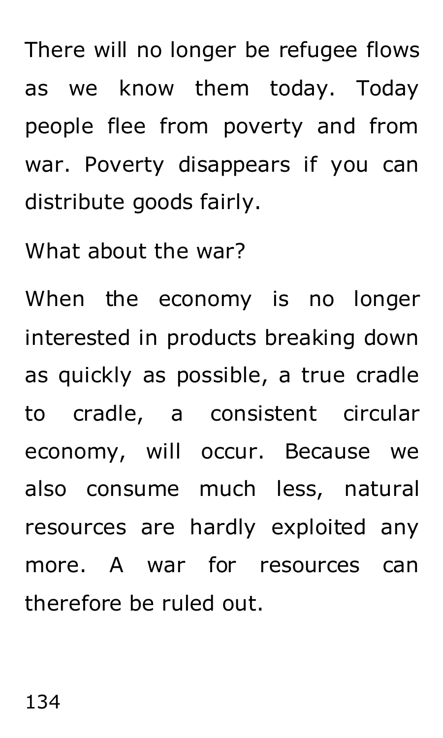There will no longer be refugee flows as we know them today. Today people flee from poverty and from war. Poverty disappears if you can distribute goods fairly.

What about the war?

When the economy is no longer interested in products breaking down as quickly as possible, a true cradle to cradle, a consistent circular economy, will occur. Because we also consume much less, natural resources are hardly exploited any more. A war for resources can therefore be ruled out.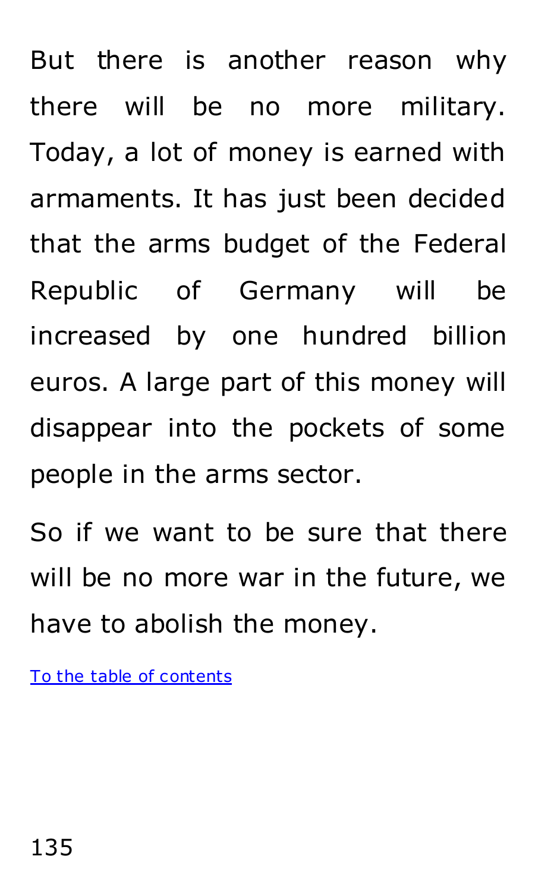But there is another reason why there will be no more military. Today, a lot of money is earned with armaments. It has just been decided that the arms budget of the Federal Republic of Germany will be increased by one hundred billion euros. A large part of this money will disappear into the pockets of some people in the arms sector.

So if we want to be sure that there will be no more war in the future, we have to abolish the money.

To the table of contents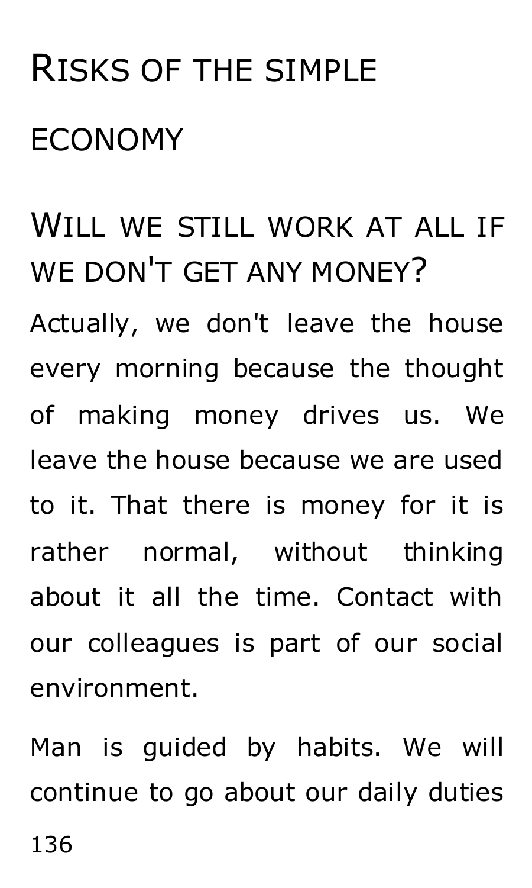# Risks of the simple economy

## Will we still work at all if we don't get any money?

Actually, we don't leave the house every morning because the thought of making money drives us. We leave the house because we are used to it. That there is money for it is rather normal, without thinking about it all the time. Contact with our colleagues is part of our social environment.

Man is guided by habits. We will continue to go about our daily duties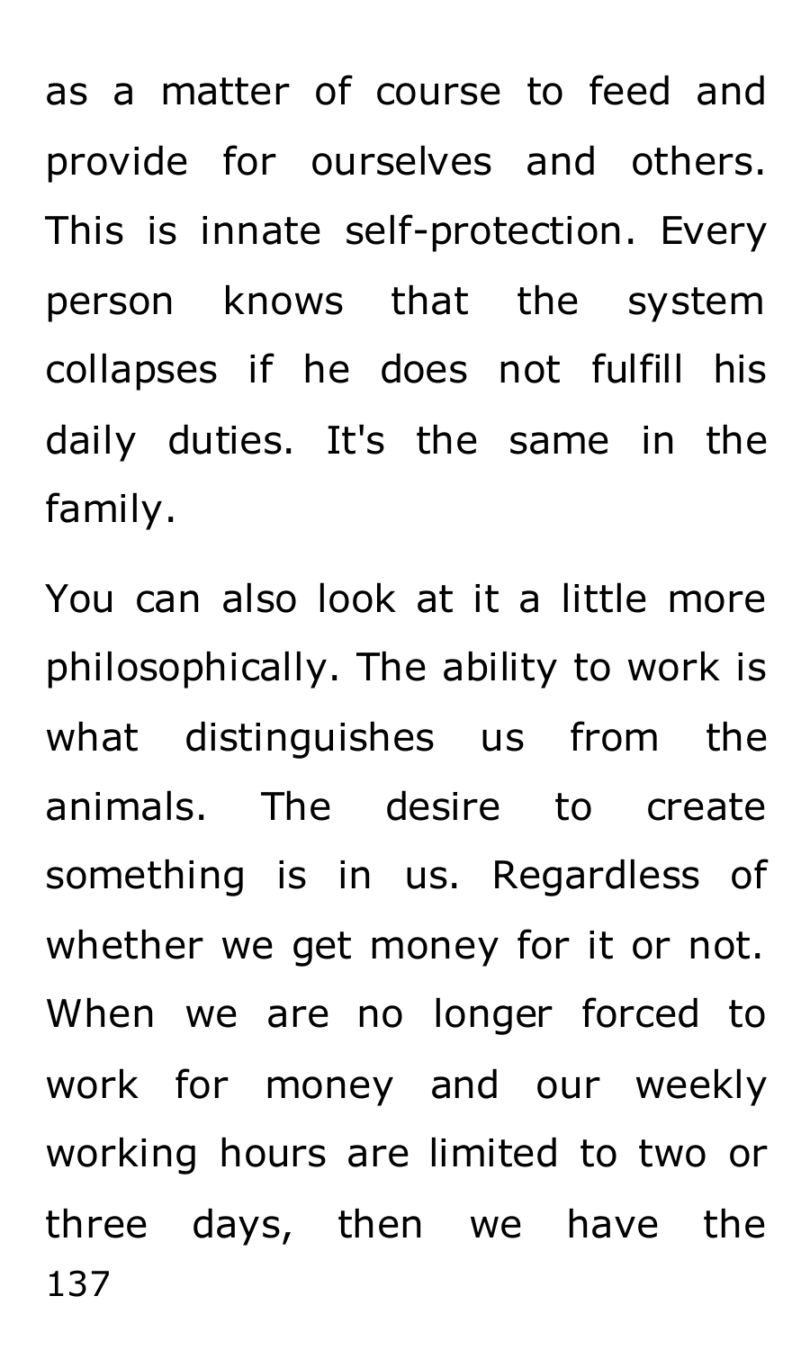as a matter of course to feed and provide for ourselves and others. This is innate self-protection. Every person knows that the system collapses if he does not fulfill his daily duties. It's the same in the family.

You can also look at it a little more philosophically. The ability to work is what distinguishes us from the animals. The desire to create something is in us. Regardless of whether we get money for it or not. When we are no longer forced to work for money and our weekly working hours are limited to two or three days, then we have the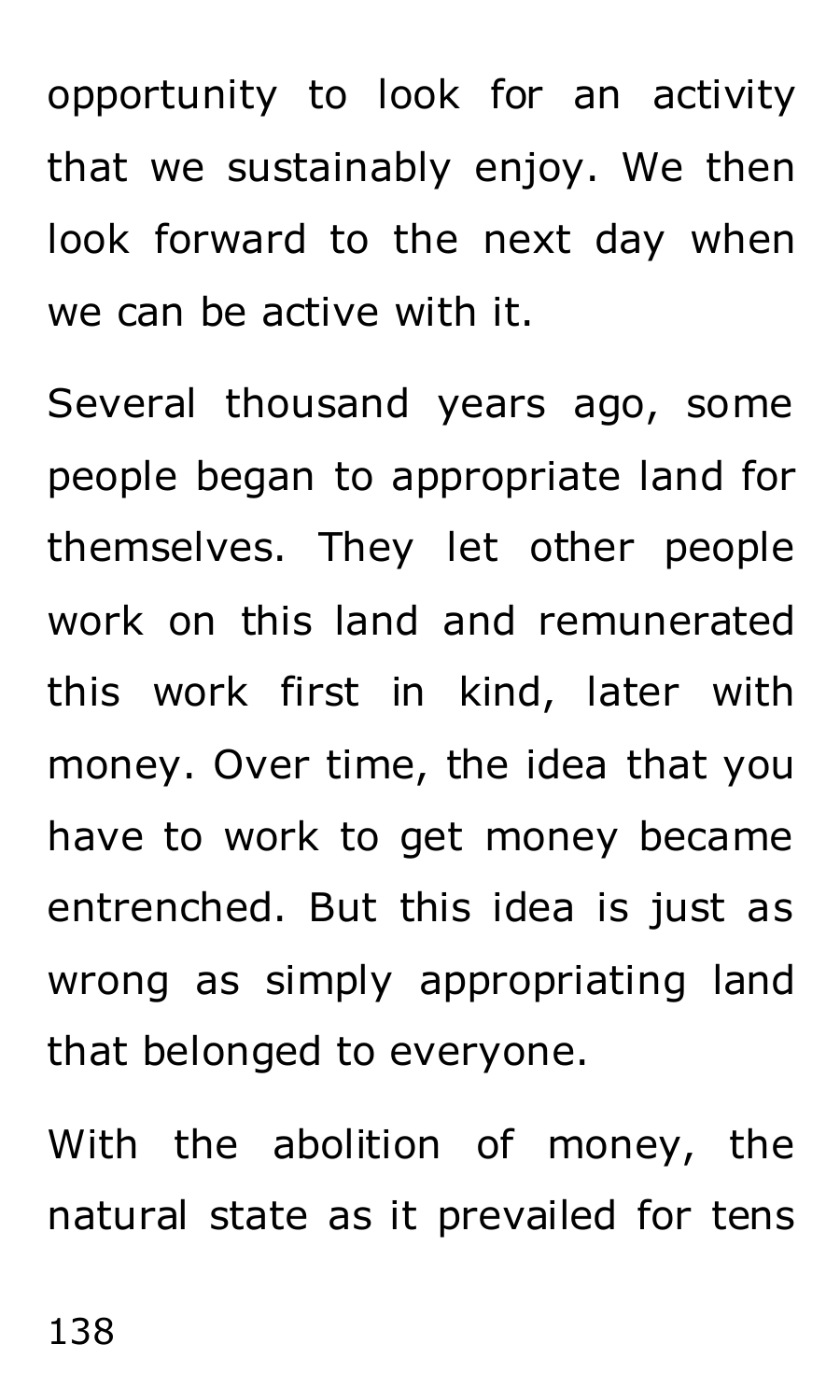opportunity to look for an activity that we sustainably enjoy. We then look forward to the next day when we can be active with it.

Several thousand years ago, some people began to appropriate land for themselves. They let other people work on this land and remunerated this work first in kind, later with money. Over time, the idea that you have to work to get money became entrenched. But this idea is just as wrong as simply appropriating land that belonged to everyone.

With the abolition of money, the natural state as it prevailed for tens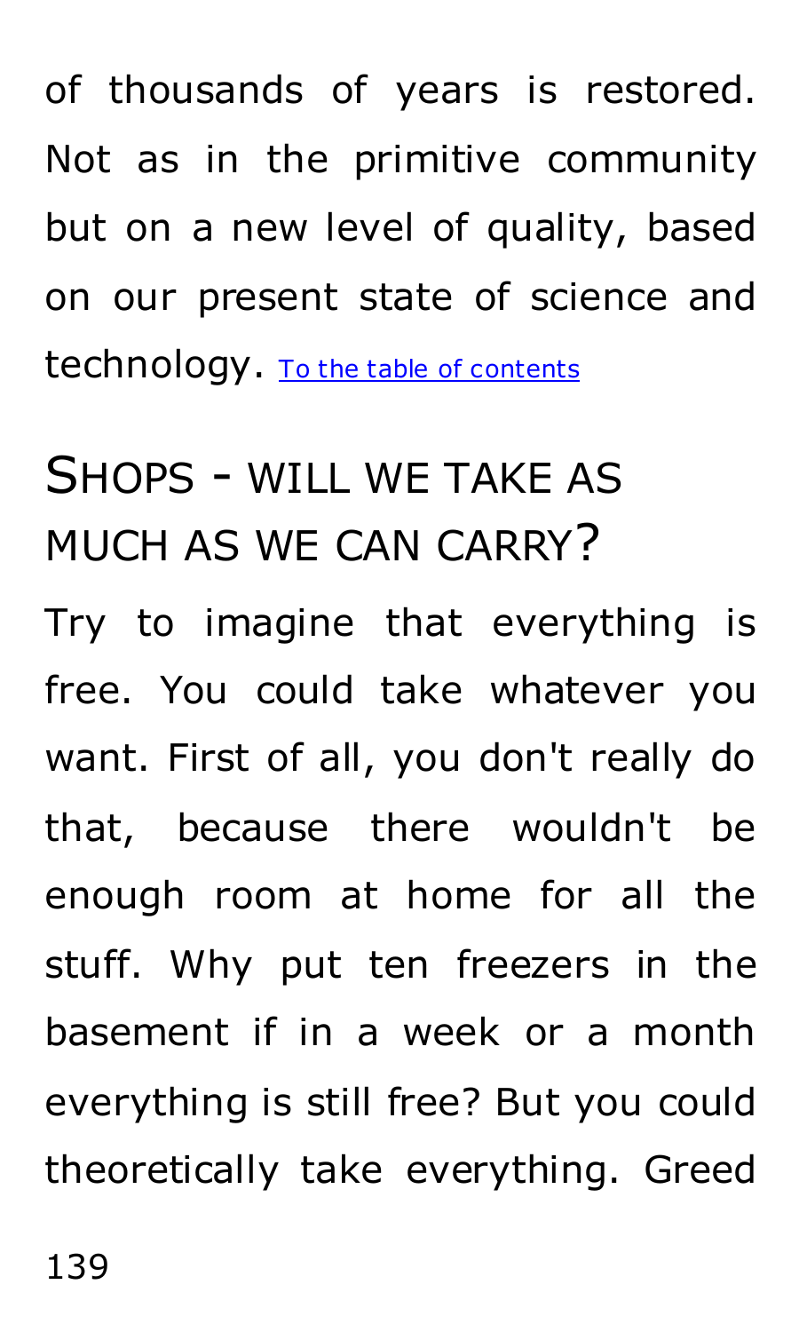of thousands of years is restored. Not as in the primitive community but on a new level of quality, based on our present state of science and technology. [To the table of contents]

## Shops - will we take as much as we can carry?

Try to imagine that everything is free. You could take whatever you want. First of all, you don't really do that, because there wouldn't be enough room at home for all the stuff. Why put ten freezers in the basement if in a week or a month everything is still free? But you could theoretically take everything. Greed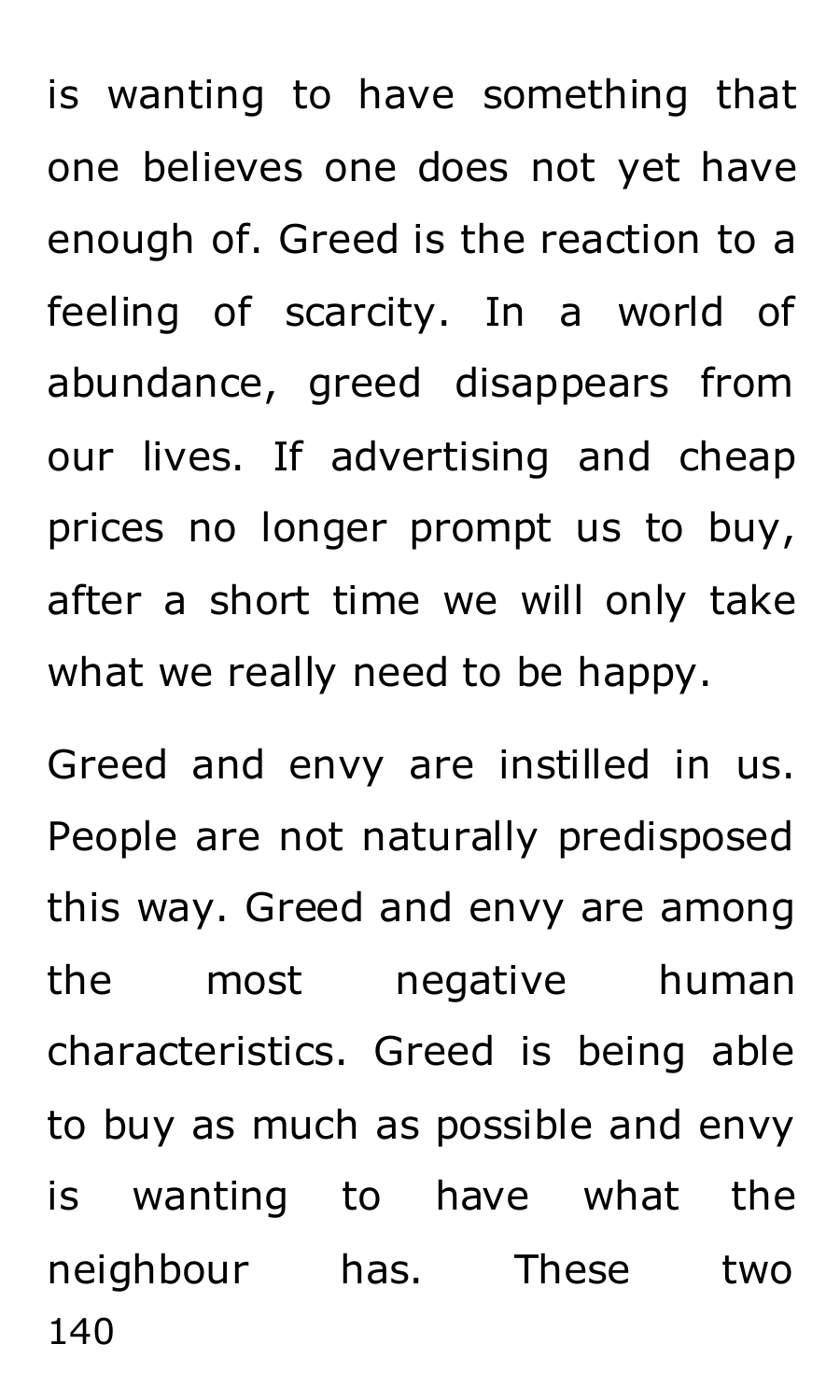is wanting to have something that one believes one does not yet have enough of. Greed is the reaction to a feeling of scarcity. In a world of abundance, greed disappears from our lives. If advertising and cheap prices no longer prompt us to buy, after a short time we will only take what we really need to be happy.

Greed and envy are instilled in us. People are not naturally predisposed this way. Greed and envy are among the most negative human characteristics. Greed is being able to buy as much as possible and envy is wanting to have what the neighbour has. These two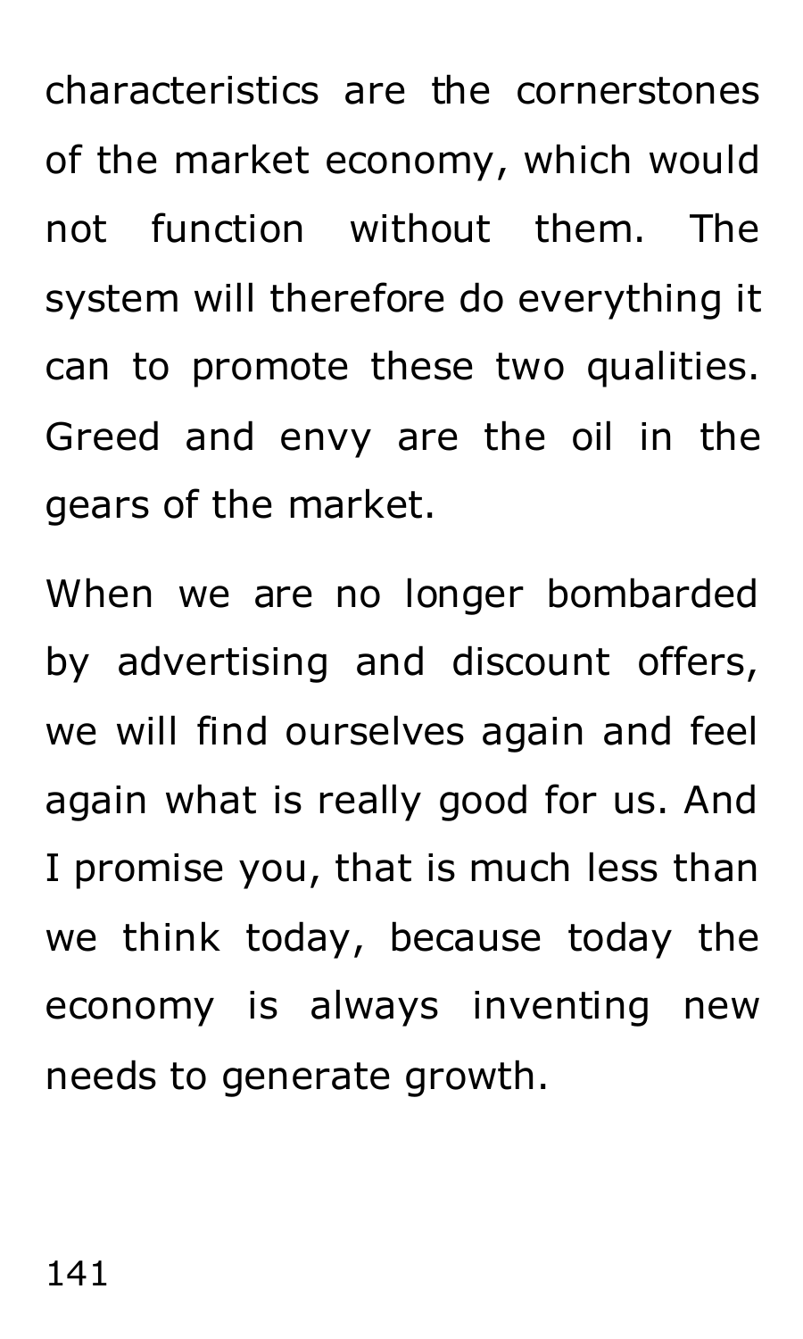characteristics are the cornerstones of the market economy, which would not function without them. The system will therefore do everything it can to promote these two qualities. Greed and envy are the oil in the gears of the market.

When we are no longer bombarded by advertising and discount offers, we will find ourselves again and feel again what is really good for us. And I promise you, that is much less than we think today, because today the economy is always inventing new needs to generate growth.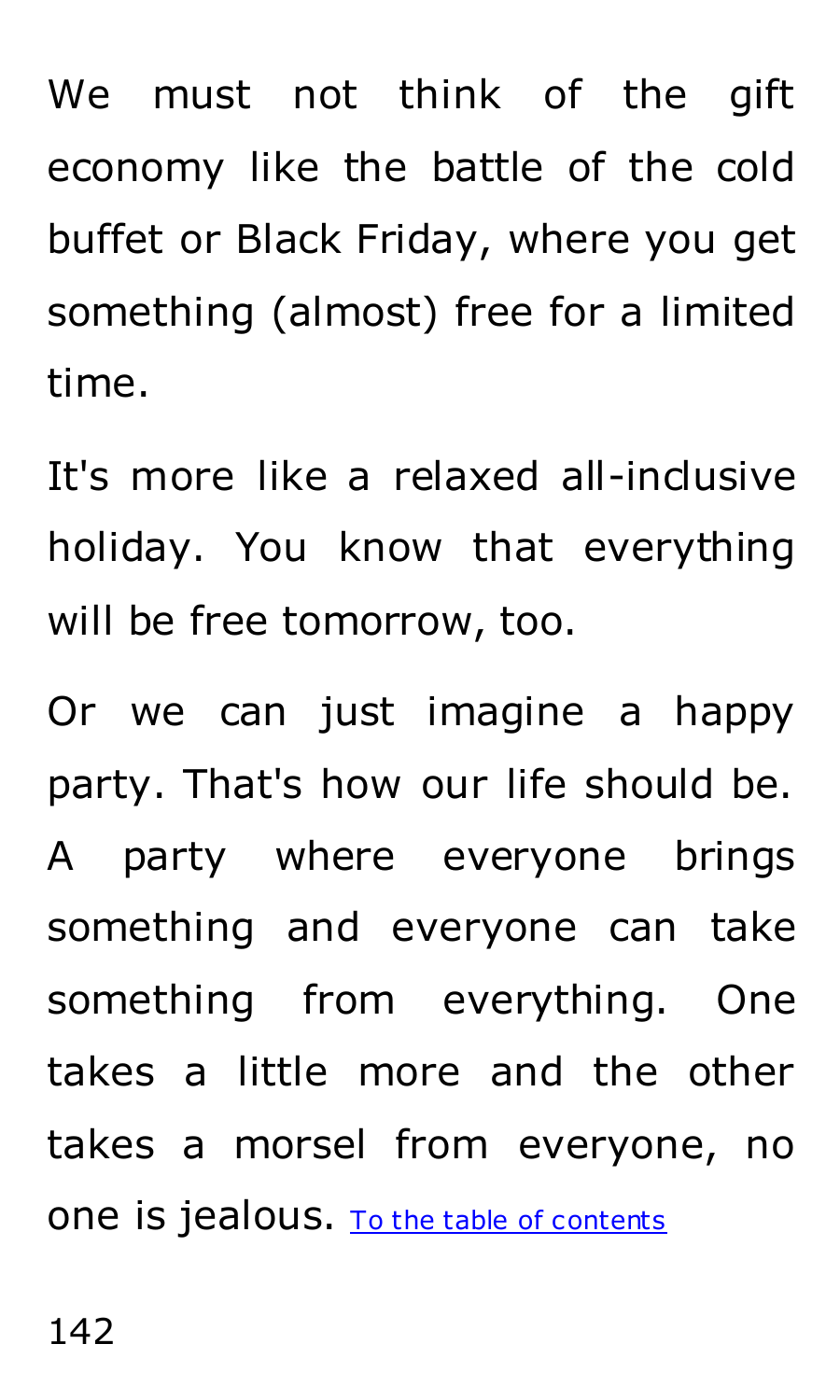We must not think of the gift economy like the battle of the cold buffet or Black Friday, where you get something (almost) free for a limited time.

It's more like a relaxed all-inclusive holiday. You know that everything will be free tomorrow, too.

Or we can just imagine a happy party. That's how our life should be. A party where everyone brings something and everyone can take something from everything. One takes a little more and the other takes a morsel from everyone, no one is jealous. To the table of contents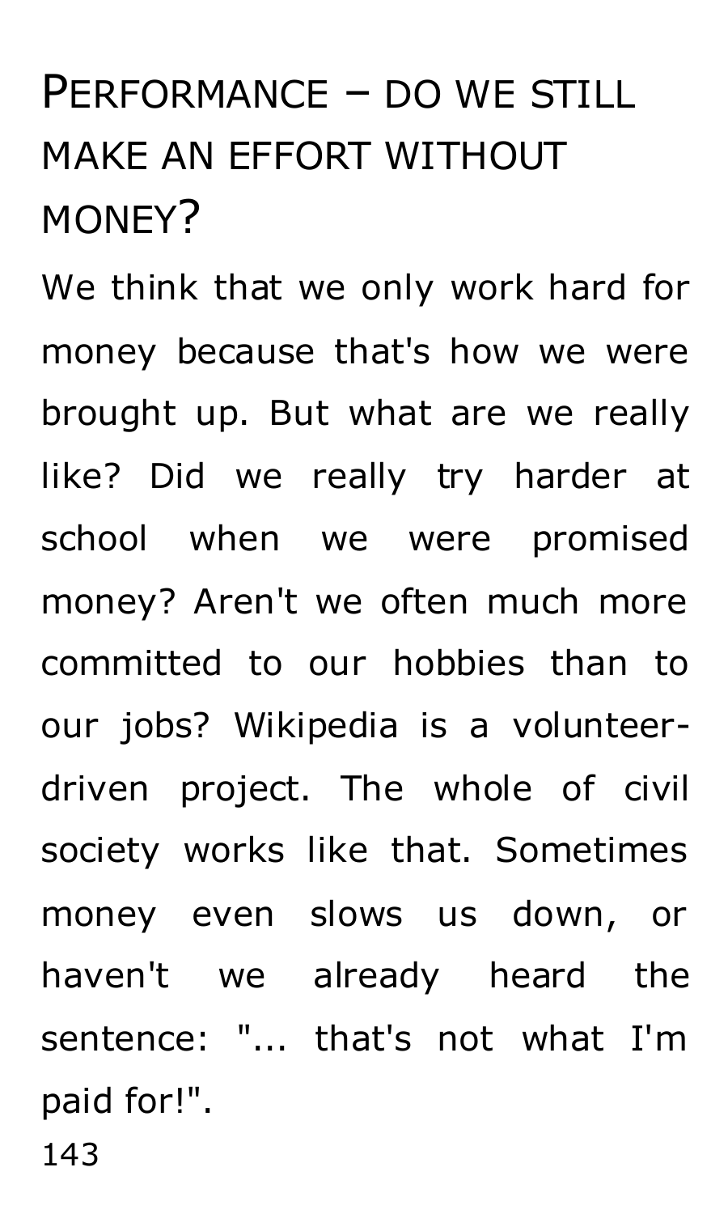## Performance – do we still make an effort without money?

We think that we only work hard for money because that's how we were brought up. But what are we really like? Did we really try harder at school when we were promised money? Aren't we often much more committed to our hobbies than to our jobs? Wikipedia is a volunteer-driven project. The whole of civil society works like that. Sometimes money even slows us down, or haven't we already heard the sentence: "... that's not what I'm paid for!".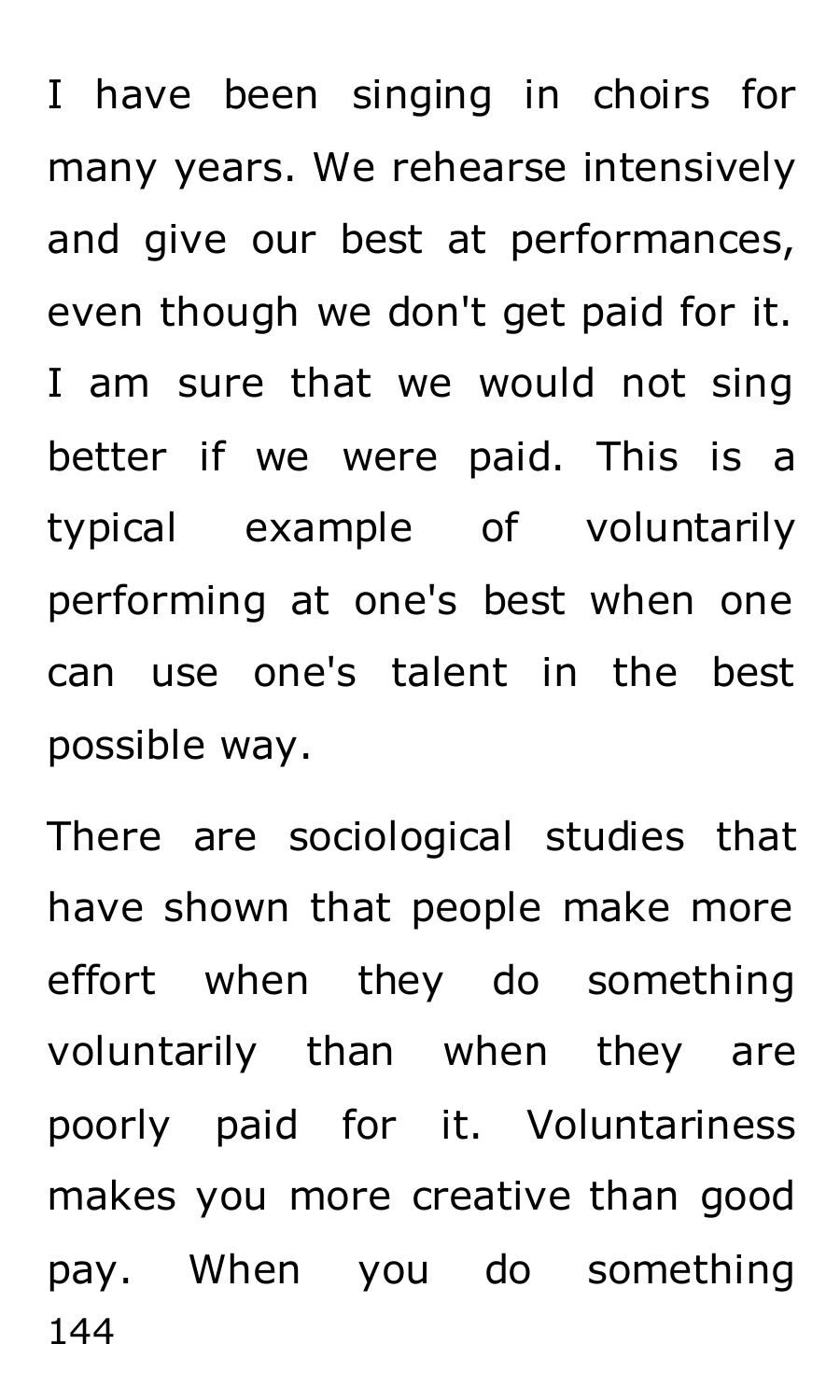I have been singing in choirs for many years. We rehearse intensively and give our best at performances, even though we don't get paid for it. I am sure that we would not sing better if we were paid. This is a typical example of voluntarily performing at one's best when one can use one's talent in the best possible way.

There are sociological studies that have shown that people make more effort when they do something voluntarily than when they are poorly paid for it. Voluntariness makes you more creative than good pay. When you do something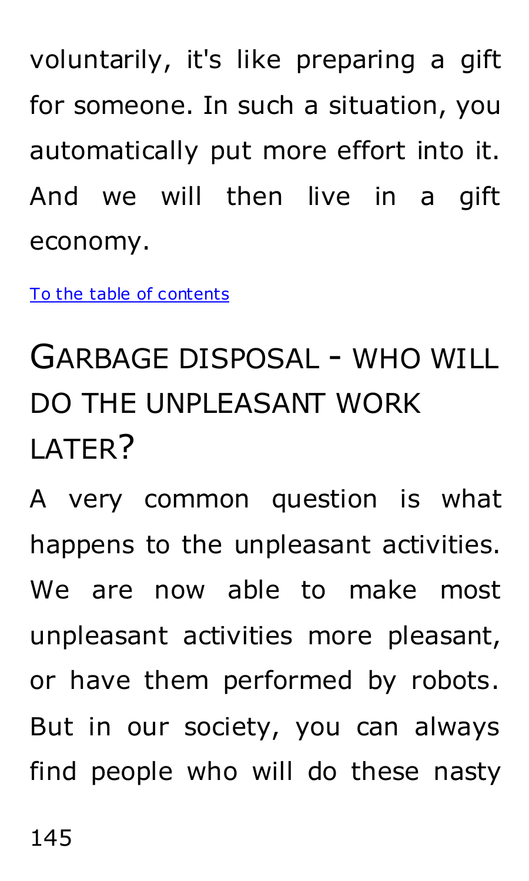voluntarily, it's like preparing a gift for someone. In such a situation, you automatically put more effort into it. And we will then live in a gift economy.

To the table of contents

## Garbage disposal - who will do the unpleasant work later?

A very common question is what happens to the unpleasant activities. We are now able to make most unpleasant activities more pleasant, or have them performed by robots. But in our society, you can always find people who will do these nasty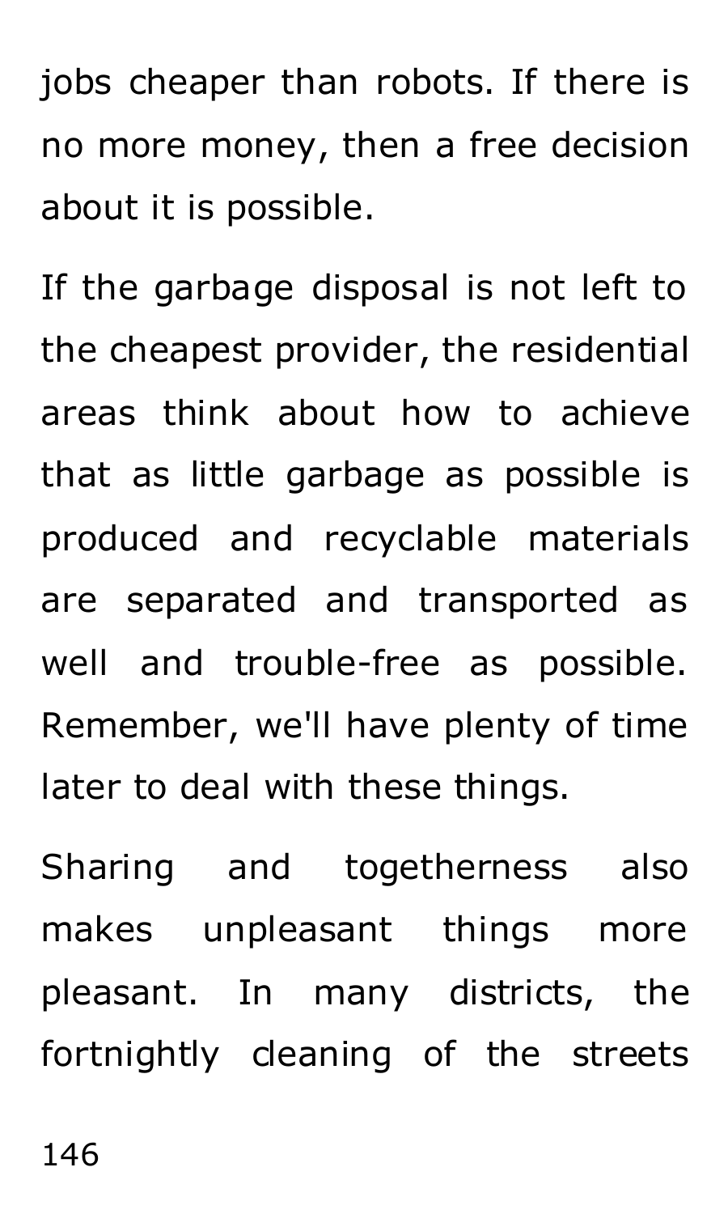jobs cheaper than robots. If there is no more money, then a free decision about it is possible.

If the garbage disposal is not left to the cheapest provider, the residential areas think about how to achieve that as little garbage as possible is produced and recyclable materials are separated and transported as well and trouble-free as possible. Remember, we'll have plenty of time later to deal with these things.

Sharing and togetherness also makes unpleasant things more pleasant. In many districts, the fortnightly cleaning of the streets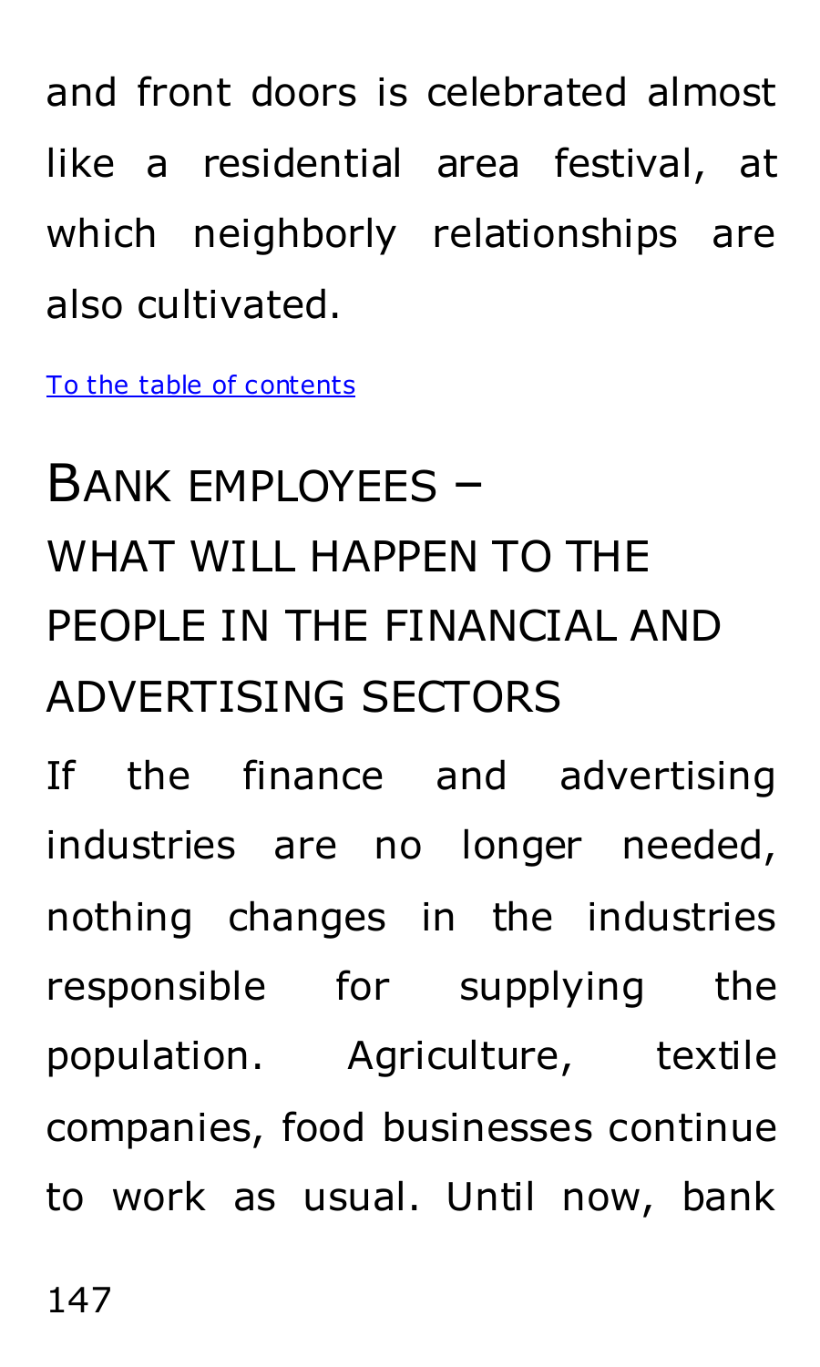and front doors is celebrated almost like a residential area festival, at which neighborly relationships are also cultivated.

To the table of contents

## BANK EMPLOYEES – WHAT WILL HAPPEN TO THE PEOPLE IN THE FINANCIAL AND ADVERTISING SECTORS

If the finance and advertising industries are no longer needed, nothing changes in the industries responsible for supplying the population. Agriculture, textile companies, food businesses continue to work as usual. Until now, bank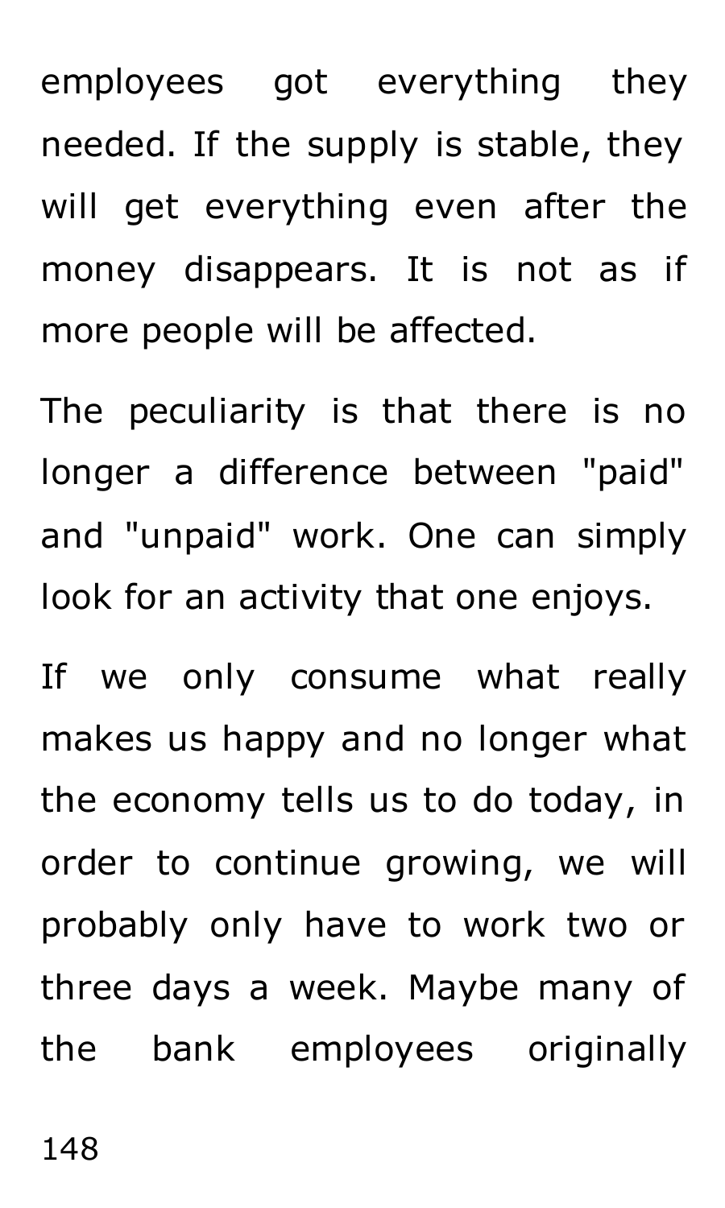employees got everything they needed. If the supply is stable, they will get everything even after the money disappears. It is not as if more people will be affected.

The peculiarity is that there is no longer a difference between "paid" and "unpaid" work. One can simply look for an activity that one enjoys.

If we only consume what really makes us happy and no longer what the economy tells us to do today, in order to continue growing, we will probably only have to work two or three days a week. Maybe many of the bank employees originally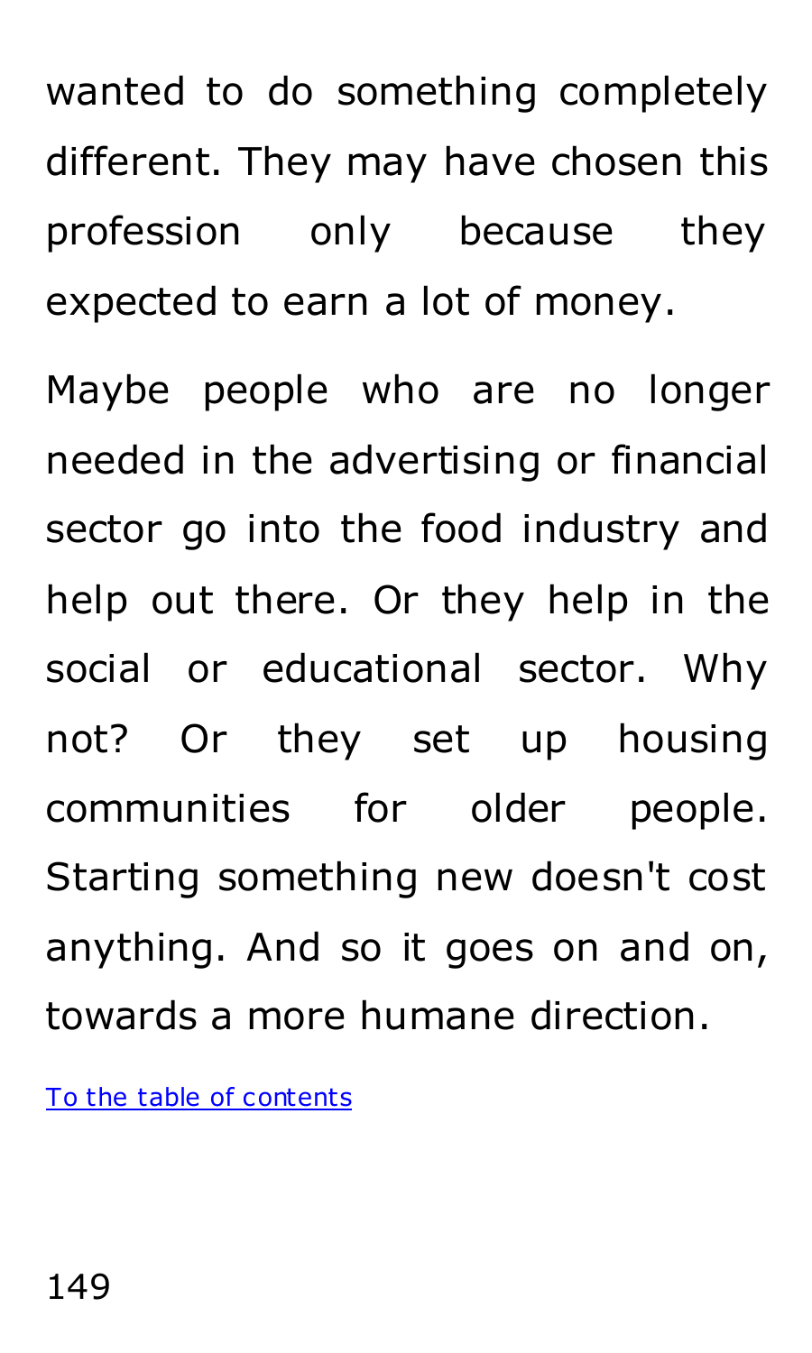wanted to do something completely different. They may have chosen this profession only because they expected to earn a lot of money.

Maybe people who are no longer needed in the advertising or financial sector go into the food industry and help out there. Or they help in the social or educational sector. Why not? Or they set up housing communities for older people. Starting something new doesn't cost anything. And so it goes on and on, towards a more humane direction.

To the table of contents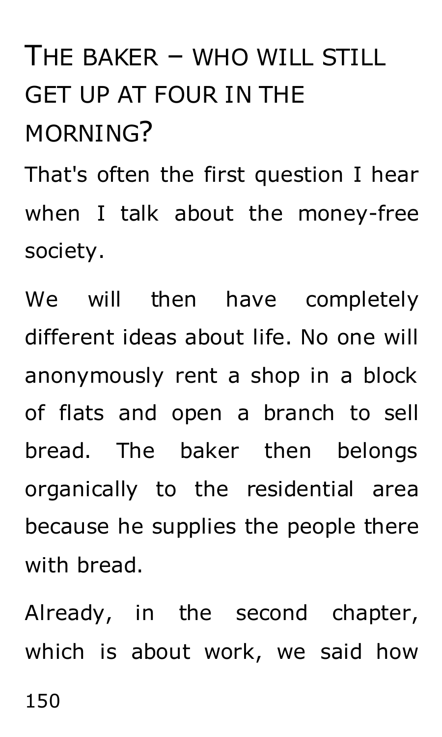## The baker – who will still get up at four in the morning?

That's often the first question I hear when I talk about the money-free society.

We will then have completely different ideas about life. No one will anonymously rent a shop in a block of flats and open a branch to sell bread. The baker then belongs organically to the residential area because he supplies the people there with bread.

Already, in the second chapter, which is about work, we said how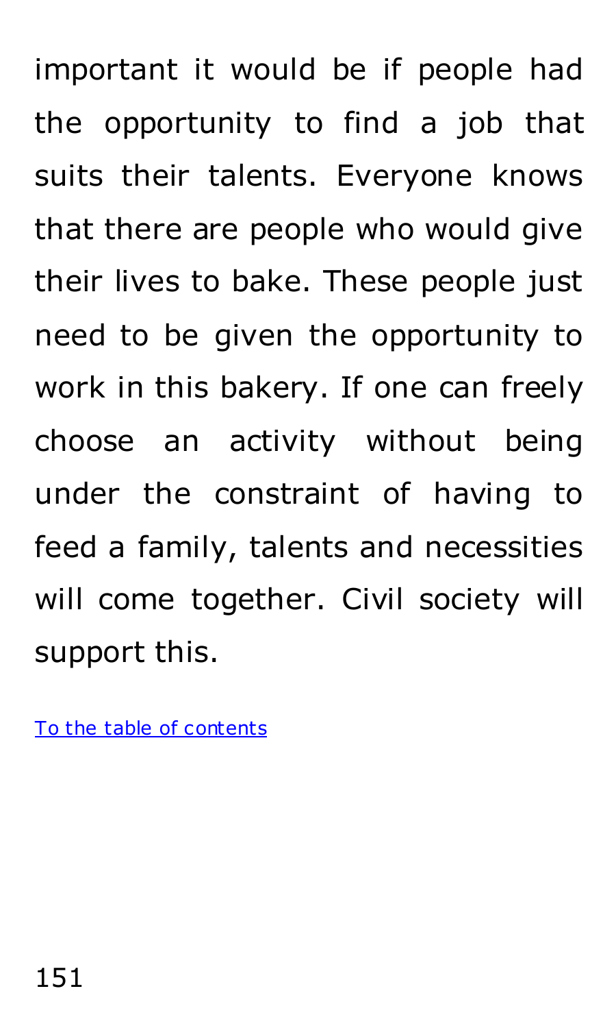important it would be if people had the opportunity to find a job that suits their talents. Everyone knows that there are people who would give their lives to bake. These people just need to be given the opportunity to work in this bakery. If one can freely choose an activity without being under the constraint of having to feed a family, talents and necessities will come together. Civil society will support this.

[To the table of contents]()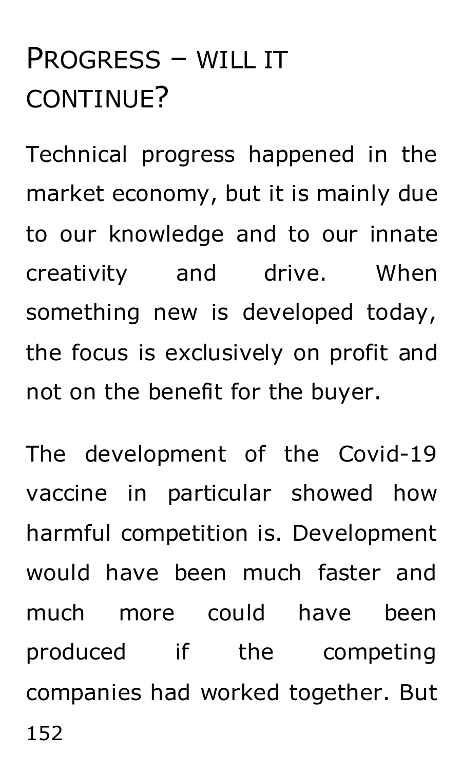# Progress – will it continue?

Technical progress happened in the market economy, but it is mainly due to our knowledge and to our innate creativity and drive. When something new is developed today, the focus is exclusively on profit and not on the benefit for the buyer.

The development of the Covid-19 vaccine in particular showed how harmful competition is. Development would have been much faster and much more could have been produced if the competing companies had worked together. But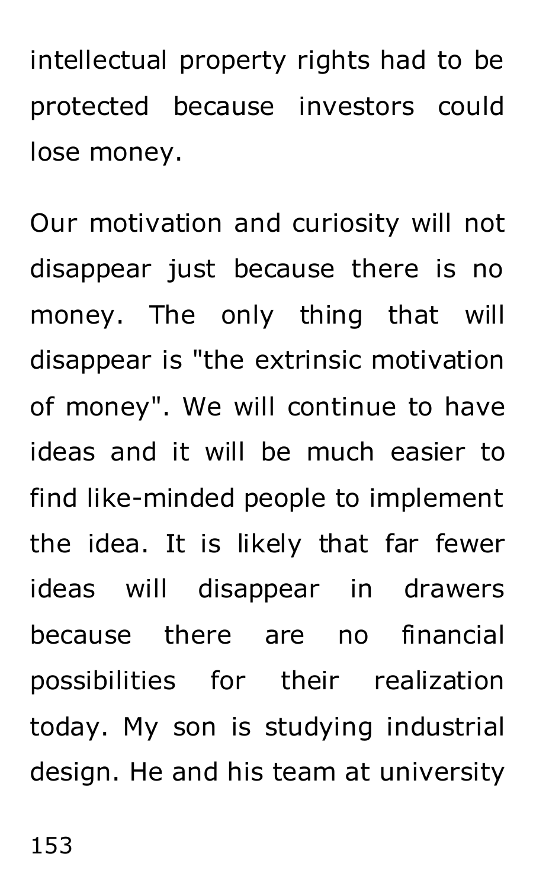intellectual property rights had to be protected because investors could lose money.

Our motivation and curiosity will not disappear just because there is no money. The only thing that will disappear is "the extrinsic motivation of money". We will continue to have ideas and it will be much easier to find like-minded people to implement the idea. It is likely that far fewer ideas will disappear in drawers because there are no financial possibilities for their realization today. My son is studying industrial design. He and his team at university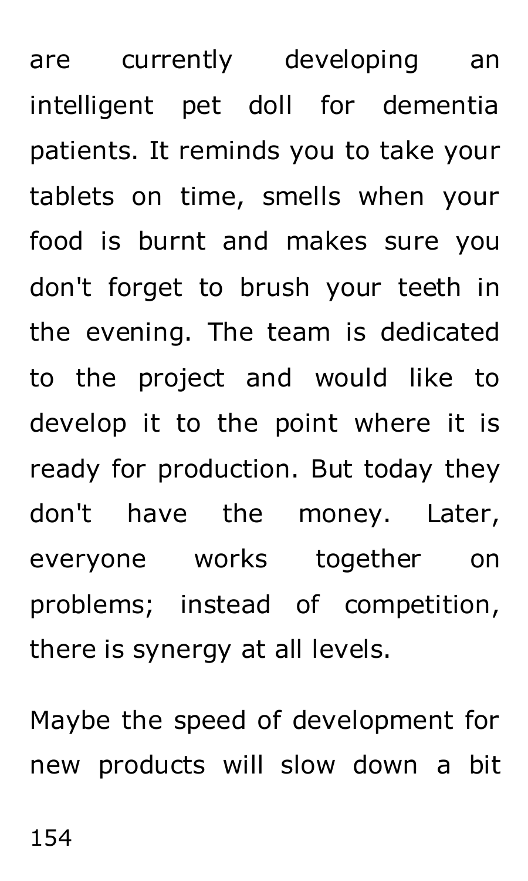are currently developing an intelligent pet doll for dementia patients. It reminds you to take your tablets on time, smells when your food is burnt and makes sure you don't forget to brush your teeth in the evening. The team is dedicated to the project and would like to develop it to the point where it is ready for production. But today they don't have the money. Later, everyone works together on problems; instead of competition, there is synergy at all levels.

Maybe the speed of development for new products will slow down a bit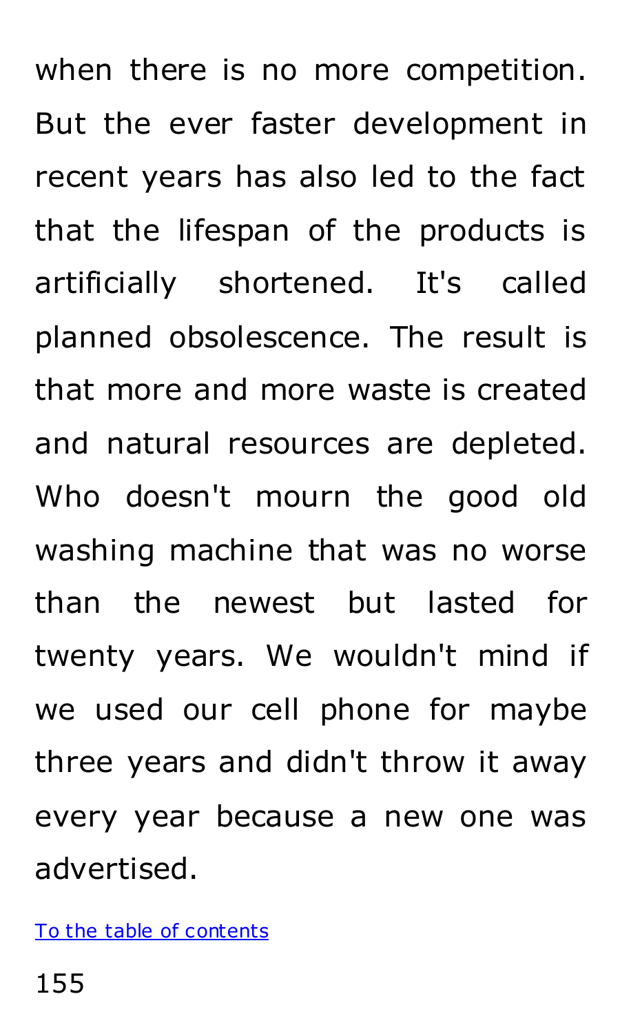when there is no more competition. But the ever faster development in recent years has also led to the fact that the lifespan of the products is artificially shortened. It's called planned obsolescence. The result is that more and more waste is created and natural resources are depleted. Who doesn't mourn the good old washing machine that was no worse than the newest but lasted for twenty years. We wouldn't mind if we used our cell phone for maybe three years and didn't throw it away every year because a new one was advertised.

To the table of contents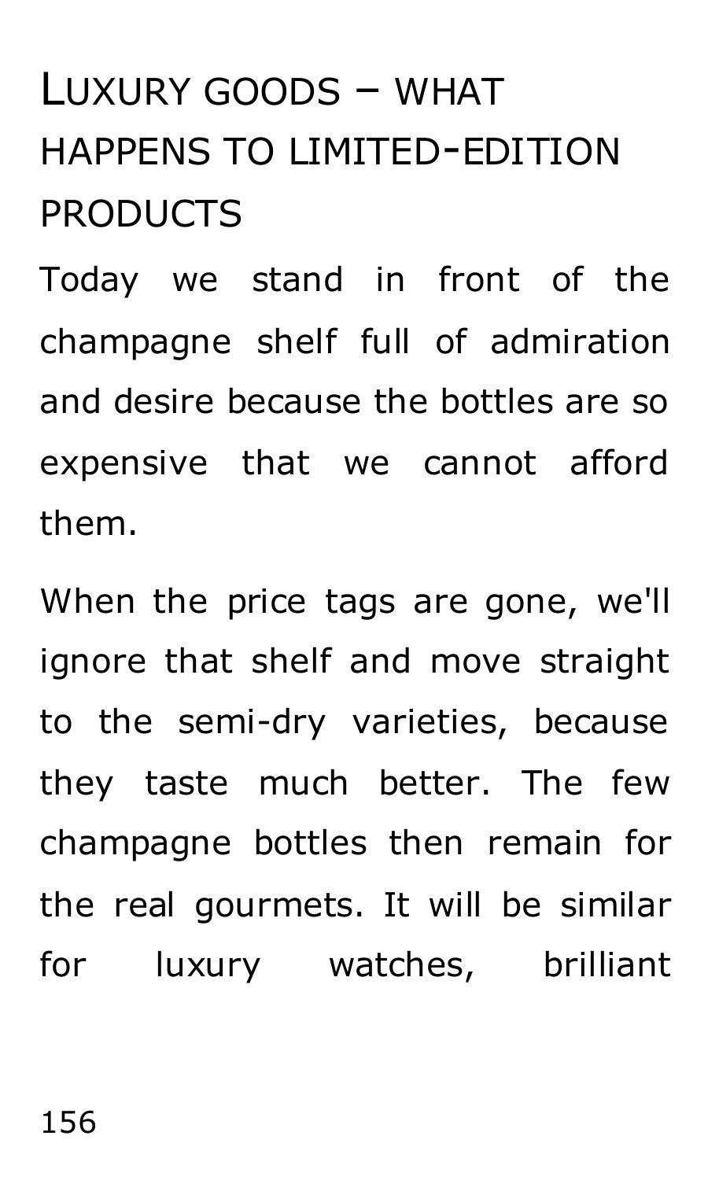# Luxury goods – what happens to limited-edition products

Today we stand in front of the champagne shelf full of admiration and desire because the bottles are so expensive that we cannot afford them.

When the price tags are gone, we'll ignore that shelf and move straight to the semi-dry varieties, because they taste much better. The few champagne bottles then remain for the real gourmets. It will be similar for luxury watches, brilliant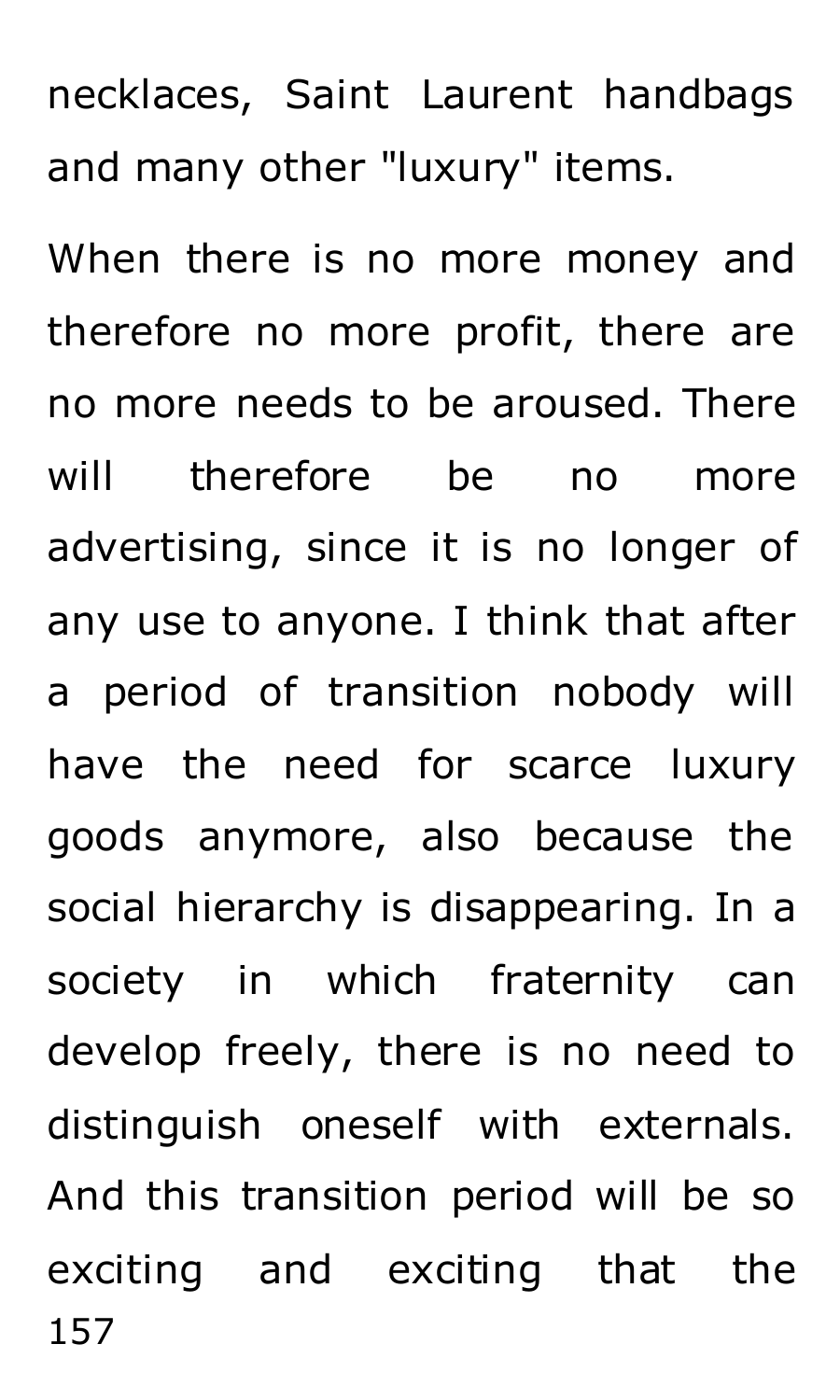necklaces, Saint Laurent handbags and many other "luxury" items.

When there is no more money and therefore no more profit, there are no more needs to be aroused. There will therefore be no more advertising, since it is no longer of any use to anyone. I think that after a period of transition nobody will have the need for scarce luxury goods anymore, also because the social hierarchy is disappearing. In a society in which fraternity can develop freely, there is no need to distinguish oneself with externals. And this transition period will be so exciting and exciting that the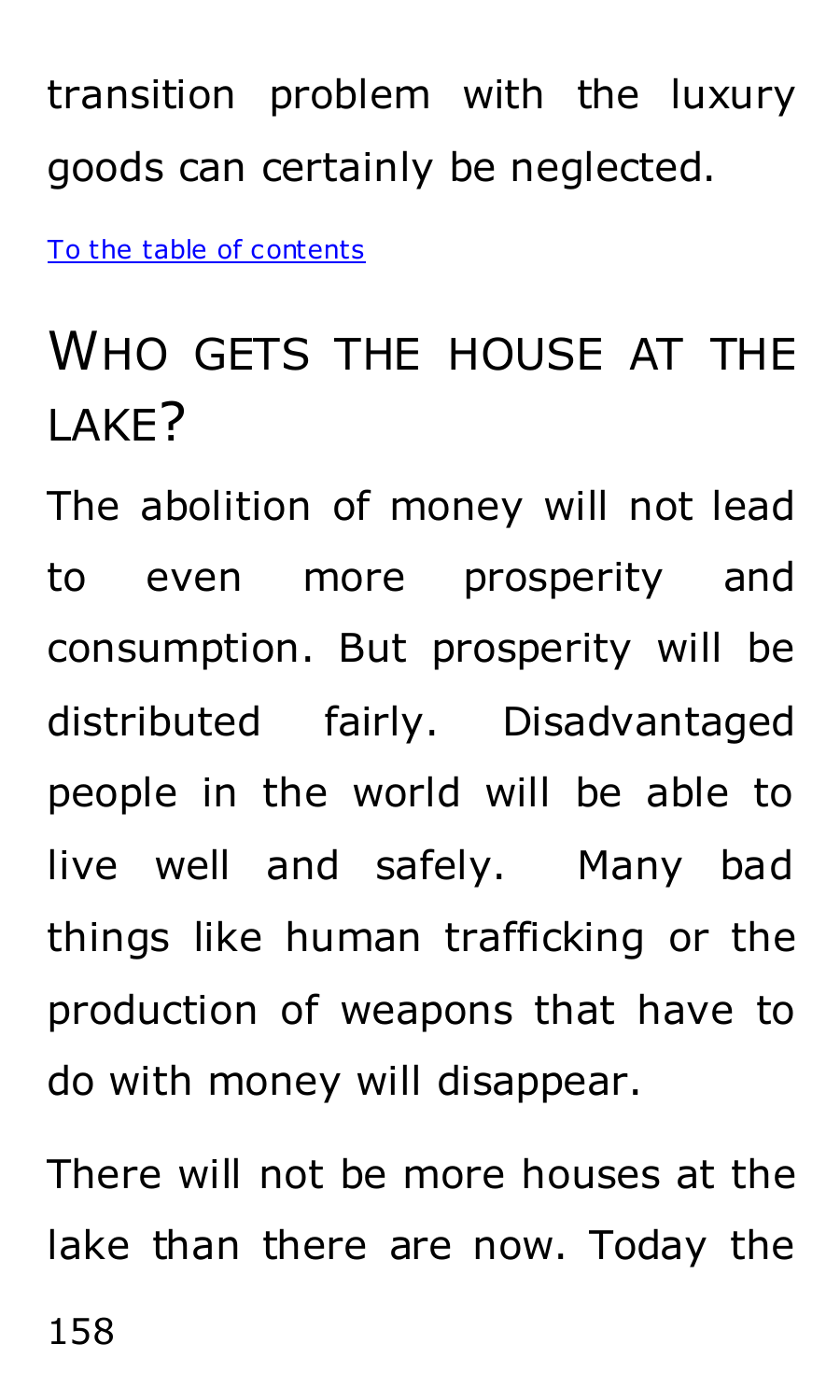transition problem with the luxury goods can certainly be neglected.

[To the table of contents]

## WHO GETS THE HOUSE AT THE LAKE?

The abolition of money will not lead to even more prosperity and consumption. But prosperity will be distributed fairly. Disadvantaged people in the world will be able to live well and safely. Many bad things like human trafficking or the production of weapons that have to do with money will disappear.

There will not be more houses at the lake than there are now. Today the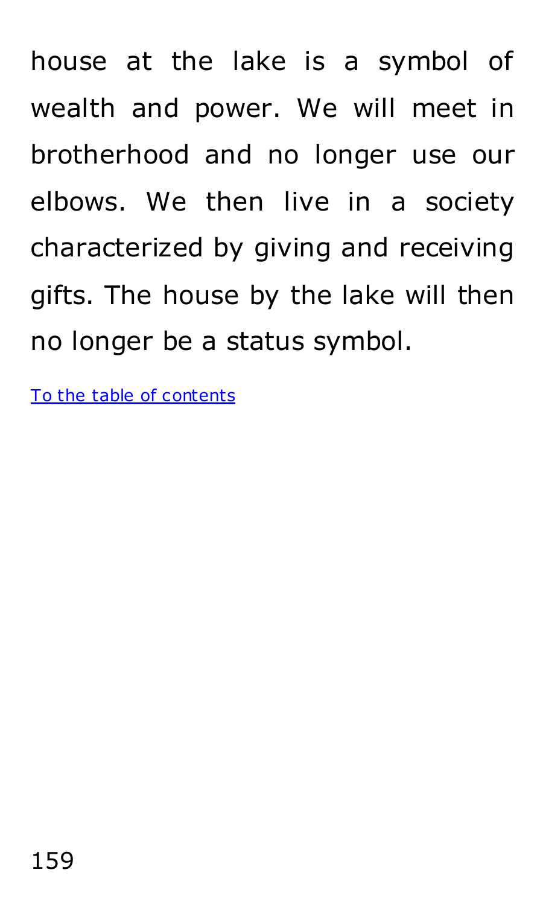house at the lake is a symbol of wealth and power. We will meet in brotherhood and no longer use our elbows. We then live in a society characterized by giving and receiving gifts. The house by the lake will then no longer be a status symbol.

To the table of contents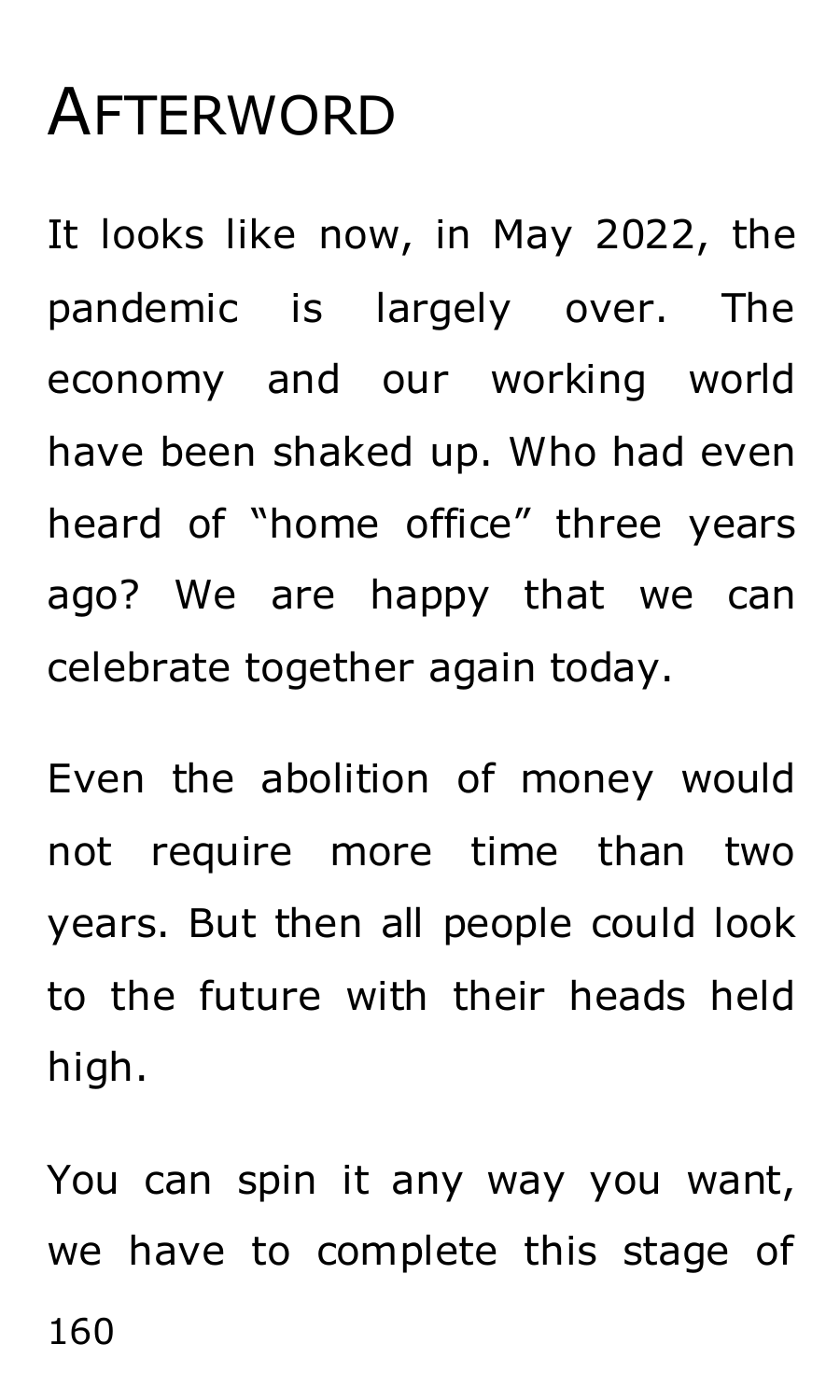# Afterword

It looks like now, in May 2022, the pandemic is largely over. The economy and our working world have been shaked up. Who had even heard of “home office” three years ago? We are happy that we can celebrate together again today.

Even the abolition of money would not require more time than two years. But then all people could look to the future with their heads held high.

You can spin it any way you want, we have to complete this stage of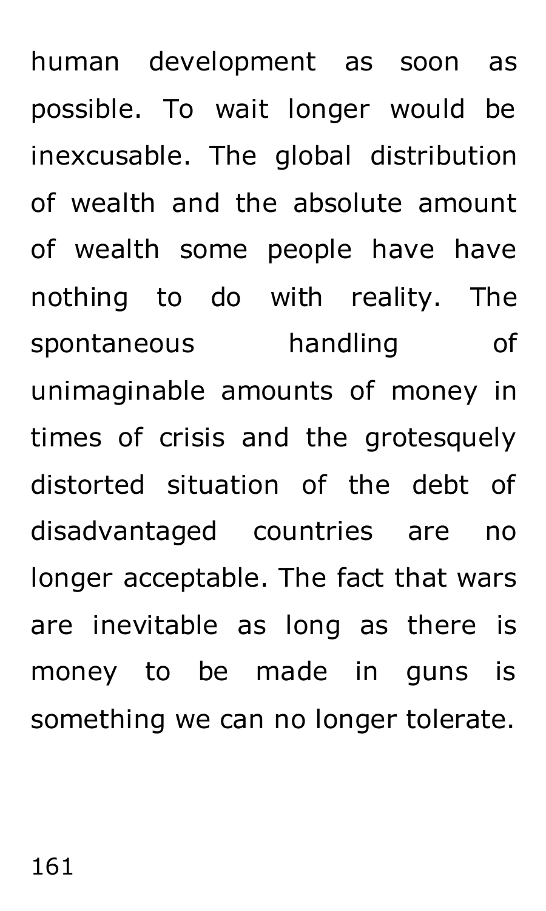human development as soon as possible. To wait longer would be inexcusable. The global distribution of wealth and the absolute amount of wealth some people have have nothing to do with reality. The spontaneous handling of unimaginable amounts of money in times of crisis and the grotesquely distorted situation of the debt of disadvantaged countries are no longer acceptable. The fact that wars are inevitable as long as there is money to be made in guns is something we can no longer tolerate.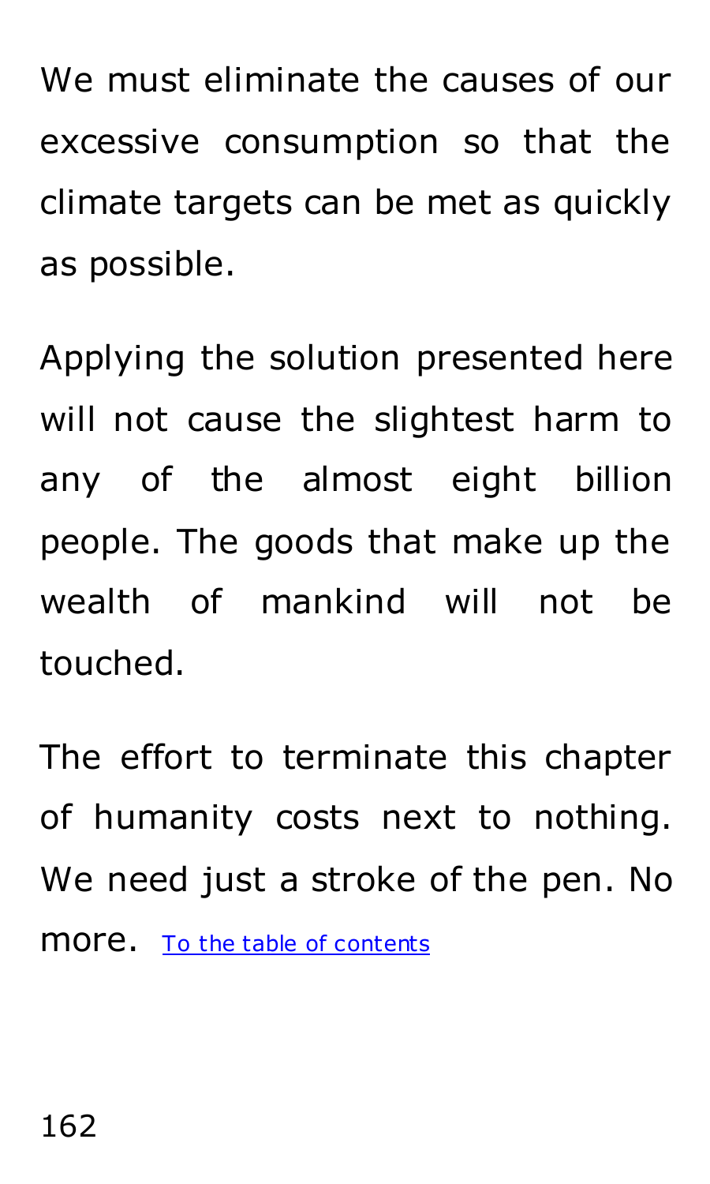We must eliminate the causes of our excessive consumption so that the climate targets can be met as quickly as possible.

Applying the solution presented here will not cause the slightest harm to any of the almost eight billion people. The goods that make up the wealth of mankind will not be touched.

The effort to terminate this chapter of humanity costs next to nothing. We need just a stroke of the pen. No more. [To the table of contents]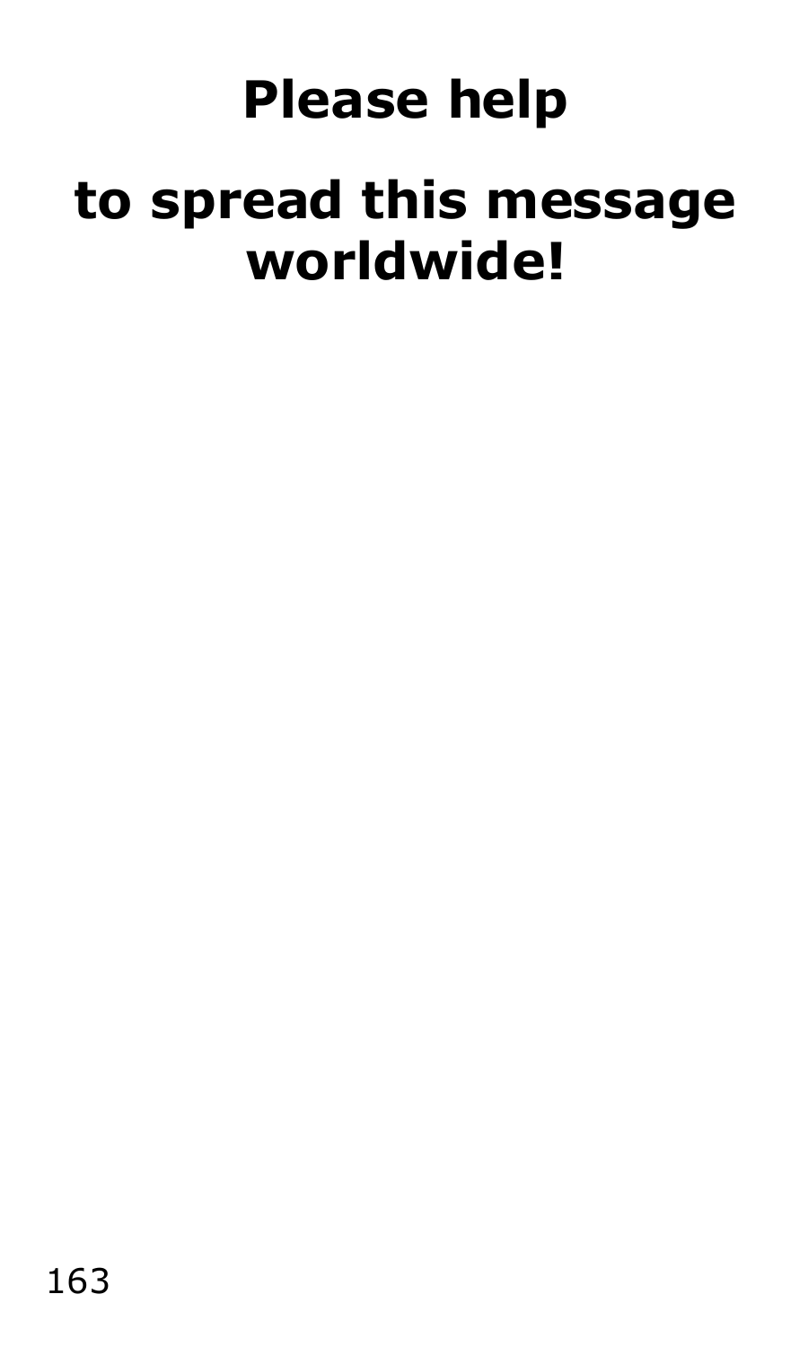# Please help

# to spread this message worldwide!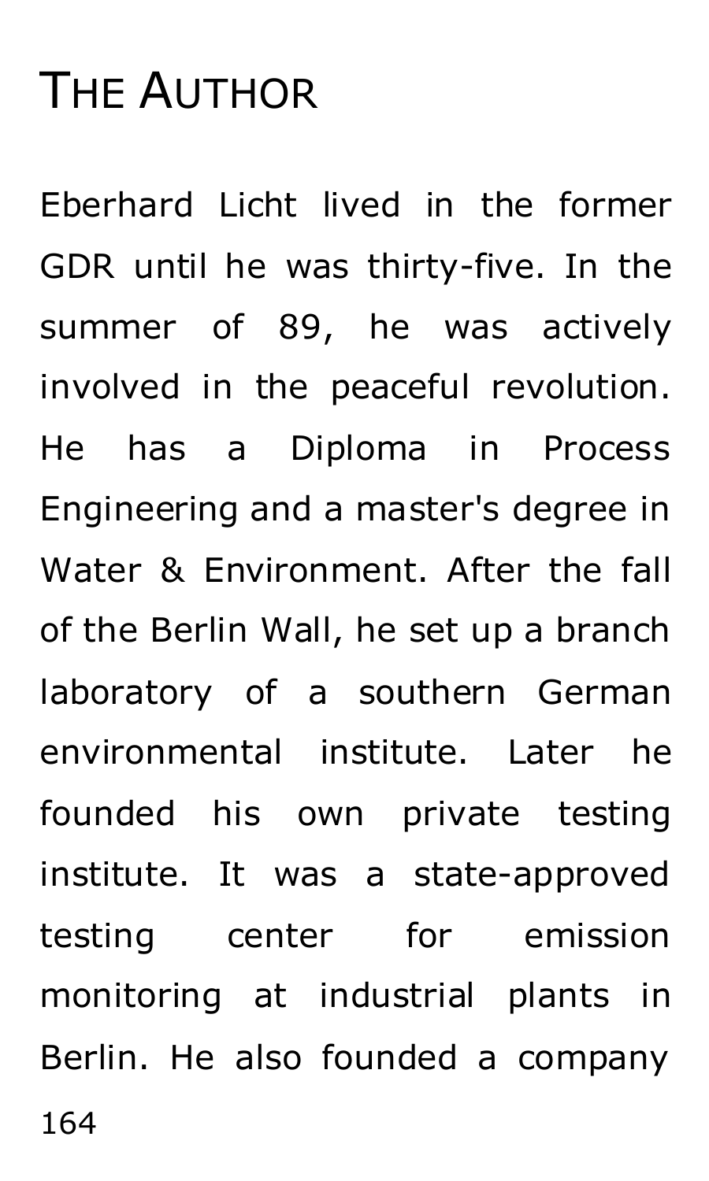# The Author

Eberhard Licht lived in the former GDR until he was thirty-five. In the summer of 89, he was actively involved in the peaceful revolution. He has a Diploma in Process Engineering and a master's degree in Water & Environment. After the fall of the Berlin Wall, he set up a branch laboratory of a southern German environmental institute. Later he founded his own private testing institute. It was a state-approved testing center for emission monitoring at industrial plants in Berlin. He also founded a company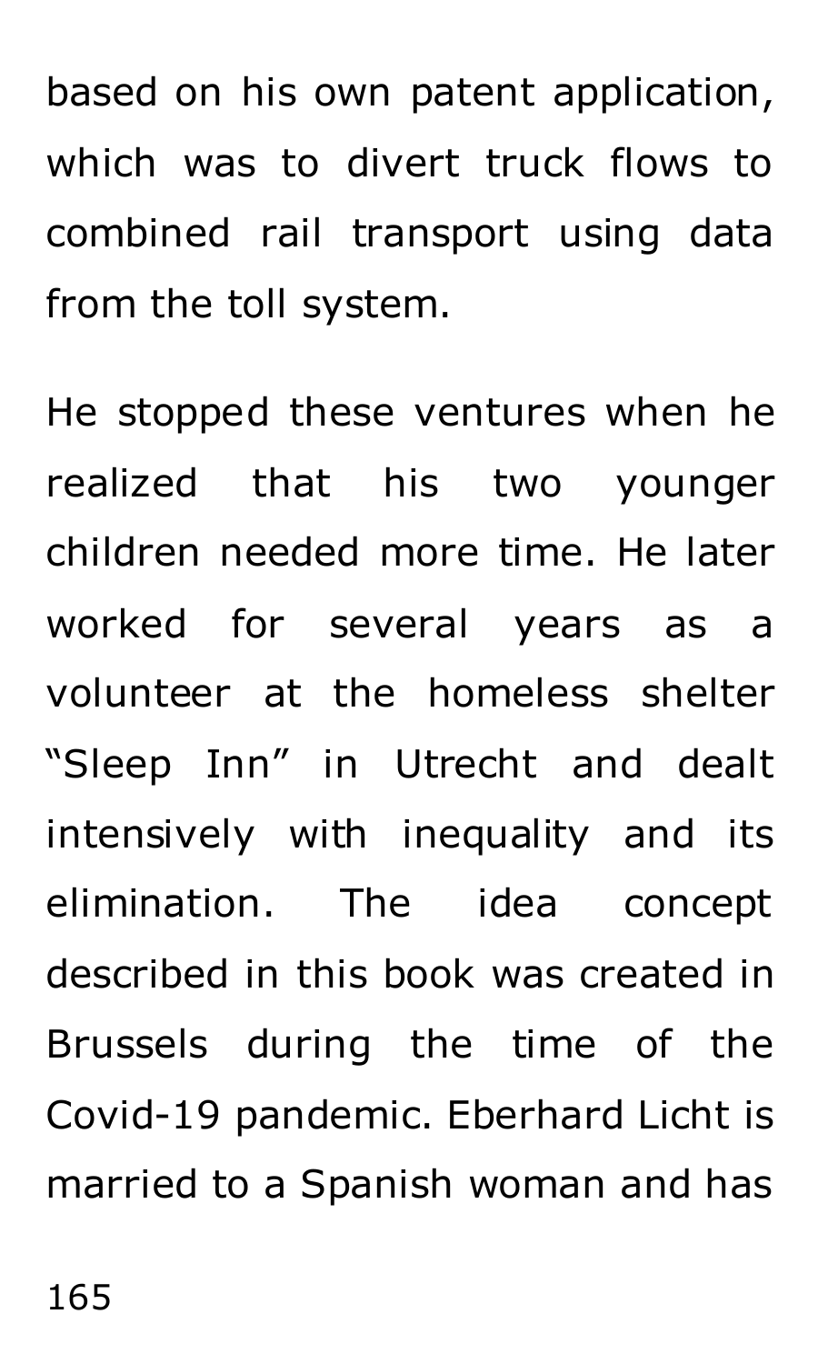based on his own patent application, which was to divert truck flows to combined rail transport using data from the toll system.

He stopped these ventures when he realized that his two younger children needed more time. He later worked for several years as a volunteer at the homeless shelter “Sleep Inn” in Utrecht and dealt intensively with inequality and its elimination. The idea concept described in this book was created in Brussels during the time of the Covid-19 pandemic. Eberhard Licht is married to a Spanish woman and has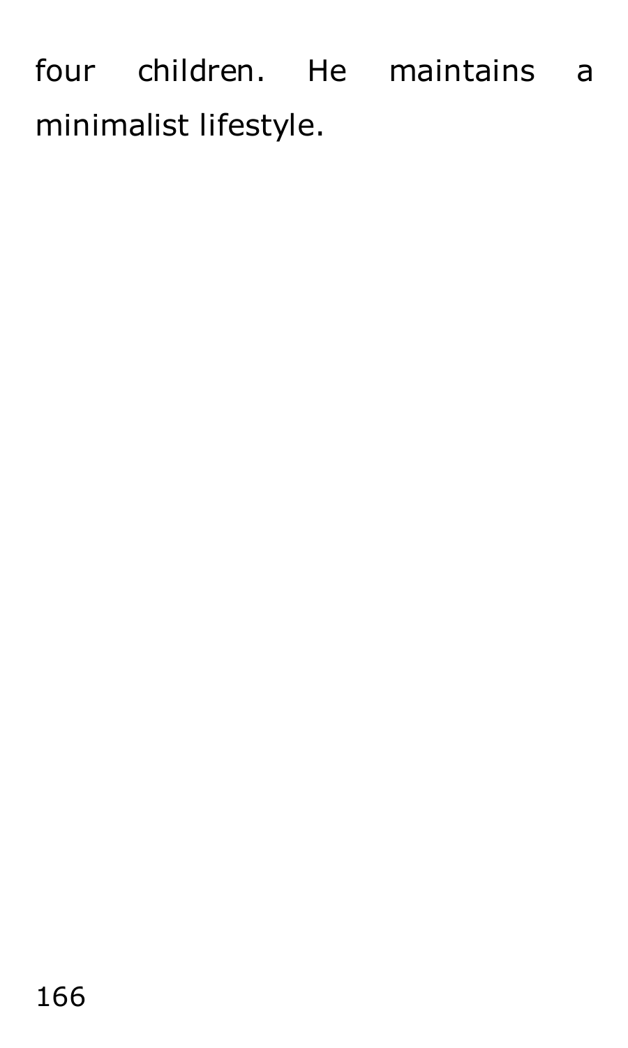four children. He maintains a minimalist lifestyle.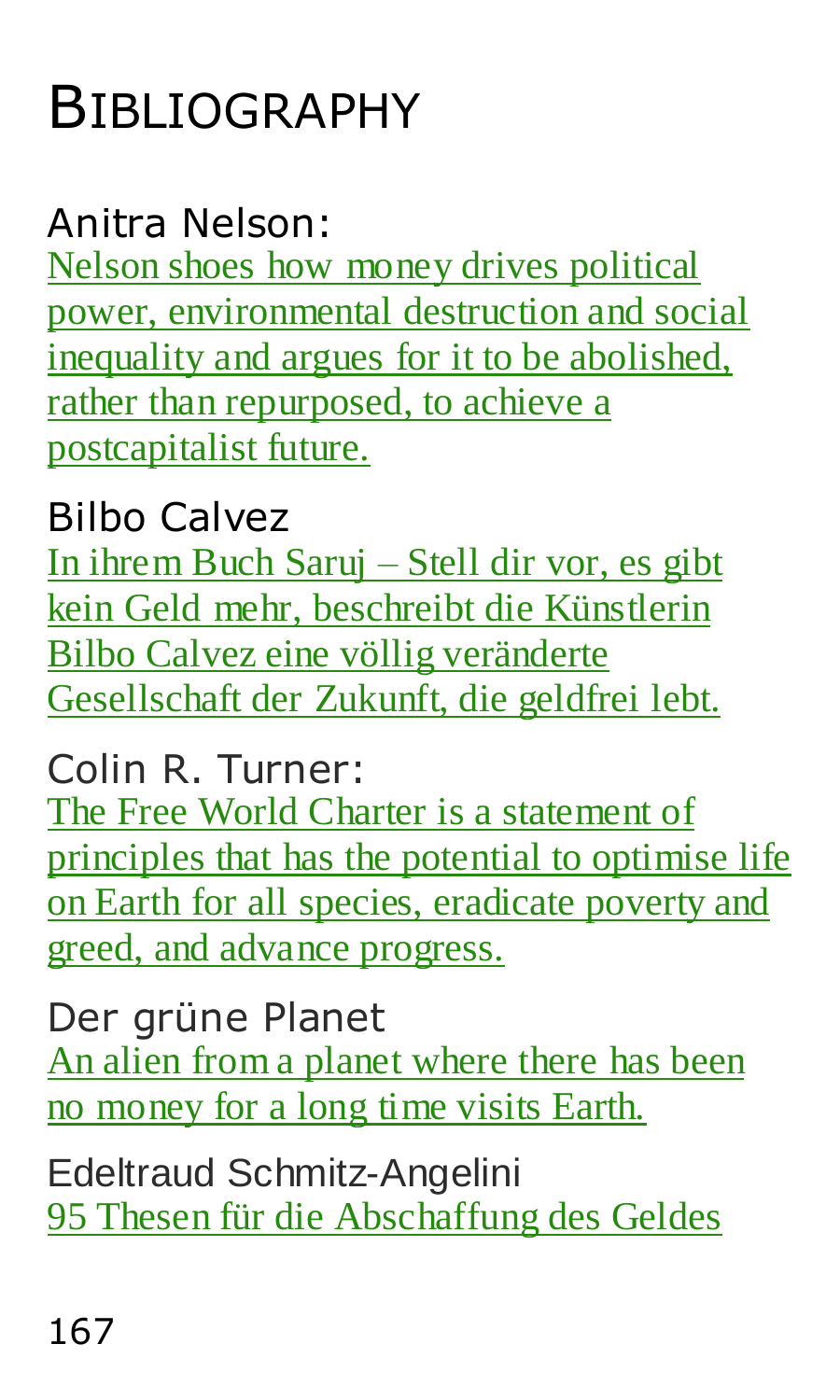# Bibliography

Anitra Nelson:

Nelson shoes how money drives political power, environmental destruction and social inequality and argues for it to be abolished, rather than repurposed, to achieve a postcapitalist future.

Bilbo Calvez

In ihrem Buch Saruj – Stell dir vor, es gibt kein Geld mehr, beschreibt die Künstlerin Bilbo Calvez eine völlig veränderte Gesellschaft der Zukunft, die geldfrei lebt.

Colin R. Turner:

The Free World Charter is a statement of principles that has the potential to optimise life on Earth for all species, eradicate poverty and greed, and advance progress.

Der grüne Planet

An alien from a planet where there has been no money for a long time visits Earth.

Edeltraud Schmitz-Angelini

95 Thesen für die Abschaffung des Geldes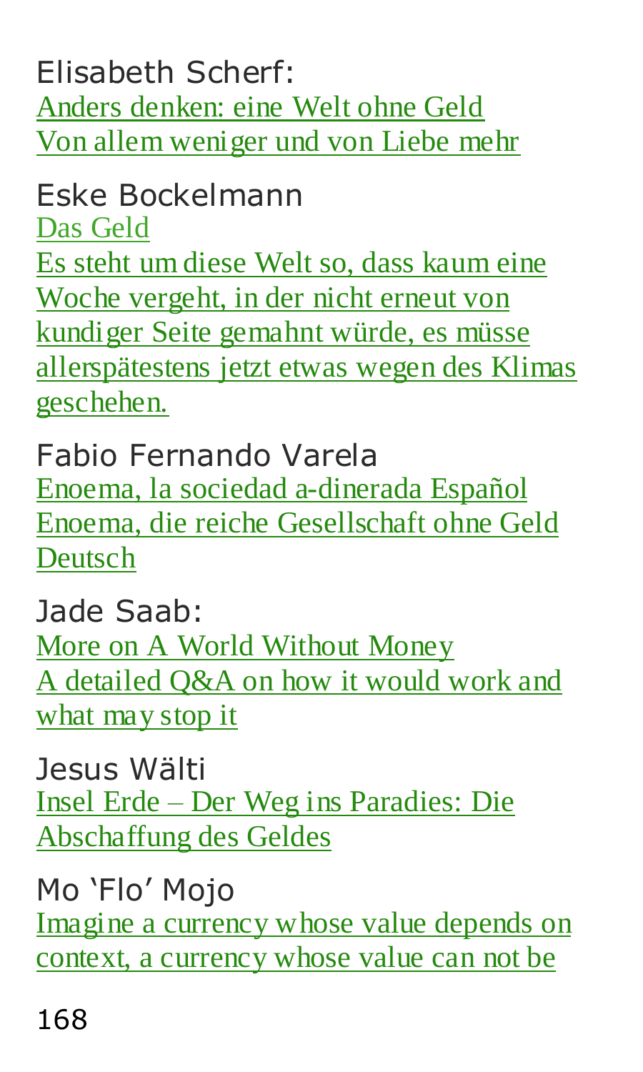Elisabeth Scherf:
Anders denken: eine Welt ohne Geld
Von allem weniger und von Liebe mehr

Eske Bockelmann
Das Geld
Es steht um diese Welt so, dass kaum eine Woche vergeht, in der nicht erneut von kundiger Seite gemahnt würde, es müsse allerspätestens jetzt etwas wegen des Klimas geschehen.

Fabio Fernando Varela
Enoema, la sociedad a-dinerada Español
Enoema, die reiche Gesellschaft ohne Geld Deutsch

Jade Saab:
More on A World Without Money
A detailed Q&A on how it would work and what may stop it

Jesus Wälti
Insel Erde – Der Weg ins Paradies: Die Abschaffung des Geldes

Mo 'Flo' Mojo
Imagine a currency whose value depends on context, a currency whose value can not be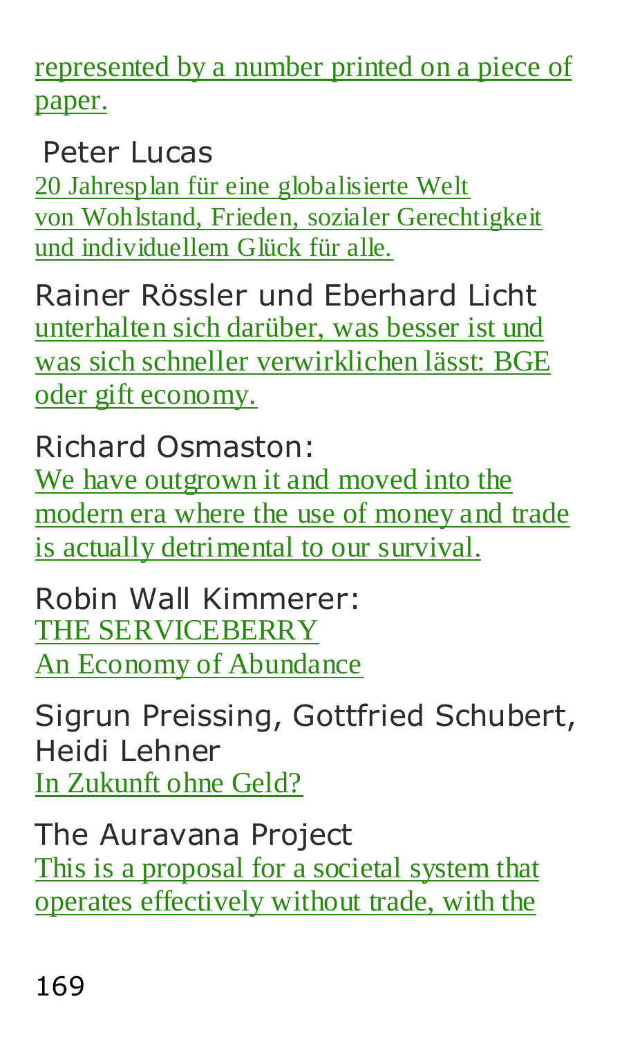represented by a number printed on a piece of paper.

Peter Lucas
20 Jahresplan für eine globalisierte Welt von Wohlstand, Frieden, sozialer Gerechtigkeit und individuellem Glück für alle.

Rainer Rössler und Eberhard Licht
unterhalten sich darüber, was besser ist und was sich schneller verwirklichen lässt: BGE oder gift economy.

Richard Osmaston:
We have outgrown it and moved into the modern era where the use of money and trade is actually detrimental to our survival.

Robin Wall Kimmerer:
THE SERVICEBERRY
An Economy of Abundance

Sigrun Preissing, Gottfried Schubert, Heidi Lehner
In Zukunft ohne Geld?

The Auravana Project
This is a proposal for a societal system that operates effectively without trade, with the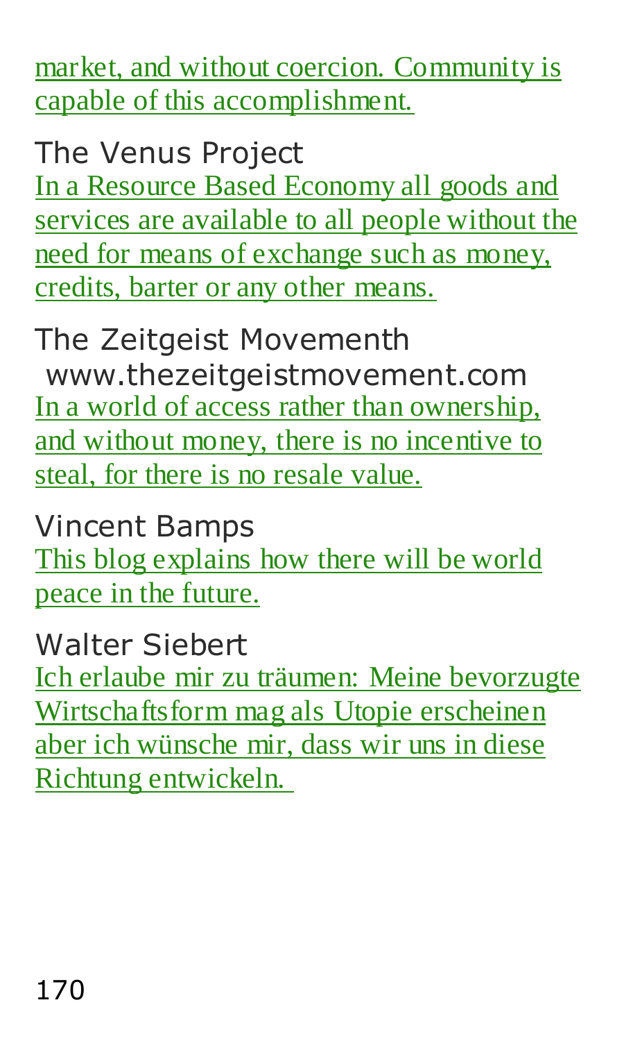market, and without coercion. Community is capable of this accomplishment.

The Venus Project

In a Resource Based Economy all goods and services are available to all people without the need for means of exchange such as money, credits, barter or any other means.

The Zeitgeist Movementh
www.thezeitgeistmovement.com

In a world of access rather than ownership, and without money, there is no incentive to steal, for there is no resale value.

Vincent Bamps

This blog explains how there will be world peace in the future.

Walter Siebert

Ich erlaube mir zu träumen: Meine bevorzugte Wirtschaftsform mag als Utopie erscheinen aber ich wünsche mir, dass wir uns in diese Richtung entwickeln.